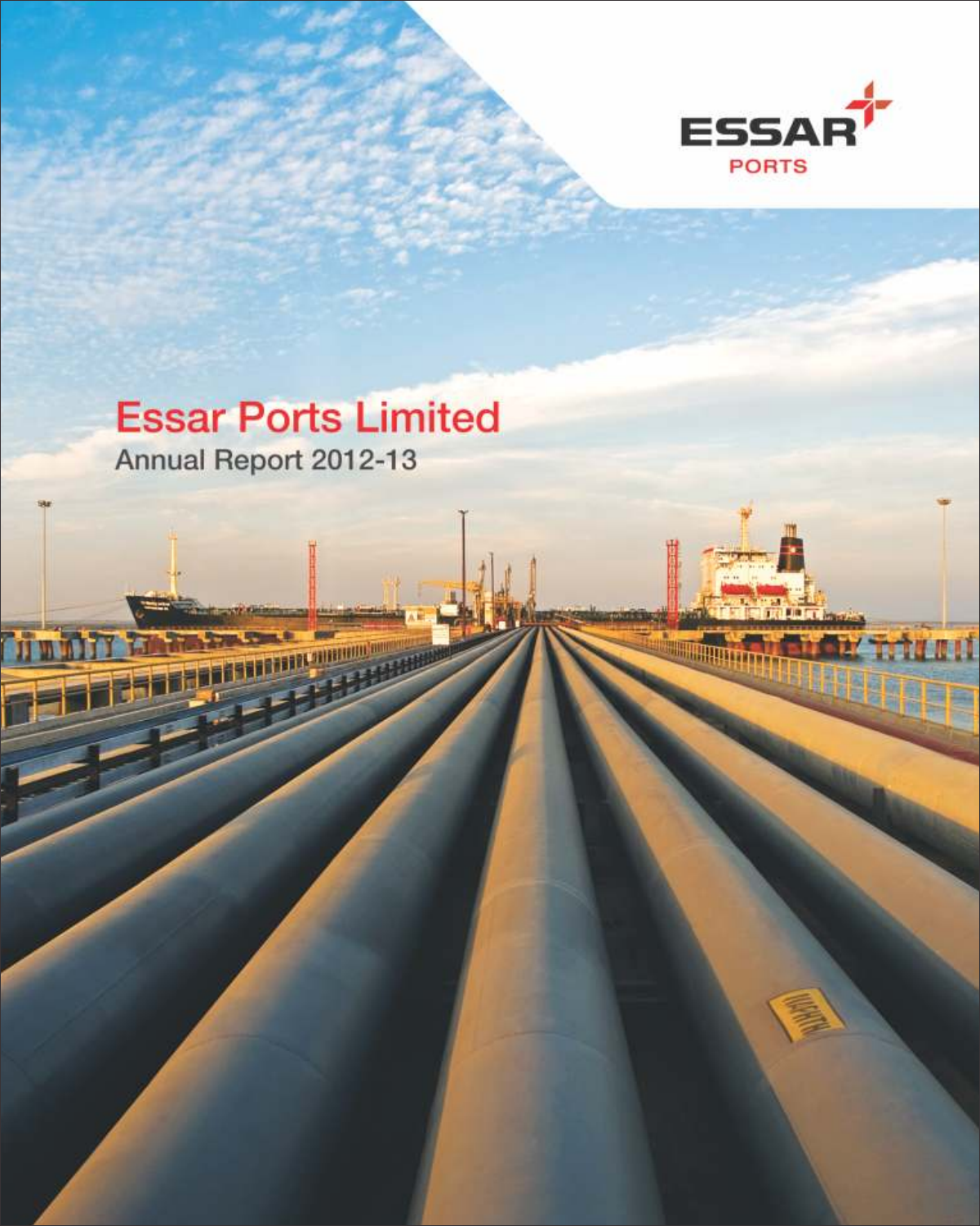ESSAR

PORTS

# Essar Ports Limited

Annual Report 2012-13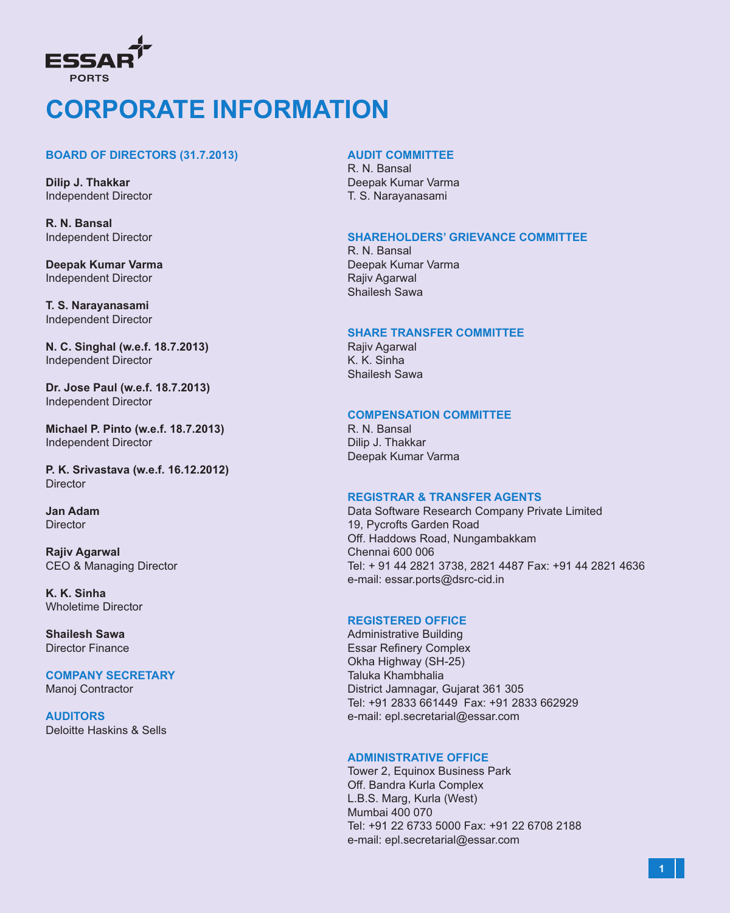ESSAR PORTS

# CORPORATE INFORMATION

## BOARD OF DIRECTORS (31.7.2013)

**Dilip J. Thakkar**
Independent Director

**R. N. Bansal**
Independent Director

**Deepak Kumar Varma**
Independent Director

**T. S. Narayanasami**
Independent Director

**N. C. Singhal (w.e.f. 18.7.2013)**
Independent Director

**Dr. Jose Paul (w.e.f. 18.7.2013)**
Independent Director

**Michael P. Pinto (w.e.f. 18.7.2013)**
Independent Director

**P. K. Srivastava (w.e.f. 16.12.2012)**
Director

**Jan Adam**
Director

**Rajiv Agarwal**
CEO & Managing Director

**K. K. Sinha**
Wholetime Director

**Shailesh Sawa**
Director Finance

## COMPANY SECRETARY
Manoj Contractor

## AUDITORS
Deloitte Haskins & Sells

## AUDIT COMMITTEE
R. N. Bansal
Deepak Kumar Varma
T. S. Narayanasami

## SHAREHOLDERS' GRIEVANCE COMMITTEE
R. N. Bansal
Deepak Kumar Varma
Rajiv Agarwal
Shailesh Sawa

## SHARE TRANSFER COMMITTEE
Rajiv Agarwal
K. K. Sinha
Shailesh Sawa

## COMPENSATION COMMITTEE
R. N. Bansal
Dilip J. Thakkar
Deepak Kumar Varma

## REGISTRAR & TRANSFER AGENTS
Data Software Research Company Private Limited
19, Pycrofts Garden Road
Off. Haddows Road, Nungambakkam
Chennai 600 006
Tel: + 91 44 2821 3738, 2821 4487 Fax: +91 44 2821 4636
e-mail: essar.ports@dsrc-cid.in

## REGISTERED OFFICE
Administrative Building
Essar Refinery Complex
Okha Highway (SH-25)
Taluka Khambhalia
District Jamnagar, Gujarat 361 305
Tel: +91 2833 661449 Fax: +91 2833 662929
e-mail: epl.secretarial@essar.com

## ADMINISTRATIVE OFFICE
Tower 2, Equinox Business Park
Off. Bandra Kurla Complex
L.B.S. Marg, Kurla (West)
Mumbai 400 070
Tel: +91 22 6733 5000 Fax: +91 22 6708 2188
e-mail: epl.secretarial@essar.com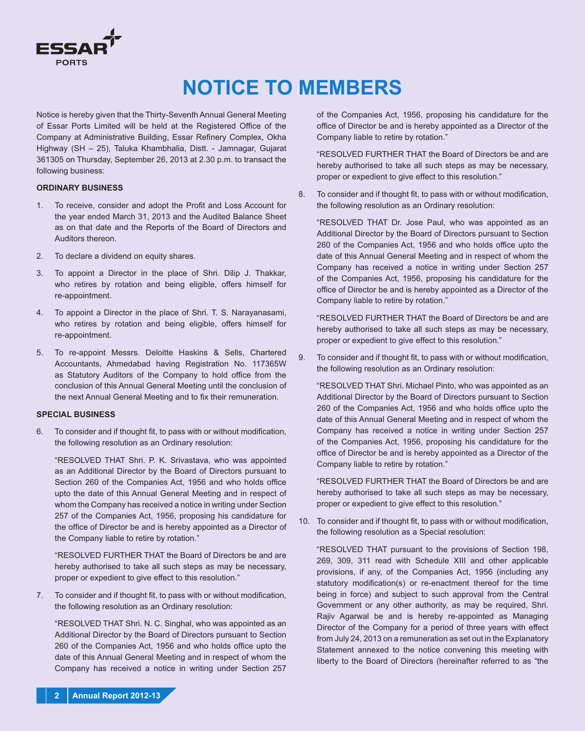# NOTICE TO MEMBERS

Notice is hereby given that the Thirty-Seventh Annual General Meeting of Essar Ports Limited will be held at the Registered Office of the Company at Administrative Building, Essar Refinery Complex, Okha Highway (SH – 25), Taluka Khambhalia, Distt. - Jamnagar, Gujarat 361305 on Thursday, September 26, 2013 at 2.30 p.m. to transact the following business:

**ORDINARY BUSINESS**

1. To receive, consider and adopt the Profit and Loss Account for the year ended March 31, 2013 and the Audited Balance Sheet as on that date and the Reports of the Board of Directors and Auditors thereon.

2. To declare a dividend on equity shares.

3. To appoint a Director in the place of Shri. Dilip J. Thakkar, who retires by rotation and being eligible, offers himself for re-appointment.

4. To appoint a Director in the place of Shri. T. S. Narayanasami, who retires by rotation and being eligible, offers himself for re-appointment.

5. To re-appoint Messrs. Deloitte Haskins & Sells, Chartered Accountants, Ahmedabad having Registration No. 117365W as Statutory Auditors of the Company to hold office from the conclusion of this Annual General Meeting until the conclusion of the next Annual General Meeting and to fix their remuneration.

**SPECIAL BUSINESS**

6. To consider and if thought fit, to pass with or without modification, the following resolution as an Ordinary resolution:

   "RESOLVED THAT Shri. P. K. Srivastava, who was appointed as an Additional Director by the Board of Directors pursuant to Section 260 of the Companies Act, 1956 and who holds office upto the date of this Annual General Meeting and in respect of whom the Company has received a notice in writing under Section 257 of the Companies Act, 1956, proposing his candidature for the office of Director be and is hereby appointed as a Director of the Company liable to retire by rotation."

   "RESOLVED FURTHER THAT the Board of Directors be and are hereby authorised to take all such steps as may be necessary, proper or expedient to give effect to this resolution."

7. To consider and if thought fit, to pass with or without modification, the following resolution as an Ordinary resolution:

   "RESOLVED THAT Shri. N. C. Singhal, who was appointed as an Additional Director by the Board of Directors pursuant to Section 260 of the Companies Act, 1956 and who holds office upto the date of this Annual General Meeting and in respect of whom the Company has received a notice in writing under Section 257 of the Companies Act, 1956, proposing his candidature for the office of Director be and is hereby appointed as a Director of the Company liable to retire by rotation."

   "RESOLVED FURTHER THAT the Board of Directors be and are hereby authorised to take all such steps as may be necessary, proper or expedient to give effect to this resolution."

8. To consider and if thought fit, to pass with or without modification, the following resolution as an Ordinary resolution:

   "RESOLVED THAT Dr. Jose Paul, who was appointed as an Additional Director by the Board of Directors pursuant to Section 260 of the Companies Act, 1956 and who holds office upto the date of this Annual General Meeting and in respect of whom the Company has received a notice in writing under Section 257 of the Companies Act, 1956, proposing his candidature for the office of Director be and is hereby appointed as a Director of the Company liable to retire by rotation."

   "RESOLVED FURTHER THAT the Board of Directors be and are hereby authorised to take all such steps as may be necessary, proper or expedient to give effect to this resolution."

9. To consider and if thought fit, to pass with or without modification, the following resolution as an Ordinary resolution:

   "RESOLVED THAT Shri. Michael Pinto, who was appointed as an Additional Director by the Board of Directors pursuant to Section 260 of the Companies Act, 1956 and who holds office upto the date of this Annual General Meeting and in respect of whom the Company has received a notice in writing under Section 257 of the Companies Act, 1956, proposing his candidature for the office of Director be and is hereby appointed as a Director of the Company liable to retire by rotation."

   "RESOLVED FURTHER THAT the Board of Directors be and are hereby authorised to take all such steps as may be necessary, proper or expedient to give effect to this resolution."

10. To consider and if thought fit, to pass with or without modification, the following resolution as a Special resolution:

    "RESOLVED THAT pursuant to the provisions of Section 198, 269, 309, 311 read with Schedule XIII and other applicable provisions, if any, of the Companies Act, 1956 (including any statutory modification(s) or re-enactment thereof for the time being in force) and subject to such approval from the Central Government or any other authority, as may be required, Shri. Rajiv Agarwal be and is hereby re-appointed as Managing Director of the Company for a period of three years with effect from July 24, 2013 on a remuneration as set out in the Explanatory Statement annexed to the notice convening this meeting with liberty to the Board of Directors (hereinafter referred to as "the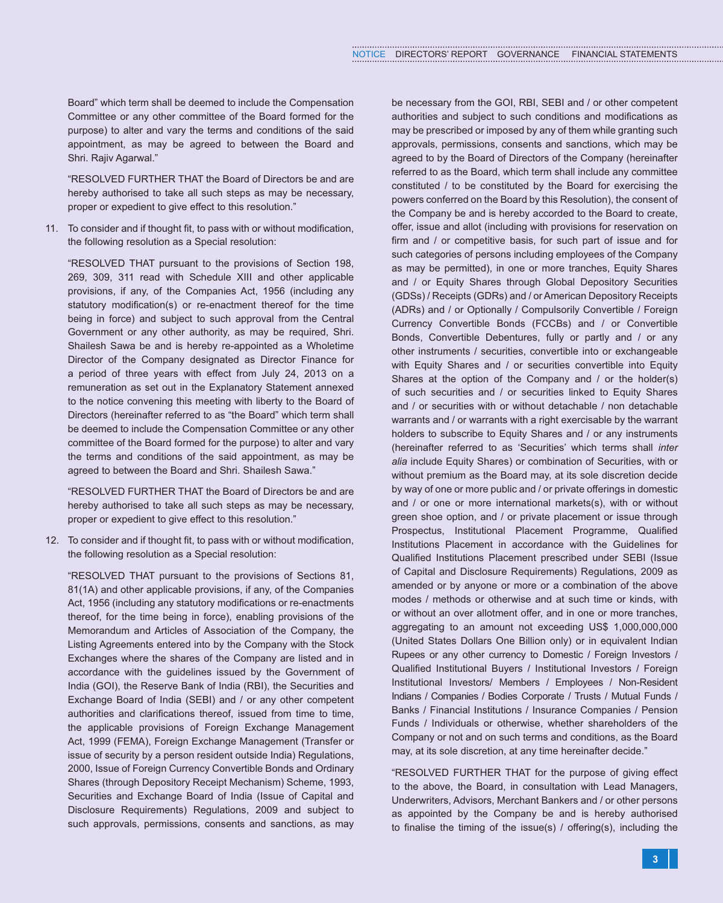Board" which term shall be deemed to include the Compensation Committee or any other committee of the Board formed for the purpose) to alter and vary the terms and conditions of the said appointment, as may be agreed to between the Board and Shri. Rajiv Agarwal."

"RESOLVED FURTHER THAT the Board of Directors be and are hereby authorised to take all such steps as may be necessary, proper or expedient to give effect to this resolution."

11. To consider and if thought fit, to pass with or without modification, the following resolution as a Special resolution:

 "RESOLVED THAT pursuant to the provisions of Section 198, 269, 309, 311 read with Schedule XIII and other applicable provisions, if any, of the Companies Act, 1956 (including any statutory modification(s) or re-enactment thereof for the time being in force) and subject to such approval from the Central Government or any other authority, as may be required, Shri. Shailesh Sawa be and is hereby re-appointed as a Wholetime Director of the Company designated as Director Finance for a period of three years with effect from July 24, 2013 on a remuneration as set out in the Explanatory Statement annexed to the notice convening this meeting with liberty to the Board of Directors (hereinafter referred to as "the Board" which term shall be deemed to include the Compensation Committee or any other committee of the Board formed for the purpose) to alter and vary the terms and conditions of the said appointment, as may be agreed to between the Board and Shri. Shailesh Sawa."

 "RESOLVED FURTHER THAT the Board of Directors be and are hereby authorised to take all such steps as may be necessary, proper or expedient to give effect to this resolution."

12. To consider and if thought fit, to pass with or without modification, the following resolution as a Special resolution:

 "RESOLVED THAT pursuant to the provisions of Sections 81, 81(1A) and other applicable provisions, if any, of the Companies Act, 1956 (including any statutory modifications or re-enactments thereof, for the time being in force), enabling provisions of the Memorandum and Articles of Association of the Company, the Listing Agreements entered into by the Company with the Stock Exchanges where the shares of the Company are listed and in accordance with the guidelines issued by the Government of India (GOI), the Reserve Bank of India (RBI), the Securities and Exchange Board of India (SEBI) and / or any other competent authorities and clarifications thereof, issued from time to time, the applicable provisions of Foreign Exchange Management Act, 1999 (FEMA), Foreign Exchange Management (Transfer or issue of security by a person resident outside India) Regulations, 2000, Issue of Foreign Currency Convertible Bonds and Ordinary Shares (through Depository Receipt Mechanism) Scheme, 1993, Securities and Exchange Board of India (Issue of Capital and Disclosure Requirements) Regulations, 2009 and subject to such approvals, permissions, consents and sanctions, as may be necessary from the GOI, RBI, SEBI and / or other competent authorities and subject to such conditions and modifications as may be prescribed or imposed by any of them while granting such approvals, permissions, consents and sanctions, which may be agreed to by the Board of Directors of the Company (hereinafter referred to as the Board, which term shall include any committee constituted / to be constituted by the Board for exercising the powers conferred on the Board by this Resolution), the consent of the Company be and is hereby accorded to the Board to create, offer, issue and allot (including with provisions for reservation on firm and / or competitive basis, for such part of issue and for such categories of persons including employees of the Company as may be permitted), in one or more tranches, Equity Shares and / or Equity Shares through Global Depository Securities (GDSs) / Receipts (GDRs) and / or American Depository Receipts (ADRs) and / or Optionally / Compulsorily Convertible / Foreign Currency Convertible Bonds (FCCBs) and / or Convertible Bonds, Convertible Debentures, fully or partly and / or any other instruments / securities, convertible into or exchangeable with Equity Shares and / or securities convertible into Equity Shares at the option of the Company and / or the holder(s) of such securities and / or securities linked to Equity Shares and / or securities with or without detachable / non detachable warrants and / or warrants with a right exercisable by the warrant holders to subscribe to Equity Shares and / or any instruments (hereinafter referred to as 'Securities' which terms shall *inter alia* include Equity Shares) or combination of Securities, with or without premium as the Board may, at its sole discretion decide by way of one or more public and / or private offerings in domestic and / or one or more international markets(s), with or without green shoe option, and / or private placement or issue through Prospectus, Institutional Placement Programme, Qualified Institutions Placement in accordance with the Guidelines for Qualified Institutions Placement prescribed under SEBI (Issue of Capital and Disclosure Requirements) Regulations, 2009 as amended or by anyone or more or a combination of the above modes / methods or otherwise and at such time or kinds, with or without an over allotment offer, and in one or more tranches, aggregating to an amount not exceeding US$ 1,000,000,000 (United States Dollars One Billion only) or in equivalent Indian Rupees or any other currency to Domestic / Foreign Investors / Qualified Institutional Buyers / Institutional Investors / Foreign Institutional Investors/ Members / Employees / Non-Resident Indians / Companies / Bodies Corporate / Trusts / Mutual Funds / Banks / Financial Institutions / Insurance Companies / Pension Funds / Individuals or otherwise, whether shareholders of the Company or not and on such terms and conditions, as the Board may, at its sole discretion, at any time hereinafter decide."

 "RESOLVED FURTHER THAT for the purpose of giving effect to the above, the Board, in consultation with Lead Managers, Underwriters, Advisors, Merchant Bankers and / or other persons as appointed by the Company be and is hereby authorised to finalise the timing of the issue(s) / offering(s), including the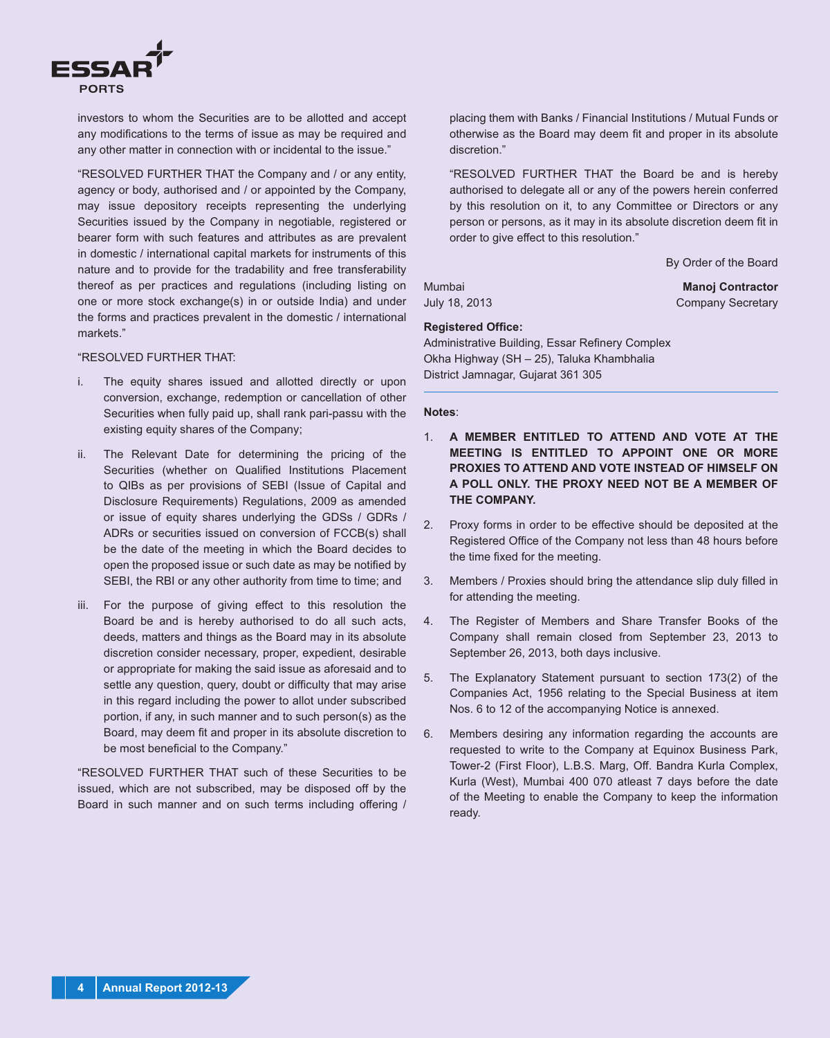investors to whom the Securities are to be allotted and accept any modifications to the terms of issue as may be required and any other matter in connection with or incidental to the issue."

"RESOLVED FURTHER THAT the Company and / or any entity, agency or body, authorised and / or appointed by the Company, may issue depository receipts representing the underlying Securities issued by the Company in negotiable, registered or bearer form with such features and attributes as are prevalent in domestic / international capital markets for instruments of this nature and to provide for the tradability and free transferability thereof as per practices and regulations (including listing on one or more stock exchange(s) in or outside India) and under the forms and practices prevalent in the domestic / international markets."

"RESOLVED FURTHER THAT:

i. The equity shares issued and allotted directly or upon conversion, exchange, redemption or cancellation of other Securities when fully paid up, shall rank pari-passu with the existing equity shares of the Company;

ii. The Relevant Date for determining the pricing of the Securities (whether on Qualified Institutions Placement to QIBs as per provisions of SEBI (Issue of Capital and Disclosure Requirements) Regulations, 2009 as amended or issue of equity shares underlying the GDSs / GDRs / ADRs or securities issued on conversion of FCCB(s) shall be the date of the meeting in which the Board decides to open the proposed issue or such date as may be notified by SEBI, the RBI or any other authority from time to time; and

iii. For the purpose of giving effect to this resolution the Board be and is hereby authorised to do all such acts, deeds, matters and things as the Board may in its absolute discretion consider necessary, proper, expedient, desirable or appropriate for making the said issue as aforesaid and to settle any question, query, doubt or difficulty that may arise in this regard including the power to allot under subscribed portion, if any, in such manner and to such person(s) as the Board, may deem fit and proper in its absolute discretion to be most beneficial to the Company."

"RESOLVED FURTHER THAT such of these Securities to be issued, which are not subscribed, may be disposed off by the Board in such manner and on such terms including offering / placing them with Banks / Financial Institutions / Mutual Funds or otherwise as the Board may deem fit and proper in its absolute discretion."

"RESOLVED FURTHER THAT the Board be and is hereby authorised to delegate all or any of the powers herein conferred by this resolution on it, to any Committee or Directors or any person or persons, as it may in its absolute discretion deem fit in order to give effect to this resolution."

By Order of the Board

Mumbai
July 18, 2013

**Manoj Contractor**
Company Secretary

**Registered Office:**
Administrative Building, Essar Refinery Complex
Okha Highway (SH – 25), Taluka Khambhalia
District Jamnagar, Gujarat 361 305

**Notes**:

1. **A MEMBER ENTITLED TO ATTEND AND VOTE AT THE MEETING IS ENTITLED TO APPOINT ONE OR MORE PROXIES TO ATTEND AND VOTE INSTEAD OF HIMSELF ON A POLL ONLY. THE PROXY NEED NOT BE A MEMBER OF THE COMPANY.**

2. Proxy forms in order to be effective should be deposited at the Registered Office of the Company not less than 48 hours before the time fixed for the meeting.

3. Members / Proxies should bring the attendance slip duly filled in for attending the meeting.

4. The Register of Members and Share Transfer Books of the Company shall remain closed from September 23, 2013 to September 26, 2013, both days inclusive.

5. The Explanatory Statement pursuant to section 173(2) of the Companies Act, 1956 relating to the Special Business at item Nos. 6 to 12 of the accompanying Notice is annexed.

6. Members desiring any information regarding the accounts are requested to write to the Company at Equinox Business Park, Tower-2 (First Floor), L.B.S. Marg, Off. Bandra Kurla Complex, Kurla (West), Mumbai 400 070 atleast 7 days before the date of the Meeting to enable the Company to keep the information ready.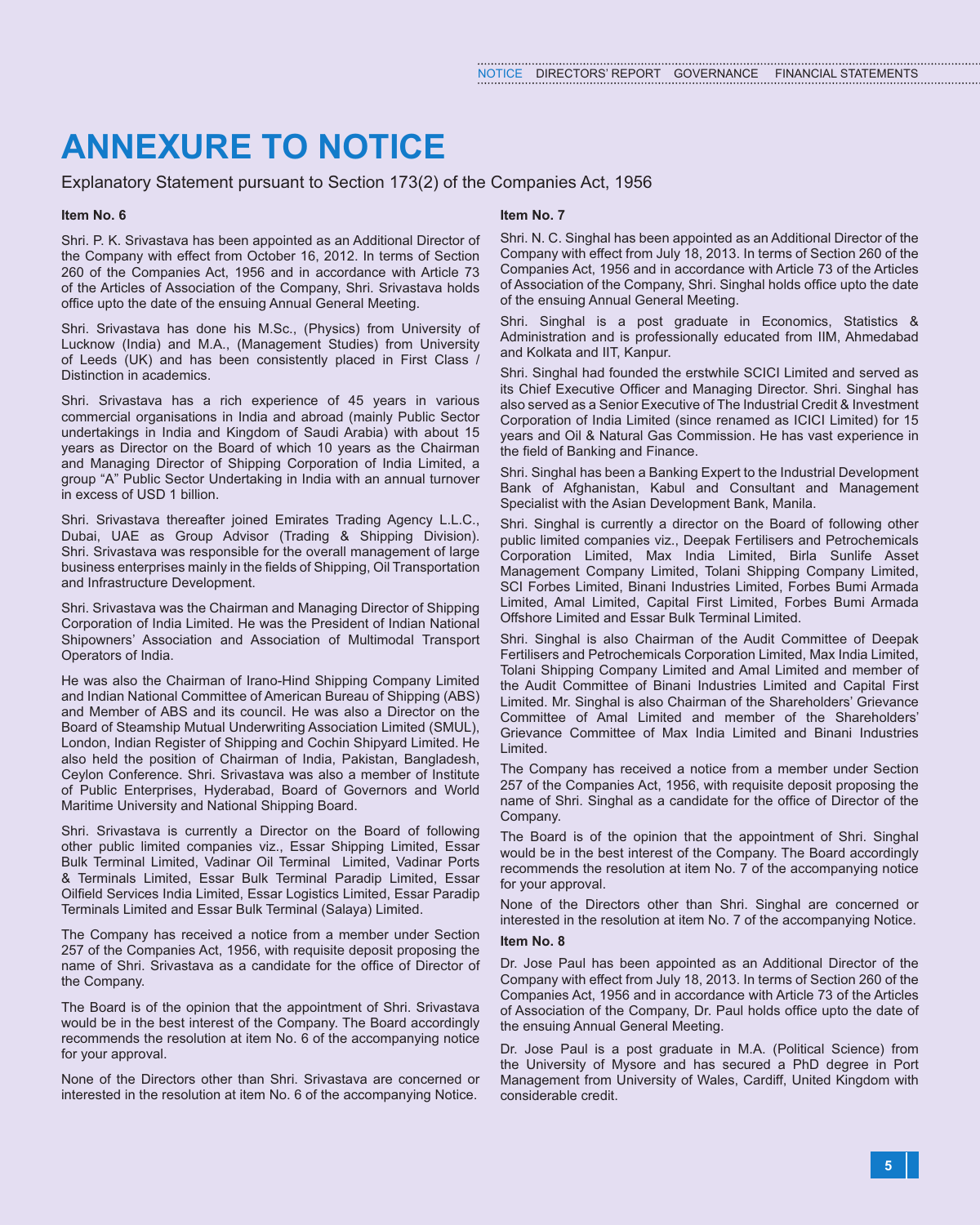# ANNEXURE TO NOTICE

Explanatory Statement pursuant to Section 173(2) of the Companies Act, 1956

**Item No. 6**

Shri. P. K. Srivastava has been appointed as an Additional Director of the Company with effect from October 16, 2012. In terms of Section 260 of the Companies Act, 1956 and in accordance with Article 73 of the Articles of Association of the Company, Shri. Srivastava holds office upto the date of the ensuing Annual General Meeting.

Shri. Srivastava has done his M.Sc., (Physics) from University of Lucknow (India) and M.A., (Management Studies) from University of Leeds (UK) and has been consistently placed in First Class / Distinction in academics.

Shri. Srivastava has a rich experience of 45 years in various commercial organisations in India and abroad (mainly Public Sector undertakings in India and Kingdom of Saudi Arabia) with about 15 years as Director on the Board of which 10 years as the Chairman and Managing Director of Shipping Corporation of India Limited, a group "A" Public Sector Undertaking in India with an annual turnover in excess of USD 1 billion.

Shri. Srivastava thereafter joined Emirates Trading Agency L.L.C., Dubai, UAE as Group Advisor (Trading & Shipping Division). Shri. Srivastava was responsible for the overall management of large business enterprises mainly in the fields of Shipping, Oil Transportation and Infrastructure Development.

Shri. Srivastava was the Chairman and Managing Director of Shipping Corporation of India Limited. He was the President of Indian National Shipowners' Association and Association of Multimodal Transport Operators of India.

He was also the Chairman of Irano-Hind Shipping Company Limited and Indian National Committee of American Bureau of Shipping (ABS) and Member of ABS and its council. He was also a Director on the Board of Steamship Mutual Underwriting Association Limited (SMUL), London, Indian Register of Shipping and Cochin Shipyard Limited. He also held the position of Chairman of India, Pakistan, Bangladesh, Ceylon Conference. Shri. Srivastava was also a member of Institute of Public Enterprises, Hyderabad, Board of Governors and World Maritime University and National Shipping Board.

Shri. Srivastava is currently a Director on the Board of following other public limited companies viz., Essar Shipping Limited, Essar Bulk Terminal Limited, Vadinar Oil Terminal Limited, Vadinar Ports & Terminals Limited, Essar Bulk Terminal Paradip Limited, Essar Oilfield Services India Limited, Essar Logistics Limited, Essar Paradip Terminals Limited and Essar Bulk Terminal (Salaya) Limited.

The Company has received a notice from a member under Section 257 of the Companies Act, 1956, with requisite deposit proposing the name of Shri. Srivastava as a candidate for the office of Director of the Company.

The Board is of the opinion that the appointment of Shri. Srivastava would be in the best interest of the Company. The Board accordingly recommends the resolution at item No. 6 of the accompanying notice for your approval.

None of the Directors other than Shri. Srivastava are concerned or interested in the resolution at item No. 6 of the accompanying Notice.

**Item No. 7**

Shri. N. C. Singhal has been appointed as an Additional Director of the Company with effect from July 18, 2013. In terms of Section 260 of the Companies Act, 1956 and in accordance with Article 73 of the Articles of Association of the Company, Shri. Singhal holds office upto the date of the ensuing Annual General Meeting.

Shri. Singhal is a post graduate in Economics, Statistics & Administration and is professionally educated from IIM, Ahmedabad and Kolkata and IIT, Kanpur.

Shri. Singhal had founded the erstwhile SCICI Limited and served as its Chief Executive Officer and Managing Director. Shri. Singhal has also served as a Senior Executive of The Industrial Credit & Investment Corporation of India Limited (since renamed as ICICI Limited) for 15 years and Oil & Natural Gas Commission. He has vast experience in the field of Banking and Finance.

Shri. Singhal has been a Banking Expert to the Industrial Development Bank of Afghanistan, Kabul and Consultant and Management Specialist with the Asian Development Bank, Manila.

Shri. Singhal is currently a director on the Board of following other public limited companies viz., Deepak Fertilisers and Petrochemicals Corporation Limited, Max India Limited, Birla Sunlife Asset Management Company Limited, Tolani Shipping Company Limited, SCI Forbes Limited, Binani Industries Limited, Forbes Bumi Armada Limited, Amal Limited, Capital First Limited, Forbes Bumi Armada Offshore Limited and Essar Bulk Terminal Limited.

Shri. Singhal is also Chairman of the Audit Committee of Deepak Fertilisers and Petrochemicals Corporation Limited, Max India Limited, Tolani Shipping Company Limited and Amal Limited and member of the Audit Committee of Binani Industries Limited and Capital First Limited. Mr. Singhal is also Chairman of the Shareholders' Grievance Committee of Amal Limited and member of the Shareholders' Grievance Committee of Max India Limited and Binani Industries Limited.

The Company has received a notice from a member under Section 257 of the Companies Act, 1956, with requisite deposit proposing the name of Shri. Singhal as a candidate for the office of Director of the Company.

The Board is of the opinion that the appointment of Shri. Singhal would be in the best interest of the Company. The Board accordingly recommends the resolution at item No. 7 of the accompanying notice for your approval.

None of the Directors other than Shri. Singhal are concerned or interested in the resolution at item No. 7 of the accompanying Notice.

**Item No. 8**

Dr. Jose Paul has been appointed as an Additional Director of the Company with effect from July 18, 2013. In terms of Section 260 of the Companies Act, 1956 and in accordance with Article 73 of the Articles of Association of the Company, Dr. Paul holds office upto the date of the ensuing Annual General Meeting.

Dr. Jose Paul is a post graduate in M.A. (Political Science) from the University of Mysore and has secured a PhD degree in Port Management from University of Wales, Cardiff, United Kingdom with considerable credit.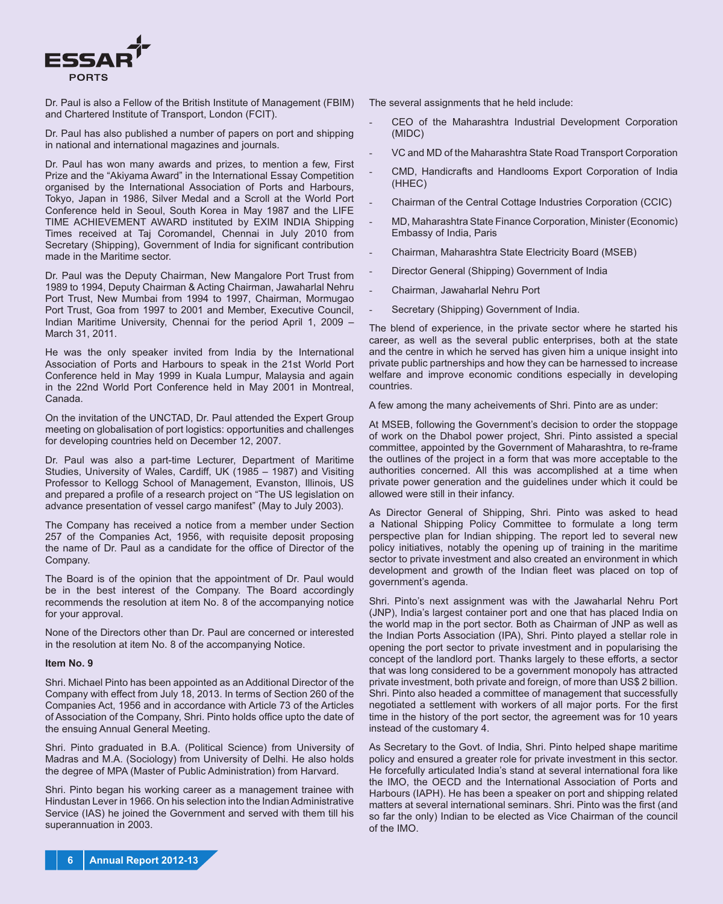Dr. Paul is also a Fellow of the British Institute of Management (FBIM) and Chartered Institute of Transport, London (FCIT).

Dr. Paul has also published a number of papers on port and shipping in national and international magazines and journals.

Dr. Paul has won many awards and prizes, to mention a few, First Prize and the "Akiyama Award" in the International Essay Competition organised by the International Association of Ports and Harbours, Tokyo, Japan in 1986, Silver Medal and a Scroll at the World Port Conference held in Seoul, South Korea in May 1987 and the LIFE TIME ACHIEVEMENT AWARD instituted by EXIM INDIA Shipping Times received at Taj Coromandel, Chennai in July 2010 from Secretary (Shipping), Government of India for significant contribution made in the Maritime sector.

Dr. Paul was the Deputy Chairman, New Mangalore Port Trust from 1989 to 1994, Deputy Chairman & Acting Chairman, Jawaharlal Nehru Port Trust, New Mumbai from 1994 to 1997, Chairman, Mormugao Port Trust, Goa from 1997 to 2001 and Member, Executive Council, Indian Maritime University, Chennai for the period April 1, 2009 – March 31, 2011.

He was the only speaker invited from India by the International Association of Ports and Harbours to speak in the 21st World Port Conference held in May 1999 in Kuala Lumpur, Malaysia and again in the 22nd World Port Conference held in May 2001 in Montreal, Canada.

On the invitation of the UNCTAD, Dr. Paul attended the Expert Group meeting on globalisation of port logistics: opportunities and challenges for developing countries held on December 12, 2007.

Dr. Paul was also a part-time Lecturer, Department of Maritime Studies, University of Wales, Cardiff, UK (1985 – 1987) and Visiting Professor to Kellogg School of Management, Evanston, Illinois, US and prepared a profile of a research project on "The US legislation on advance presentation of vessel cargo manifest" (May to July 2003).

The Company has received a notice from a member under Section 257 of the Companies Act, 1956, with requisite deposit proposing the name of Dr. Paul as a candidate for the office of Director of the Company.

The Board is of the opinion that the appointment of Dr. Paul would be in the best interest of the Company. The Board accordingly recommends the resolution at item No. 8 of the accompanying notice for your approval.

None of the Directors other than Dr. Paul are concerned or interested in the resolution at item No. 8 of the accompanying Notice.

**Item No. 9**

Shri. Michael Pinto has been appointed as an Additional Director of the Company with effect from July 18, 2013. In terms of Section 260 of the Companies Act, 1956 and in accordance with Article 73 of the Articles of Association of the Company, Shri. Pinto holds office upto the date of the ensuing Annual General Meeting.

Shri. Pinto graduated in B.A. (Political Science) from University of Madras and M.A. (Sociology) from University of Delhi. He also holds the degree of MPA (Master of Public Administration) from Harvard.

Shri. Pinto began his working career as a management trainee with Hindustan Lever in 1966. On his selection into the Indian Administrative Service (IAS) he joined the Government and served with them till his superannuation in 2003.

The several assignments that he held include:

- CEO of the Maharashtra Industrial Development Corporation (MIDC)
- VC and MD of the Maharashtra State Road Transport Corporation
- CMD, Handicrafts and Handlooms Export Corporation of India (HHEC)
- Chairman of the Central Cottage Industries Corporation (CCIC)
- MD, Maharashtra State Finance Corporation, Minister (Economic) Embassy of India, Paris
- Chairman, Maharashtra State Electricity Board (MSEB)
- Director General (Shipping) Government of India
- Chairman, Jawaharlal Nehru Port
- Secretary (Shipping) Government of India.

The blend of experience, in the private sector where he started his career, as well as the several public enterprises, both at the state and the centre in which he served has given him a unique insight into private public partnerships and how they can be harnessed to increase welfare and improve economic conditions especially in developing countries.

A few among the many acheivements of Shri. Pinto are as under:

At MSEB, following the Government's decision to order the stoppage of work on the Dhabol power project, Shri. Pinto assisted a special committee, appointed by the Government of Maharashtra, to re-frame the outlines of the project in a form that was more acceptable to the authorities concerned. All this was accomplished at a time when private power generation and the guidelines under which it could be allowed were still in their infancy.

As Director General of Shipping, Shri. Pinto was asked to head a National Shipping Policy Committee to formulate a long term perspective plan for Indian shipping. The report led to several new policy initiatives, notably the opening up of training in the maritime sector to private investment and also created an environment in which development and growth of the Indian fleet was placed on top of government's agenda.

Shri. Pinto's next assignment was with the Jawaharlal Nehru Port (JNP), India's largest container port and one that has placed India on the world map in the port sector. Both as Chairman of JNP as well as the Indian Ports Association (IPA), Shri. Pinto played a stellar role in opening the port sector to private investment and in popularising the concept of the landlord port. Thanks largely to these efforts, a sector that was long considered to be a government monopoly has attracted private investment, both private and foreign, of more than US$ 2 billion. Shri. Pinto also headed a committee of management that successfully negotiated a settlement with workers of all major ports. For the first time in the history of the port sector, the agreement was for 10 years instead of the customary 4.

As Secretary to the Govt. of India, Shri. Pinto helped shape maritime policy and ensured a greater role for private investment in this sector. He forcefully articulated India's stand at several international fora like the IMO, the OECD and the International Association of Ports and Harbours (IAPH). He has been a speaker on port and shipping related matters at several international seminars. Shri. Pinto was the first (and so far the only) Indian to be elected as Vice Chairman of the council of the IMO.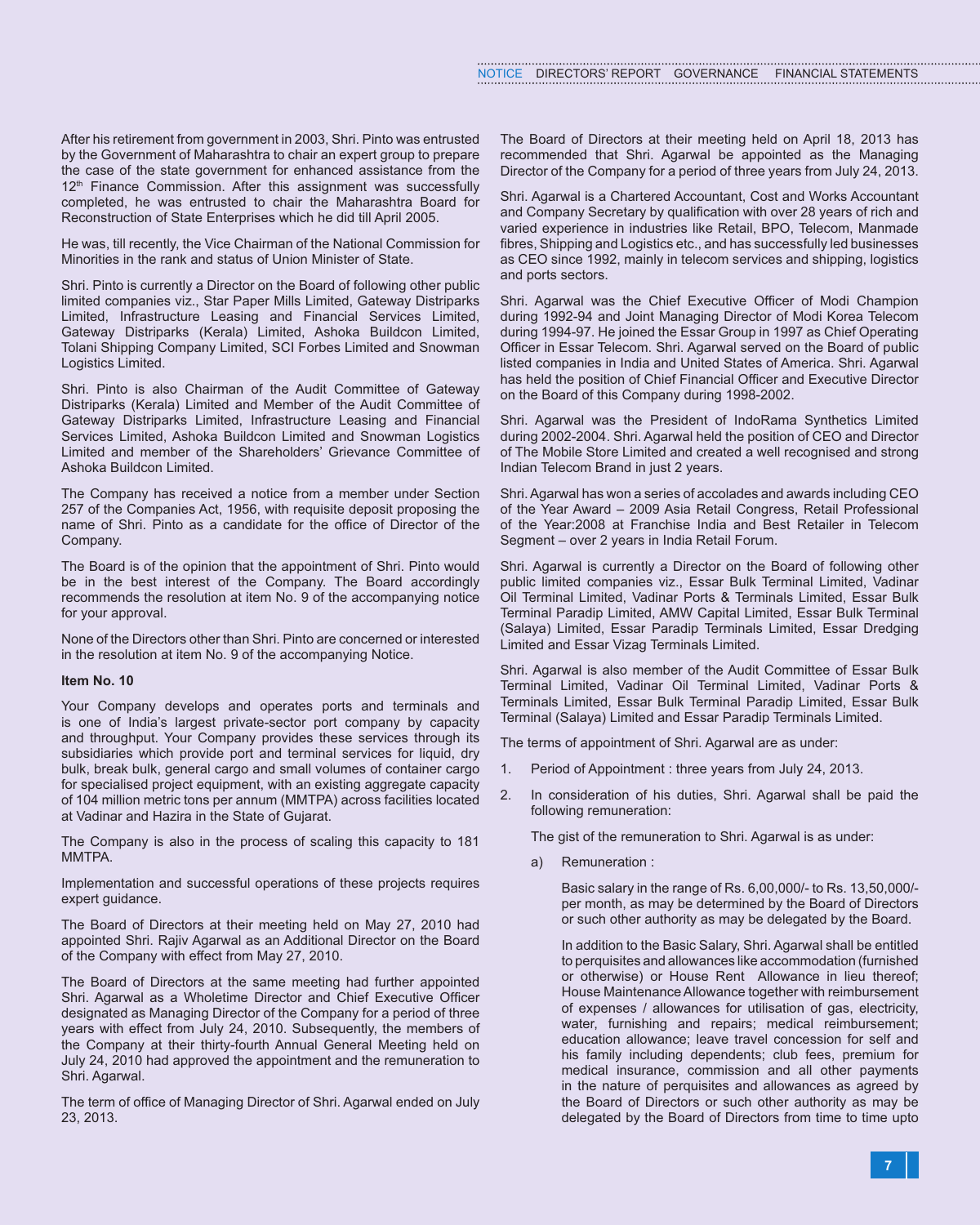After his retirement from government in 2003, Shri. Pinto was entrusted by the Government of Maharashtra to chair an expert group to prepare the case of the state government for enhanced assistance from the 12th Finance Commission. After this assignment was successfully completed, he was entrusted to chair the Maharashtra Board for Reconstruction of State Enterprises which he did till April 2005.

He was, till recently, the Vice Chairman of the National Commission for Minorities in the rank and status of Union Minister of State.

Shri. Pinto is currently a Director on the Board of following other public limited companies viz., Star Paper Mills Limited, Gateway Distriparks Limited, Infrastructure Leasing and Financial Services Limited, Gateway Distriparks (Kerala) Limited, Ashoka Buildcon Limited, Tolani Shipping Company Limited, SCI Forbes Limited and Snowman Logistics Limited.

Shri. Pinto is also Chairman of the Audit Committee of Gateway Distriparks (Kerala) Limited and Member of the Audit Committee of Gateway Distriparks Limited, Infrastructure Leasing and Financial Services Limited, Ashoka Buildcon Limited and Snowman Logistics Limited and member of the Shareholders' Grievance Committee of Ashoka Buildcon Limited.

The Company has received a notice from a member under Section 257 of the Companies Act, 1956, with requisite deposit proposing the name of Shri. Pinto as a candidate for the office of Director of the Company.

The Board is of the opinion that the appointment of Shri. Pinto would be in the best interest of the Company. The Board accordingly recommends the resolution at item No. 9 of the accompanying notice for your approval.

None of the Directors other than Shri. Pinto are concerned or interested in the resolution at item No. 9 of the accompanying Notice.

**Item No. 10**

Your Company develops and operates ports and terminals and is one of India's largest private-sector port company by capacity and throughput. Your Company provides these services through its subsidiaries which provide port and terminal services for liquid, dry bulk, break bulk, general cargo and small volumes of container cargo for specialised project equipment, with an existing aggregate capacity of 104 million metric tons per annum (MMTPA) across facilities located at Vadinar and Hazira in the State of Gujarat.

The Company is also in the process of scaling this capacity to 181 MMTPA.

Implementation and successful operations of these projects requires expert guidance.

The Board of Directors at their meeting held on May 27, 2010 had appointed Shri. Rajiv Agarwal as an Additional Director on the Board of the Company with effect from May 27, 2010.

The Board of Directors at the same meeting had further appointed Shri. Agarwal as a Wholetime Director and Chief Executive Officer designated as Managing Director of the Company for a period of three years with effect from July 24, 2010. Subsequently, the members of the Company at their thirty-fourth Annual General Meeting held on July 24, 2010 had approved the appointment and the remuneration to Shri. Agarwal.

The term of office of Managing Director of Shri. Agarwal ended on July 23, 2013.

The Board of Directors at their meeting held on April 18, 2013 has recommended that Shri. Agarwal be appointed as the Managing Director of the Company for a period of three years from July 24, 2013.

Shri. Agarwal is a Chartered Accountant, Cost and Works Accountant and Company Secretary by qualification with over 28 years of rich and varied experience in industries like Retail, BPO, Telecom, Manmade fibres, Shipping and Logistics etc., and has successfully led businesses as CEO since 1992, mainly in telecom services and shipping, logistics and ports sectors.

Shri. Agarwal was the Chief Executive Officer of Modi Champion during 1992-94 and Joint Managing Director of Modi Korea Telecom during 1994-97. He joined the Essar Group in 1997 as Chief Operating Officer in Essar Telecom. Shri. Agarwal served on the Board of public listed companies in India and United States of America. Shri. Agarwal has held the position of Chief Financial Officer and Executive Director on the Board of this Company during 1998-2002.

Shri. Agarwal was the President of IndoRama Synthetics Limited during 2002-2004. Shri. Agarwal held the position of CEO and Director of The Mobile Store Limited and created a well recognised and strong Indian Telecom Brand in just 2 years.

Shri. Agarwal has won a series of accolades and awards including CEO of the Year Award – 2009 Asia Retail Congress, Retail Professional of the Year:2008 at Franchise India and Best Retailer in Telecom Segment – over 2 years in India Retail Forum.

Shri. Agarwal is currently a Director on the Board of following other public limited companies viz., Essar Bulk Terminal Limited, Vadinar Oil Terminal Limited, Vadinar Ports & Terminals Limited, Essar Bulk Terminal Paradip Limited, AMW Capital Limited, Essar Bulk Terminal (Salaya) Limited, Essar Paradip Terminals Limited, Essar Dredging Limited and Essar Vizag Terminals Limited.

Shri. Agarwal is also member of the Audit Committee of Essar Bulk Terminal Limited, Vadinar Oil Terminal Limited, Vadinar Ports & Terminals Limited, Essar Bulk Terminal Paradip Limited, Essar Bulk Terminal (Salaya) Limited and Essar Paradip Terminals Limited.

The terms of appointment of Shri. Agarwal are as under:

1. Period of Appointment : three years from July 24, 2013.
2. In consideration of his duties, Shri. Agarwal shall be paid the following remuneration:

   The gist of the remuneration to Shri. Agarwal is as under:

   a) Remuneration :

      Basic salary in the range of Rs. 6,00,000/- to Rs. 13,50,000/- per month, as may be determined by the Board of Directors or such other authority as may be delegated by the Board.

      In addition to the Basic Salary, Shri. Agarwal shall be entitled to perquisites and allowances like accommodation (furnished or otherwise) or House Rent Allowance in lieu thereof; House Maintenance Allowance together with reimbursement of expenses / allowances for utilisation of gas, electricity, water, furnishing and repairs; medical reimbursement; education allowance; leave travel concession for self and his family including dependents; club fees, premium for medical insurance, commission and all other payments in the nature of perquisites and allowances as agreed by the Board of Directors or such other authority as may be delegated by the Board of Directors from time to time upto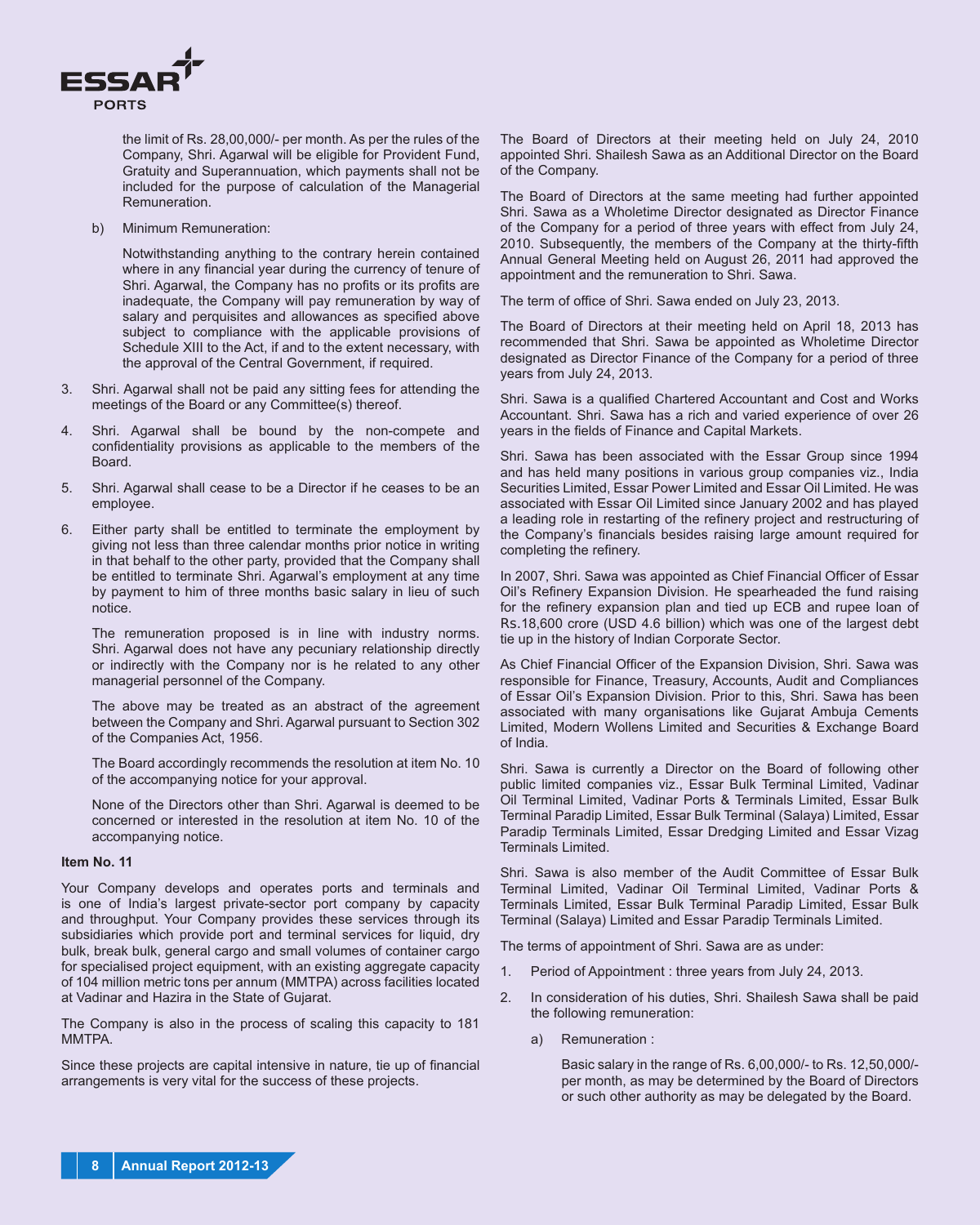the limit of Rs. 28,00,000/- per month. As per the rules of the Company, Shri. Agarwal will be eligible for Provident Fund, Gratuity and Superannuation, which payments shall not be included for the purpose of calculation of the Managerial Remuneration.

b) Minimum Remuneration:

Notwithstanding anything to the contrary herein contained where in any financial year during the currency of tenure of Shri. Agarwal, the Company has no profits or its profits are inadequate, the Company will pay remuneration by way of salary and perquisites and allowances as specified above subject to compliance with the applicable provisions of Schedule XIII to the Act, if and to the extent necessary, with the approval of the Central Government, if required.

3. Shri. Agarwal shall not be paid any sitting fees for attending the meetings of the Board or any Committee(s) thereof.

4. Shri. Agarwal shall be bound by the non-compete and confidentiality provisions as applicable to the members of the Board.

5. Shri. Agarwal shall cease to be a Director if he ceases to be an employee.

6. Either party shall be entitled to terminate the employment by giving not less than three calendar months prior notice in writing in that behalf to the other party, provided that the Company shall be entitled to terminate Shri. Agarwal's employment at any time by payment to him of three months basic salary in lieu of such notice.

The remuneration proposed is in line with industry norms. Shri. Agarwal does not have any pecuniary relationship directly or indirectly with the Company nor is he related to any other managerial personnel of the Company.

The above may be treated as an abstract of the agreement between the Company and Shri. Agarwal pursuant to Section 302 of the Companies Act, 1956.

The Board accordingly recommends the resolution at item No. 10 of the accompanying notice for your approval.

None of the Directors other than Shri. Agarwal is deemed to be concerned or interested in the resolution at item No. 10 of the accompanying notice.

**Item No. 11**

Your Company develops and operates ports and terminals and is one of India's largest private-sector port company by capacity and throughput. Your Company provides these services through its subsidiaries which provide port and terminal services for liquid, dry bulk, break bulk, general cargo and small volumes of container cargo for specialised project equipment, with an existing aggregate capacity of 104 million metric tons per annum (MMTPA) across facilities located at Vadinar and Hazira in the State of Gujarat.

The Company is also in the process of scaling this capacity to 181 MMTPA.

Since these projects are capital intensive in nature, tie up of financial arrangements is very vital for the success of these projects.

The Board of Directors at their meeting held on July 24, 2010 appointed Shri. Shailesh Sawa as an Additional Director on the Board of the Company.

The Board of Directors at the same meeting had further appointed Shri. Sawa as a Wholetime Director designated as Director Finance of the Company for a period of three years with effect from July 24, 2010. Subsequently, the members of the Company at the thirty-fifth Annual General Meeting held on August 26, 2011 had approved the appointment and the remuneration to Shri. Sawa.

The term of office of Shri. Sawa ended on July 23, 2013.

The Board of Directors at their meeting held on April 18, 2013 has recommended that Shri. Sawa be appointed as Wholetime Director designated as Director Finance of the Company for a period of three years from July 24, 2013.

Shri. Sawa is a qualified Chartered Accountant and Cost and Works Accountant. Shri. Sawa has a rich and varied experience of over 26 years in the fields of Finance and Capital Markets.

Shri. Sawa has been associated with the Essar Group since 1994 and has held many positions in various group companies viz., India Securities Limited, Essar Power Limited and Essar Oil Limited. He was associated with Essar Oil Limited since January 2002 and has played a leading role in restarting of the refinery project and restructuring of the Company's financials besides raising large amount required for completing the refinery.

In 2007, Shri. Sawa was appointed as Chief Financial Officer of Essar Oil's Refinery Expansion Division. He spearheaded the fund raising for the refinery expansion plan and tied up ECB and rupee loan of Rs.18,600 crore (USD 4.6 billion) which was one of the largest debt tie up in the history of Indian Corporate Sector.

As Chief Financial Officer of the Expansion Division, Shri. Sawa was responsible for Finance, Treasury, Accounts, Audit and Compliances of Essar Oil's Expansion Division. Prior to this, Shri. Sawa has been associated with many organisations like Gujarat Ambuja Cements Limited, Modern Wollens Limited and Securities & Exchange Board of India.

Shri. Sawa is currently a Director on the Board of following other public limited companies viz., Essar Bulk Terminal Limited, Vadinar Oil Terminal Limited, Vadinar Ports & Terminals Limited, Essar Bulk Terminal Paradip Limited, Essar Bulk Terminal (Salaya) Limited, Essar Paradip Terminals Limited, Essar Dredging Limited and Essar Vizag Terminals Limited.

Shri. Sawa is also member of the Audit Committee of Essar Bulk Terminal Limited, Vadinar Oil Terminal Limited, Vadinar Ports & Terminals Limited, Essar Bulk Terminal Paradip Limited, Essar Bulk Terminal (Salaya) Limited and Essar Paradip Terminals Limited.

The terms of appointment of Shri. Sawa are as under:

1. Period of Appointment : three years from July 24, 2013.

2. In consideration of his duties, Shri. Shailesh Sawa shall be paid the following remuneration:

   a) Remuneration :

      Basic salary in the range of Rs. 6,00,000/- to Rs. 12,50,000/- per month, as may be determined by the Board of Directors or such other authority as may be delegated by the Board.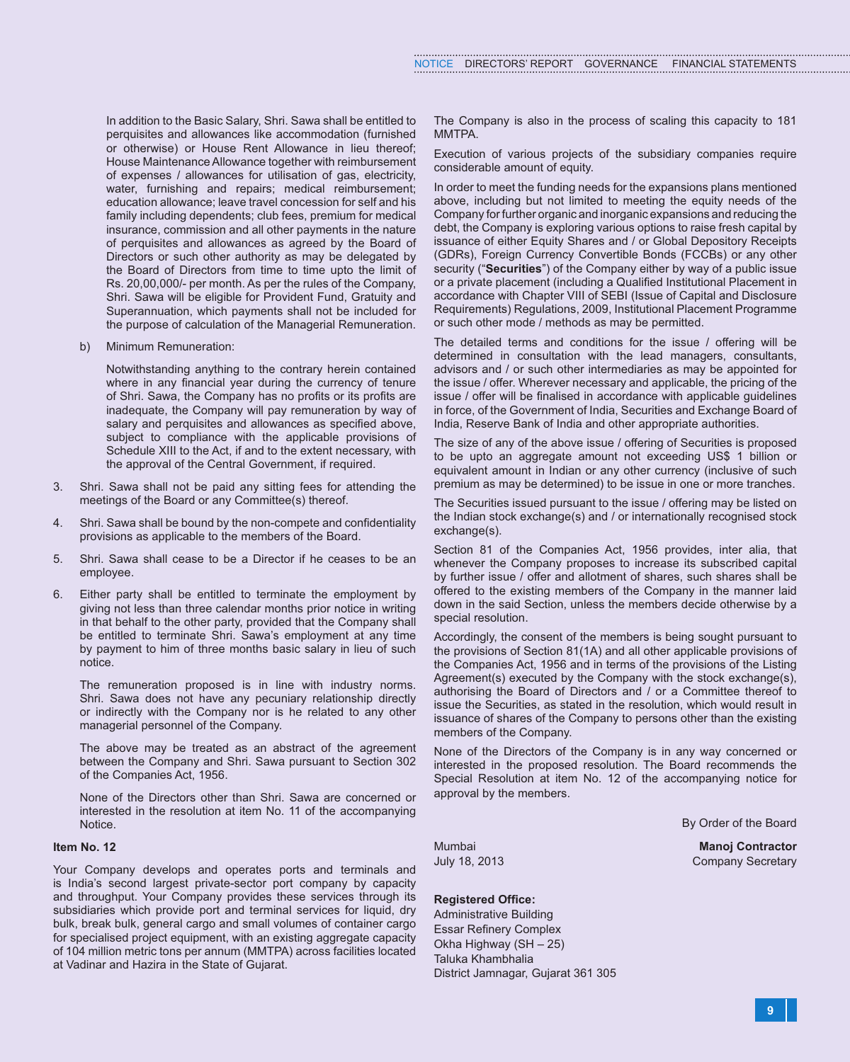In addition to the Basic Salary, Shri. Sawa shall be entitled to perquisites and allowances like accommodation (furnished or otherwise) or House Rent Allowance in lieu thereof; House Maintenance Allowance together with reimbursement of expenses / allowances for utilisation of gas, electricity, water, furnishing and repairs; medical reimbursement; education allowance; leave travel concession for self and his family including dependents; club fees, premium for medical insurance, commission and all other payments in the nature of perquisites and allowances as agreed by the Board of Directors or such other authority as may be delegated by the Board of Directors from time to time upto the limit of Rs. 20,00,000/- per month. As per the rules of the Company, Shri. Sawa will be eligible for Provident Fund, Gratuity and Superannuation, which payments shall not be included for the purpose of calculation of the Managerial Remuneration.

b) Minimum Remuneration:

Notwithstanding anything to the contrary herein contained where in any financial year during the currency of tenure of Shri. Sawa, the Company has no profits or its profits are inadequate, the Company will pay remuneration by way of salary and perquisites and allowances as specified above, subject to compliance with the applicable provisions of Schedule XIII to the Act, if and to the extent necessary, with the approval of the Central Government, if required.

3. Shri. Sawa shall not be paid any sitting fees for attending the meetings of the Board or any Committee(s) thereof.

4. Shri. Sawa shall be bound by the non-compete and confidentiality provisions as applicable to the members of the Board.

5. Shri. Sawa shall cease to be a Director if he ceases to be an employee.

6. Either party shall be entitled to terminate the employment by giving not less than three calendar months prior notice in writing in that behalf to the other party, provided that the Company shall be entitled to terminate Shri. Sawa's employment at any time by payment to him of three months basic salary in lieu of such notice.

   The remuneration proposed is in line with industry norms. Shri. Sawa does not have any pecuniary relationship directly or indirectly with the Company nor is he related to any other managerial personnel of the Company.

   The above may be treated as an abstract of the agreement between the Company and Shri. Sawa pursuant to Section 302 of the Companies Act, 1956.

   None of the Directors other than Shri. Sawa are concerned or interested in the resolution at item No. 11 of the accompanying Notice.

**Item No. 12**

Your Company develops and operates ports and terminals and is India's second largest private-sector port company by capacity and throughput. Your Company provides these services through its subsidiaries which provide port and terminal services for liquid, dry bulk, break bulk, general cargo and small volumes of container cargo for specialised project equipment, with an existing aggregate capacity of 104 million metric tons per annum (MMTPA) across facilities located at Vadinar and Hazira in the State of Gujarat. The Company is also in the process of scaling this capacity to 181 MMTPA.

Execution of various projects of the subsidiary companies require considerable amount of equity.

In order to meet the funding needs for the expansions plans mentioned above, including but not limited to meeting the equity needs of the Company for further organic and inorganic expansions and reducing the debt, the Company is exploring various options to raise fresh capital by issuance of either Equity Shares and / or Global Depository Receipts (GDRs), Foreign Currency Convertible Bonds (FCCBs) or any other security ("**Securities**") of the Company either by way of a public issue or a private placement (including a Qualified Institutional Placement in accordance with Chapter VIII of SEBI (Issue of Capital and Disclosure Requirements) Regulations, 2009, Institutional Placement Programme or such other mode / methods as may be permitted.

The detailed terms and conditions for the issue / offering will be determined in consultation with the lead managers, consultants, advisors and / or such other intermediaries as may be appointed for the issue / offer. Wherever necessary and applicable, the pricing of the issue / offer will be finalised in accordance with applicable guidelines in force, of the Government of India, Securities and Exchange Board of India, Reserve Bank of India and other appropriate authorities.

The size of any of the above issue / offering of Securities is proposed to be upto an aggregate amount not exceeding US$ 1 billion or equivalent amount in Indian or any other currency (inclusive of such premium as may be determined) to be issue in one or more tranches.

The Securities issued pursuant to the issue / offering may be listed on the Indian stock exchange(s) and / or internationally recognised stock exchange(s).

Section 81 of the Companies Act, 1956 provides, inter alia, that whenever the Company proposes to increase its subscribed capital by further issue / offer and allotment of shares, such shares shall be offered to the existing members of the Company in the manner laid down in the said Section, unless the members decide otherwise by a special resolution.

Accordingly, the consent of the members is being sought pursuant to the provisions of Section 81(1A) and all other applicable provisions of the Companies Act, 1956 and in terms of the provisions of the Listing Agreement(s) executed by the Company with the stock exchange(s), authorising the Board of Directors and / or a Committee thereof to issue the Securities, as stated in the resolution, which would result in issuance of shares of the Company to persons other than the existing members of the Company.

None of the Directors of the Company is in any way concerned or interested in the proposed resolution. The Board recommends the Special Resolution at item No. 12 of the accompanying notice for approval by the members.

By Order of the Board

Mumbai
July 18, 2013

**Manoj Contractor**
Company Secretary

**Registered Office:**
Administrative Building
Essar Refinery Complex
Okha Highway (SH – 25)
Taluka Khambhalia
District Jamnagar, Gujarat 361 305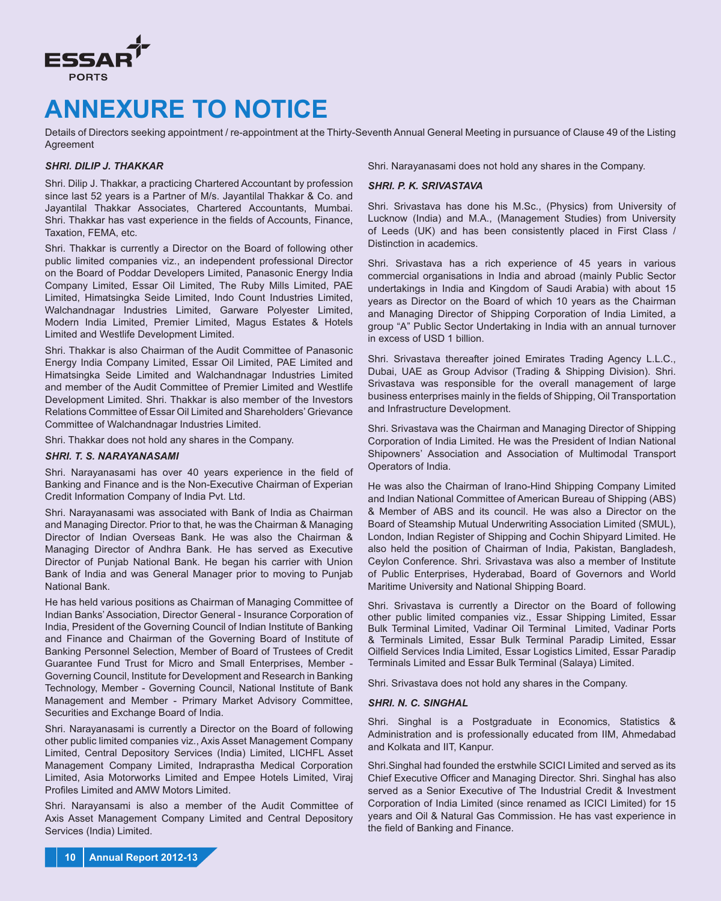# ANNEXURE TO NOTICE

Details of Directors seeking appointment / re-appointment at the Thirty-Seventh Annual General Meeting in pursuance of Clause 49 of the Listing Agreement

***SHRI. DILIP J. THAKKAR***

Shri. Dilip J. Thakkar, a practicing Chartered Accountant by profession since last 52 years is a Partner of M/s. Jayantilal Thakkar & Co. and Jayantilal Thakkar Associates, Chartered Accountants, Mumbai. Shri. Thakkar has vast experience in the fields of Accounts, Finance, Taxation, FEMA, etc.

Shri. Thakkar is currently a Director on the Board of following other public limited companies viz., an independent professional Director on the Board of Poddar Developers Limited, Panasonic Energy India Company Limited, Essar Oil Limited, The Ruby Mills Limited, PAE Limited, Himatsingka Seide Limited, Indo Count Industries Limited, Walchandnagar Industries Limited, Garware Polyester Limited, Modern India Limited, Premier Limited, Magus Estates & Hotels Limited and Westlife Development Limited.

Shri. Thakkar is also Chairman of the Audit Committee of Panasonic Energy India Company Limited, Essar Oil Limited, PAE Limited and Himatsingka Seide Limited and Walchandnagar Industries Limited and member of the Audit Committee of Premier Limited and Westlife Development Limited. Shri. Thakkar is also member of the Investors Relations Committee of Essar Oil Limited and Shareholders' Grievance Committee of Walchandnagar Industries Limited.

Shri. Thakkar does not hold any shares in the Company.

***SHRI. T. S. NARAYANASAMI***

Shri. Narayanasami has over 40 years experience in the field of Banking and Finance and is the Non-Executive Chairman of Experian Credit Information Company of India Pvt. Ltd.

Shri. Narayanasami was associated with Bank of India as Chairman and Managing Director. Prior to that, he was the Chairman & Managing Director of Indian Overseas Bank. He was also the Chairman & Managing Director of Andhra Bank. He has served as Executive Director of Punjab National Bank. He began his carrier with Union Bank of India and was General Manager prior to moving to Punjab National Bank.

He has held various positions as Chairman of Managing Committee of Indian Banks' Association, Director General - Insurance Corporation of India, President of the Governing Council of Indian Institute of Banking and Finance and Chairman of the Governing Board of Institute of Banking Personnel Selection, Member of Board of Trustees of Credit Guarantee Fund Trust for Micro and Small Enterprises, Member - Governing Council, Institute for Development and Research in Banking Technology, Member - Governing Council, National Institute of Bank Management and Member - Primary Market Advisory Committee, Securities and Exchange Board of India.

Shri. Narayanasami is currently a Director on the Board of following other public limited companies viz., Axis Asset Management Company Limited, Central Depository Services (India) Limited, LICHFL Asset Management Company Limited, Indraprastha Medical Corporation Limited, Asia Motorworks Limited and Empee Hotels Limited, Viraj Profiles Limited and AMW Motors Limited.

Shri. Narayansami is also a member of the Audit Committee of Axis Asset Management Company Limited and Central Depository Services (India) Limited.

Shri. Narayanasami does not hold any shares in the Company.

***SHRI. P. K. SRIVASTAVA***

Shri. Srivastava has done his M.Sc., (Physics) from University of Lucknow (India) and M.A., (Management Studies) from University of Leeds (UK) and has been consistently placed in First Class / Distinction in academics.

Shri. Srivastava has a rich experience of 45 years in various commercial organisations in India and abroad (mainly Public Sector undertakings in India and Kingdom of Saudi Arabia) with about 15 years as Director on the Board of which 10 years as the Chairman and Managing Director of Shipping Corporation of India Limited, a group "A" Public Sector Undertaking in India with an annual turnover in excess of USD 1 billion.

Shri. Srivastava thereafter joined Emirates Trading Agency L.L.C., Dubai, UAE as Group Advisor (Trading & Shipping Division). Shri. Srivastava was responsible for the overall management of large business enterprises mainly in the fields of Shipping, Oil Transportation and Infrastructure Development.

Shri. Srivastava was the Chairman and Managing Director of Shipping Corporation of India Limited. He was the President of Indian National Shipowners' Association and Association of Multimodal Transport Operators of India.

He was also the Chairman of Irano-Hind Shipping Company Limited and Indian National Committee of American Bureau of Shipping (ABS) & Member of ABS and its council. He was also a Director on the Board of Steamship Mutual Underwriting Association Limited (SMUL), London, Indian Register of Shipping and Cochin Shipyard Limited. He also held the position of Chairman of India, Pakistan, Bangladesh, Ceylon Conference. Shri. Srivastava was also a member of Institute of Public Enterprises, Hyderabad, Board of Governors and World Maritime University and National Shipping Board.

Shri. Srivastava is currently a Director on the Board of following other public limited companies viz., Essar Shipping Limited, Essar Bulk Terminal Limited, Vadinar Oil Terminal Limited, Vadinar Ports & Terminals Limited, Essar Bulk Terminal Paradip Limited, Essar Oilfield Services India Limited, Essar Logistics Limited, Essar Paradip Terminals Limited and Essar Bulk Terminal (Salaya) Limited.

Shri. Srivastava does not hold any shares in the Company.

***SHRI. N. C. SINGHAL***

Shri. Singhal is a Postgraduate in Economics, Statistics & Administration and is professionally educated from IIM, Ahmedabad and Kolkata and IIT, Kanpur.

Shri.Singhal had founded the erstwhile SCICI Limited and served as its Chief Executive Officer and Managing Director. Shri. Singhal has also served as a Senior Executive of The Industrial Credit & Investment Corporation of India Limited (since renamed as ICICI Limited) for 15 years and Oil & Natural Gas Commission. He has vast experience in the field of Banking and Finance.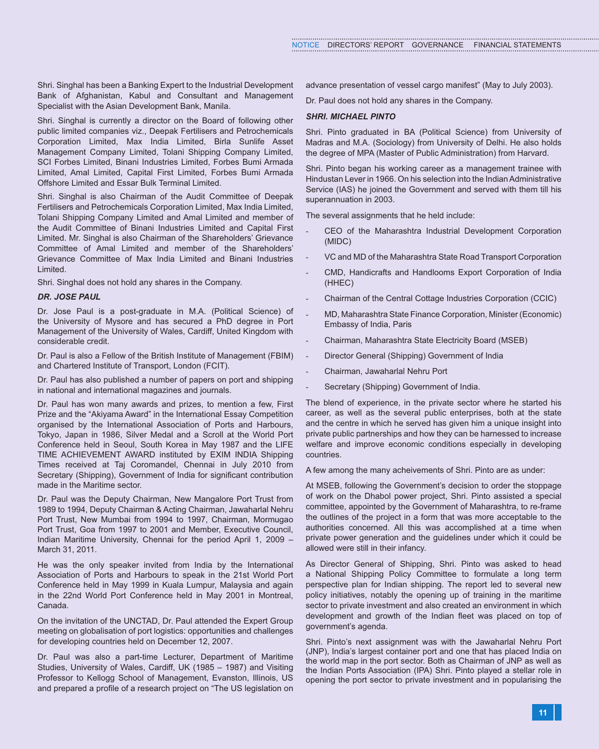Shri. Singhal has been a Banking Expert to the Industrial Development Bank of Afghanistan, Kabul and Consultant and Management Specialist with the Asian Development Bank, Manila.

Shri. Singhal is currently a director on the Board of following other public limited companies viz., Deepak Fertilisers and Petrochemicals Corporation Limited, Max India Limited, Birla Sunlife Asset Management Company Limited, Tolani Shipping Company Limited, SCI Forbes Limited, Binani Industries Limited, Forbes Bumi Armada Limited, Amal Limited, Capital First Limited, Forbes Bumi Armada Offshore Limited and Essar Bulk Terminal Limited.

Shri. Singhal is also Chairman of the Audit Committee of Deepak Fertilisers and Petrochemicals Corporation Limited, Max India Limited, Tolani Shipping Company Limited and Amal Limited and member of the Audit Committee of Binani Industries Limited and Capital First Limited. Mr. Singhal is also Chairman of the Shareholders' Grievance Committee of Amal Limited and member of the Shareholders' Grievance Committee of Max India Limited and Binani Industries Limited.

Shri. Singhal does not hold any shares in the Company.

***DR. JOSE PAUL***

Dr. Jose Paul is a post-graduate in M.A. (Political Science) of the University of Mysore and has secured a PhD degree in Port Management of the University of Wales, Cardiff, United Kingdom with considerable credit.

Dr. Paul is also a Fellow of the British Institute of Management (FBIM) and Chartered Institute of Transport, London (FCIT).

Dr. Paul has also published a number of papers on port and shipping in national and international magazines and journals.

Dr. Paul has won many awards and prizes, to mention a few, First Prize and the "Akiyama Award" in the International Essay Competition organised by the International Association of Ports and Harbours, Tokyo, Japan in 1986, Silver Medal and a Scroll at the World Port Conference held in Seoul, South Korea in May 1987 and the LIFE TIME ACHIEVEMENT AWARD instituted by EXIM INDIA Shipping Times received at Taj Coromandel, Chennai in July 2010 from Secretary (Shipping), Government of India for significant contribution made in the Maritime sector.

Dr. Paul was the Deputy Chairman, New Mangalore Port Trust from 1989 to 1994, Deputy Chairman & Acting Chairman, Jawaharlal Nehru Port Trust, New Mumbai from 1994 to 1997, Chairman, Mormugao Port Trust, Goa from 1997 to 2001 and Member, Executive Council, Indian Maritime University, Chennai for the period April 1, 2009 – March 31, 2011.

He was the only speaker invited from India by the International Association of Ports and Harbours to speak in the 21st World Port Conference held in May 1999 in Kuala Lumpur, Malaysia and again in the 22nd World Port Conference held in May 2001 in Montreal, Canada.

On the invitation of the UNCTAD, Dr. Paul attended the Expert Group meeting on globalisation of port logistics: opportunities and challenges for developing countries held on December 12, 2007.

Dr. Paul was also a part-time Lecturer, Department of Maritime Studies, University of Wales, Cardiff, UK (1985 – 1987) and Visiting Professor to Kellogg School of Management, Evanston, Illinois, US and prepared a profile of a research project on "The US legislation on advance presentation of vessel cargo manifest" (May to July 2003).

Dr. Paul does not hold any shares in the Company.

***SHRI. MICHAEL PINTO***

Shri. Pinto graduated in BA (Political Science) from University of Madras and M.A. (Sociology) from University of Delhi. He also holds the degree of MPA (Master of Public Administration) from Harvard.

Shri. Pinto began his working career as a management trainee with Hindustan Lever in 1966. On his selection into the Indian Administrative Service (IAS) he joined the Government and served with them till his superannuation in 2003.

The several assignments that he held include:

- CEO of the Maharashtra Industrial Development Corporation (MIDC)
- VC and MD of the Maharashtra State Road Transport Corporation
- CMD, Handicrafts and Handlooms Export Corporation of India (HHEC)
- Chairman of the Central Cottage Industries Corporation (CCIC)
- MD, Maharashtra State Finance Corporation, Minister (Economic) Embassy of India, Paris
- Chairman, Maharashtra State Electricity Board (MSEB)
- Director General (Shipping) Government of India
- Chairman, Jawaharlal Nehru Port
- Secretary (Shipping) Government of India.

The blend of experience, in the private sector where he started his career, as well as the several public enterprises, both at the state and the centre in which he served has given him a unique insight into private public partnerships and how they can be harnessed to increase welfare and improve economic conditions especially in developing countries.

A few among the many acheivements of Shri. Pinto are as under:

At MSEB, following the Government's decision to order the stoppage of work on the Dhabol power project, Shri. Pinto assisted a special committee, appointed by the Government of Maharashtra, to re-frame the outlines of the project in a form that was more acceptable to the authorities concerned. All this was accomplished at a time when private power generation and the guidelines under which it could be allowed were still in their infancy.

As Director General of Shipping, Shri. Pinto was asked to head a National Shipping Policy Committee to formulate a long term perspective plan for Indian shipping. The report led to several new policy initiatives, notably the opening up of training in the maritime sector to private investment and also created an environment in which development and growth of the Indian fleet was placed on top of government's agenda.

Shri. Pinto's next assignment was with the Jawaharlal Nehru Port (JNP), India's largest container port and one that has placed India on the world map in the port sector. Both as Chairman of JNP as well as the Indian Ports Association (IPA) Shri. Pinto played a stellar role in opening the port sector to private investment and in popularising the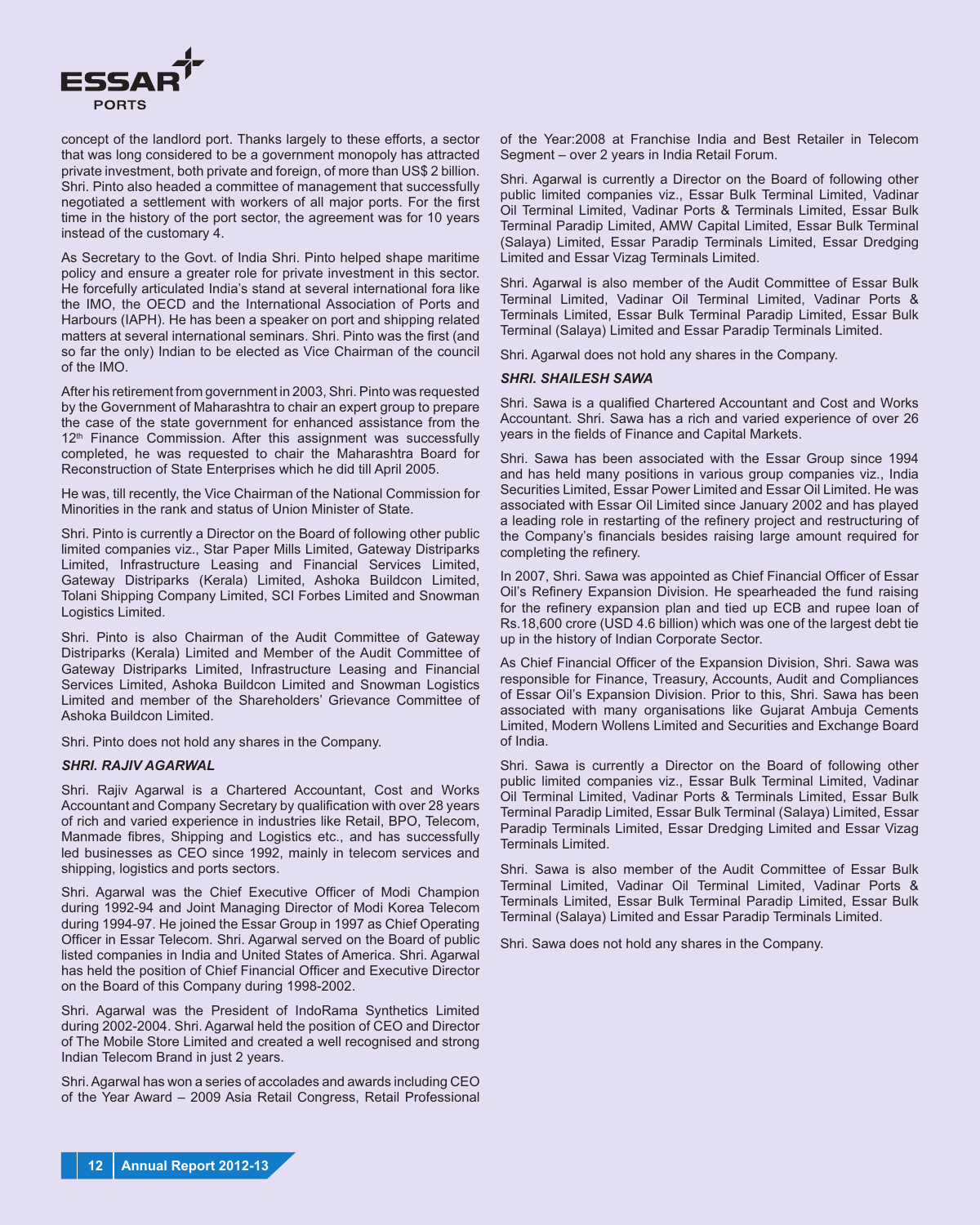concept of the landlord port. Thanks largely to these efforts, a sector that was long considered to be a government monopoly has attracted private investment, both private and foreign, of more than US$ 2 billion. Shri. Pinto also headed a committee of management that successfully negotiated a settlement with workers of all major ports. For the first time in the history of the port sector, the agreement was for 10 years instead of the customary 4.

As Secretary to the Govt. of India Shri. Pinto helped shape maritime policy and ensure a greater role for private investment in this sector. He forcefully articulated India's stand at several international fora like the IMO, the OECD and the International Association of Ports and Harbours (IAPH). He has been a speaker on port and shipping related matters at several international seminars. Shri. Pinto was the first (and so far the only) Indian to be elected as Vice Chairman of the council of the IMO.

After his retirement from government in 2003, Shri. Pinto was requested by the Government of Maharashtra to chair an expert group to prepare the case of the state government for enhanced assistance from the 12th Finance Commission. After this assignment was successfully completed, he was requested to chair the Maharashtra Board for Reconstruction of State Enterprises which he did till April 2005.

He was, till recently, the Vice Chairman of the National Commission for Minorities in the rank and status of Union Minister of State.

Shri. Pinto is currently a Director on the Board of following other public limited companies viz., Star Paper Mills Limited, Gateway Distriparks Limited, Infrastructure Leasing and Financial Services Limited, Gateway Distriparks (Kerala) Limited, Ashoka Buildcon Limited, Tolani Shipping Company Limited, SCI Forbes Limited and Snowman Logistics Limited.

Shri. Pinto is also Chairman of the Audit Committee of Gateway Distriparks (Kerala) Limited and Member of the Audit Committee of Gateway Distriparks Limited, Infrastructure Leasing and Financial Services Limited, Ashoka Buildcon Limited and Snowman Logistics Limited and member of the Shareholders' Grievance Committee of Ashoka Buildcon Limited.

Shri. Pinto does not hold any shares in the Company.

***SHRI. RAJIV AGARWAL***

Shri. Rajiv Agarwal is a Chartered Accountant, Cost and Works Accountant and Company Secretary by qualification with over 28 years of rich and varied experience in industries like Retail, BPO, Telecom, Manmade fibres, Shipping and Logistics etc., and has successfully led businesses as CEO since 1992, mainly in telecom services and shipping, logistics and ports sectors.

Shri. Agarwal was the Chief Executive Officer of Modi Champion during 1992-94 and Joint Managing Director of Modi Korea Telecom during 1994-97. He joined the Essar Group in 1997 as Chief Operating Officer in Essar Telecom. Shri. Agarwal served on the Board of public listed companies in India and United States of America. Shri. Agarwal has held the position of Chief Financial Officer and Executive Director on the Board of this Company during 1998-2002.

Shri. Agarwal was the President of IndoRama Synthetics Limited during 2002-2004. Shri. Agarwal held the position of CEO and Director of The Mobile Store Limited and created a well recognised and strong Indian Telecom Brand in just 2 years.

Shri. Agarwal has won a series of accolades and awards including CEO of the Year Award – 2009 Asia Retail Congress, Retail Professional of the Year:2008 at Franchise India and Best Retailer in Telecom Segment – over 2 years in India Retail Forum.

Shri. Agarwal is currently a Director on the Board of following other public limited companies viz., Essar Bulk Terminal Limited, Vadinar Oil Terminal Limited, Vadinar Ports & Terminals Limited, Essar Bulk Terminal Paradip Limited, AMW Capital Limited, Essar Bulk Terminal (Salaya) Limited, Essar Paradip Terminals Limited, Essar Dredging Limited and Essar Vizag Terminals Limited.

Shri. Agarwal is also member of the Audit Committee of Essar Bulk Terminal Limited, Vadinar Oil Terminal Limited, Vadinar Ports & Terminals Limited, Essar Bulk Terminal Paradip Limited, Essar Bulk Terminal (Salaya) Limited and Essar Paradip Terminals Limited.

Shri. Agarwal does not hold any shares in the Company.

***SHRI. SHAILESH SAWA***

Shri. Sawa is a qualified Chartered Accountant and Cost and Works Accountant. Shri. Sawa has a rich and varied experience of over 26 years in the fields of Finance and Capital Markets.

Shri. Sawa has been associated with the Essar Group since 1994 and has held many positions in various group companies viz., India Securities Limited, Essar Power Limited and Essar Oil Limited. He was associated with Essar Oil Limited since January 2002 and has played a leading role in restarting of the refinery project and restructuring of the Company's financials besides raising large amount required for completing the refinery.

In 2007, Shri. Sawa was appointed as Chief Financial Officer of Essar Oil's Refinery Expansion Division. He spearheaded the fund raising for the refinery expansion plan and tied up ECB and rupee loan of Rs.18,600 crore (USD 4.6 billion) which was one of the largest debt tie up in the history of Indian Corporate Sector.

As Chief Financial Officer of the Expansion Division, Shri. Sawa was responsible for Finance, Treasury, Accounts, Audit and Compliances of Essar Oil's Expansion Division. Prior to this, Shri. Sawa has been associated with many organisations like Gujarat Ambuja Cements Limited, Modern Wollens Limited and Securities and Exchange Board of India.

Shri. Sawa is currently a Director on the Board of following other public limited companies viz., Essar Bulk Terminal Limited, Vadinar Oil Terminal Limited, Vadinar Ports & Terminals Limited, Essar Bulk Terminal Paradip Limited, Essar Bulk Terminal (Salaya) Limited, Essar Paradip Terminals Limited, Essar Dredging Limited and Essar Vizag Terminals Limited.

Shri. Sawa is also member of the Audit Committee of Essar Bulk Terminal Limited, Vadinar Oil Terminal Limited, Vadinar Ports & Terminals Limited, Essar Bulk Terminal Paradip Limited, Essar Bulk Terminal (Salaya) Limited and Essar Paradip Terminals Limited.

Shri. Sawa does not hold any shares in the Company.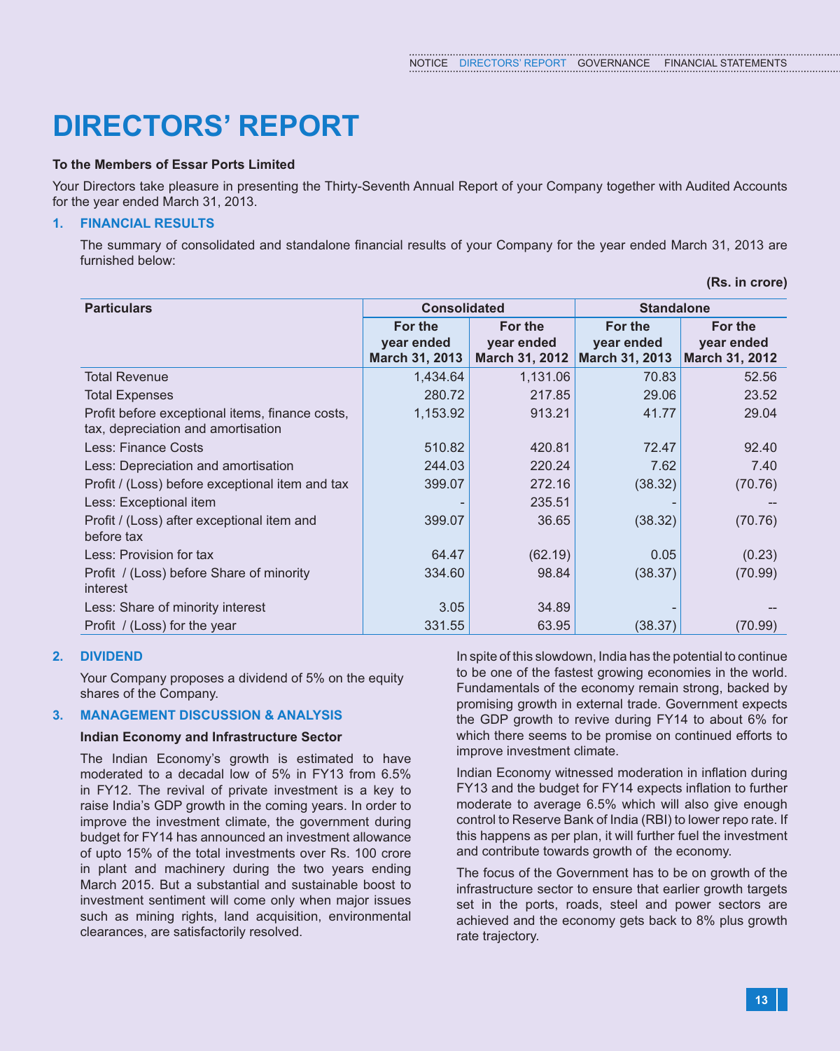# DIRECTORS' REPORT

**To the Members of Essar Ports Limited**

Your Directors take pleasure in presenting the Thirty-Seventh Annual Report of your Company together with Audited Accounts for the year ended March 31, 2013.

## 1. FINANCIAL RESULTS

The summary of consolidated and standalone financial results of your Company for the year ended March 31, 2013 are furnished below:

**(Rs. in crore)**

| Particulars | Consolidated | | Standalone | |
|---|---|---|---|---|
| | For the year ended March 31, 2013 | For the year ended March 31, 2012 | For the year ended March 31, 2013 | For the year ended March 31, 2012 |
| Total Revenue | 1,434.64 | 1,131.06 | 70.83 | 52.56 |
| Total Expenses | 280.72 | 217.85 | 29.06 | 23.52 |
| Profit before exceptional items, finance costs, tax, depreciation and amortisation | 1,153.92 | 913.21 | 41.77 | 29.04 |
| Less: Finance Costs | 510.82 | 420.81 | 72.47 | 92.40 |
| Less: Depreciation and amortisation | 244.03 | 220.24 | 7.62 | 7.40 |
| Profit / (Loss) before exceptional item and tax | 399.07 | 272.16 | (38.32) | (70.76) |
| Less: Exceptional item | - | 235.51 | - | -- |
| Profit / (Loss) after exceptional item and before tax | 399.07 | 36.65 | (38.32) | (70.76) |
| Less: Provision for tax | 64.47 | (62.19) | 0.05 | (0.23) |
| Profit / (Loss) before Share of minority interest | 334.60 | 98.84 | (38.37) | (70.99) |
| Less: Share of minority interest | 3.05 | 34.89 | - | -- |
| Profit / (Loss) for the year | 331.55 | 63.95 | (38.37) | (70.99) |

## 2. DIVIDEND

Your Company proposes a dividend of 5% on the equity shares of the Company.

## 3. MANAGEMENT DISCUSSION & ANALYSIS

**Indian Economy and Infrastructure Sector**

The Indian Economy's growth is estimated to have moderated to a decadal low of 5% in FY13 from 6.5% in FY12. The revival of private investment is a key to raise India's GDP growth in the coming years. In order to improve the investment climate, the government during budget for FY14 has announced an investment allowance of upto 15% of the total investments over Rs. 100 crore in plant and machinery during the two years ending March 2015. But a substantial and sustainable boost to investment sentiment will come only when major issues such as mining rights, land acquisition, environmental clearances, are satisfactorily resolved.

In spite of this slowdown, India has the potential to continue to be one of the fastest growing economies in the world. Fundamentals of the economy remain strong, backed by promising growth in external trade. Government expects the GDP growth to revive during FY14 to about 6% for which there seems to be promise on continued efforts to improve investment climate.

Indian Economy witnessed moderation in inflation during FY13 and the budget for FY14 expects inflation to further moderate to average 6.5% which will also give enough control to Reserve Bank of India (RBI) to lower repo rate. If this happens as per plan, it will further fuel the investment and contribute towards growth of the economy.

The focus of the Government has to be on growth of the infrastructure sector to ensure that earlier growth targets set in the ports, roads, steel and power sectors are achieved and the economy gets back to 8% plus growth rate trajectory.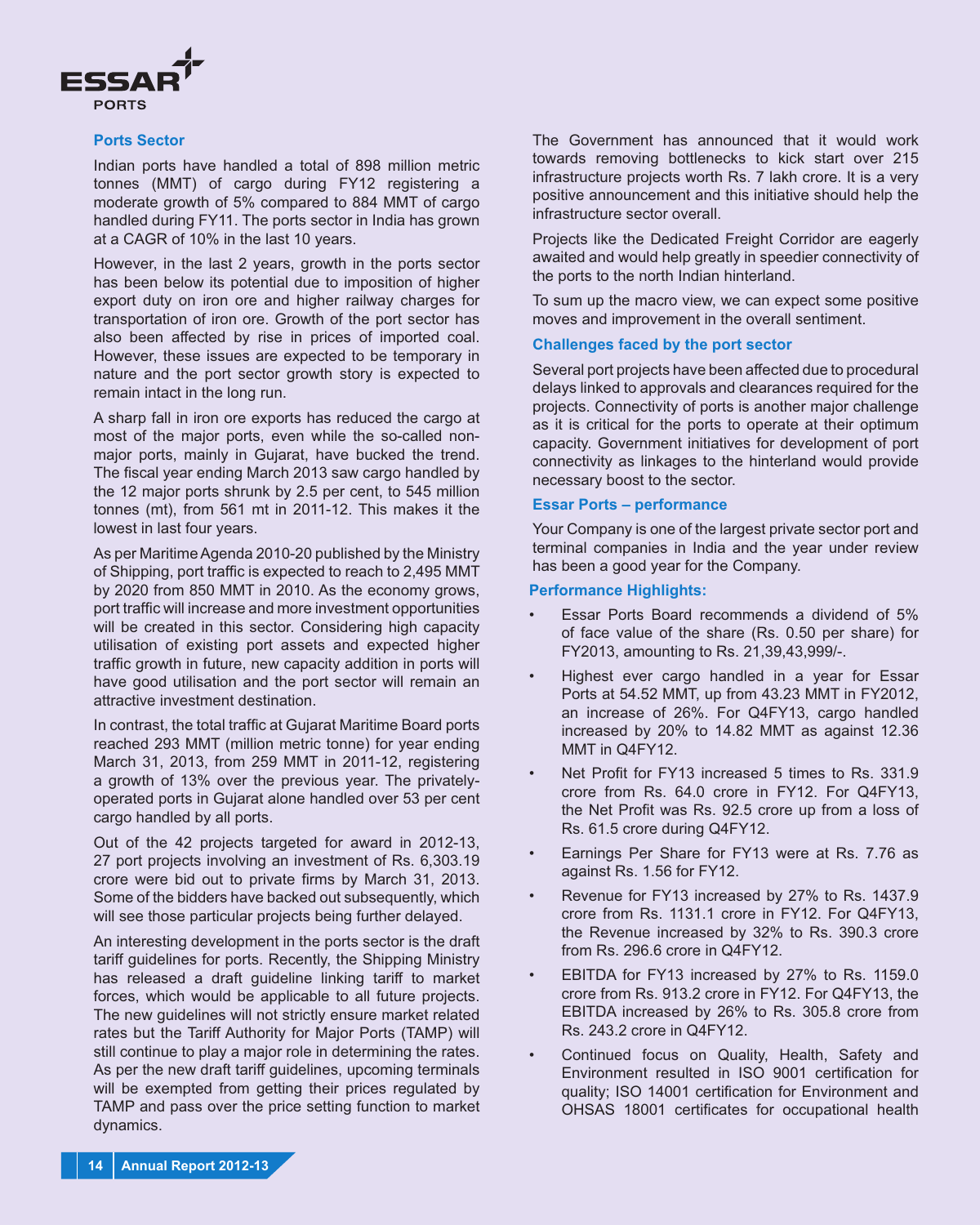## Ports Sector

Indian ports have handled a total of 898 million metric tonnes (MMT) of cargo during FY12 registering a moderate growth of 5% compared to 884 MMT of cargo handled during FY11. The ports sector in India has grown at a CAGR of 10% in the last 10 years.

However, in the last 2 years, growth in the ports sector has been below its potential due to imposition of higher export duty on iron ore and higher railway charges for transportation of iron ore. Growth of the port sector has also been affected by rise in prices of imported coal. However, these issues are expected to be temporary in nature and the port sector growth story is expected to remain intact in the long run.

A sharp fall in iron ore exports has reduced the cargo at most of the major ports, even while the so-called non-major ports, mainly in Gujarat, have bucked the trend. The fiscal year ending March 2013 saw cargo handled by the 12 major ports shrunk by 2.5 per cent, to 545 million tonnes (mt), from 561 mt in 2011-12. This makes it the lowest in last four years.

As per Maritime Agenda 2010-20 published by the Ministry of Shipping, port traffic is expected to reach to 2,495 MMT by 2020 from 850 MMT in 2010. As the economy grows, port traffic will increase and more investment opportunities will be created in this sector. Considering high capacity utilisation of existing port assets and expected higher traffic growth in future, new capacity addition in ports will have good utilisation and the port sector will remain an attractive investment destination.

In contrast, the total traffic at Gujarat Maritime Board ports reached 293 MMT (million metric tonne) for year ending March 31, 2013, from 259 MMT in 2011-12, registering a growth of 13% over the previous year. The privately-operated ports in Gujarat alone handled over 53 per cent cargo handled by all ports.

Out of the 42 projects targeted for award in 2012-13, 27 port projects involving an investment of Rs. 6,303.19 crore were bid out to private firms by March 31, 2013. Some of the bidders have backed out subsequently, which will see those particular projects being further delayed.

An interesting development in the ports sector is the draft tariff guidelines for ports. Recently, the Shipping Ministry has released a draft guideline linking tariff to market forces, which would be applicable to all future projects. The new guidelines will not strictly ensure market related rates but the Tariff Authority for Major Ports (TAMP) will still continue to play a major role in determining the rates. As per the new draft tariff guidelines, upcoming terminals will be exempted from getting their prices regulated by TAMP and pass over the price setting function to market dynamics.

The Government has announced that it would work towards removing bottlenecks to kick start over 215 infrastructure projects worth Rs. 7 lakh crore. It is a very positive announcement and this initiative should help the infrastructure sector overall.

Projects like the Dedicated Freight Corridor are eagerly awaited and would help greatly in speedier connectivity of the ports to the north Indian hinterland.

To sum up the macro view, we can expect some positive moves and improvement in the overall sentiment.

## Challenges faced by the port sector

Several port projects have been affected due to procedural delays linked to approvals and clearances required for the projects. Connectivity of ports is another major challenge as it is critical for the ports to operate at their optimum capacity. Government initiatives for development of port connectivity as linkages to the hinterland would provide necessary boost to the sector.

## Essar Ports – performance

Your Company is one of the largest private sector port and terminal companies in India and the year under review has been a good year for the Company.

### Performance Highlights:

- Essar Ports Board recommends a dividend of 5% of face value of the share (Rs. 0.50 per share) for FY2013, amounting to Rs. 21,39,43,999/-.
- Highest ever cargo handled in a year for Essar Ports at 54.52 MMT, up from 43.23 MMT in FY2012, an increase of 26%. For Q4FY13, cargo handled increased by 20% to 14.82 MMT as against 12.36 MMT in Q4FY12.
- Net Profit for FY13 increased 5 times to Rs. 331.9 crore from Rs. 64.0 crore in FY12. For Q4FY13, the Net Profit was Rs. 92.5 crore up from a loss of Rs. 61.5 crore during Q4FY12.
- Earnings Per Share for FY13 were at Rs. 7.76 as against Rs. 1.56 for FY12.
- Revenue for FY13 increased by 27% to Rs. 1437.9 crore from Rs. 1131.1 crore in FY12. For Q4FY13, the Revenue increased by 32% to Rs. 390.3 crore from Rs. 296.6 crore in Q4FY12.
- EBITDA for FY13 increased by 27% to Rs. 1159.0 crore from Rs. 913.2 crore in FY12. For Q4FY13, the EBITDA increased by 26% to Rs. 305.8 crore from Rs. 243.2 crore in Q4FY12.
- Continued focus on Quality, Health, Safety and Environment resulted in ISO 9001 certification for quality; ISO 14001 certification for Environment and OHSAS 18001 certificates for occupational health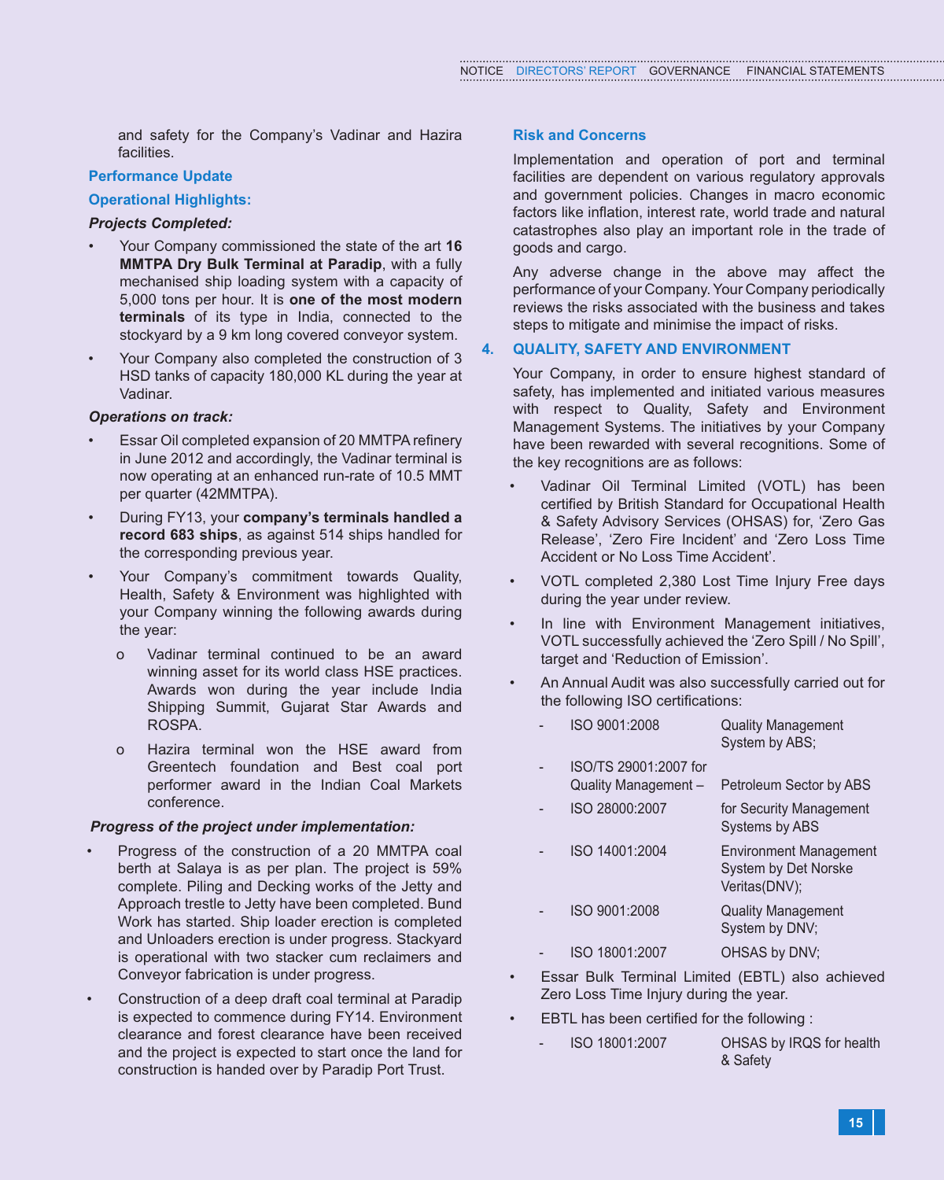and safety for the Company's Vadinar and Hazira facilities.

### Performance Update

### Operational Highlights:

***Projects Completed:***

- Your Company commissioned the state of the art **16 MMTPA Dry Bulk Terminal at Paradip**, with a fully mechanised ship loading system with a capacity of 5,000 tons per hour. It is **one of the most modern terminals** of its type in India, connected to the stockyard by a 9 km long covered conveyor system.
- Your Company also completed the construction of 3 HSD tanks of capacity 180,000 KL during the year at Vadinar.

***Operations on track:***

- Essar Oil completed expansion of 20 MMTPA refinery in June 2012 and accordingly, the Vadinar terminal is now operating at an enhanced run-rate of 10.5 MMT per quarter (42MMTPA).
- During FY13, your **company's terminals handled a record 683 ships**, as against 514 ships handled for the corresponding previous year.
- Your Company's commitment towards Quality, Health, Safety & Environment was highlighted with your Company winning the following awards during the year:
  - o Vadinar terminal continued to be an award winning asset for its world class HSE practices. Awards won during the year include India Shipping Summit, Gujarat Star Awards and ROSPA.
  - o Hazira terminal won the HSE award from Greentech foundation and Best coal port performer award in the Indian Coal Markets conference.

***Progress of the project under implementation:***

- Progress of the construction of a 20 MMTPA coal berth at Salaya is as per plan. The project is 59% complete. Piling and Decking works of the Jetty and Approach trestle to Jetty have been completed. Bund Work has started. Ship loader erection is completed and Unloaders erection is under progress. Stackyard is operational with two stacker cum reclaimers and Conveyor fabrication is under progress.
- Construction of a deep draft coal terminal at Paradip is expected to commence during FY14. Environment clearance and forest clearance have been received and the project is expected to start once the land for construction is handed over by Paradip Port Trust.

### Risk and Concerns

Implementation and operation of port and terminal facilities are dependent on various regulatory approvals and government policies. Changes in macro economic factors like inflation, interest rate, world trade and natural catastrophes also play an important role in the trade of goods and cargo.

Any adverse change in the above may affect the performance of your Company. Your Company periodically reviews the risks associated with the business and takes steps to mitigate and minimise the impact of risks.

## 4. QUALITY, SAFETY AND ENVIRONMENT

Your Company, in order to ensure highest standard of safety, has implemented and initiated various measures with respect to Quality, Safety and Environment Management Systems. The initiatives by your Company have been rewarded with several recognitions. Some of the key recognitions are as follows:

- Vadinar Oil Terminal Limited (VOTL) has been certified by British Standard for Occupational Health & Safety Advisory Services (OHSAS) for, 'Zero Gas Release', 'Zero Fire Incident' and 'Zero Loss Time Accident or No Loss Time Accident'.
- VOTL completed 2,380 Lost Time Injury Free days during the year under review.
- In line with Environment Management initiatives, VOTL successfully achieved the 'Zero Spill / No Spill', target and 'Reduction of Emission'.
- An Annual Audit was also successfully carried out for the following ISO certifications:
  - ISO 9001:2008 — Quality Management System by ABS;
  - ISO/TS 29001:2007 for Quality Management – Petroleum Sector by ABS
  - ISO 28000:2007 — for Security Management Systems by ABS
  - ISO 14001:2004 — Environment Management System by Det Norske Veritas(DNV);
  - ISO 9001:2008 — Quality Management System by DNV;
  - ISO 18001:2007 — OHSAS by DNV;
- Essar Bulk Terminal Limited (EBTL) also achieved Zero Loss Time Injury during the year.
- EBTL has been certified for the following :
  - ISO 18001:2007 — OHSAS by IRQS for health & Safety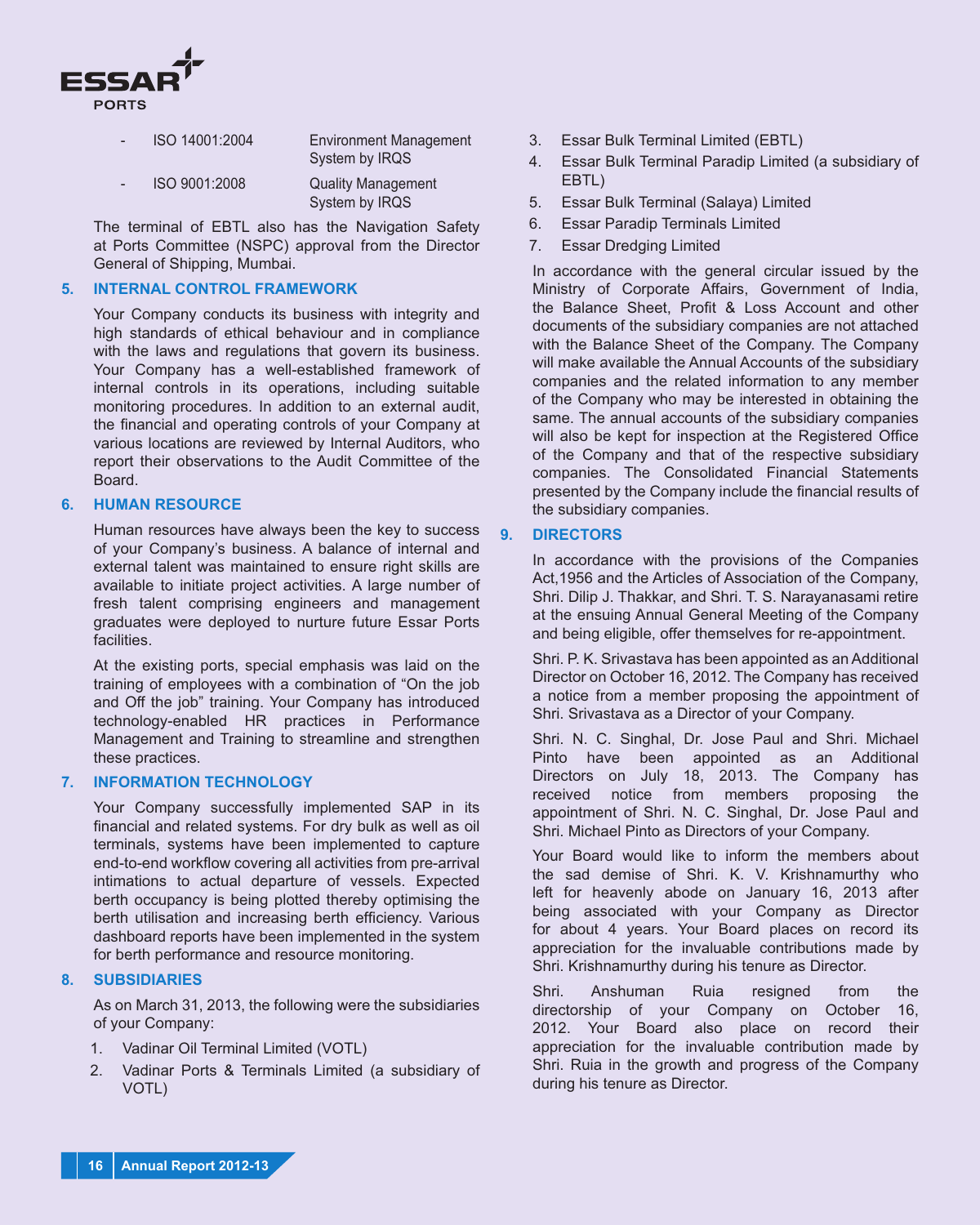- ISO 14001:2004 — Environment Management System by IRQS
- ISO 9001:2008 — Quality Management System by IRQS

The terminal of EBTL also has the Navigation Safety at Ports Committee (NSPC) approval from the Director General of Shipping, Mumbai.

## 5. INTERNAL CONTROL FRAMEWORK

Your Company conducts its business with integrity and high standards of ethical behaviour and in compliance with the laws and regulations that govern its business. Your Company has a well-established framework of internal controls in its operations, including suitable monitoring procedures. In addition to an external audit, the financial and operating controls of your Company at various locations are reviewed by Internal Auditors, who report their observations to the Audit Committee of the Board.

## 6. HUMAN RESOURCE

Human resources have always been the key to success of your Company's business. A balance of internal and external talent was maintained to ensure right skills are available to initiate project activities. A large number of fresh talent comprising engineers and management graduates were deployed to nurture future Essar Ports facilities.

At the existing ports, special emphasis was laid on the training of employees with a combination of "On the job and Off the job" training. Your Company has introduced technology-enabled HR practices in Performance Management and Training to streamline and strengthen these practices.

## 7. INFORMATION TECHNOLOGY

Your Company successfully implemented SAP in its financial and related systems. For dry bulk as well as oil terminals, systems have been implemented to capture end-to-end workflow covering all activities from pre-arrival intimations to actual departure of vessels. Expected berth occupancy is being plotted thereby optimising the berth utilisation and increasing berth efficiency. Various dashboard reports have been implemented in the system for berth performance and resource monitoring.

## 8. SUBSIDIARIES

As on March 31, 2013, the following were the subsidiaries of your Company:

1. Vadinar Oil Terminal Limited (VOTL)
2. Vadinar Ports & Terminals Limited (a subsidiary of VOTL)
3. Essar Bulk Terminal Limited (EBTL)
4. Essar Bulk Terminal Paradip Limited (a subsidiary of EBTL)
5. Essar Bulk Terminal (Salaya) Limited
6. Essar Paradip Terminals Limited
7. Essar Dredging Limited

In accordance with the general circular issued by the Ministry of Corporate Affairs, Government of India, the Balance Sheet, Profit & Loss Account and other documents of the subsidiary companies are not attached with the Balance Sheet of the Company. The Company will make available the Annual Accounts of the subsidiary companies and the related information to any member of the Company who may be interested in obtaining the same. The annual accounts of the subsidiary companies will also be kept for inspection at the Registered Office of the Company and that of the respective subsidiary companies. The Consolidated Financial Statements presented by the Company include the financial results of the subsidiary companies.

## 9. DIRECTORS

In accordance with the provisions of the Companies Act,1956 and the Articles of Association of the Company, Shri. Dilip J. Thakkar, and Shri. T. S. Narayanasami retire at the ensuing Annual General Meeting of the Company and being eligible, offer themselves for re-appointment.

Shri. P. K. Srivastava has been appointed as an Additional Director on October 16, 2012. The Company has received a notice from a member proposing the appointment of Shri. Srivastava as a Director of your Company.

Shri. N. C. Singhal, Dr. Jose Paul and Shri. Michael Pinto have been appointed as an Additional Directors on July 18, 2013. The Company has received notice from members proposing the appointment of Shri. N. C. Singhal, Dr. Jose Paul and Shri. Michael Pinto as Directors of your Company.

Your Board would like to inform the members about the sad demise of Shri. K. V. Krishnamurthy who left for heavenly abode on January 16, 2013 after being associated with your Company as Director for about 4 years. Your Board places on record its appreciation for the invaluable contributions made by Shri. Krishnamurthy during his tenure as Director.

Shri. Anshuman Ruia resigned from the directorship of your Company on October 16, 2012. Your Board also place on record their appreciation for the invaluable contribution made by Shri. Ruia in the growth and progress of the Company during his tenure as Director.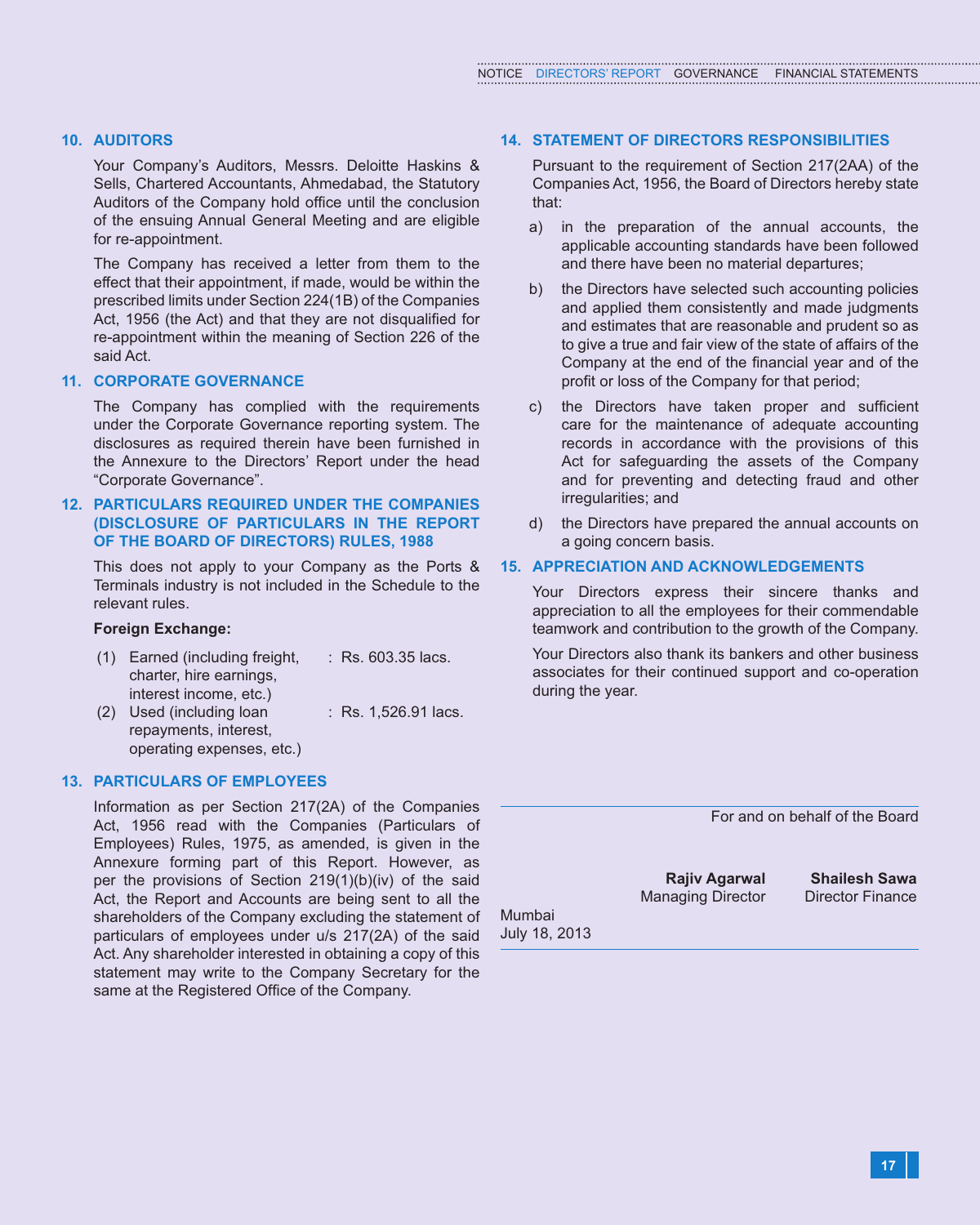## 10. AUDITORS

Your Company's Auditors, Messrs. Deloitte Haskins & Sells, Chartered Accountants, Ahmedabad, the Statutory Auditors of the Company hold office until the conclusion of the ensuing Annual General Meeting and are eligible for re-appointment.

The Company has received a letter from them to the effect that their appointment, if made, would be within the prescribed limits under Section 224(1B) of the Companies Act, 1956 (the Act) and that they are not disqualified for re-appointment within the meaning of Section 226 of the said Act.

## 11. CORPORATE GOVERNANCE

The Company has complied with the requirements under the Corporate Governance reporting system. The disclosures as required therein have been furnished in the Annexure to the Directors' Report under the head "Corporate Governance".

## 12. PARTICULARS REQUIRED UNDER THE COMPANIES (DISCLOSURE OF PARTICULARS IN THE REPORT OF THE BOARD OF DIRECTORS) RULES, 1988

This does not apply to your Company as the Ports & Terminals industry is not included in the Schedule to the relevant rules.

**Foreign Exchange:**

| | | |
|---|---|---|
| (1) | Earned (including freight, charter, hire earnings, interest income, etc.) | : Rs. 603.35 lacs. |
| (2) | Used (including loan repayments, interest, operating expenses, etc.) | : Rs. 1,526.91 lacs. |

## 13. PARTICULARS OF EMPLOYEES

Information as per Section 217(2A) of the Companies Act, 1956 read with the Companies (Particulars of Employees) Rules, 1975, as amended, is given in the Annexure forming part of this Report. However, as per the provisions of Section 219(1)(b)(iv) of the said Act, the Report and Accounts are being sent to all the shareholders of the Company excluding the statement of particulars of employees under u/s 217(2A) of the said Act. Any shareholder interested in obtaining a copy of this statement may write to the Company Secretary for the same at the Registered Office of the Company.

## 14. STATEMENT OF DIRECTORS RESPONSIBILITIES

Pursuant to the requirement of Section 217(2AA) of the Companies Act, 1956, the Board of Directors hereby state that:

a) in the preparation of the annual accounts, the applicable accounting standards have been followed and there have been no material departures;

b) the Directors have selected such accounting policies and applied them consistently and made judgments and estimates that are reasonable and prudent so as to give a true and fair view of the state of affairs of the Company at the end of the financial year and of the profit or loss of the Company for that period;

c) the Directors have taken proper and sufficient care for the maintenance of adequate accounting records in accordance with the provisions of this Act for safeguarding the assets of the Company and for preventing and detecting fraud and other irregularities; and

d) the Directors have prepared the annual accounts on a going concern basis.

## 15. APPRECIATION AND ACKNOWLEDGEMENTS

Your Directors express their sincere thanks and appreciation to all the employees for their commendable teamwork and contribution to the growth of the Company.

Your Directors also thank its bankers and other business associates for their continued support and co-operation during the year.

For and on behalf of the Board

**Rajiv Agarwal**
Managing Director

**Shailesh Sawa**
Director Finance

Mumbai
July 18, 2013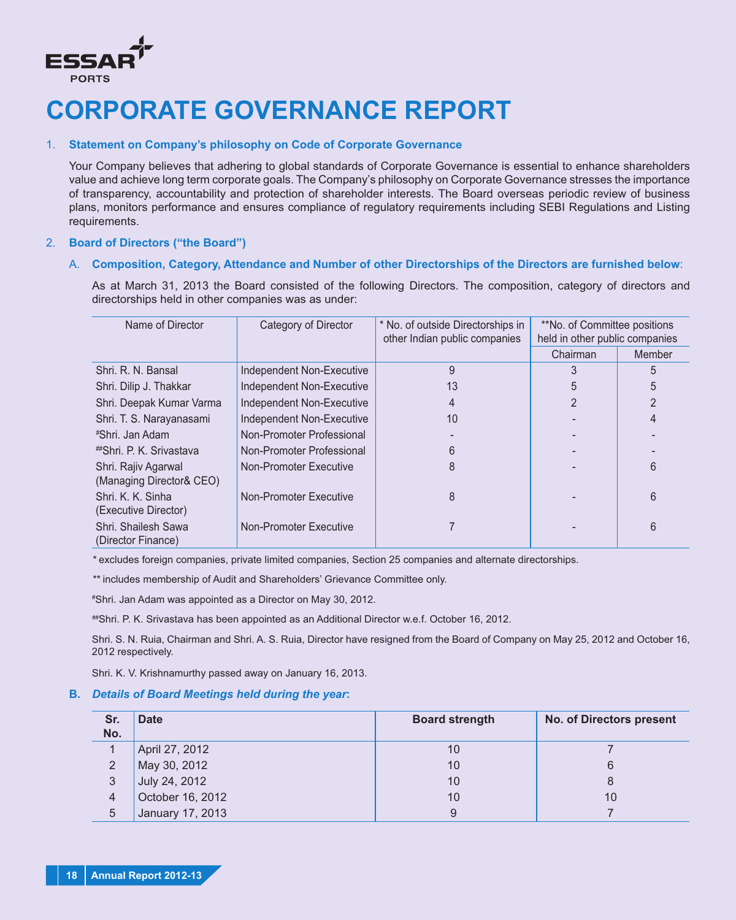# CORPORATE GOVERNANCE REPORT

1. **Statement on Company's philosophy on Code of Corporate Governance**

   Your Company believes that adhering to global standards of Corporate Governance is essential to enhance shareholders value and achieve long term corporate goals. The Company's philosophy on Corporate Governance stresses the importance of transparency, accountability and protection of shareholder interests. The Board overseas periodic review of business plans, monitors performance and ensures compliance of regulatory requirements including SEBI Regulations and Listing requirements.

2. **Board of Directors ("the Board")**

   A. **Composition, Category, Attendance and Number of other Directorships of the Directors are furnished below**:

   As at March 31, 2013 the Board consisted of the following Directors. The composition, category of directors and directorships held in other companies was as under:

| Name of Director | Category of Director | * No. of outside Directorships in other Indian public companies | **No. of Committee positions held in other public companies | |
|---|---|---|---|---|
| | | | Chairman | Member |
| Shri. R. N. Bansal | Independent Non-Executive | 9 | 3 | 5 |
| Shri. Dilip J. Thakkar | Independent Non-Executive | 13 | 5 | 5 |
| Shri. Deepak Kumar Varma | Independent Non-Executive | 4 | 2 | 2 |
| Shri. T. S. Narayanasami | Independent Non-Executive | 10 | - | 4 |
| #Shri. Jan Adam | Non-Promoter Professional | - | - | - |
| ##Shri. P. K. Srivastava | Non-Promoter Professional | 6 | - | - |
| Shri. Rajiv Agarwal (Managing Director& CEO) | Non-Promoter Executive | 8 | - | 6 |
| Shri. K. K. Sinha (Executive Director) | Non-Promoter Executive | 8 | - | 6 |
| Shri. Shailesh Sawa (Director Finance) | Non-Promoter Executive | 7 | - | 6 |

   * excludes foreign companies, private limited companies, Section 25 companies and alternate directorships.

   ** includes membership of Audit and Shareholders' Grievance Committee only.

   #Shri. Jan Adam was appointed as a Director on May 30, 2012.

   ##Shri. P. K. Srivastava has been appointed as an Additional Director w.e.f. October 16, 2012.

   Shri. S. N. Ruia, Chairman and Shri. A. S. Ruia, Director have resigned from the Board of Company on May 25, 2012 and October 16, 2012 respectively.

   Shri. K. V. Krishnamurthy passed away on January 16, 2013.

   **B.** ***Details of Board Meetings held during the year*:**

| Sr. No. | Date | Board strength | No. of Directors present |
|---|---|---|---|
| 1 | April 27, 2012 | 10 | 7 |
| 2 | May 30, 2012 | 10 | 6 |
| 3 | July 24, 2012 | 10 | 8 |
| 4 | October 16, 2012 | 10 | 10 |
| 5 | January 17, 2013 | 9 | 7 |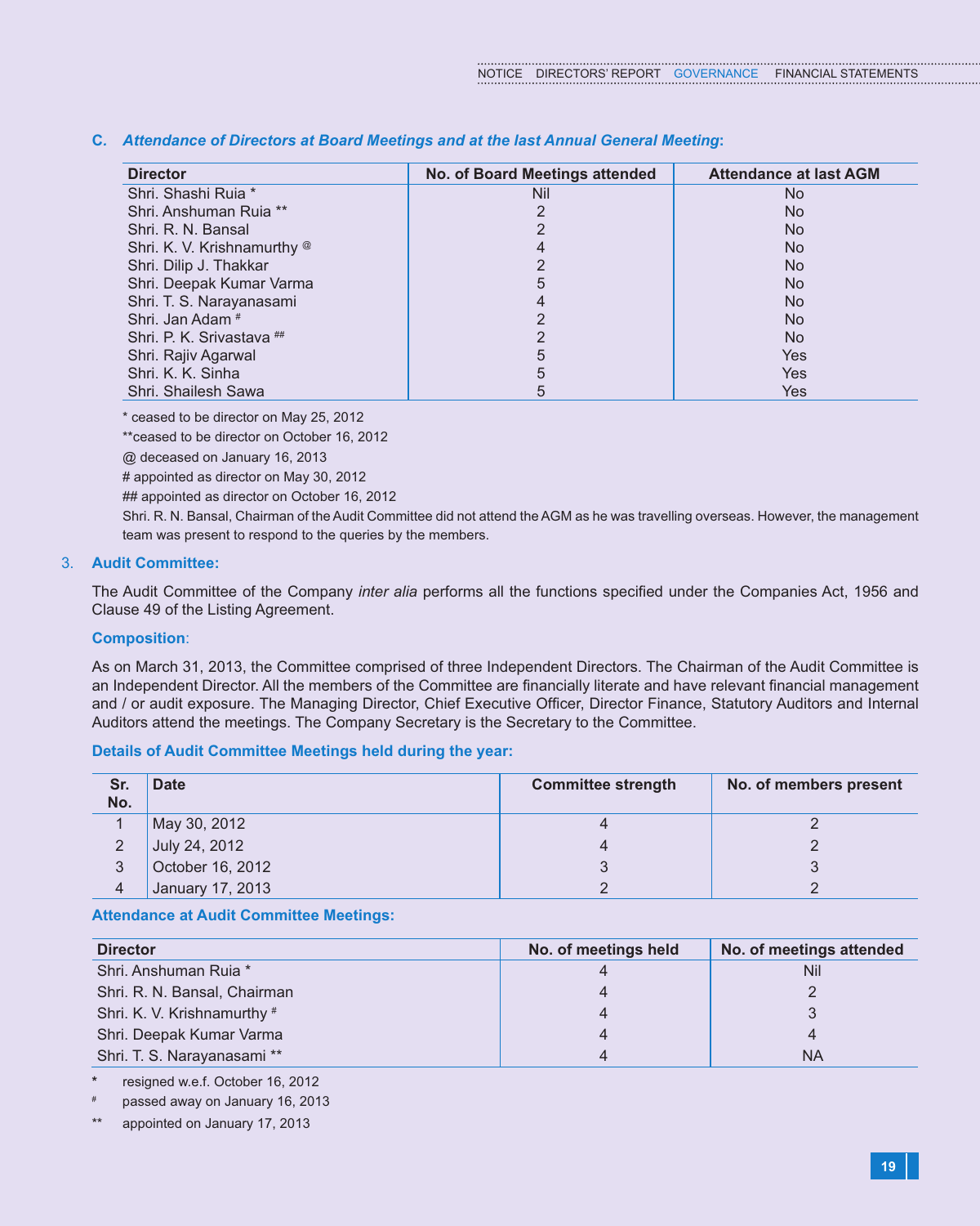### C. *Attendance of Directors at Board Meetings and at the last Annual General Meeting*:

| Director | No. of Board Meetings attended | Attendance at last AGM |
|---|---|---|
| Shri. Shashi Ruia * | Nil | No |
| Shri. Anshuman Ruia ** | 2 | No |
| Shri. R. N. Bansal | 2 | No |
| Shri. K. V. Krishnamurthy @ | 4 | No |
| Shri. Dilip J. Thakkar | 2 | No |
| Shri. Deepak Kumar Varma | 5 | No |
| Shri. T. S. Narayanasami | 4 | No |
| Shri. Jan Adam # | 2 | No |
| Shri. P. K. Srivastava ## | 2 | No |
| Shri. Rajiv Agarwal | 5 | Yes |
| Shri. K. K. Sinha | 5 | Yes |
| Shri. Shailesh Sawa | 5 | Yes |

\* ceased to be director on May 25, 2012

**ceased to be director on October 16, 2012

@ deceased on January 16, 2013

# appointed as director on May 30, 2012

## appointed as director on October 16, 2012

Shri. R. N. Bansal, Chairman of the Audit Committee did not attend the AGM as he was travelling overseas. However, the management team was present to respond to the queries by the members.

### 3. Audit Committee:

The Audit Committee of the Company *inter alia* performs all the functions specified under the Companies Act, 1956 and Clause 49 of the Listing Agreement.

**Composition**:

As on March 31, 2013, the Committee comprised of three Independent Directors. The Chairman of the Audit Committee is an Independent Director. All the members of the Committee are financially literate and have relevant financial management and / or audit exposure. The Managing Director, Chief Executive Officer, Director Finance, Statutory Auditors and Internal Auditors attend the meetings. The Company Secretary is the Secretary to the Committee.

**Details of Audit Committee Meetings held during the year:**

| Sr. No. | Date | Committee strength | No. of members present |
|---|---|---|---|
| 1 | May 30, 2012 | 4 | 2 |
| 2 | July 24, 2012 | 4 | 2 |
| 3 | October 16, 2012 | 3 | 3 |
| 4 | January 17, 2013 | 2 | 2 |

**Attendance at Audit Committee Meetings:**

| Director | No. of meetings held | No. of meetings attended |
|---|---|---|
| Shri. Anshuman Ruia * | 4 | Nil |
| Shri. R. N. Bansal, Chairman | 4 | 2 |
| Shri. K. V. Krishnamurthy # | 4 | 3 |
| Shri. Deepak Kumar Varma | 4 | 4 |
| Shri. T. S. Narayanasami ** | 4 | NA |

\* resigned w.e.f. October 16, 2012

\# passed away on January 16, 2013

** appointed on January 17, 2013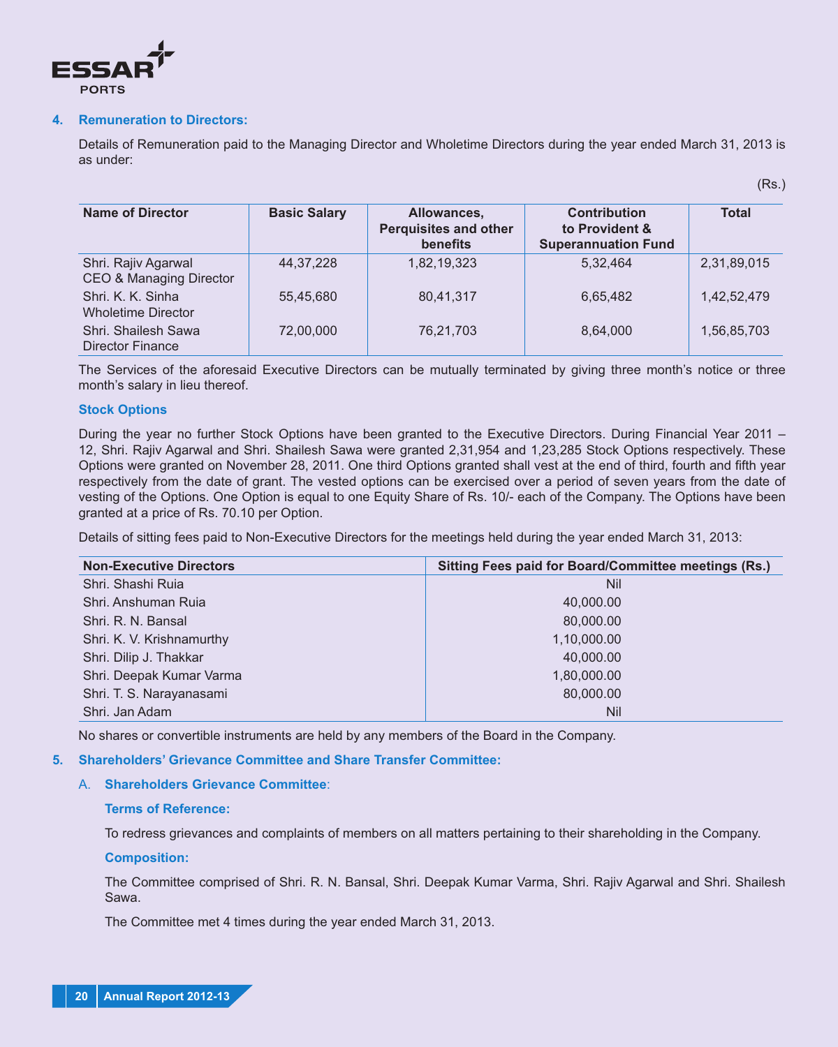### 4. Remuneration to Directors:

Details of Remuneration paid to the Managing Director and Wholetime Directors during the year ended March 31, 2013 is as under:

(Rs.)

| Name of Director | Basic Salary | Allowances, Perquisites and other benefits | Contribution to Provident & Superannuation Fund | Total |
|---|---|---|---|---|
| Shri. Rajiv Agarwal CEO & Managing Director | 44,37,228 | 1,82,19,323 | 5,32,464 | 2,31,89,015 |
| Shri. K. K. Sinha Wholetime Director | 55,45,680 | 80,41,317 | 6,65,482 | 1,42,52,479 |
| Shri. Shailesh Sawa Director Finance | 72,00,000 | 76,21,703 | 8,64,000 | 1,56,85,703 |

The Services of the aforesaid Executive Directors can be mutually terminated by giving three month's notice or three month's salary in lieu thereof.

**Stock Options**

During the year no further Stock Options have been granted to the Executive Directors. During Financial Year 2011 – 12, Shri. Rajiv Agarwal and Shri. Shailesh Sawa were granted 2,31,954 and 1,23,285 Stock Options respectively. These Options were granted on November 28, 2011. One third Options granted shall vest at the end of third, fourth and fifth year respectively from the date of grant. The vested options can be exercised over a period of seven years from the date of vesting of the Options. One Option is equal to one Equity Share of Rs. 10/- each of the Company. The Options have been granted at a price of Rs. 70.10 per Option.

Details of sitting fees paid to Non-Executive Directors for the meetings held during the year ended March 31, 2013:

| Non-Executive Directors | Sitting Fees paid for Board/Committee meetings (Rs.) |
|---|---|
| Shri. Shashi Ruia | Nil |
| Shri. Anshuman Ruia | 40,000.00 |
| Shri. R. N. Bansal | 80,000.00 |
| Shri. K. V. Krishnamurthy | 1,10,000.00 |
| Shri. Dilip J. Thakkar | 40,000.00 |
| Shri. Deepak Kumar Varma | 1,80,000.00 |
| Shri. T. S. Narayanasami | 80,000.00 |
| Shri. Jan Adam | Nil |

No shares or convertible instruments are held by any members of the Board in the Company.

### 5. Shareholders' Grievance Committee and Share Transfer Committee:

#### A. Shareholders Grievance Committee:

**Terms of Reference:**

To redress grievances and complaints of members on all matters pertaining to their shareholding in the Company.

**Composition:**

The Committee comprised of Shri. R. N. Bansal, Shri. Deepak Kumar Varma, Shri. Rajiv Agarwal and Shri. Shailesh Sawa.

The Committee met 4 times during the year ended March 31, 2013.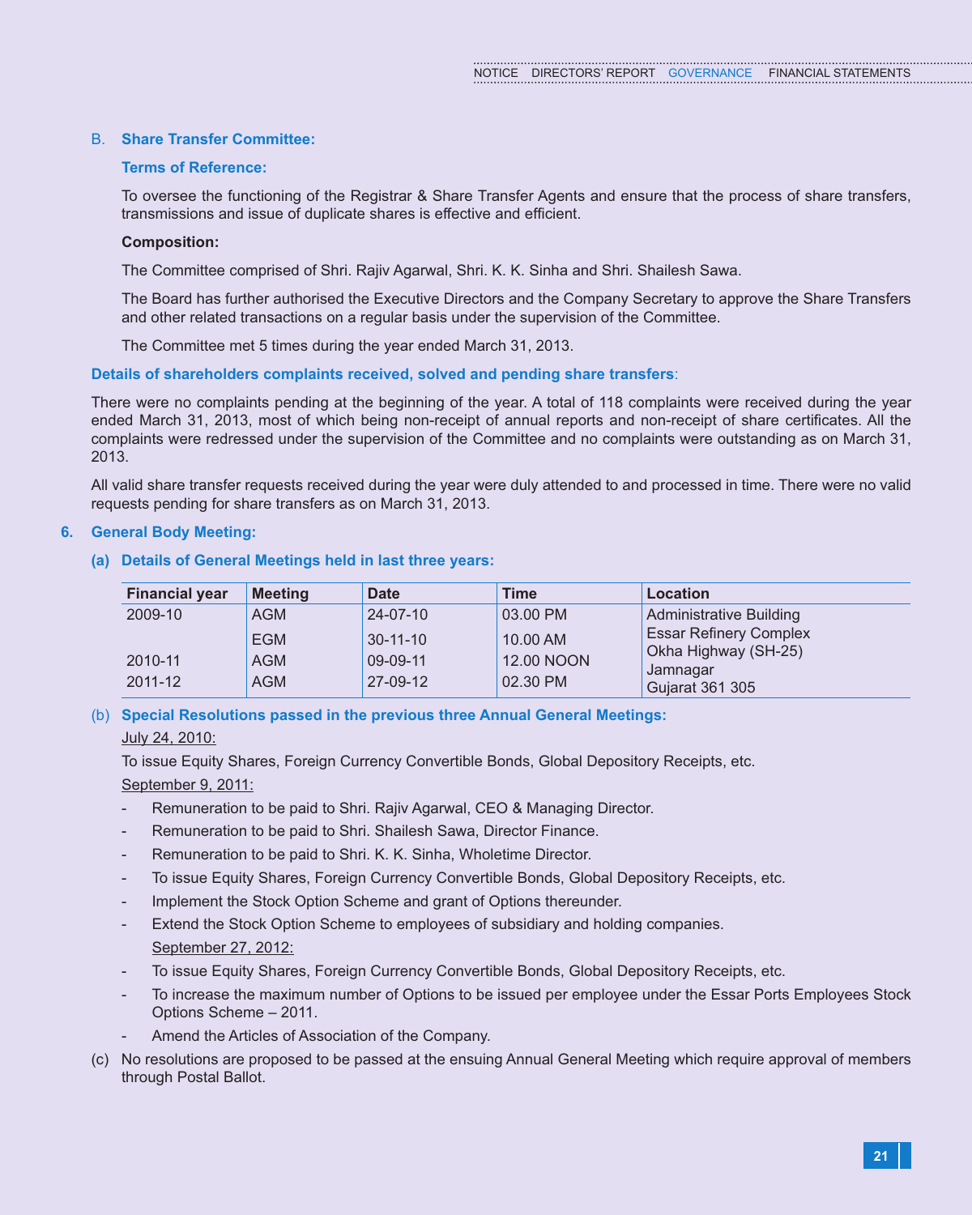### B. Share Transfer Committee:

**Terms of Reference:**

To oversee the functioning of the Registrar & Share Transfer Agents and ensure that the process of share transfers, transmissions and issue of duplicate shares is effective and efficient.

**Composition:**

The Committee comprised of Shri. Rajiv Agarwal, Shri. K. K. Sinha and Shri. Shailesh Sawa.

The Board has further authorised the Executive Directors and the Company Secretary to approve the Share Transfers and other related transactions on a regular basis under the supervision of the Committee.

The Committee met 5 times during the year ended March 31, 2013.

**Details of shareholders complaints received, solved and pending share transfers**:

There were no complaints pending at the beginning of the year. A total of 118 complaints were received during the year ended March 31, 2013, most of which being non-receipt of annual reports and non-receipt of share certificates. All the complaints were redressed under the supervision of the Committee and no complaints were outstanding as on March 31, 2013.

All valid share transfer requests received during the year were duly attended to and processed in time. There were no valid requests pending for share transfers as on March 31, 2013.

## 6. General Body Meeting:

### (a) Details of General Meetings held in last three years:

| Financial year | Meeting | Date | Time | Location |
|---|---|---|---|---|
| 2009-10 | AGM | 24-07-10 | 03.00 PM | Administrative Building |
| | EGM | 30-11-10 | 10.00 AM | Essar Refinery Complex |
| 2010-11 | AGM | 09-09-11 | 12.00 NOON | Okha Highway (SH-25) Jamnagar |
| 2011-12 | AGM | 27-09-12 | 02.30 PM | Gujarat 361 305 |

### (b) Special Resolutions passed in the previous three Annual General Meetings:

July 24, 2010:

To issue Equity Shares, Foreign Currency Convertible Bonds, Global Depository Receipts, etc.

September 9, 2011:

- Remuneration to be paid to Shri. Rajiv Agarwal, CEO & Managing Director.
- Remuneration to be paid to Shri. Shailesh Sawa, Director Finance.
- Remuneration to be paid to Shri. K. K. Sinha, Wholetime Director.
- To issue Equity Shares, Foreign Currency Convertible Bonds, Global Depository Receipts, etc.
- Implement the Stock Option Scheme and grant of Options thereunder.
- Extend the Stock Option Scheme to employees of subsidiary and holding companies.

September 27, 2012:

- To issue Equity Shares, Foreign Currency Convertible Bonds, Global Depository Receipts, etc.
- To increase the maximum number of Options to be issued per employee under the Essar Ports Employees Stock Options Scheme – 2011.
- Amend the Articles of Association of the Company.

(c) No resolutions are proposed to be passed at the ensuing Annual General Meeting which require approval of members through Postal Ballot.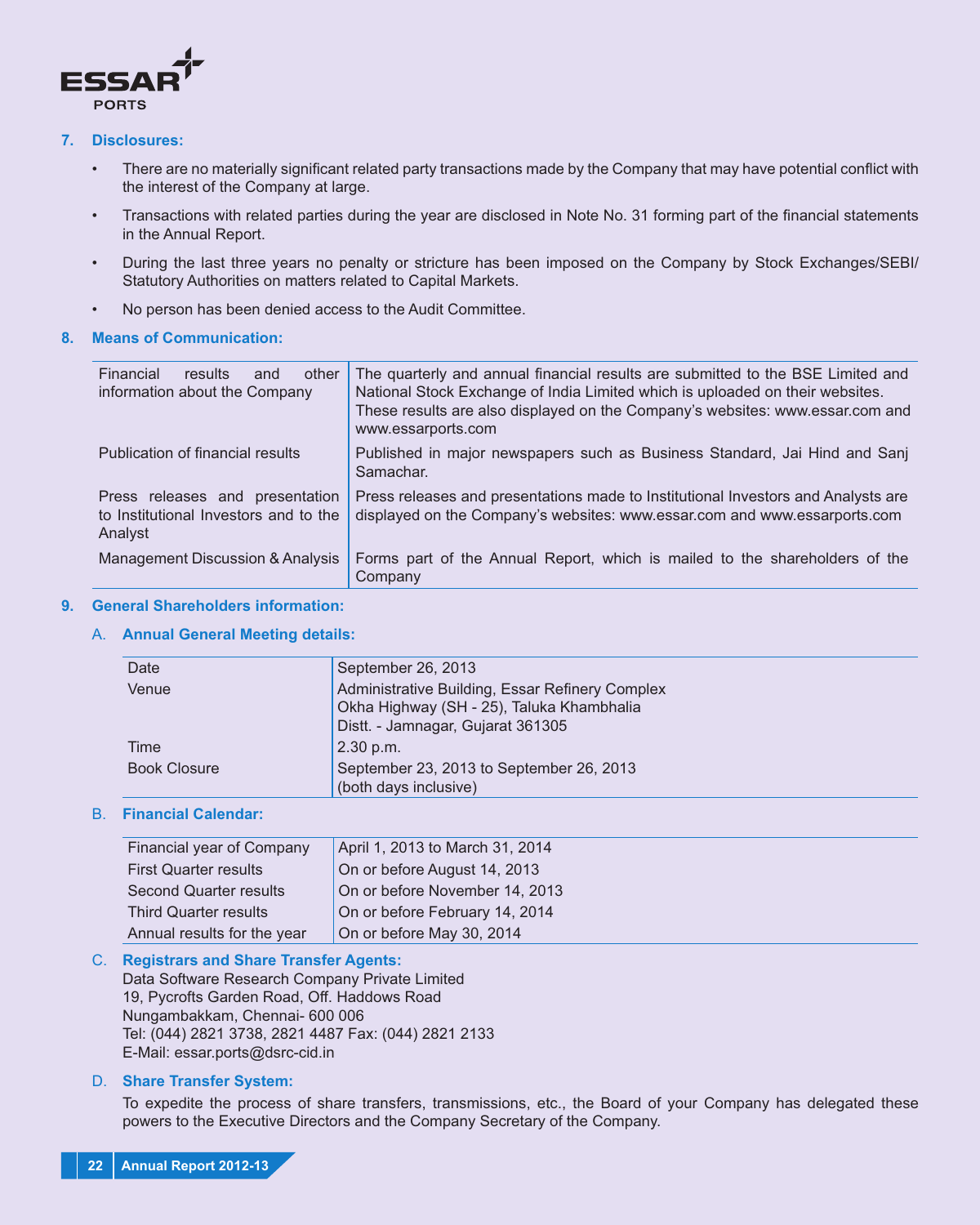## 7. Disclosures:

- There are no materially significant related party transactions made by the Company that may have potential conflict with the interest of the Company at large.
- Transactions with related parties during the year are disclosed in Note No. 31 forming part of the financial statements in the Annual Report.
- During the last three years no penalty or stricture has been imposed on the Company by Stock Exchanges/SEBI/ Statutory Authorities on matters related to Capital Markets.
- No person has been denied access to the Audit Committee.

## 8. Means of Communication:

| | |
|---|---|
| Financial results and other information about the Company | The quarterly and annual financial results are submitted to the BSE Limited and National Stock Exchange of India Limited which is uploaded on their websites. These results are also displayed on the Company's websites: www.essar.com and www.essarports.com |
| Publication of financial results | Published in major newspapers such as Business Standard, Jai Hind and Sanj Samachar. |
| Press releases and presentation to Institutional Investors and to the Analyst | Press releases and presentations made to Institutional Investors and Analysts are displayed on the Company's websites: www.essar.com and www.essarports.com |
| Management Discussion & Analysis | Forms part of the Annual Report, which is mailed to the shareholders of the Company |

## 9. General Shareholders information:

### A. Annual General Meeting details:

| | |
|---|---|
| Date | September 26, 2013 |
| Venue | Administrative Building, Essar Refinery Complex<br>Okha Highway (SH - 25), Taluka Khambhalia<br>Distt. - Jamnagar, Gujarat 361305 |
| Time | 2.30 p.m. |
| Book Closure | September 23, 2013 to September 26, 2013<br>(both days inclusive) |

### B. Financial Calendar:

| | |
|---|---|
| Financial year of Company | April 1, 2013 to March 31, 2014 |
| First Quarter results | On or before August 14, 2013 |
| Second Quarter results | On or before November 14, 2013 |
| Third Quarter results | On or before February 14, 2014 |
| Annual results for the year | On or before May 30, 2014 |

### C. Registrars and Share Transfer Agents:

Data Software Research Company Private Limited
19, Pycrofts Garden Road, Off. Haddows Road
Nungambakkam, Chennai- 600 006
Tel: (044) 2821 3738, 2821 4487 Fax: (044) 2821 2133
E-Mail: essar.ports@dsrc-cid.in

### D. Share Transfer System:

To expedite the process of share transfers, transmissions, etc., the Board of your Company has delegated these powers to the Executive Directors and the Company Secretary of the Company.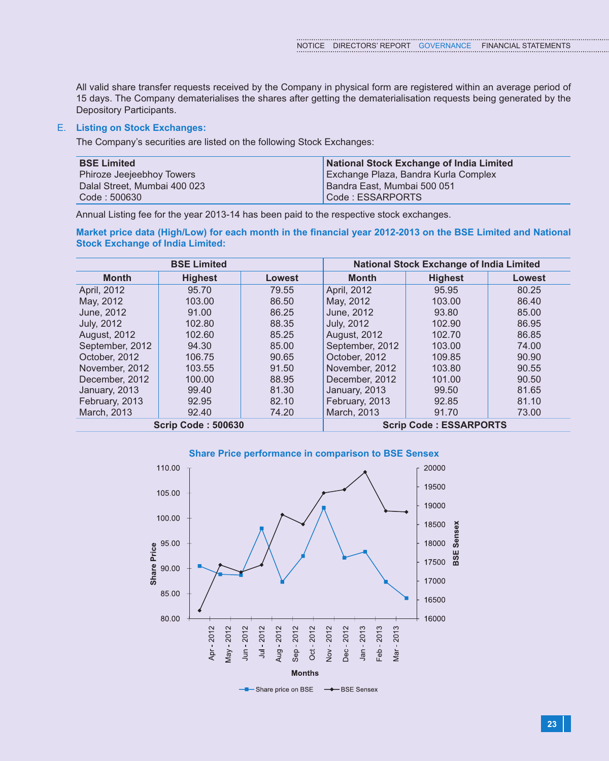All valid share transfer requests received by the Company in physical form are registered within an average period of 15 days. The Company dematerialises the shares after getting the dematerialisation requests being generated by the Depository Participants.

## E. Listing on Stock Exchanges:

The Company's securities are listed on the following Stock Exchanges:

| **BSE Limited** | **National Stock Exchange of India Limited** |
|---|---|
| Phiroze Jeejeebhoy Towers | Exchange Plaza, Bandra Kurla Complex |
| Dalal Street, Mumbai 400 023 | Bandra East, Mumbai 500 051 |
| Code : 500630 | Code : ESSARPORTS |

Annual Listing fee for the year 2013-14 has been paid to the respective stock exchanges.

**Market price data (High/Low) for each month in the financial year 2012-2013 on the BSE Limited and National Stock Exchange of India Limited:**

| BSE Limited | | | National Stock Exchange of India Limited | | |
|---|---|---|---|---|---|
| **Month** | **Highest** | **Lowest** | **Month** | **Highest** | **Lowest** |
| April, 2012 | 95.70 | 79.55 | April, 2012 | 95.95 | 80.25 |
| May, 2012 | 103.00 | 86.50 | May, 2012 | 103.00 | 86.40 |
| June, 2012 | 91.00 | 86.25 | June, 2012 | 93.80 | 85.00 |
| July, 2012 | 102.80 | 88.35 | July, 2012 | 102.90 | 86.95 |
| August, 2012 | 102.60 | 85.25 | August, 2012 | 102.70 | 86.85 |
| September, 2012 | 94.30 | 85.00 | September, 2012 | 103.00 | 74.00 |
| October, 2012 | 106.75 | 90.65 | October, 2012 | 109.85 | 90.90 |
| November, 2012 | 103.55 | 91.50 | November, 2012 | 103.80 | 90.55 |
| December, 2012 | 100.00 | 88.95 | December, 2012 | 101.00 | 90.50 |
| January, 2013 | 99.40 | 81.30 | January, 2013 | 99.50 | 81.65 |
| February, 2013 | 92.95 | 82.10 | February, 2013 | 92.85 | 81.10 |
| March, 2013 | 92.40 | 74.20 | March, 2013 | 91.70 | 73.00 |
| **Scrip Code : 500630** | | | **Scrip Code : ESSARPORTS** | | |

**Share Price performance in comparison to BSE Sensex**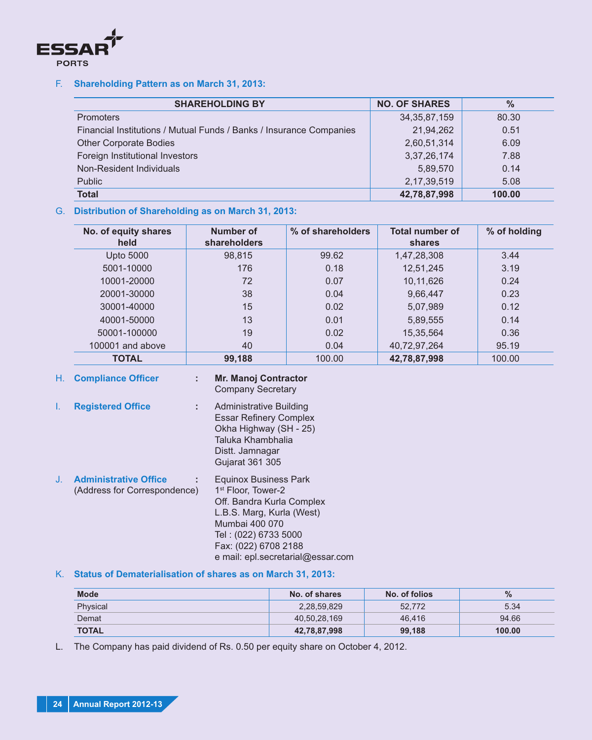F. **Shareholding Pattern as on March 31, 2013:**

| SHAREHOLDING BY | NO. OF SHARES | % |
|---|---|---|
| Promoters | 34,35,87,159 | 80.30 |
| Financial Institutions / Mutual Funds / Banks / Insurance Companies | 21,94,262 | 0.51 |
| Other Corporate Bodies | 2,60,51,314 | 6.09 |
| Foreign Institutional Investors | 3,37,26,174 | 7.88 |
| Non-Resident Individuals | 5,89,570 | 0.14 |
| Public | 2,17,39,519 | 5.08 |
| **Total** | **42,78,87,998** | **100.00** |

G. **Distribution of Shareholding as on March 31, 2013:**

| No. of equity shares held | Number of shareholders | % of shareholders | Total number of shares | % of holding |
|---|---|---|---|---|
| Upto 5000 | 98,815 | 99.62 | 1,47,28,308 | 3.44 |
| 5001-10000 | 176 | 0.18 | 12,51,245 | 3.19 |
| 10001-20000 | 72 | 0.07 | 10,11,626 | 0.24 |
| 20001-30000 | 38 | 0.04 | 9,66,447 | 0.23 |
| 30001-40000 | 15 | 0.02 | 5,07,989 | 0.12 |
| 40001-50000 | 13 | 0.01 | 5,89,555 | 0.14 |
| 50001-100000 | 19 | 0.02 | 15,35,564 | 0.36 |
| 100001 and above | 40 | 0.04 | 40,72,97,264 | 95.19 |
| **TOTAL** | **99,188** | 100.00 | **42,78,87,998** | 100.00 |

H. **Compliance Officer** : **Mr. Manoj Contractor**
Company Secretary

I. **Registered Office** : Administrative Building
Essar Refinery Complex
Okha Highway (SH - 25)
Taluka Khambhalia
Distt. Jamnagar
Gujarat 361 305

J. **Administrative Office** (Address for Correspondence) : Equinox Business Park
1st Floor, Tower-2
Off. Bandra Kurla Complex
L.B.S. Marg, Kurla (West)
Mumbai 400 070
Tel : (022) 6733 5000
Fax: (022) 6708 2188
e mail: epl.secretarial@essar.com

K. **Status of Dematerialisation of shares as on March 31, 2013:**

| Mode | No. of shares | No. of folios | % |
|---|---|---|---|
| Physical | 2,28,59,829 | 52,772 | 5.34 |
| Demat | 40,50,28,169 | 46,416 | 94.66 |
| **TOTAL** | **42,78,87,998** | **99,188** | **100.00** |

L. The Company has paid dividend of Rs. 0.50 per equity share on October 4, 2012.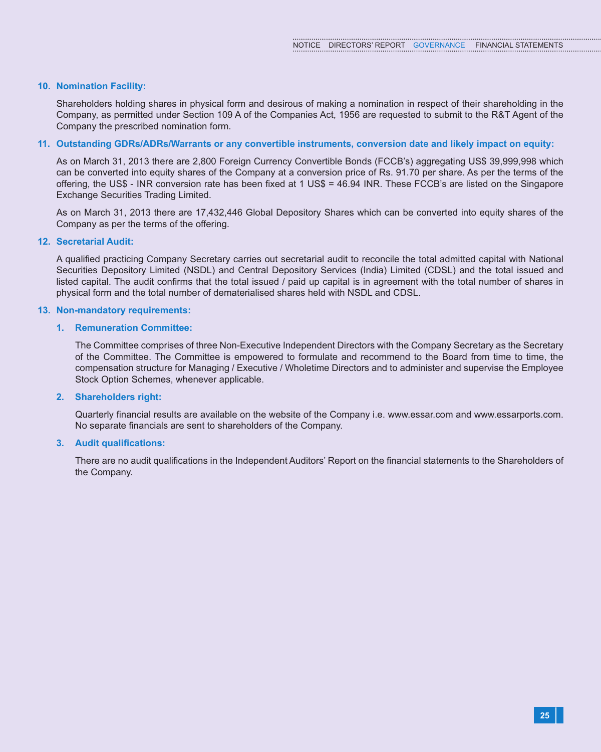### 10. Nomination Facility:

Shareholders holding shares in physical form and desirous of making a nomination in respect of their shareholding in the Company, as permitted under Section 109 A of the Companies Act, 1956 are requested to submit to the R&T Agent of the Company the prescribed nomination form.

### 11. Outstanding GDRs/ADRs/Warrants or any convertible instruments, conversion date and likely impact on equity:

As on March 31, 2013 there are 2,800 Foreign Currency Convertible Bonds (FCCB's) aggregating US$ 39,999,998 which can be converted into equity shares of the Company at a conversion price of Rs. 91.70 per share. As per the terms of the offering, the US$ - INR conversion rate has been fixed at 1 US$ = 46.94 INR. These FCCB's are listed on the Singapore Exchange Securities Trading Limited.

As on March 31, 2013 there are 17,432,446 Global Depository Shares which can be converted into equity shares of the Company as per the terms of the offering.

### 12. Secretarial Audit:

A qualified practicing Company Secretary carries out secretarial audit to reconcile the total admitted capital with National Securities Depository Limited (NSDL) and Central Depository Services (India) Limited (CDSL) and the total issued and listed capital. The audit confirms that the total issued / paid up capital is in agreement with the total number of shares in physical form and the total number of dematerialised shares held with NSDL and CDSL.

### 13. Non-mandatory requirements:

#### 1. Remuneration Committee:

The Committee comprises of three Non-Executive Independent Directors with the Company Secretary as the Secretary of the Committee. The Committee is empowered to formulate and recommend to the Board from time to time, the compensation structure for Managing / Executive / Wholetime Directors and to administer and supervise the Employee Stock Option Schemes, whenever applicable.

#### 2. Shareholders right:

Quarterly financial results are available on the website of the Company i.e. www.essar.com and www.essarports.com. No separate financials are sent to shareholders of the Company.

#### 3. Audit qualifications:

There are no audit qualifications in the Independent Auditors' Report on the financial statements to the Shareholders of the Company.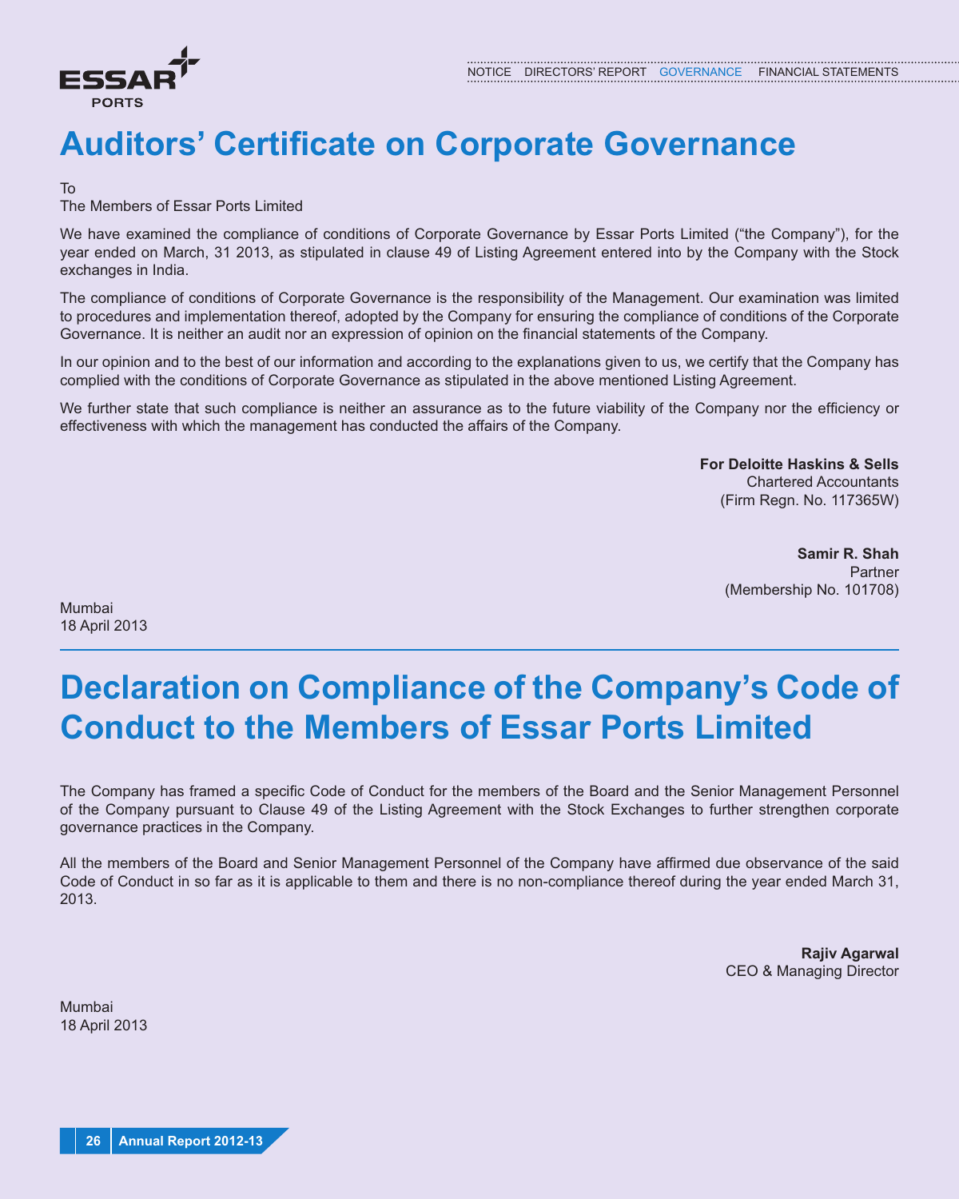# Auditors' Certificate on Corporate Governance

To
The Members of Essar Ports Limited

We have examined the compliance of conditions of Corporate Governance by Essar Ports Limited ("the Company"), for the year ended on March, 31 2013, as stipulated in clause 49 of Listing Agreement entered into by the Company with the Stock exchanges in India.

The compliance of conditions of Corporate Governance is the responsibility of the Management. Our examination was limited to procedures and implementation thereof, adopted by the Company for ensuring the compliance of conditions of the Corporate Governance. It is neither an audit nor an expression of opinion on the financial statements of the Company.

In our opinion and to the best of our information and according to the explanations given to us, we certify that the Company has complied with the conditions of Corporate Governance as stipulated in the above mentioned Listing Agreement.

We further state that such compliance is neither an assurance as to the future viability of the Company nor the efficiency or effectiveness with which the management has conducted the affairs of the Company.

**For Deloitte Haskins & Sells**
Chartered Accountants
(Firm Regn. No. 117365W)

**Samir R. Shah**
Partner
(Membership No. 101708)

Mumbai
18 April 2013

# Declaration on Compliance of the Company's Code of Conduct to the Members of Essar Ports Limited

The Company has framed a specific Code of Conduct for the members of the Board and the Senior Management Personnel of the Company pursuant to Clause 49 of the Listing Agreement with the Stock Exchanges to further strengthen corporate governance practices in the Company.

All the members of the Board and Senior Management Personnel of the Company have affirmed due observance of the said Code of Conduct in so far as it is applicable to them and there is no non-compliance thereof during the year ended March 31, 2013.

**Rajiv Agarwal**
CEO & Managing Director

Mumbai
18 April 2013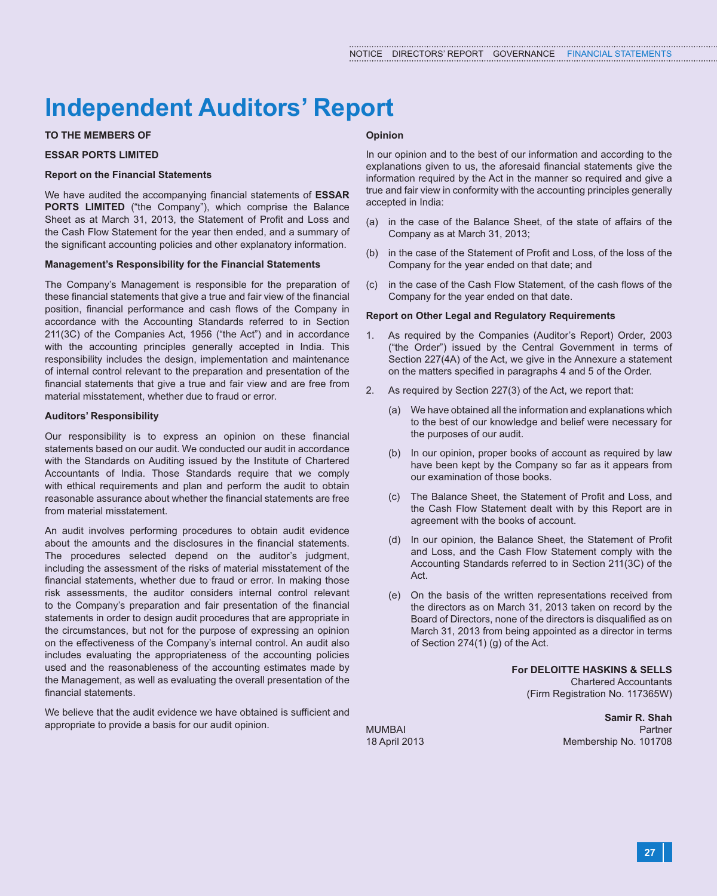# Independent Auditors' Report

**TO THE MEMBERS OF**

**ESSAR PORTS LIMITED**

**Report on the Financial Statements**

We have audited the accompanying financial statements of **ESSAR PORTS LIMITED** ("the Company"), which comprise the Balance Sheet as at March 31, 2013, the Statement of Profit and Loss and the Cash Flow Statement for the year then ended, and a summary of the significant accounting policies and other explanatory information.

**Management's Responsibility for the Financial Statements**

The Company's Management is responsible for the preparation of these financial statements that give a true and fair view of the financial position, financial performance and cash flows of the Company in accordance with the Accounting Standards referred to in Section 211(3C) of the Companies Act, 1956 ("the Act") and in accordance with the accounting principles generally accepted in India. This responsibility includes the design, implementation and maintenance of internal control relevant to the preparation and presentation of the financial statements that give a true and fair view and are free from material misstatement, whether due to fraud or error.

**Auditors' Responsibility**

Our responsibility is to express an opinion on these financial statements based on our audit. We conducted our audit in accordance with the Standards on Auditing issued by the Institute of Chartered Accountants of India. Those Standards require that we comply with ethical requirements and plan and perform the audit to obtain reasonable assurance about whether the financial statements are free from material misstatement.

An audit involves performing procedures to obtain audit evidence about the amounts and the disclosures in the financial statements. The procedures selected depend on the auditor's judgment, including the assessment of the risks of material misstatement of the financial statements, whether due to fraud or error. In making those risk assessments, the auditor considers internal control relevant to the Company's preparation and fair presentation of the financial statements in order to design audit procedures that are appropriate in the circumstances, but not for the purpose of expressing an opinion on the effectiveness of the Company's internal control. An audit also includes evaluating the appropriateness of the accounting policies used and the reasonableness of the accounting estimates made by the Management, as well as evaluating the overall presentation of the financial statements.

We believe that the audit evidence we have obtained is sufficient and appropriate to provide a basis for our audit opinion.

**Opinion**

In our opinion and to the best of our information and according to the explanations given to us, the aforesaid financial statements give the information required by the Act in the manner so required and give a true and fair view in conformity with the accounting principles generally accepted in India:

(a) in the case of the Balance Sheet, of the state of affairs of the Company as at March 31, 2013;

(b) in the case of the Statement of Profit and Loss, of the loss of the Company for the year ended on that date; and

(c) in the case of the Cash Flow Statement, of the cash flows of the Company for the year ended on that date.

**Report on Other Legal and Regulatory Requirements**

1. As required by the Companies (Auditor's Report) Order, 2003 ("the Order") issued by the Central Government in terms of Section 227(4A) of the Act, we give in the Annexure a statement on the matters specified in paragraphs 4 and 5 of the Order.

2. As required by Section 227(3) of the Act, we report that:

   (a) We have obtained all the information and explanations which to the best of our knowledge and belief were necessary for the purposes of our audit.

   (b) In our opinion, proper books of account as required by law have been kept by the Company so far as it appears from our examination of those books.

   (c) The Balance Sheet, the Statement of Profit and Loss, and the Cash Flow Statement dealt with by this Report are in agreement with the books of account.

   (d) In our opinion, the Balance Sheet, the Statement of Profit and Loss, and the Cash Flow Statement comply with the Accounting Standards referred to in Section 211(3C) of the Act.

   (e) On the basis of the written representations received from the directors as on March 31, 2013 taken on record by the Board of Directors, none of the directors is disqualified as on March 31, 2013 from being appointed as a director in terms of Section 274(1) (g) of the Act.

**For DELOITTE HASKINS & SELLS**
Chartered Accountants
(Firm Registration No. 117365W)

**Samir R. Shah**
Partner
Membership No. 101708

MUMBAI
18 April 2013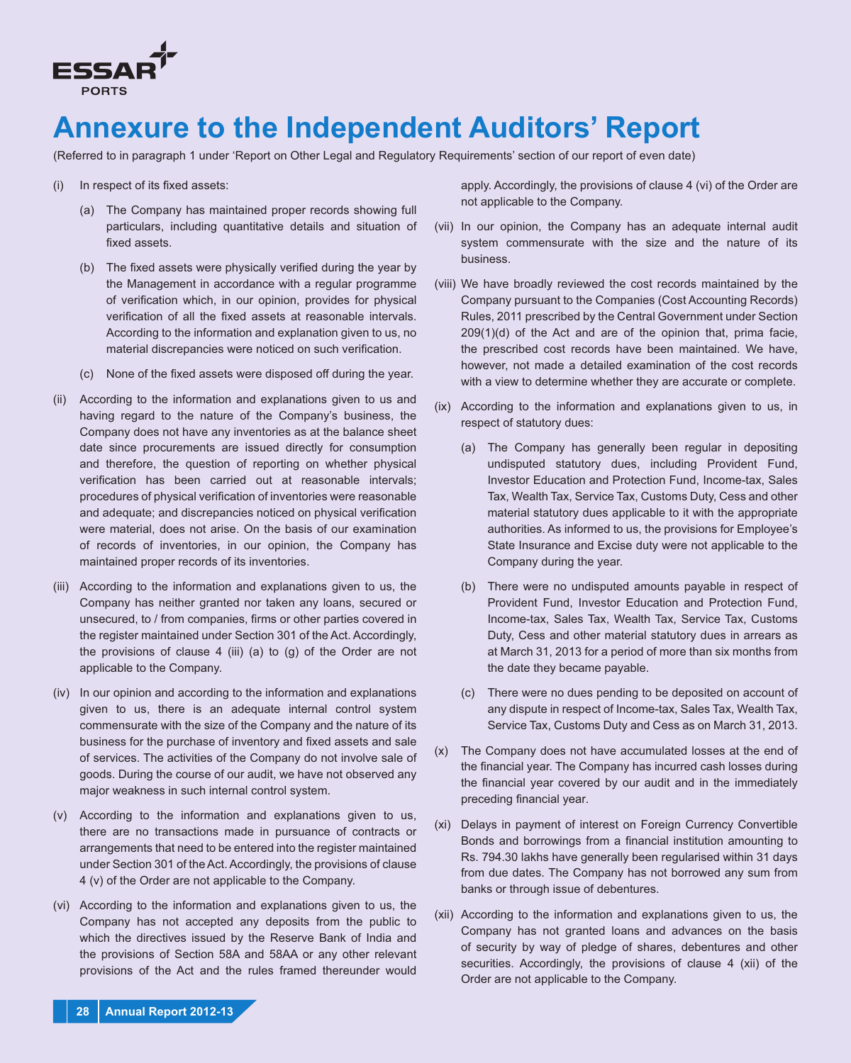# Annexure to the Independent Auditors' Report

(Referred to in paragraph 1 under 'Report on Other Legal and Regulatory Requirements' section of our report of even date)

(i) In respect of its fixed assets:

  (a) The Company has maintained proper records showing full particulars, including quantitative details and situation of fixed assets.

  (b) The fixed assets were physically verified during the year by the Management in accordance with a regular programme of verification which, in our opinion, provides for physical verification of all the fixed assets at reasonable intervals. According to the information and explanation given to us, no material discrepancies were noticed on such verification.

  (c) None of the fixed assets were disposed off during the year.

(ii) According to the information and explanations given to us and having regard to the nature of the Company's business, the Company does not have any inventories as at the balance sheet date since procurements are issued directly for consumption and therefore, the question of reporting on whether physical verification has been carried out at reasonable intervals; procedures of physical verification of inventories were reasonable and adequate; and discrepancies noticed on physical verification were material, does not arise. On the basis of our examination of records of inventories, in our opinion, the Company has maintained proper records of its inventories.

(iii) According to the information and explanations given to us, the Company has neither granted nor taken any loans, secured or unsecured, to / from companies, firms or other parties covered in the register maintained under Section 301 of the Act. Accordingly, the provisions of clause 4 (iii) (a) to (g) of the Order are not applicable to the Company.

(iv) In our opinion and according to the information and explanations given to us, there is an adequate internal control system commensurate with the size of the Company and the nature of its business for the purchase of inventory and fixed assets and sale of services. The activities of the Company do not involve sale of goods. During the course of our audit, we have not observed any major weakness in such internal control system.

(v) According to the information and explanations given to us, there are no transactions made in pursuance of contracts or arrangements that need to be entered into the register maintained under Section 301 of the Act. Accordingly, the provisions of clause 4 (v) of the Order are not applicable to the Company.

(vi) According to the information and explanations given to us, the Company has not accepted any deposits from the public to which the directives issued by the Reserve Bank of India and the provisions of Section 58A and 58AA or any other relevant provisions of the Act and the rules framed thereunder would apply. Accordingly, the provisions of clause 4 (vi) of the Order are not applicable to the Company.

(vii) In our opinion, the Company has an adequate internal audit system commensurate with the size and the nature of its business.

(viii) We have broadly reviewed the cost records maintained by the Company pursuant to the Companies (Cost Accounting Records) Rules, 2011 prescribed by the Central Government under Section 209(1)(d) of the Act and are of the opinion that, prima facie, the prescribed cost records have been maintained. We have, however, not made a detailed examination of the cost records with a view to determine whether they are accurate or complete.

(ix) According to the information and explanations given to us, in respect of statutory dues:

  (a) The Company has generally been regular in depositing undisputed statutory dues, including Provident Fund, Investor Education and Protection Fund, Income-tax, Sales Tax, Wealth Tax, Service Tax, Customs Duty, Cess and other material statutory dues applicable to it with the appropriate authorities. As informed to us, the provisions for Employee's State Insurance and Excise duty were not applicable to the Company during the year.

  (b) There were no undisputed amounts payable in respect of Provident Fund, Investor Education and Protection Fund, Income-tax, Sales Tax, Wealth Tax, Service Tax, Customs Duty, Cess and other material statutory dues in arrears as at March 31, 2013 for a period of more than six months from the date they became payable.

  (c) There were no dues pending to be deposited on account of any dispute in respect of Income-tax, Sales Tax, Wealth Tax, Service Tax, Customs Duty and Cess as on March 31, 2013.

(x) The Company does not have accumulated losses at the end of the financial year. The Company has incurred cash losses during the financial year covered by our audit and in the immediately preceding financial year.

(xi) Delays in payment of interest on Foreign Currency Convertible Bonds and borrowings from a financial institution amounting to Rs. 794.30 lakhs have generally been regularised within 31 days from due dates. The Company has not borrowed any sum from banks or through issue of debentures.

(xii) According to the information and explanations given to us, the Company has not granted loans and advances on the basis of security by way of pledge of shares, debentures and other securities. Accordingly, the provisions of clause 4 (xii) of the Order are not applicable to the Company.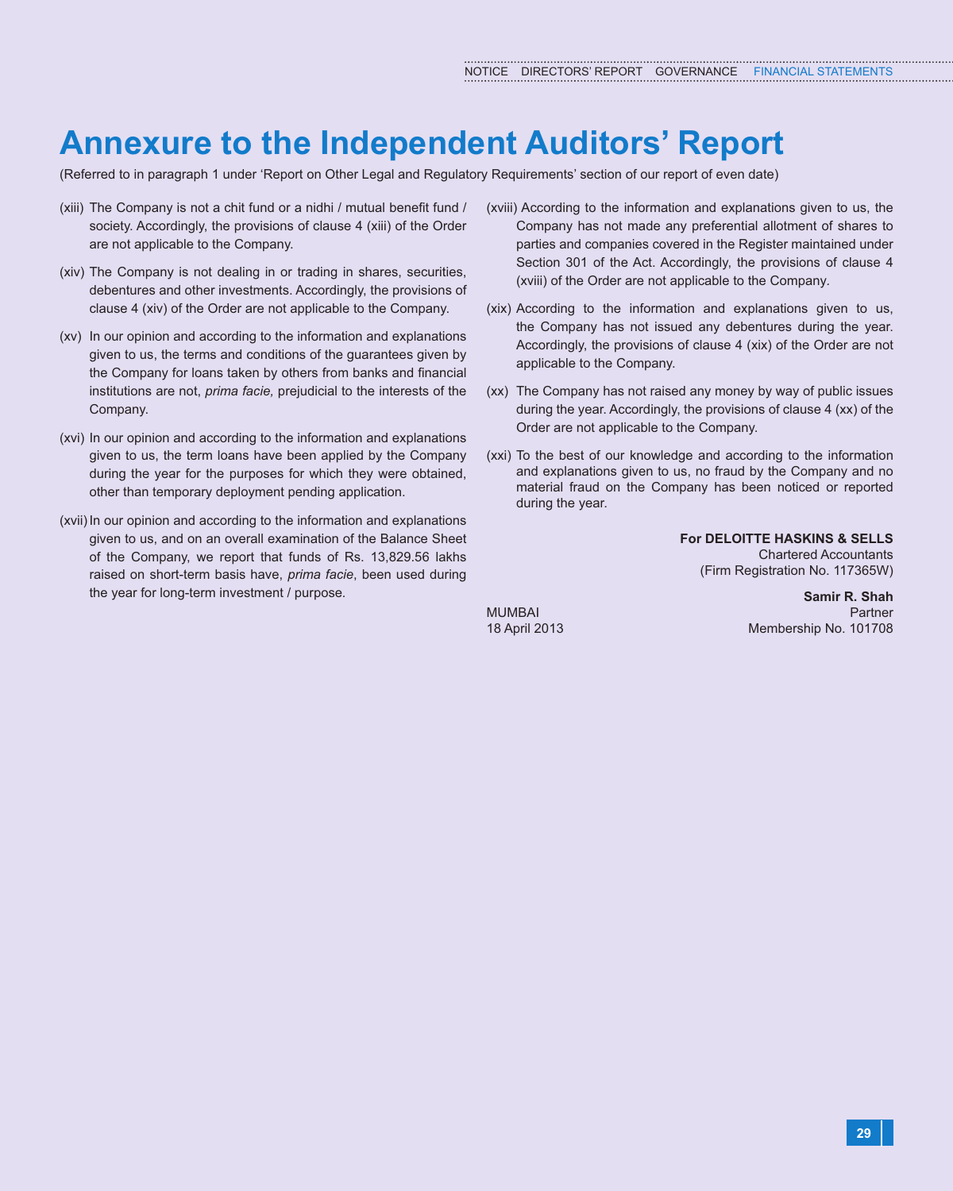# Annexure to the Independent Auditors' Report

(Referred to in paragraph 1 under 'Report on Other Legal and Regulatory Requirements' section of our report of even date)

(xiii) The Company is not a chit fund or a nidhi / mutual benefit fund / society. Accordingly, the provisions of clause 4 (xiii) of the Order are not applicable to the Company.

(xiv) The Company is not dealing in or trading in shares, securities, debentures and other investments. Accordingly, the provisions of clause 4 (xiv) of the Order are not applicable to the Company.

(xv) In our opinion and according to the information and explanations given to us, the terms and conditions of the guarantees given by the Company for loans taken by others from banks and financial institutions are not, *prima facie,* prejudicial to the interests of the Company.

(xvi) In our opinion and according to the information and explanations given to us, the term loans have been applied by the Company during the year for the purposes for which they were obtained, other than temporary deployment pending application.

(xvii) In our opinion and according to the information and explanations given to us, and on an overall examination of the Balance Sheet of the Company, we report that funds of Rs. 13,829.56 lakhs raised on short-term basis have, *prima facie*, been used during the year for long-term investment / purpose.

(xviii) According to the information and explanations given to us, the Company has not made any preferential allotment of shares to parties and companies covered in the Register maintained under Section 301 of the Act. Accordingly, the provisions of clause 4 (xviii) of the Order are not applicable to the Company.

(xix) According to the information and explanations given to us, the Company has not issued any debentures during the year. Accordingly, the provisions of clause 4 (xix) of the Order are not applicable to the Company.

(xx) The Company has not raised any money by way of public issues during the year. Accordingly, the provisions of clause 4 (xx) of the Order are not applicable to the Company.

(xxi) To the best of our knowledge and according to the information and explanations given to us, no fraud by the Company and no material fraud on the Company has been noticed or reported during the year.

**For DELOITTE HASKINS & SELLS**
Chartered Accountants
(Firm Registration No. 117365W)

**Samir R. Shah**
Partner
Membership No. 101708

MUMBAI
18 April 2013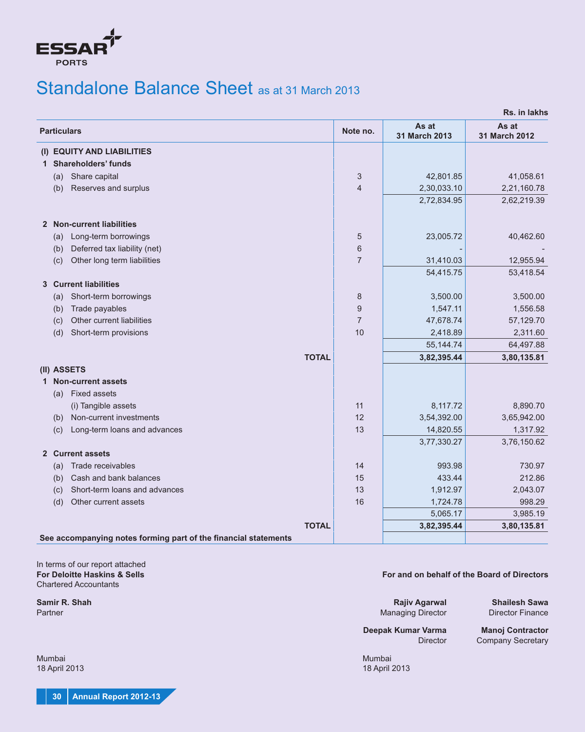ESSAR PORTS

# Standalone Balance Sheet as at 31 March 2013

Rs. in lakhs

| Particulars | Note no. | As at 31 March 2013 | As at 31 March 2012 |
|---|---|---|---|
| **(I) EQUITY AND LIABILITIES** | | | |
| **1 Shareholders' funds** | | | |
| (a) Share capital | 3 | 42,801.85 | 41,058.61 |
| (b) Reserves and surplus | 4 | 2,30,033.10 | 2,21,160.78 |
| | | 2,72,834.95 | 2,62,219.39 |
| **2 Non-current liabilities** | | | |
| (a) Long-term borrowings | 5 | 23,005.72 | 40,462.60 |
| (b) Deferred tax liability (net) | 6 | - | - |
| (c) Other long term liabilities | 7 | 31,410.03 | 12,955.94 |
| | | 54,415.75 | 53,418.54 |
| **3 Current liabilities** | | | |
| (a) Short-term borrowings | 8 | 3,500.00 | 3,500.00 |
| (b) Trade payables | 9 | 1,547.11 | 1,556.58 |
| (c) Other current liabilities | 7 | 47,678.74 | 57,129.70 |
| (d) Short-term provisions | 10 | 2,418.89 | 2,311.60 |
| | | 55,144.74 | 64,497.88 |
| **TOTAL** | | **3,82,395.44** | **3,80,135.81** |
| **(II) ASSETS** | | | |
| **1 Non-current assets** | | | |
| (a) Fixed assets | | | |
| (i) Tangible assets | 11 | 8,117.72 | 8,890.70 |
| (b) Non-current investments | 12 | 3,54,392.00 | 3,65,942.00 |
| (c) Long-term loans and advances | 13 | 14,820.55 | 1,317.92 |
| | | 3,77,330.27 | 3,76,150.62 |
| **2 Current assets** | | | |
| (a) Trade receivables | 14 | 993.98 | 730.97 |
| (b) Cash and bank balances | 15 | 433.44 | 212.86 |
| (c) Short-term loans and advances | 13 | 1,912.97 | 2,043.07 |
| (d) Other current assets | 16 | 1,724.78 | 998.29 |
| | | 5,065.17 | 3,985.19 |
| **TOTAL** | | **3,82,395.44** | **3,80,135.81** |

**See accompanying notes forming part of the financial statements**

In terms of our report attached
**For Deloitte Haskins & Sells**
Chartered Accountants

**Samir R. Shah**
Partner

Mumbai
18 April 2013

**For and on behalf of the Board of Directors**

**Rajiv Agarwal**
Managing Director

**Shailesh Sawa**
Director Finance

**Deepak Kumar Varma**
Director

**Manoj Contractor**
Company Secretary

Mumbai
18 April 2013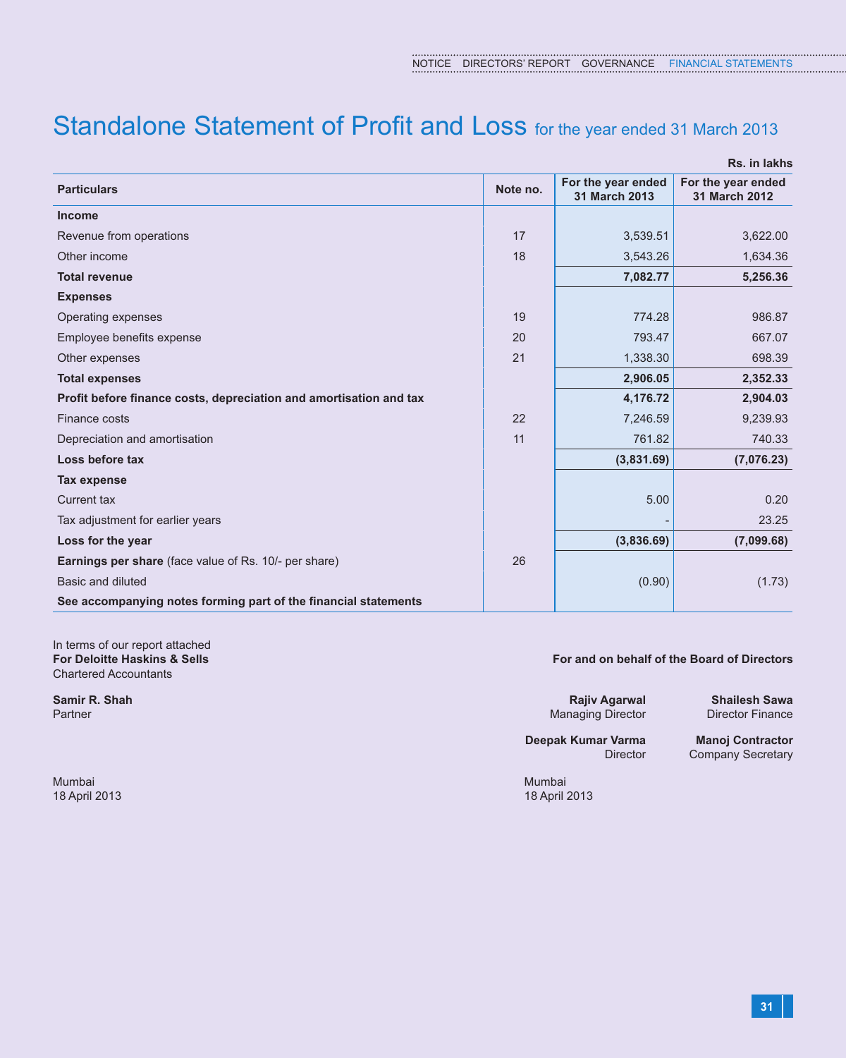# Standalone Statement of Profit and Loss for the year ended 31 March 2013

Rs. in lakhs

| Particulars | Note no. | For the year ended 31 March 2013 | For the year ended 31 March 2012 |
|---|---|---|---|
| **Income** | | | |
| Revenue from operations | 17 | 3,539.51 | 3,622.00 |
| Other income | 18 | 3,543.26 | 1,634.36 |
| **Total revenue** | | **7,082.77** | **5,256.36** |
| **Expenses** | | | |
| Operating expenses | 19 | 774.28 | 986.87 |
| Employee benefits expense | 20 | 793.47 | 667.07 |
| Other expenses | 21 | 1,338.30 | 698.39 |
| **Total expenses** | | **2,906.05** | **2,352.33** |
| **Profit before finance costs, depreciation and amortisation and tax** | | **4,176.72** | **2,904.03** |
| Finance costs | 22 | 7,246.59 | 9,239.93 |
| Depreciation and amortisation | 11 | 761.82 | 740.33 |
| **Loss before tax** | | **(3,831.69)** | **(7,076.23)** |
| **Tax expense** | | | |
| Current tax | | 5.00 | 0.20 |
| Tax adjustment for earlier years | | - | 23.25 |
| **Loss for the year** | | **(3,836.69)** | **(7,099.68)** |
| **Earnings per share** (face value of Rs. 10/- per share) | 26 | | |
| Basic and diluted | | (0.90) | (1.73) |
| **See accompanying notes forming part of the financial statements** | | | |

In terms of our report attached
**For Deloitte Haskins & Sells**
Chartered Accountants

**Samir R. Shah**
Partner

Mumbai
18 April 2013

**For and on behalf of the Board of Directors**

**Rajiv Agarwal**
Managing Director

**Shailesh Sawa**
Director Finance

**Deepak Kumar Varma**
Director

**Manoj Contractor**
Company Secretary

Mumbai
18 April 2013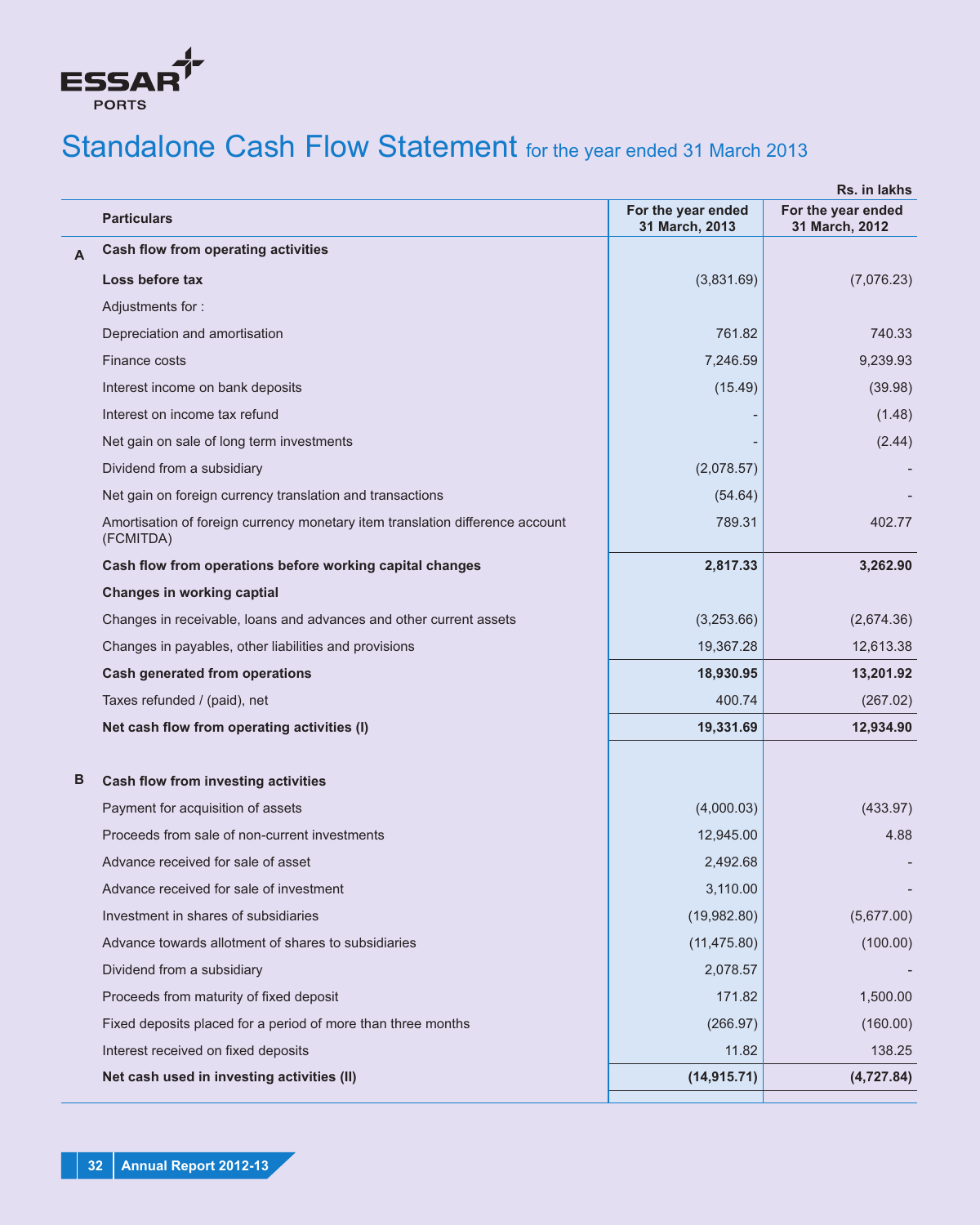ESSAR PORTS

# Standalone Cash Flow Statement for the year ended 31 March 2013

Rs. in lakhs

| | Particulars | For the year ended 31 March, 2013 | For the year ended 31 March, 2012 |
|---|---|---|---|
| **A** | **Cash flow from operating activities** | | |
| | **Loss before tax** | (3,831.69) | (7,076.23) |
| | Adjustments for : | | |
| | Depreciation and amortisation | 761.82 | 740.33 |
| | Finance costs | 7,246.59 | 9,239.93 |
| | Interest income on bank deposits | (15.49) | (39.98) |
| | Interest on income tax refund | - | (1.48) |
| | Net gain on sale of long term investments | - | (2.44) |
| | Dividend from a subsidiary | (2,078.57) | - |
| | Net gain on foreign currency translation and transactions | (54.64) | - |
| | Amortisation of foreign currency monetary item translation difference account (FCMITDA) | 789.31 | 402.77 |
| | **Cash flow from operations before working capital changes** | **2,817.33** | **3,262.90** |
| | **Changes in working captial** | | |
| | Changes in receivable, loans and advances and other current assets | (3,253.66) | (2,674.36) |
| | Changes in payables, other liabilities and provisions | 19,367.28 | 12,613.38 |
| | **Cash generated from operations** | **18,930.95** | **13,201.92** |
| | Taxes refunded / (paid), net | 400.74 | (267.02) |
| | **Net cash flow from operating activities (I)** | **19,331.69** | **12,934.90** |
| **B** | **Cash flow from investing activities** | | |
| | Payment for acquisition of assets | (4,000.03) | (433.97) |
| | Proceeds from sale of non-current investments | 12,945.00 | 4.88 |
| | Advance received for sale of asset | 2,492.68 | - |
| | Advance received for sale of investment | 3,110.00 | - |
| | Investment in shares of subsidiaries | (19,982.80) | (5,677.00) |
| | Advance towards allotment of shares to subsidiaries | (11,475.80) | (100.00) |
| | Dividend from a subsidiary | 2,078.57 | - |
| | Proceeds from maturity of fixed deposit | 171.82 | 1,500.00 |
| | Fixed deposits placed for a period of more than three months | (266.97) | (160.00) |
| | Interest received on fixed deposits | 11.82 | 138.25 |
| | **Net cash used in investing activities (II)** | **(14,915.71)** | **(4,727.84)** |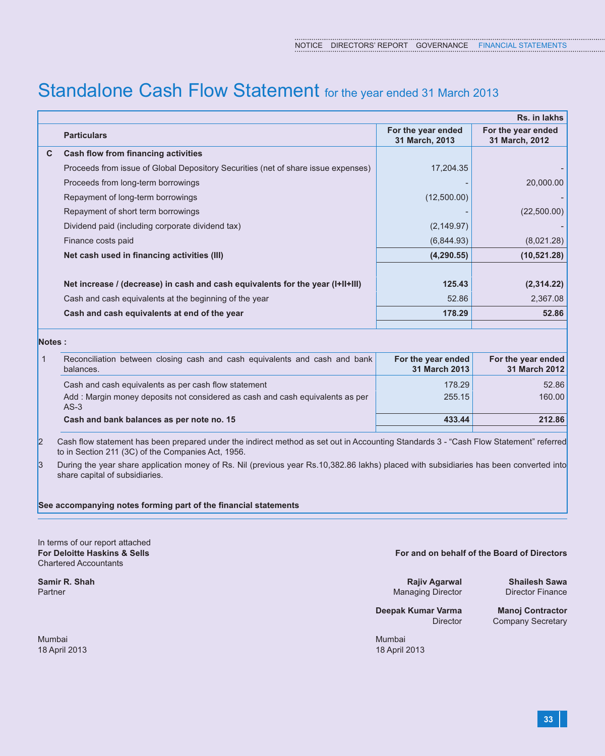# Standalone Cash Flow Statement for the year ended 31 March 2013

Rs. in lakhs

| | Particulars | For the year ended 31 March, 2013 | For the year ended 31 March, 2012 |
|---|---|---|---|
| **C** | **Cash flow from financing activities** | | |
| | Proceeds from issue of Global Depository Securities (net of share issue expenses) | 17,204.35 | - |
| | Proceeds from long-term borrowings | - | 20,000.00 |
| | Repayment of long-term borrowings | (12,500.00) | - |
| | Repayment of short term borrowings | - | (22,500.00) |
| | Dividend paid (including corporate dividend tax) | (2,149.97) | - |
| | Finance costs paid | (6,844.93) | (8,021.28) |
| | **Net cash used in financing activities (III)** | **(4,290.55)** | **(10,521.28)** |
| | | | |
| | **Net increase / (decrease) in cash and cash equivalents for the year (I+II+III)** | **125.43** | **(2,314.22)** |
| | Cash and cash equivalents at the beginning of the year | 52.86 | 2,367.08 |
| | **Cash and cash equivalents at end of the year** | **178.29** | **52.86** |

**Notes :**

| 1 | Reconciliation between closing cash and cash equivalents and cash and bank balances. | For the year ended 31 March 2013 | For the year ended 31 March 2012 |
|---|---|---|---|
| | Cash and cash equivalents as per cash flow statement | 178.29 | 52.86 |
| | Add : Margin money deposits not considered as cash and cash equivalents as per AS-3 | 255.15 | 160.00 |
| | **Cash and bank balances as per note no. 15** | **433.44** | **212.86** |

2 Cash flow statement has been prepared under the indirect method as set out in Accounting Standards 3 - "Cash Flow Statement" referred to in Section 211 (3C) of the Companies Act, 1956.

3 During the year share application money of Rs. Nil (previous year Rs.10,382.86 lakhs) placed with subsidiaries has been converted into share capital of subsidiaries.

**See accompanying notes forming part of the financial statements**

In terms of our report attached
**For Deloitte Haskins & Sells**
Chartered Accountants

**Samir R. Shah**
Partner

Mumbai
18 April 2013

**For and on behalf of the Board of Directors**

**Rajiv Agarwal**
Managing Director

**Shailesh Sawa**
Director Finance

**Deepak Kumar Varma**
Director

**Manoj Contractor**
Company Secretary

Mumbai
18 April 2013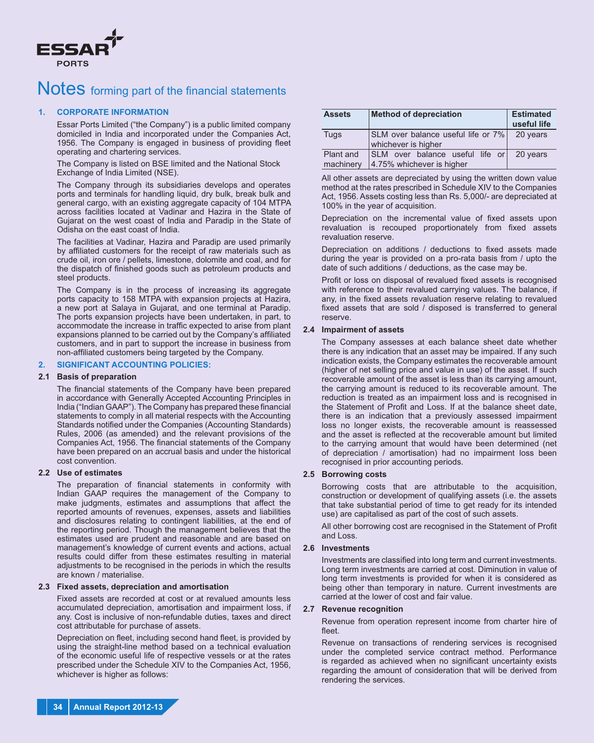# Notes forming part of the financial statements

## 1. CORPORATE INFORMATION

Essar Ports Limited ("the Company") is a public limited company domiciled in India and incorporated under the Companies Act, 1956. The Company is engaged in business of providing fleet operating and chartering services.

The Company is listed on BSE limited and the National Stock Exchange of India Limited (NSE).

The Company through its subsidiaries develops and operates ports and terminals for handling liquid, dry bulk, break bulk and general cargo, with an existing aggregate capacity of 104 MTPA across facilities located at Vadinar and Hazira in the State of Gujarat on the west coast of India and Paradip in the State of Odisha on the east coast of India.

The facilities at Vadinar, Hazira and Paradip are used primarily by affiliated customers for the receipt of raw materials such as crude oil, iron ore / pellets, limestone, dolomite and coal, and for the dispatch of finished goods such as petroleum products and steel products.

The Company is in the process of increasing its aggregate ports capacity to 158 MTPA with expansion projects at Hazira, a new port at Salaya in Gujarat, and one terminal at Paradip. The ports expansion projects have been undertaken, in part, to accommodate the increase in traffic expected to arise from plant expansions planned to be carried out by the Company's affiliated customers, and in part to support the increase in business from non-affiliated customers being targeted by the Company.

## 2. SIGNIFICANT ACCOUNTING POLICIES:

### 2.1 Basis of preparation

The financial statements of the Company have been prepared in accordance with Generally Accepted Accounting Principles in India ("Indian GAAP"). The Company has prepared these financial statements to comply in all material respects with the Accounting Standards notified under the Companies (Accounting Standards) Rules, 2006 (as amended) and the relevant provisions of the Companies Act, 1956. The financial statements of the Company have been prepared on an accrual basis and under the historical cost convention.

### 2.2 Use of estimates

The preparation of financial statements in conformity with Indian GAAP requires the management of the Company to make judgments, estimates and assumptions that affect the reported amounts of revenues, expenses, assets and liabilities and disclosures relating to contingent liabilities, at the end of the reporting period. Though the management believes that the estimates used are prudent and reasonable and are based on management's knowledge of current events and actions, actual results could differ from these estimates resulting in material adjustments to be recognised in the periods in which the results are known / materialise.

### 2.3 Fixed assets, depreciation and amortisation

Fixed assets are recorded at cost or at revalued amounts less accumulated depreciation, amortisation and impairment loss, if any. Cost is inclusive of non-refundable duties, taxes and direct cost attributable for purchase of assets.

Depreciation on fleet, including second hand fleet, is provided by using the straight-line method based on a technical evaluation of the economic useful life of respective vessels or at the rates prescribed under the Schedule XIV to the Companies Act, 1956, whichever is higher as follows:

| Assets | Method of depreciation | Estimated useful life |
|---|---|---|
| Tugs | SLM over balance useful life or 7% whichever is higher | 20 years |
| Plant and machinery | SLM over balance useful life or 4.75% whichever is higher | 20 years |

All other assets are depreciated by using the written down value method at the rates prescribed in Schedule XIV to the Companies Act, 1956. Assets costing less than Rs. 5,000/- are depreciated at 100% in the year of acquisition.

Depreciation on the incremental value of fixed assets upon revaluation is recouped proportionately from fixed assets revaluation reserve.

Depreciation on additions / deductions to fixed assets made during the year is provided on a pro-rata basis from / upto the date of such additions / deductions, as the case may be.

Profit or loss on disposal of revalued fixed assets is recognised with reference to their revalued carrying values. The balance, if any, in the fixed assets revaluation reserve relating to revalued fixed assets that are sold / disposed is transferred to general reserve.

### 2.4 Impairment of assets

The Company assesses at each balance sheet date whether there is any indication that an asset may be impaired. If any such indication exists, the Company estimates the recoverable amount (higher of net selling price and value in use) of the asset. If such recoverable amount of the asset is less than its carrying amount, the carrying amount is reduced to its recoverable amount. The reduction is treated as an impairment loss and is recognised in the Statement of Profit and Loss. If at the balance sheet date, there is an indication that a previously assessed impairment loss no longer exists, the recoverable amount is reassessed and the asset is reflected at the recoverable amount but limited to the carrying amount that would have been determined (net of depreciation / amortisation) had no impairment loss been recognised in prior accounting periods.

### 2.5 Borrowing costs

Borrowing costs that are attributable to the acquisition, construction or development of qualifying assets (i.e. the assets that take substantial period of time to get ready for its intended use) are capitalised as part of the cost of such assets.

All other borrowing cost are recognised in the Statement of Profit and Loss.

### 2.6 Investments

Investments are classified into long term and current investments. Long term investments are carried at cost. Diminution in value of long term investments is provided for when it is considered as being other than temporary in nature. Current investments are carried at the lower of cost and fair value.

### 2.7 Revenue recognition

Revenue from operation represent income from charter hire of fleet.

Revenue on transactions of rendering services is recognised under the completed service contract method. Performance is regarded as achieved when no significant uncertainty exists regarding the amount of consideration that will be derived from rendering the services.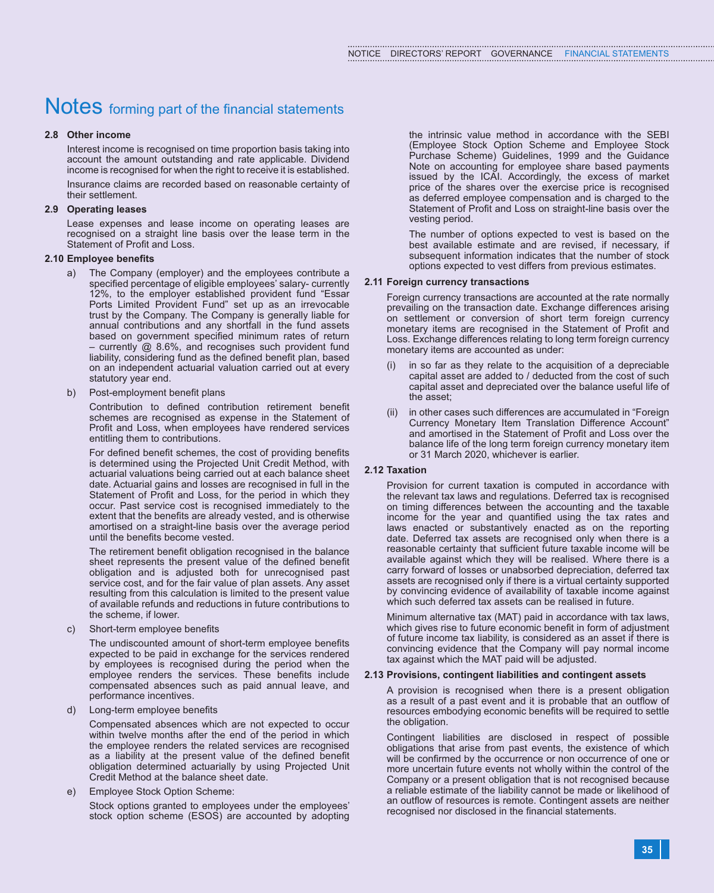# Notes forming part of the financial statements

**2.8 Other income**

Interest income is recognised on time proportion basis taking into account the amount outstanding and rate applicable. Dividend income is recognised for when the right to receive it is established.

Insurance claims are recorded based on reasonable certainty of their settlement.

**2.9 Operating leases**

Lease expenses and lease income on operating leases are recognised on a straight line basis over the lease term in the Statement of Profit and Loss.

**2.10 Employee benefits**

a) The Company (employer) and the employees contribute a specified percentage of eligible employees' salary- currently 12%, to the employer established provident fund "Essar Ports Limited Provident Fund" set up as an irrevocable trust by the Company. The Company is generally liable for annual contributions and any shortfall in the fund assets based on government specified minimum rates of return – currently @ 8.6%, and recognises such provident fund liability, considering fund as the defined benefit plan, based on an independent actuarial valuation carried out at every statutory year end.

b) Post-employment benefit plans

Contribution to defined contribution retirement benefit schemes are recognised as expense in the Statement of Profit and Loss, when employees have rendered services entitling them to contributions.

For defined benefit schemes, the cost of providing benefits is determined using the Projected Unit Credit Method, with actuarial valuations being carried out at each balance sheet date. Actuarial gains and losses are recognised in full in the Statement of Profit and Loss, for the period in which they occur. Past service cost is recognised immediately to the extent that the benefits are already vested, and is otherwise amortised on a straight-line basis over the average period until the benefits become vested.

The retirement benefit obligation recognised in the balance sheet represents the present value of the defined benefit obligation and is adjusted both for unrecognised past service cost, and for the fair value of plan assets. Any asset resulting from this calculation is limited to the present value of available refunds and reductions in future contributions to the scheme, if lower.

c) Short-term employee benefits

The undiscounted amount of short-term employee benefits expected to be paid in exchange for the services rendered by employees is recognised during the period when the employee renders the services. These benefits include compensated absences such as paid annual leave, and performance incentives.

d) Long-term employee benefits

Compensated absences which are not expected to occur within twelve months after the end of the period in which the employee renders the related services are recognised as a liability at the present value of the defined benefit obligation determined actuarially by using Projected Unit Credit Method at the balance sheet date.

e) Employee Stock Option Scheme:

Stock options granted to employees under the employees' stock option scheme (ESOS) are accounted by adopting the intrinsic value method in accordance with the SEBI (Employee Stock Option Scheme and Employee Stock Purchase Scheme) Guidelines, 1999 and the Guidance Note on accounting for employee share based payments issued by the ICAI. Accordingly, the excess of market price of the shares over the exercise price is recognised as deferred employee compensation and is charged to the Statement of Profit and Loss on straight-line basis over the vesting period.

The number of options expected to vest is based on the best available estimate and are revised, if necessary, if subsequent information indicates that the number of stock options expected to vest differs from previous estimates.

**2.11 Foreign currency transactions**

Foreign currency transactions are accounted at the rate normally prevailing on the transaction date. Exchange differences arising on settlement or conversion of short term foreign currency monetary items are recognised in the Statement of Profit and Loss. Exchange differences relating to long term foreign currency monetary items are accounted as under:

(i) in so far as they relate to the acquisition of a depreciable capital asset are added to / deducted from the cost of such capital asset and depreciated over the balance useful life of the asset;

(ii) in other cases such differences are accumulated in "Foreign Currency Monetary Item Translation Difference Account" and amortised in the Statement of Profit and Loss over the balance life of the long term foreign currency monetary item or 31 March 2020, whichever is earlier.

**2.12 Taxation**

Provision for current taxation is computed in accordance with the relevant tax laws and regulations. Deferred tax is recognised on timing differences between the accounting and the taxable income for the year and quantified using the tax rates and laws enacted or substantively enacted as on the reporting date. Deferred tax assets are recognised only when there is a reasonable certainty that sufficient future taxable income will be available against which they will be realised. Where there is a carry forward of losses or unabsorbed depreciation, deferred tax assets are recognised only if there is a virtual certainty supported by convincing evidence of availability of taxable income against which such deferred tax assets can be realised in future.

Minimum alternative tax (MAT) paid in accordance with tax laws, which gives rise to future economic benefit in form of adjustment of future income tax liability, is considered as an asset if there is convincing evidence that the Company will pay normal income tax against which the MAT paid will be adjusted.

**2.13 Provisions, contingent liabilities and contingent assets**

A provision is recognised when there is a present obligation as a result of a past event and it is probable that an outflow of resources embodying economic benefits will be required to settle the obligation.

Contingent liabilities are disclosed in respect of possible obligations that arise from past events, the existence of which will be confirmed by the occurrence or non occurrence of one or more uncertain future events not wholly within the control of the Company or a present obligation that is not recognised because a reliable estimate of the liability cannot be made or likelihood of an outflow of resources is remote. Contingent assets are neither recognised nor disclosed in the financial statements.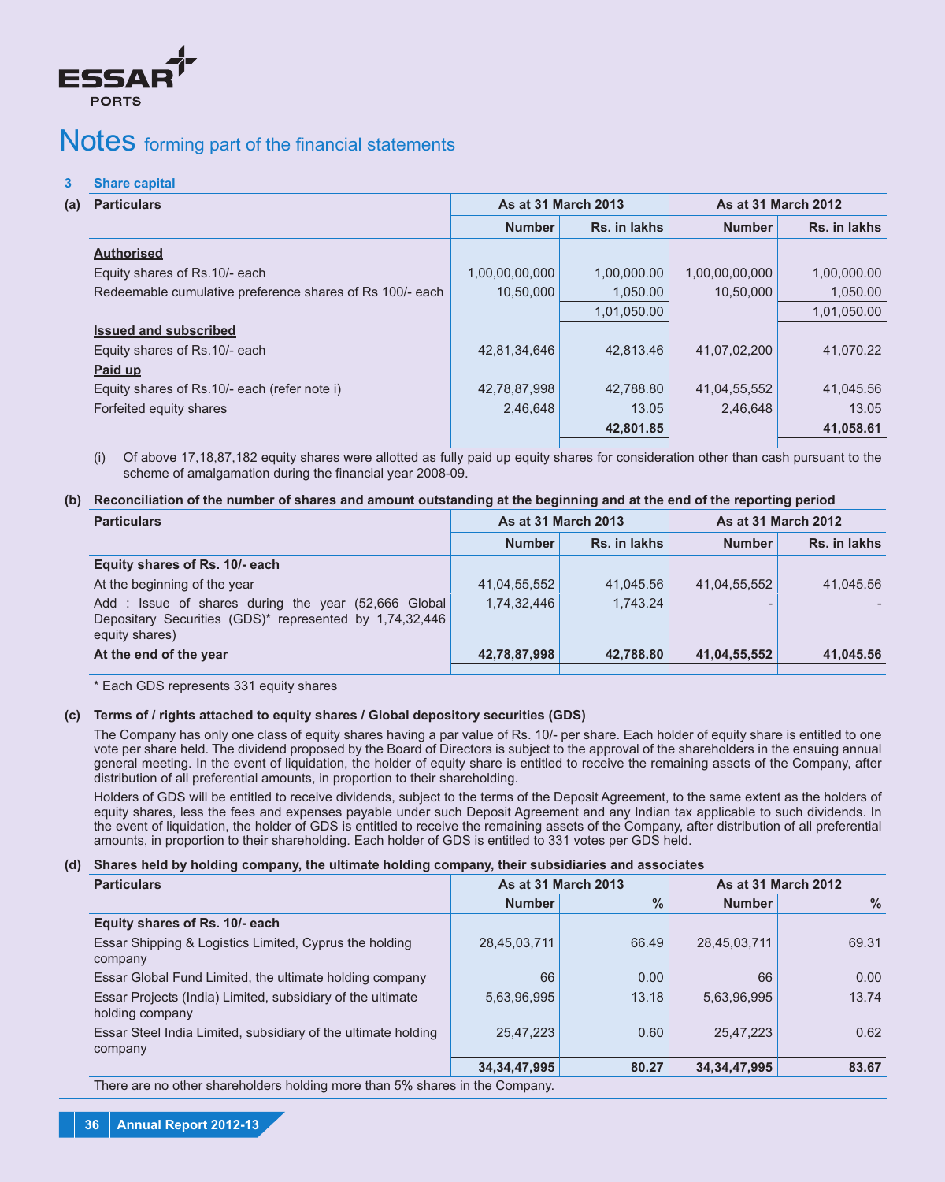# Notes forming part of the financial statements

## 3 Share capital

(a)

| Particulars | As at 31 March 2013 | | As at 31 March 2012 | |
|---|---|---|---|---|
| | Number | Rs. in lakhs | Number | Rs. in lakhs |
| **Authorised** | | | | |
| Equity shares of Rs.10/- each | 1,00,00,00,000 | 1,00,000.00 | 1,00,00,00,000 | 1,00,000.00 |
| Redeemable cumulative preference shares of Rs 100/- each | 10,50,000 | 1,050.00 | 10,50,000 | 1,050.00 |
| | | 1,01,050.00 | | 1,01,050.00 |
| **Issued and subscribed** | | | | |
| Equity shares of Rs.10/- each | 42,81,34,646 | 42,813.46 | 41,07,02,200 | 41,070.22 |
| **Paid up** | | | | |
| Equity shares of Rs.10/- each (refer note i) | 42,78,87,998 | 42,788.80 | 41,04,55,552 | 41,045.56 |
| Forfeited equity shares | 2,46,648 | 13.05 | 2,46,648 | 13.05 |
| | | **42,801.85** | | **41,058.61** |

(i) Of above 17,18,87,182 equity shares were allotted as fully paid up equity shares for consideration other than cash pursuant to the scheme of amalgamation during the financial year 2008-09.

**(b) Reconciliation of the number of shares and amount outstanding at the beginning and at the end of the reporting period**

| Particulars | As at 31 March 2013 | | As at 31 March 2012 | |
|---|---|---|---|---|
| | Number | Rs. in lakhs | Number | Rs. in lakhs |
| **Equity shares of Rs. 10/- each** | | | | |
| At the beginning of the year | 41,04,55,552 | 41,045.56 | 41,04,55,552 | 41,045.56 |
| Add : Issue of shares during the year (52,666 Global Depositary Securities (GDS)* represented by 1,74,32,446 equity shares) | 1,74,32,446 | 1,743.24 | - | - |
| **At the end of the year** | **42,78,87,998** | **42,788.80** | **41,04,55,552** | **41,045.56** |

* Each GDS represents 331 equity shares

**(c) Terms of / rights attached to equity shares / Global depository securities (GDS)**

The Company has only one class of equity shares having a par value of Rs. 10/- per share. Each holder of equity share is entitled to one vote per share held. The dividend proposed by the Board of Directors is subject to the approval of the shareholders in the ensuing annual general meeting. In the event of liquidation, the holder of equity share is entitled to receive the remaining assets of the Company, after distribution of all preferential amounts, in proportion to their shareholding.

Holders of GDS will be entitled to receive dividends, subject to the terms of the Deposit Agreement, to the same extent as the holders of equity shares, less the fees and expenses payable under such Deposit Agreement and any Indian tax applicable to such dividends. In the event of liquidation, the holder of GDS is entitled to receive the remaining assets of the Company, after distribution of all preferential amounts, in proportion to their shareholding. Each holder of GDS is entitled to 331 votes per GDS held.

**(d) Shares held by holding company, the ultimate holding company, their subsidiaries and associates**

| Particulars | As at 31 March 2013 | | As at 31 March 2012 | |
|---|---|---|---|---|
| | Number | % | Number | % |
| **Equity shares of Rs. 10/- each** | | | | |
| Essar Shipping & Logistics Limited, Cyprus the holding company | 28,45,03,711 | 66.49 | 28,45,03,711 | 69.31 |
| Essar Global Fund Limited, the ultimate holding company | 66 | 0.00 | 66 | 0.00 |
| Essar Projects (India) Limited, subsidiary of the ultimate holding company | 5,63,96,995 | 13.18 | 5,63,96,995 | 13.74 |
| Essar Steel India Limited, subsidiary of the ultimate holding company | 25,47,223 | 0.60 | 25,47,223 | 0.62 |
| | **34,34,47,995** | **80.27** | **34,34,47,995** | **83.67** |

There are no other shareholders holding more than 5% shares in the Company.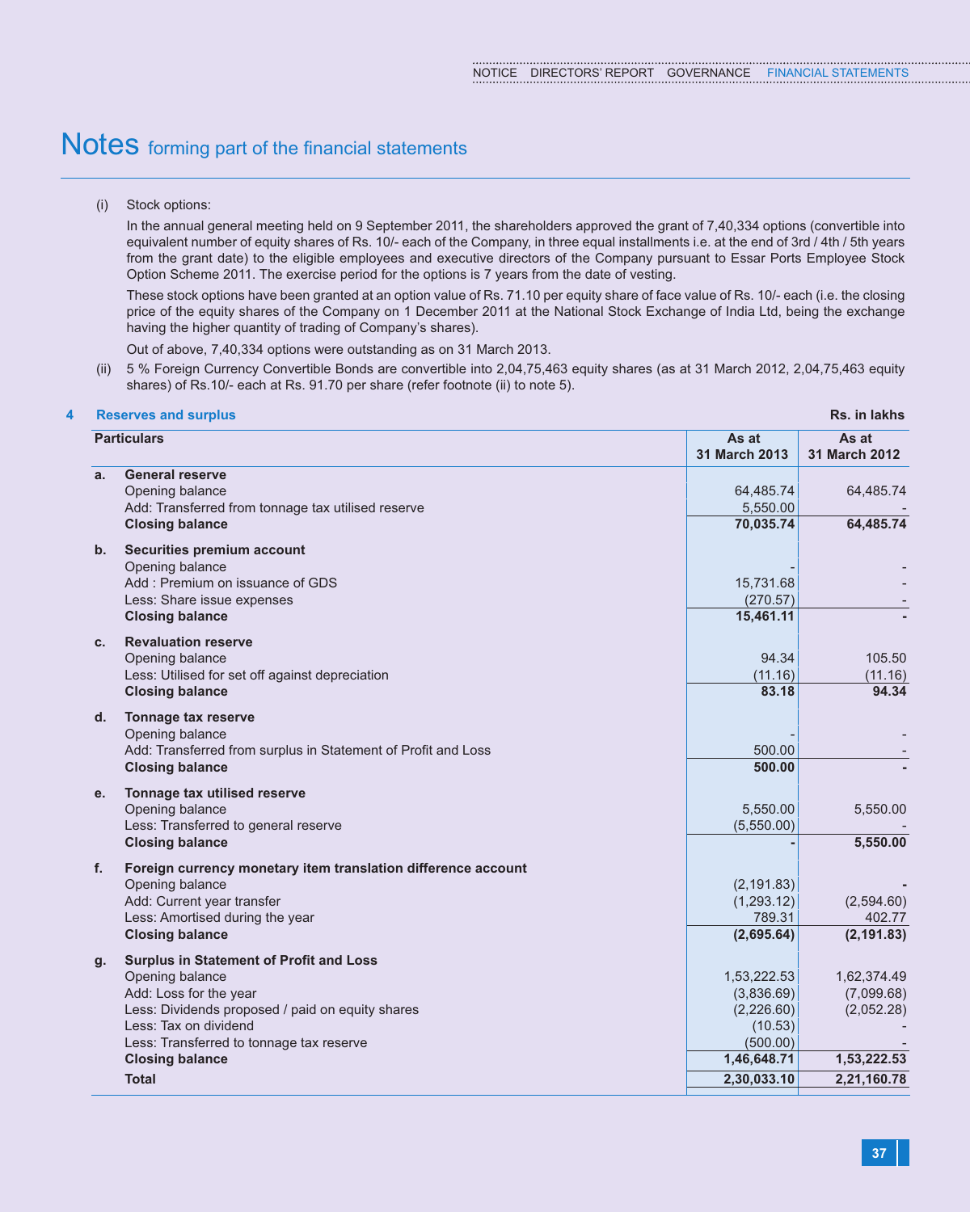# Notes forming part of the financial statements

(i) Stock options:

In the annual general meeting held on 9 September 2011, the shareholders approved the grant of 7,40,334 options (convertible into equivalent number of equity shares of Rs. 10/- each of the Company, in three equal installments i.e. at the end of 3rd / 4th / 5th years from the grant date) to the eligible employees and executive directors of the Company pursuant to Essar Ports Employee Stock Option Scheme 2011. The exercise period for the options is 7 years from the date of vesting.

These stock options have been granted at an option value of Rs. 71.10 per equity share of face value of Rs. 10/- each (i.e. the closing price of the equity shares of the Company on 1 December 2011 at the National Stock Exchange of India Ltd, being the exchange having the higher quantity of trading of Company's shares).

Out of above, 7,40,334 options were outstanding as on 31 March 2013.

(ii) 5 % Foreign Currency Convertible Bonds are convertible into 2,04,75,463 equity shares (as at 31 March 2012, 2,04,75,463 equity shares) of Rs.10/- each at Rs. 91.70 per share (refer footnote (ii) to note 5).

## 4 Reserves and surplus

Rs. in lakhs

| | Particulars | As at 31 March 2013 | As at 31 March 2012 |
|---|---|---|---|
| a. | **General reserve** | | |
| | Opening balance | 64,485.74 | 64,485.74 |
| | Add: Transferred from tonnage tax utilised reserve | 5,550.00 | - |
| | **Closing balance** | **70,035.74** | **64,485.74** |
| b. | **Securities premium account** | | |
| | Opening balance | - | - |
| | Add : Premium on issuance of GDS | 15,731.68 | - |
| | Less: Share issue expenses | (270.57) | - |
| | **Closing balance** | **15,461.11** | **-** |
| c. | **Revaluation reserve** | | |
| | Opening balance | 94.34 | 105.50 |
| | Less: Utilised for set off against depreciation | (11.16) | (11.16) |
| | **Closing balance** | **83.18** | **94.34** |
| d. | **Tonnage tax reserve** | | |
| | Opening balance | - | - |
| | Add: Transferred from surplus in Statement of Profit and Loss | 500.00 | - |
| | **Closing balance** | **500.00** | **-** |
| e. | **Tonnage tax utilised reserve** | | |
| | Opening balance | 5,550.00 | 5,550.00 |
| | Less: Transferred to general reserve | (5,550.00) | - |
| | **Closing balance** | **-** | **5,550.00** |
| f. | **Foreign currency monetary item translation difference account** | | |
| | Opening balance | (2,191.83) | - |
| | Add: Current year transfer | (1,293.12) | (2,594.60) |
| | Less: Amortised during the year | 789.31 | 402.77 |
| | **Closing balance** | **(2,695.64)** | **(2,191.83)** |
| g. | **Surplus in Statement of Profit and Loss** | | |
| | Opening balance | 1,53,222.53 | 1,62,374.49 |
| | Add: Loss for the year | (3,836.69) | (7,099.68) |
| | Less: Dividends proposed / paid on equity shares | (2,226.60) | (2,052.28) |
| | Less: Tax on dividend | (10.53) | - |
| | Less: Transferred to tonnage tax reserve | (500.00) | - |
| | **Closing balance** | **1,46,648.71** | **1,53,222.53** |
| | **Total** | **2,30,033.10** | **2,21,160.78** |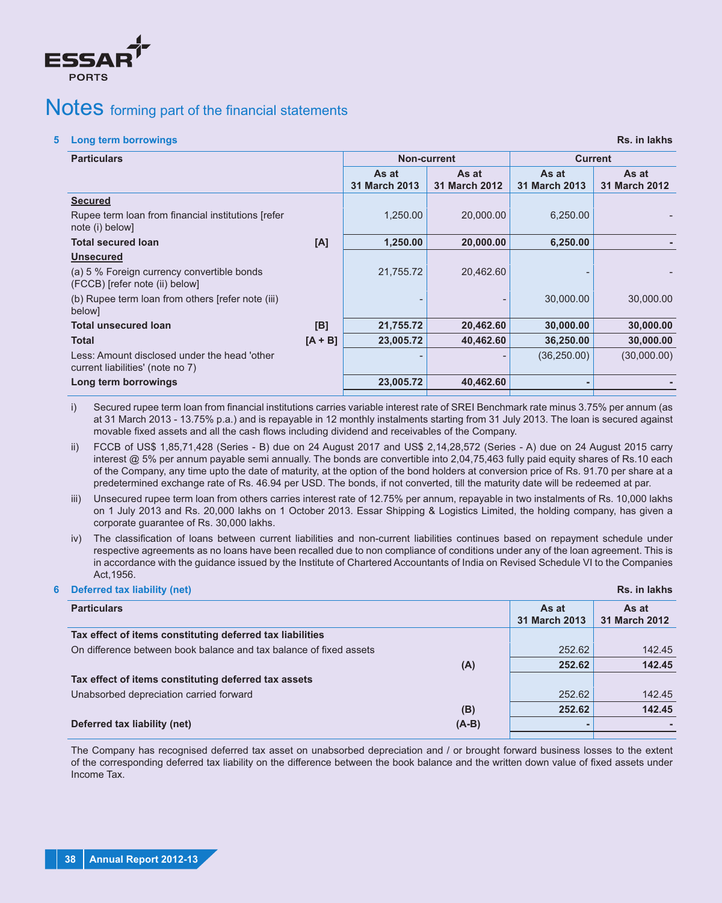# Notes forming part of the financial statements

## 5 Long term borrowings

Rs. in lakhs

| Particulars | | Non-current | | Current | |
|---|---|---|---|---|---|
| | | As at 31 March 2013 | As at 31 March 2012 | As at 31 March 2013 | As at 31 March 2012 |
| **Secured** | | | | | |
| Rupee term loan from financial institutions [refer note (i) below] | | 1,250.00 | 20,000.00 | 6,250.00 | - |
| **Total secured loan** | **[A]** | **1,250.00** | **20,000.00** | **6,250.00** | **-** |
| **Unsecured** | | | | | |
| (a) 5 % Foreign currency convertible bonds (FCCB) [refer note (ii) below] | | 21,755.72 | 20,462.60 | - | - |
| (b) Rupee term loan from others [refer note (iii) below] | | - | - | 30,000.00 | 30,000.00 |
| **Total unsecured loan** | **[B]** | **21,755.72** | **20,462.60** | **30,000.00** | **30,000.00** |
| **Total** | **[A + B]** | **23,005.72** | **40,462.60** | **36,250.00** | **30,000.00** |
| Less: Amount disclosed under the head 'other current liabilities' (note no 7) | | - | - | (36,250.00) | (30,000.00) |
| **Long term borrowings** | | **23,005.72** | **40,462.60** | **-** | **-** |

i) Secured rupee term loan from financial institutions carries variable interest rate of SREI Benchmark rate minus 3.75% per annum (as at 31 March 2013 - 13.75% p.a.) and is repayable in 12 monthly instalments starting from 31 July 2013. The loan is secured against movable fixed assets and all the cash flows including dividend and receivables of the Company.

ii) FCCB of US$ 1,85,71,428 (Series - B) due on 24 August 2017 and US$ 2,14,28,572 (Series - A) due on 24 August 2015 carry interest @ 5% per annum payable semi annually. The bonds are convertible into 2,04,75,463 fully paid equity shares of Rs.10 each of the Company, any time upto the date of maturity, at the option of the bond holders at conversion price of Rs. 91.70 per share at a predetermined exchange rate of Rs. 46.94 per USD. The bonds, if not converted, till the maturity date will be redeemed at par.

iii) Unsecured rupee term loan from others carries interest rate of 12.75% per annum, repayable in two instalments of Rs. 10,000 lakhs on 1 July 2013 and Rs. 20,000 lakhs on 1 October 2013. Essar Shipping & Logistics Limited, the holding company, has given a corporate guarantee of Rs. 30,000 lakhs.

iv) The classification of loans between current liabilities and non-current liabilities continues based on repayment schedule under respective agreements as no loans have been recalled due to non compliance of conditions under any of the loan agreement. This is in accordance with the guidance issued by the Institute of Chartered Accountants of India on Revised Schedule VI to the Companies Act,1956.

## 6 Deferred tax liability (net)

Rs. in lakhs

| Particulars | | As at 31 March 2013 | As at 31 March 2012 |
|---|---|---|---|
| **Tax effect of items constituting deferred tax liabilities** | | | |
| On difference between book balance and tax balance of fixed assets | | 252.62 | 142.45 |
| | **(A)** | **252.62** | **142.45** |
| **Tax effect of items constituting deferred tax assets** | | | |
| Unabsorbed depreciation carried forward | | 252.62 | 142.45 |
| | **(B)** | **252.62** | **142.45** |
| **Deferred tax liability (net)** | **(A-B)** | **-** | **-** |

The Company has recognised deferred tax asset on unabsorbed depreciation and / or brought forward business losses to the extent of the corresponding deferred tax liability on the difference between the book balance and the written down value of fixed assets under Income Tax.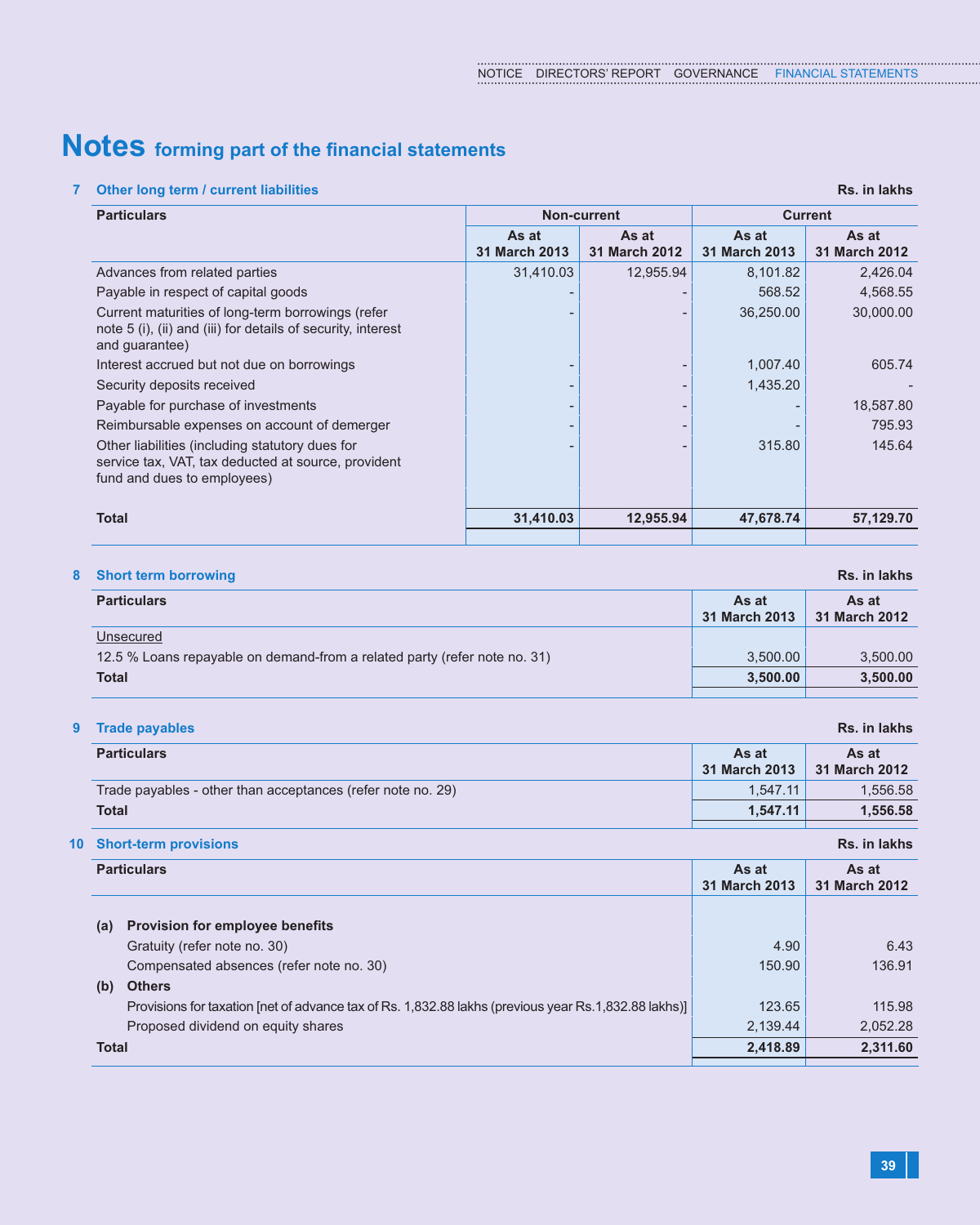# Notes forming part of the financial statements

## 7 Other long term / current liabilities

Rs. in lakhs

| Particulars | Non-current | | Current | |
|---|---|---|---|---|
| | As at 31 March 2013 | As at 31 March 2012 | As at 31 March 2013 | As at 31 March 2012 |
| Advances from related parties | 31,410.03 | 12,955.94 | 8,101.82 | 2,426.04 |
| Payable in respect of capital goods | - | - | 568.52 | 4,568.55 |
| Current maturities of long-term borrowings (refer note 5 (i), (ii) and (iii) for details of security, interest and guarantee) | - | - | 36,250.00 | 30,000.00 |
| Interest accrued but not due on borrowings | - | - | 1,007.40 | 605.74 |
| Security deposits received | - | - | 1,435.20 | - |
| Payable for purchase of investments | - | - | - | 18,587.80 |
| Reimbursable expenses on account of demerger | - | - | - | 795.93 |
| Other liabilities (including statutory dues for service tax, VAT, tax deducted at source, provident fund and dues to employees) | - | - | 315.80 | 145.64 |
| **Total** | **31,410.03** | **12,955.94** | **47,678.74** | **57,129.70** |

## 8 Short term borrowing

Rs. in lakhs

| Particulars | As at 31 March 2013 | As at 31 March 2012 |
|---|---|---|
| Unsecured | | |
| 12.5 % Loans repayable on demand-from a related party (refer note no. 31) | 3,500.00 | 3,500.00 |
| **Total** | **3,500.00** | **3,500.00** |

## 9 Trade payables

Rs. in lakhs

| Particulars | As at 31 March 2013 | As at 31 March 2012 |
|---|---|---|
| Trade payables - other than acceptances (refer note no. 29) | 1,547.11 | 1,556.58 |
| **Total** | **1,547.11** | **1,556.58** |

## 10 Short-term provisions

Rs. in lakhs

| Particulars | As at 31 March 2013 | As at 31 March 2012 |
|---|---|---|
| **(a) Provision for employee benefits** | | |
| Gratuity (refer note no. 30) | 4.90 | 6.43 |
| Compensated absences (refer note no. 30) | 150.90 | 136.91 |
| **(b) Others** | | |
| Provisions for taxation [net of advance tax of Rs. 1,832.88 lakhs (previous year Rs.1,832.88 lakhs)] | 123.65 | 115.98 |
| Proposed dividend on equity shares | 2,139.44 | 2,052.28 |
| **Total** | **2,418.89** | **2,311.60** |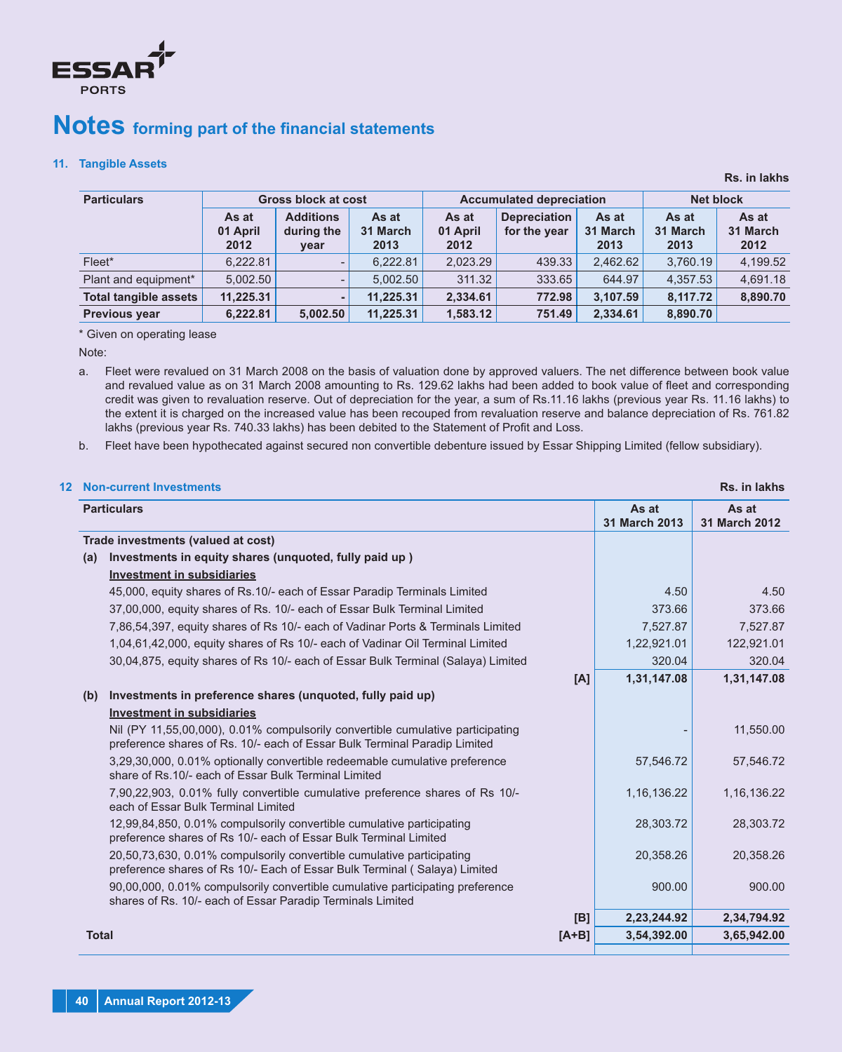# Notes forming part of the financial statements

## 11. Tangible Assets

Rs. in lakhs

| Particulars | Gross block at cost | | | Accumulated depreciation | | | Net block | |
|---|---|---|---|---|---|---|---|---|
| | As at 01 April 2012 | Additions during the year | As at 31 March 2013 | As at 01 April 2012 | Depreciation for the year | As at 31 March 2013 | As at 31 March 2013 | As at 31 March 2012 |
| Fleet* | 6,222.81 | - | 6,222.81 | 2,023.29 | 439.33 | 2,462.62 | 3,760.19 | 4,199.52 |
| Plant and equipment* | 5,002.50 | - | 5,002.50 | 311.32 | 333.65 | 644.97 | 4,357.53 | 4,691.18 |
| **Total tangible assets** | **11,225.31** | **-** | **11,225.31** | **2,334.61** | **772.98** | **3,107.59** | **8,117.72** | **8,890.70** |
| **Previous year** | **6,222.81** | **5,002.50** | **11,225.31** | **1,583.12** | **751.49** | **2,334.61** | **8,890.70** | |

\* Given on operating lease

Note:

a. Fleet were revalued on 31 March 2008 on the basis of valuation done by approved valuers. The net difference between book value and revalued value as on 31 March 2008 amounting to Rs. 129.62 lakhs had been added to book value of fleet and corresponding credit was given to revaluation reserve. Out of depreciation for the year, a sum of Rs.11.16 lakhs (previous year Rs. 11.16 lakhs) to the extent it is charged on the increased value has been recouped from revaluation reserve and balance depreciation of Rs. 761.82 lakhs (previous year Rs. 740.33 lakhs) has been debited to the Statement of Profit and Loss.

b. Fleet have been hypothecated against secured non convertible debenture issued by Essar Shipping Limited (fellow subsidiary).

## 12 Non-current Investments

Rs. in lakhs

| Particulars | | As at 31 March 2013 | As at 31 March 2012 |
|---|---|---|---|
| **Trade investments (valued at cost)** | | | |
| **(a) Investments in equity shares (unquoted, fully paid up )** | | | |
| **Investment in subsidiaries** | | | |
| 45,000, equity shares of Rs.10/- each of Essar Paradip Terminals Limited | | 4.50 | 4.50 |
| 37,00,000, equity shares of Rs. 10/- each of Essar Bulk Terminal Limited | | 373.66 | 373.66 |
| 7,86,54,397, equity shares of Rs 10/- each of Vadinar Ports & Terminals Limited | | 7,527.87 | 7,527.87 |
| 1,04,61,42,000, equity shares of Rs 10/- each of Vadinar Oil Terminal Limited | | 1,22,921.01 | 122,921.01 |
| 30,04,875, equity shares of Rs 10/- each of Essar Bulk Terminal (Salaya) Limited | | 320.04 | 320.04 |
| | **[A]** | **1,31,147.08** | **1,31,147.08** |
| **(b) Investments in preference shares (unquoted, fully paid up)** | | | |
| **Investment in subsidiaries** | | | |
| Nil (PY 11,55,00,000), 0.01% compulsorily convertible cumulative participating preference shares of Rs. 10/- each of Essar Bulk Terminal Paradip Limited | | - | 11,550.00 |
| 3,29,30,000, 0.01% optionally convertible redeemable cumulative preference share of Rs.10/- each of Essar Bulk Terminal Limited | | 57,546.72 | 57,546.72 |
| 7,90,22,903, 0.01% fully convertible cumulative preference shares of Rs 10/- each of Essar Bulk Terminal Limited | | 1,16,136.22 | 1,16,136.22 |
| 12,99,84,850, 0.01% compulsorily convertible cumulative participating preference shares of Rs 10/- each of Essar Bulk Terminal Limited | | 28,303.72 | 28,303.72 |
| 20,50,73,630, 0.01% compulsorily convertible cumulative participating preference shares of Rs 10/- Each of Essar Bulk Terminal ( Salaya) Limited | | 20,358.26 | 20,358.26 |
| 90,00,000, 0.01% compulsorily convertible cumulative participating preference shares of Rs. 10/- each of Essar Paradip Terminals Limited | | 900.00 | 900.00 |
| | **[B]** | **2,23,244.92** | **2,34,794.92** |
| **Total** | **[A+B]** | **3,54,392.00** | **3,65,942.00** |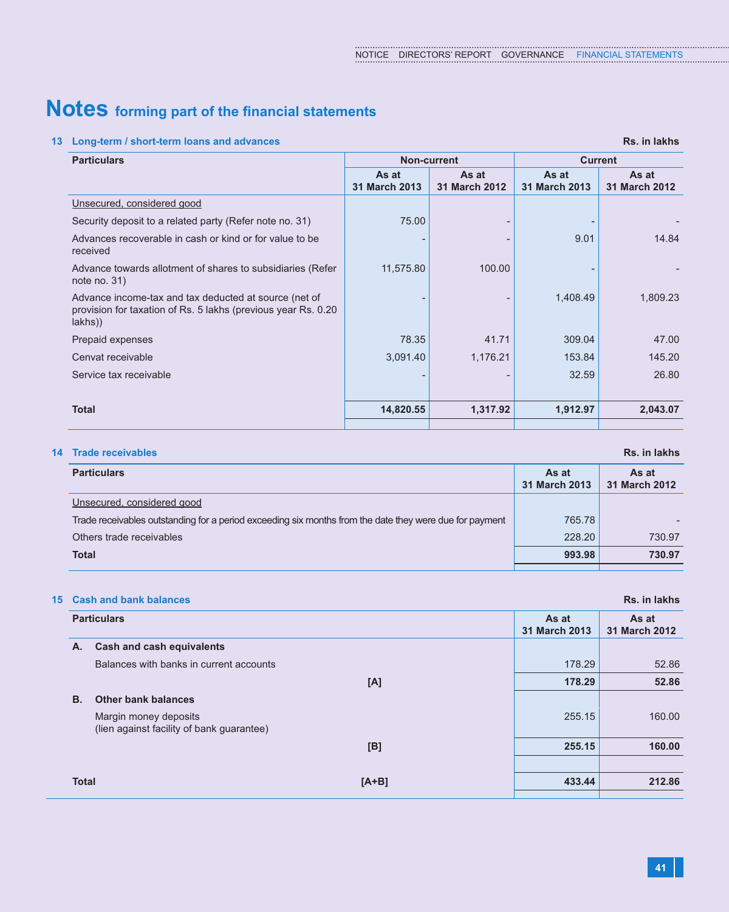# Notes forming part of the financial statements

## 13 Long-term / short-term loans and advances

Rs. in lakhs

| Particulars | Non-current | | Current | |
|---|---|---|---|---|
| | As at 31 March 2013 | As at 31 March 2012 | As at 31 March 2013 | As at 31 March 2012 |
| Unsecured, considered good | | | | |
| Security deposit to a related party (Refer note no. 31) | 75.00 | - | - | - |
| Advances recoverable in cash or kind or for value to be received | - | - | 9.01 | 14.84 |
| Advance towards allotment of shares to subsidiaries (Refer note no. 31) | 11,575.80 | 100.00 | - | - |
| Advance income-tax and tax deducted at source (net of provision for taxation of Rs. 5 lakhs (previous year Rs. 0.20 lakhs)) | - | - | 1,408.49 | 1,809.23 |
| Prepaid expenses | 78.35 | 41.71 | 309.04 | 47.00 |
| Cenvat receivable | 3,091.40 | 1,176.21 | 153.84 | 145.20 |
| Service tax receivable | - | - | 32.59 | 26.80 |
| **Total** | **14,820.55** | **1,317.92** | **1,912.97** | **2,043.07** |

## 14 Trade receivables

Rs. in lakhs

| Particulars | As at 31 March 2013 | As at 31 March 2012 |
|---|---|---|
| Unsecured, considered good | | |
| Trade receivables outstanding for a period exceeding six months from the date they were due for payment | 765.78 | - |
| Others trade receivables | 228.20 | 730.97 |
| **Total** | **993.98** | **730.97** |

## 15 Cash and bank balances

Rs. in lakhs

| Particulars | | As at 31 March 2013 | As at 31 March 2012 |
|---|---|---|---|
| **A. Cash and cash equivalents** | | | |
| Balances with banks in current accounts | | 178.29 | 52.86 |
| | **[A]** | **178.29** | **52.86** |
| **B. Other bank balances** | | | |
| Margin money deposits (lien against facility of bank guarantee) | | 255.15 | 160.00 |
| | **[B]** | **255.15** | **160.00** |
| **Total** | **[A+B]** | **433.44** | **212.86** |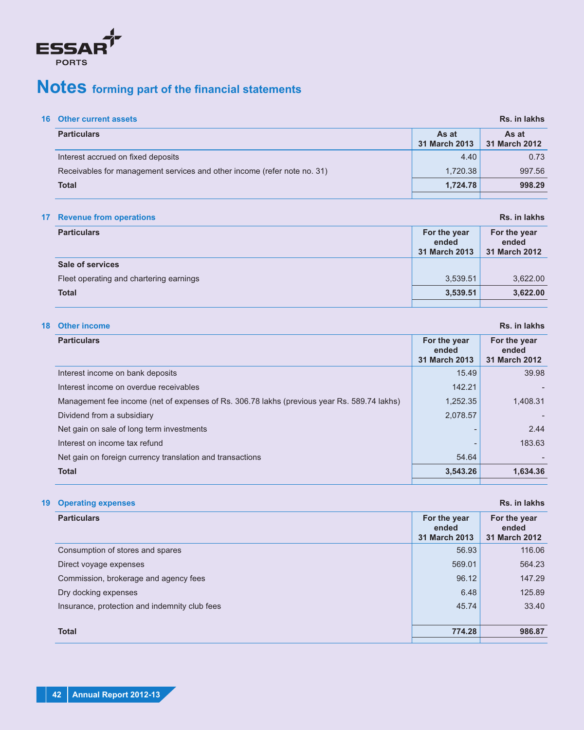# Notes forming part of the financial statements

## 16 Other current assets

Rs. in lakhs

| Particulars | As at 31 March 2013 | As at 31 March 2012 |
|---|---|---|
| Interest accrued on fixed deposits | 4.40 | 0.73 |
| Receivables for management services and other income (refer note no. 31) | 1,720.38 | 997.56 |
| **Total** | **1,724.78** | **998.29** |

## 17 Revenue from operations

Rs. in lakhs

| Particulars | For the year ended 31 March 2013 | For the year ended 31 March 2012 |
|---|---|---|
| **Sale of services** | | |
| Fleet operating and chartering earnings | 3,539.51 | 3,622.00 |
| **Total** | **3,539.51** | **3,622.00** |

## 18 Other income

Rs. in lakhs

| Particulars | For the year ended 31 March 2013 | For the year ended 31 March 2012 |
|---|---|---|
| Interest income on bank deposits | 15.49 | 39.98 |
| Interest income on overdue receivables | 142.21 | - |
| Management fee income (net of expenses of Rs. 306.78 lakhs (previous year Rs. 589.74 lakhs) | 1,252.35 | 1,408.31 |
| Dividend from a subsidiary | 2,078.57 | - |
| Net gain on sale of long term investments | - | 2.44 |
| Interest on income tax refund | - | 183.63 |
| Net gain on foreign currency translation and transactions | 54.64 | - |
| **Total** | **3,543.26** | **1,634.36** |

## 19 Operating expenses

Rs. in lakhs

| Particulars | For the year ended 31 March 2013 | For the year ended 31 March 2012 |
|---|---|---|
| Consumption of stores and spares | 56.93 | 116.06 |
| Direct voyage expenses | 569.01 | 564.23 |
| Commission, brokerage and agency fees | 96.12 | 147.29 |
| Dry docking expenses | 6.48 | 125.89 |
| Insurance, protection and indemnity club fees | 45.74 | 33.40 |
| **Total** | **774.28** | **986.87** |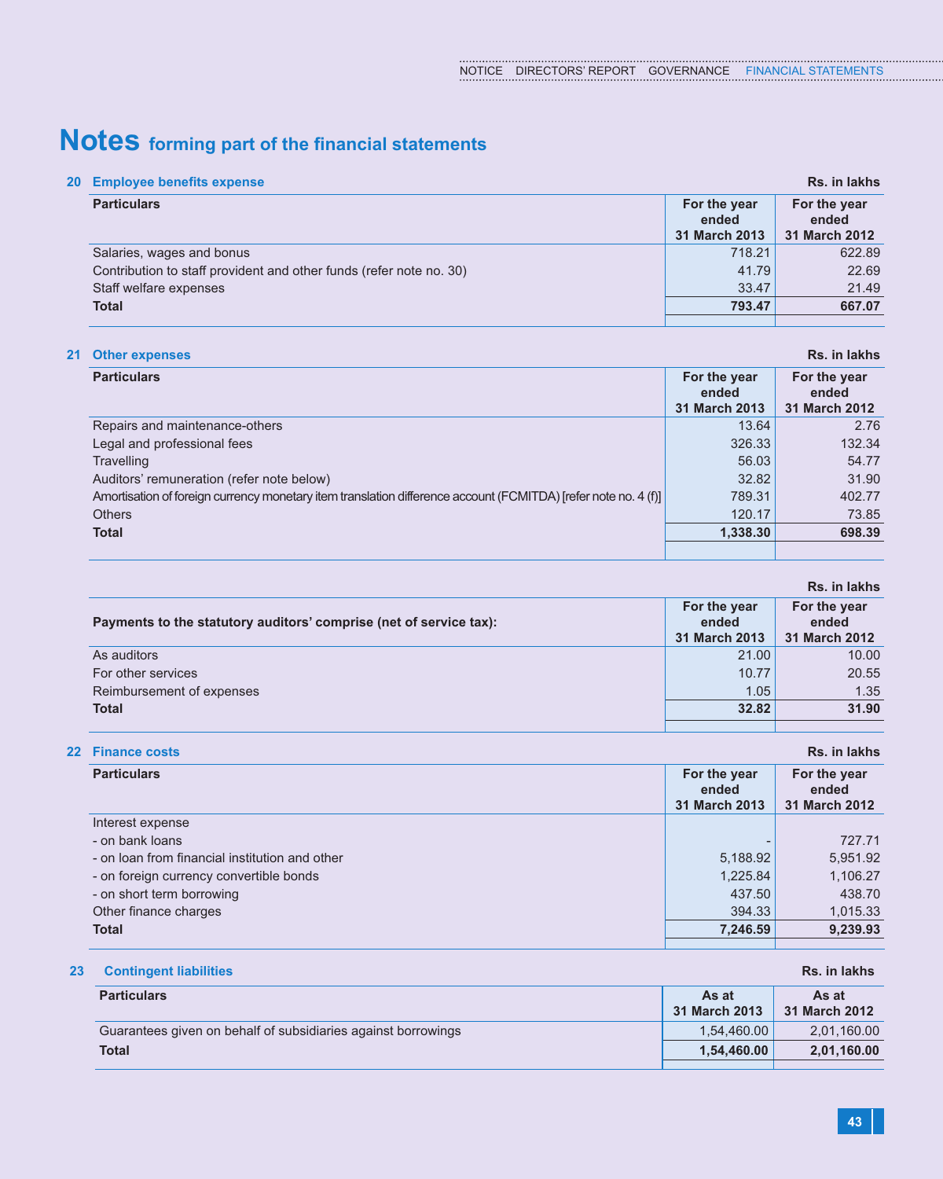# Notes forming part of the financial statements

## 20 Employee benefits expense

Rs. in lakhs

| Particulars | For the year ended 31 March 2013 | For the year ended 31 March 2012 |
|---|---|---|
| Salaries, wages and bonus | 718.21 | 622.89 |
| Contribution to staff provident and other funds (refer note no. 30) | 41.79 | 22.69 |
| Staff welfare expenses | 33.47 | 21.49 |
| **Total** | **793.47** | **667.07** |

## 21 Other expenses

Rs. in lakhs

| Particulars | For the year ended 31 March 2013 | For the year ended 31 March 2012 |
|---|---|---|
| Repairs and maintenance-others | 13.64 | 2.76 |
| Legal and professional fees | 326.33 | 132.34 |
| Travelling | 56.03 | 54.77 |
| Auditors' remuneration (refer note below) | 32.82 | 31.90 |
| Amortisation of foreign currency monetary item translation difference account (FCMITDA) [refer note no. 4 (f)] | 789.31 | 402.77 |
| Others | 120.17 | 73.85 |
| **Total** | **1,338.30** | **698.39** |

Rs. in lakhs

| Payments to the statutory auditors' comprise (net of service tax): | For the year ended 31 March 2013 | For the year ended 31 March 2012 |
|---|---|---|
| As auditors | 21.00 | 10.00 |
| For other services | 10.77 | 20.55 |
| Reimbursement of expenses | 1.05 | 1.35 |
| **Total** | **32.82** | **31.90** |

## 22 Finance costs

Rs. in lakhs

| Particulars | For the year ended 31 March 2013 | For the year ended 31 March 2012 |
|---|---|---|
| Interest expense | | |
| - on bank loans | - | 727.71 |
| - on loan from financial institution and other | 5,188.92 | 5,951.92 |
| - on foreign currency convertible bonds | 1,225.84 | 1,106.27 |
| - on short term borrowing | 437.50 | 438.70 |
| Other finance charges | 394.33 | 1,015.33 |
| **Total** | **7,246.59** | **9,239.93** |

## 23 Contingent liabilities

Rs. in lakhs

| Particulars | As at 31 March 2013 | As at 31 March 2012 |
|---|---|---|
| Guarantees given on behalf of subsidiaries against borrowings | 1,54,460.00 | 2,01,160.00 |
| **Total** | **1,54,460.00** | **2,01,160.00** |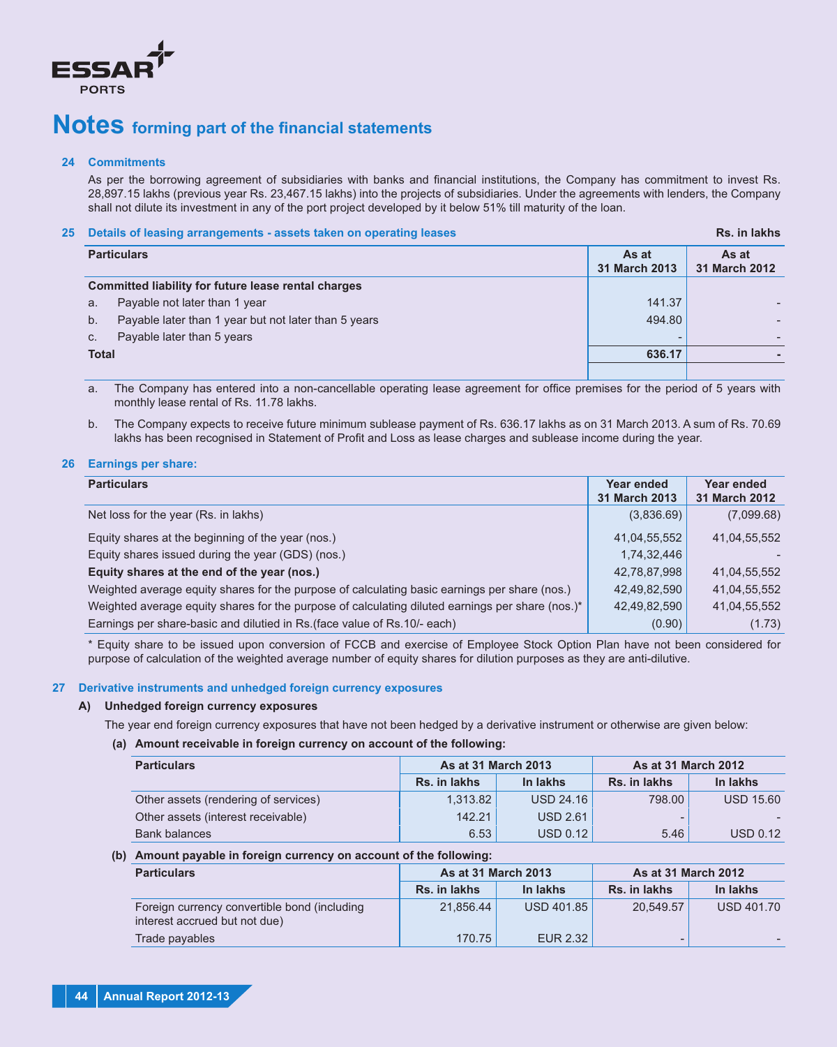# Notes forming part of the financial statements

## 24 Commitments

As per the borrowing agreement of subsidiaries with banks and financial institutions, the Company has commitment to invest Rs. 28,897.15 lakhs (previous year Rs. 23,467.15 lakhs) into the projects of subsidiaries. Under the agreements with lenders, the Company shall not dilute its investment in any of the port project developed by it below 51% till maturity of the loan.

## 25 Details of leasing arrangements - assets taken on operating leases

Rs. in lakhs

| Particulars | As at 31 March 2013 | As at 31 March 2012 |
|---|---|---|
| **Committed liability for future lease rental charges** | | |
| a. Payable not later than 1 year | 141.37 | - |
| b. Payable later than 1 year but not later than 5 years | 494.80 | - |
| c. Payable later than 5 years | - | - |
| **Total** | **636.17** | **-** |

a. The Company has entered into a non-cancellable operating lease agreement for office premises for the period of 5 years with monthly lease rental of Rs. 11.78 lakhs.

b. The Company expects to receive future minimum sublease payment of Rs. 636.17 lakhs as on 31 March 2013. A sum of Rs. 70.69 lakhs has been recognised in Statement of Profit and Loss as lease charges and sublease income during the year.

## 26 Earnings per share:

| Particulars | Year ended 31 March 2013 | Year ended 31 March 2012 |
|---|---|---|
| Net loss for the year (Rs. in lakhs) | (3,836.69) | (7,099.68) |
| Equity shares at the beginning of the year (nos.) | 41,04,55,552 | 41,04,55,552 |
| Equity shares issued during the year (GDS) (nos.) | 1,74,32,446 | - |
| **Equity shares at the end of the year (nos.)** | 42,78,87,998 | 41,04,55,552 |
| Weighted average equity shares for the purpose of calculating basic earnings per share (nos.) | 42,49,82,590 | 41,04,55,552 |
| Weighted average equity shares for the purpose of calculating diluted earnings per share (nos.)* | 42,49,82,590 | 41,04,55,552 |
| Earnings per share-basic and dilutied in Rs.(face value of Rs.10/- each) | (0.90) | (1.73) |

* Equity share to be issued upon conversion of FCCB and exercise of Employee Stock Option Plan have not been considered for purpose of calculation of the weighted average number of equity shares for dilution purposes as they are anti-dilutive.

## 27 Derivative instruments and unhedged foreign currency exposures

### A) Unhedged foreign currency exposures

The year end foreign currency exposures that have not been hedged by a derivative instrument or otherwise are given below:

**(a) Amount receivable in foreign currency on account of the following:**

| Particulars | As at 31 March 2013 | | As at 31 March 2012 | |
|---|---|---|---|---|
| | Rs. in lakhs | In lakhs | Rs. in lakhs | In lakhs |
| Other assets (rendering of services) | 1,313.82 | USD 24.16 | 798.00 | USD 15.60 |
| Other assets (interest receivable) | 142.21 | USD 2.61 | - | - |
| Bank balances | 6.53 | USD 0.12 | 5.46 | USD 0.12 |

**(b) Amount payable in foreign currency on account of the following:**

| Particulars | As at 31 March 2013 | | As at 31 March 2012 | |
|---|---|---|---|---|
| | Rs. in lakhs | In lakhs | Rs. in lakhs | In lakhs |
| Foreign currency convertible bond (including interest accrued but not due) | 21,856.44 | USD 401.85 | 20,549.57 | USD 401.70 |
| Trade payables | 170.75 | EUR 2.32 | - | - |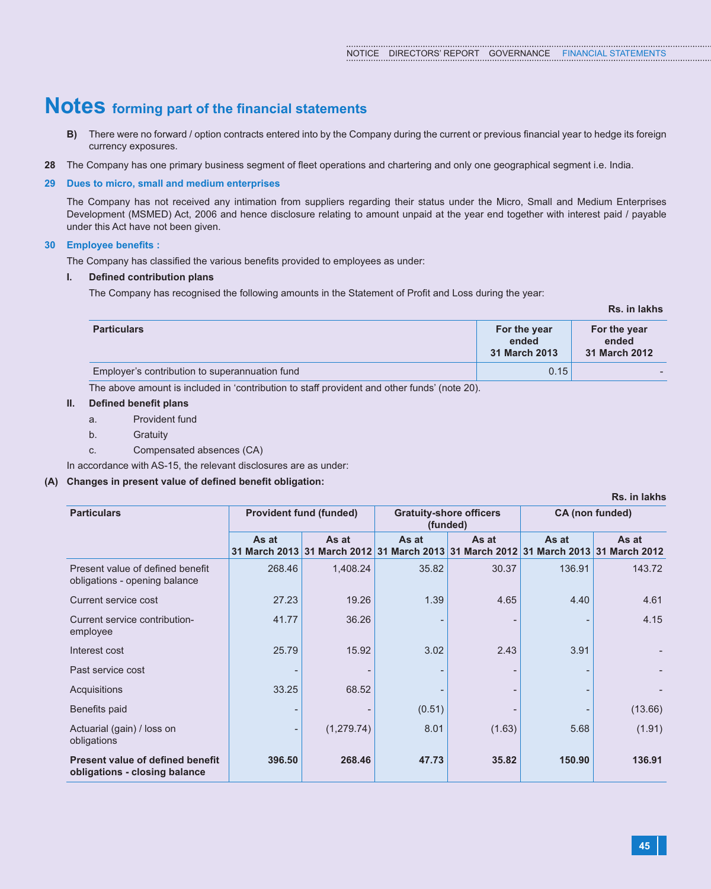# Notes forming part of the financial statements

**B)** There were no forward / option contracts entered into by the Company during the current or previous financial year to hedge its foreign currency exposures.

**28** The Company has one primary business segment of fleet operations and chartering and only one geographical segment i.e. India.

## 29 Dues to micro, small and medium enterprises

The Company has not received any intimation from suppliers regarding their status under the Micro, Small and Medium Enterprises Development (MSMED) Act, 2006 and hence disclosure relating to amount unpaid at the year end together with interest paid / payable under this Act have not been given.

## 30 Employee benefits :

The Company has classified the various benefits provided to employees as under:

**I. Defined contribution plans**

The Company has recognised the following amounts in the Statement of Profit and Loss during the year:

**Rs. in lakhs**

| Particulars | For the year ended 31 March 2013 | For the year ended 31 March 2012 |
|---|---|---|
| Employer's contribution to superannuation fund | 0.15 | - |

The above amount is included in 'contribution to staff provident and other funds' (note 20).

**II. Defined benefit plans**

a. Provident fund

b. Gratuity

c. Compensated absences (CA)

In accordance with AS-15, the relevant disclosures are as under:

**(A) Changes in present value of defined benefit obligation:**

**Rs. in lakhs**

| Particulars | Provident fund (funded) | | Gratuity-shore officers (funded) | | CA (non funded) | |
|---|---|---|---|---|---|---|
| | As at 31 March 2013 | As at 31 March 2012 | As at 31 March 2013 | As at 31 March 2012 | As at 31 March 2013 | As at 31 March 2012 |
| Present value of defined benefit obligations - opening balance | 268.46 | 1,408.24 | 35.82 | 30.37 | 136.91 | 143.72 |
| Current service cost | 27.23 | 19.26 | 1.39 | 4.65 | 4.40 | 4.61 |
| Current service contribution-employee | 41.77 | 36.26 | - | - | - | 4.15 |
| Interest cost | 25.79 | 15.92 | 3.02 | 2.43 | 3.91 | - |
| Past service cost | - | - | - | - | - | - |
| Acquisitions | 33.25 | 68.52 | - | - | - | - |
| Benefits paid | - | - | (0.51) | - | - | (13.66) |
| Actuarial (gain) / loss on obligations | - | (1,279.74) | 8.01 | (1.63) | 5.68 | (1.91) |
| **Present value of defined benefit obligations - closing balance** | **396.50** | **268.46** | **47.73** | **35.82** | **150.90** | **136.91** |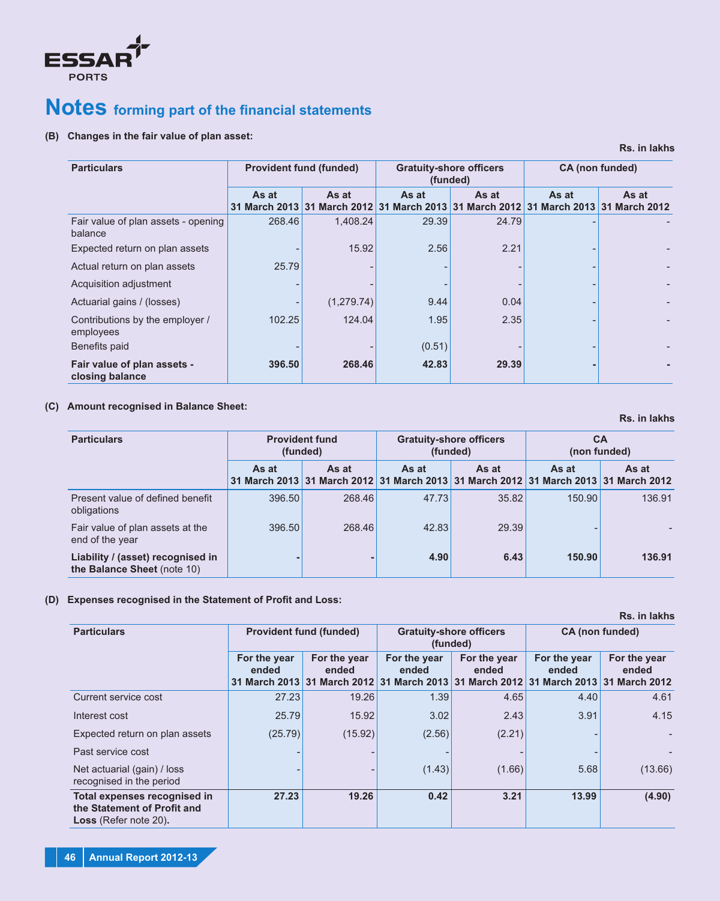# Notes forming part of the financial statements

**(B) Changes in the fair value of plan asset:**

Rs. in lakhs

| Particulars | Provident fund (funded) | | Gratuity-shore officers (funded) | | CA (non funded) | |
|---|---|---|---|---|---|---|
| | As at 31 March 2013 | As at 31 March 2012 | As at 31 March 2013 | As at 31 March 2012 | As at 31 March 2013 | As at 31 March 2012 |
| Fair value of plan assets - opening balance | 268.46 | 1,408.24 | 29.39 | 24.79 | - | - |
| Expected return on plan assets | - | 15.92 | 2.56 | 2.21 | - | - |
| Actual return on plan assets | 25.79 | - | - | - | - | - |
| Acquisition adjustment | - | - | - | - | - | - |
| Actuarial gains / (losses) | - | (1,279.74) | 9.44 | 0.04 | - | - |
| Contributions by the employer / employees | 102.25 | 124.04 | 1.95 | 2.35 | - | - |
| Benefits paid | - | - | (0.51) | - | - | - |
| **Fair value of plan assets - closing balance** | **396.50** | **268.46** | **42.83** | **29.39** | **-** | **-** |

**(C) Amount recognised in Balance Sheet:**

Rs. in lakhs

| Particulars | Provident fund (funded) | | Gratuity-shore officers (funded) | | CA (non funded) | |
|---|---|---|---|---|---|---|
| | As at 31 March 2013 | As at 31 March 2012 | As at 31 March 2013 | As at 31 March 2012 | As at 31 March 2013 | As at 31 March 2012 |
| Present value of defined benefit obligations | 396.50 | 268.46 | 47.73 | 35.82 | 150.90 | 136.91 |
| Fair value of plan assets at the end of the year | 396.50 | 268.46 | 42.83 | 29.39 | - | - |
| **Liability / (asset) recognised in the Balance Sheet** (note 10) | **-** | **-** | **4.90** | **6.43** | **150.90** | **136.91** |

**(D) Expenses recognised in the Statement of Profit and Loss:**

Rs. in lakhs

| Particulars | Provident fund (funded) | | Gratuity-shore officers (funded) | | CA (non funded) | |
|---|---|---|---|---|---|---|
| | For the year ended 31 March 2013 | For the year ended 31 March 2012 | For the year ended 31 March 2013 | For the year ended 31 March 2012 | For the year ended 31 March 2013 | For the year ended 31 March 2012 |
| Current service cost | 27.23 | 19.26 | 1.39 | 4.65 | 4.40 | 4.61 |
| Interest cost | 25.79 | 15.92 | 3.02 | 2.43 | 3.91 | 4.15 |
| Expected return on plan assets | (25.79) | (15.92) | (2.56) | (2.21) | - | - |
| Past service cost | - | - | - | - | - | - |
| Net actuarial (gain) / loss recognised in the period | - | - | (1.43) | (1.66) | 5.68 | (13.66) |
| **Total expenses recognised in the Statement of Profit and Loss** (Refer note 20)**.** | **27.23** | **19.26** | **0.42** | **3.21** | **13.99** | **(4.90)** |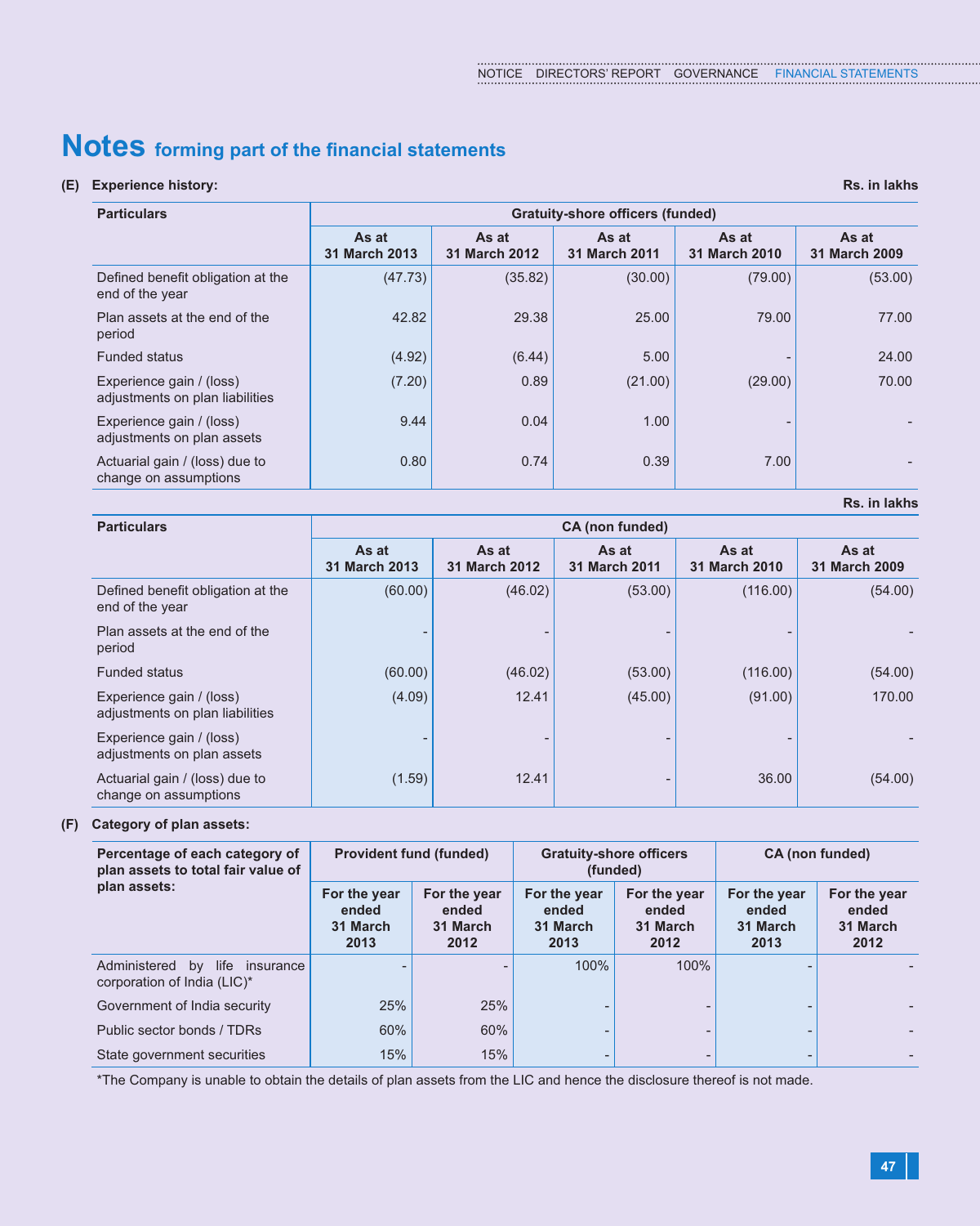# Notes forming part of the financial statements

**(E) Experience history:**

Rs. in lakhs

| Particulars | Gratuity-shore officers (funded) | | | | |
|---|---|---|---|---|---|
| | As at 31 March 2013 | As at 31 March 2012 | As at 31 March 2011 | As at 31 March 2010 | As at 31 March 2009 |
| Defined benefit obligation at the end of the year | (47.73) | (35.82) | (30.00) | (79.00) | (53.00) |
| Plan assets at the end of the period | 42.82 | 29.38 | 25.00 | 79.00 | 77.00 |
| Funded status | (4.92) | (6.44) | 5.00 | - | 24.00 |
| Experience gain / (loss) adjustments on plan liabilities | (7.20) | 0.89 | (21.00) | (29.00) | 70.00 |
| Experience gain / (loss) adjustments on plan assets | 9.44 | 0.04 | 1.00 | - | - |
| Actuarial gain / (loss) due to change on assumptions | 0.80 | 0.74 | 0.39 | 7.00 | - |

Rs. in lakhs

| Particulars | CA (non funded) | | | | |
|---|---|---|---|---|---|
| | As at 31 March 2013 | As at 31 March 2012 | As at 31 March 2011 | As at 31 March 2010 | As at 31 March 2009 |
| Defined benefit obligation at the end of the year | (60.00) | (46.02) | (53.00) | (116.00) | (54.00) |
| Plan assets at the end of the period | - | - | - | - | - |
| Funded status | (60.00) | (46.02) | (53.00) | (116.00) | (54.00) |
| Experience gain / (loss) adjustments on plan liabilities | (4.09) | 12.41 | (45.00) | (91.00) | 170.00 |
| Experience gain / (loss) adjustments on plan assets | - | - | - | - | - |
| Actuarial gain / (loss) due to change on assumptions | (1.59) | 12.41 | - | 36.00 | (54.00) |

**(F) Category of plan assets:**

| Percentage of each category of plan assets to total fair value of plan assets: | Provident fund (funded) | | Gratuity-shore officers (funded) | | CA (non funded) | |
|---|---|---|---|---|---|---|
| | For the year ended 31 March 2013 | For the year ended 31 March 2012 | For the year ended 31 March 2013 | For the year ended 31 March 2012 | For the year ended 31 March 2013 | For the year ended 31 March 2012 |
| Administered by life insurance corporation of India (LIC)* | - | - | 100% | 100% | - | - |
| Government of India security | 25% | 25% | - | - | - | - |
| Public sector bonds / TDRs | 60% | 60% | - | - | - | - |
| State government securities | 15% | 15% | - | - | - | - |

*The Company is unable to obtain the details of plan assets from the LIC and hence the disclosure thereof is not made.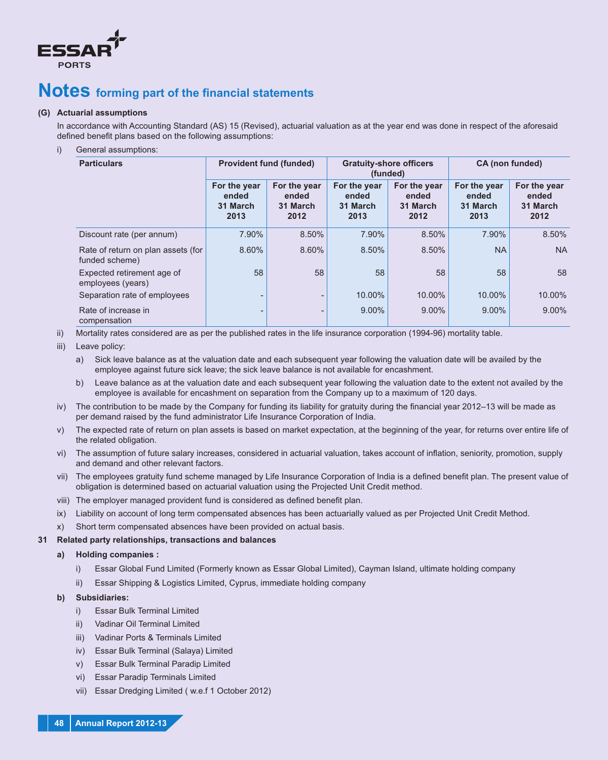# Notes forming part of the financial statements

**(G) Actuarial assumptions**

In accordance with Accounting Standard (AS) 15 (Revised), actuarial valuation as at the year end was done in respect of the aforesaid defined benefit plans based on the following assumptions:

i) General assumptions:

| Particulars | Provident fund (funded) | | Gratuity-shore officers (funded) | | CA (non funded) | |
|---|---|---|---|---|---|---|
| | For the year ended 31 March 2013 | For the year ended 31 March 2012 | For the year ended 31 March 2013 | For the year ended 31 March 2012 | For the year ended 31 March 2013 | For the year ended 31 March 2012 |
| Discount rate (per annum) | 7.90% | 8.50% | 7.90% | 8.50% | 7.90% | 8.50% |
| Rate of return on plan assets (for funded scheme) | 8.60% | 8.60% | 8.50% | 8.50% | NA | NA |
| Expected retirement age of employees (years) | 58 | 58 | 58 | 58 | 58 | 58 |
| Separation rate of employees | - | - | 10.00% | 10.00% | 10.00% | 10.00% |
| Rate of increase in compensation | - | - | 9.00% | 9.00% | 9.00% | 9.00% |

ii) Mortality rates considered are as per the published rates in the life insurance corporation (1994-96) mortality table.

iii) Leave policy:

a) Sick leave balance as at the valuation date and each subsequent year following the valuation date will be availed by the employee against future sick leave; the sick leave balance is not available for encashment.

b) Leave balance as at the valuation date and each subsequent year following the valuation date to the extent not availed by the employee is available for encashment on separation from the Company up to a maximum of 120 days.

iv) The contribution to be made by the Company for funding its liability for gratuity during the financial year 2012–13 will be made as per demand raised by the fund administrator Life Insurance Corporation of India.

v) The expected rate of return on plan assets is based on market expectation, at the beginning of the year, for returns over entire life of the related obligation.

vi) The assumption of future salary increases, considered in actuarial valuation, takes account of inflation, seniority, promotion, supply and demand and other relevant factors.

vii) The employees gratuity fund scheme managed by Life Insurance Corporation of India is a defined benefit plan. The present value of obligation is determined based on actuarial valuation using the Projected Unit Credit method.

viii) The employer managed provident fund is considered as defined benefit plan.

ix) Liability on account of long term compensated absences has been actuarially valued as per Projected Unit Credit Method.

x) Short term compensated absences have been provided on actual basis.

**31 Related party relationships, transactions and balances**

**a) Holding companies :**

i) Essar Global Fund Limited (Formerly known as Essar Global Limited), Cayman Island, ultimate holding company

ii) Essar Shipping & Logistics Limited, Cyprus, immediate holding company

**b) Subsidiaries:**

i) Essar Bulk Terminal Limited

ii) Vadinar Oil Terminal Limited

iii) Vadinar Ports & Terminals Limited

iv) Essar Bulk Terminal (Salaya) Limited

v) Essar Bulk Terminal Paradip Limited

vi) Essar Paradip Terminals Limited

vii) Essar Dredging Limited ( w.e.f 1 October 2012)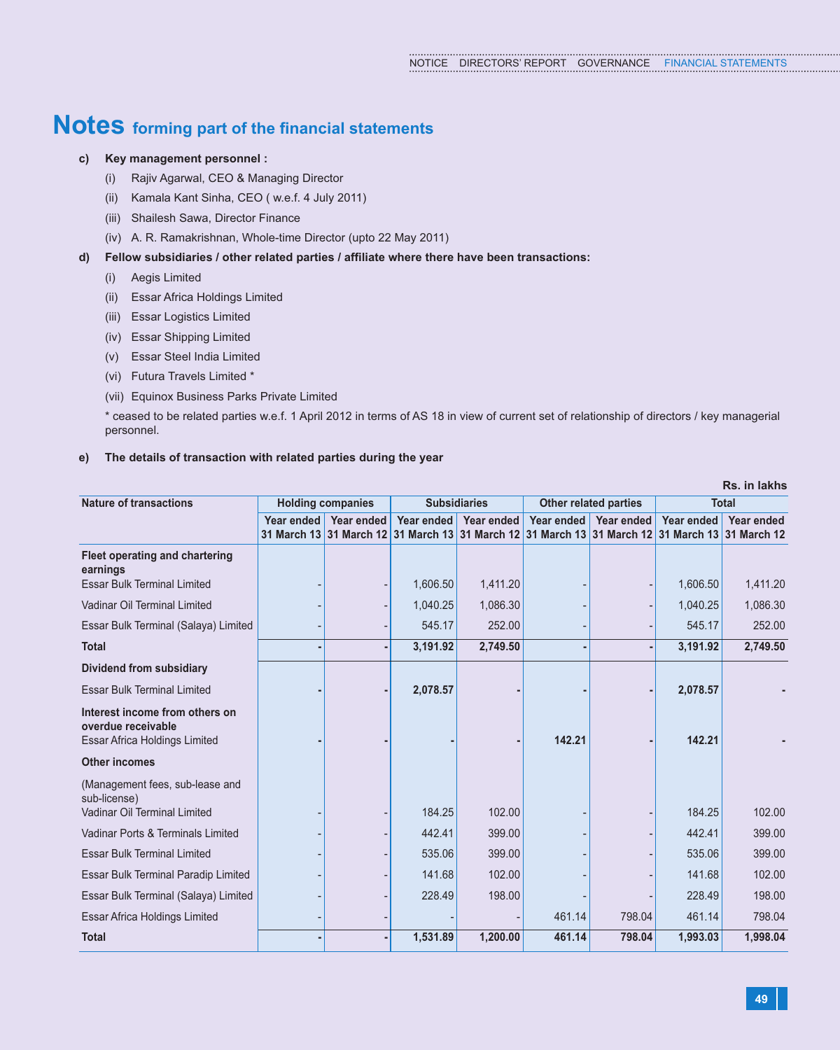# Notes forming part of the financial statements

**c) Key management personnel :**

(i) Rajiv Agarwal, CEO & Managing Director

(ii) Kamala Kant Sinha, CEO ( w.e.f. 4 July 2011)

(iii) Shailesh Sawa, Director Finance

(iv) A. R. Ramakrishnan, Whole-time Director (upto 22 May 2011)

**d) Fellow subsidiaries / other related parties / affiliate where there have been transactions:**

(i) Aegis Limited

(ii) Essar Africa Holdings Limited

(iii) Essar Logistics Limited

(iv) Essar Shipping Limited

(v) Essar Steel India Limited

(vi) Futura Travels Limited *

(vii) Equinox Business Parks Private Limited

* ceased to be related parties w.e.f. 1 April 2012 in terms of AS 18 in view of current set of relationship of directors / key managerial personnel.

**e) The details of transaction with related parties during the year**

Rs. in lakhs

| Nature of transactions | Holding companies | | Subsidiaries | | Other related parties | | Total | |
|---|---|---|---|---|---|---|---|---|
| | Year ended 31 March 13 | Year ended 31 March 12 | Year ended 31 March 13 | Year ended 31 March 12 | Year ended 31 March 13 | Year ended 31 March 12 | Year ended 31 March 13 | Year ended 31 March 12 |
| **Fleet operating and chartering earnings** | | | | | | | | |
| Essar Bulk Terminal Limited | - | - | 1,606.50 | 1,411.20 | - | - | 1,606.50 | 1,411.20 |
| Vadinar Oil Terminal Limited | - | - | 1,040.25 | 1,086.30 | - | - | 1,040.25 | 1,086.30 |
| Essar Bulk Terminal (Salaya) Limited | - | - | 545.17 | 252.00 | - | - | 545.17 | 252.00 |
| **Total** | **-** | **-** | **3,191.92** | **2,749.50** | **-** | **-** | **3,191.92** | **2,749.50** |
| **Dividend from subsidiary** | | | | | | | | |
| Essar Bulk Terminal Limited | **-** | **-** | **2,078.57** | **-** | **-** | **-** | **2,078.57** | **-** |
| **Interest income from others on overdue receivable** | | | | | | | | |
| Essar Africa Holdings Limited | **-** | **-** | **-** | **-** | **142.21** | **-** | **142.21** | **-** |
| **Other incomes** | | | | | | | | |
| (Management fees, sub-lease and sub-license) | | | | | | | | |
| Vadinar Oil Terminal Limited | - | - | 184.25 | 102.00 | - | - | 184.25 | 102.00 |
| Vadinar Ports & Terminals Limited | - | - | 442.41 | 399.00 | - | - | 442.41 | 399.00 |
| Essar Bulk Terminal Limited | - | - | 535.06 | 399.00 | - | - | 535.06 | 399.00 |
| Essar Bulk Terminal Paradip Limited | - | - | 141.68 | 102.00 | - | - | 141.68 | 102.00 |
| Essar Bulk Terminal (Salaya) Limited | - | - | 228.49 | 198.00 | - | - | 228.49 | 198.00 |
| Essar Africa Holdings Limited | - | - | - | - | 461.14 | 798.04 | 461.14 | 798.04 |
| **Total** | **-** | **-** | **1,531.89** | **1,200.00** | **461.14** | **798.04** | **1,993.03** | **1,998.04** |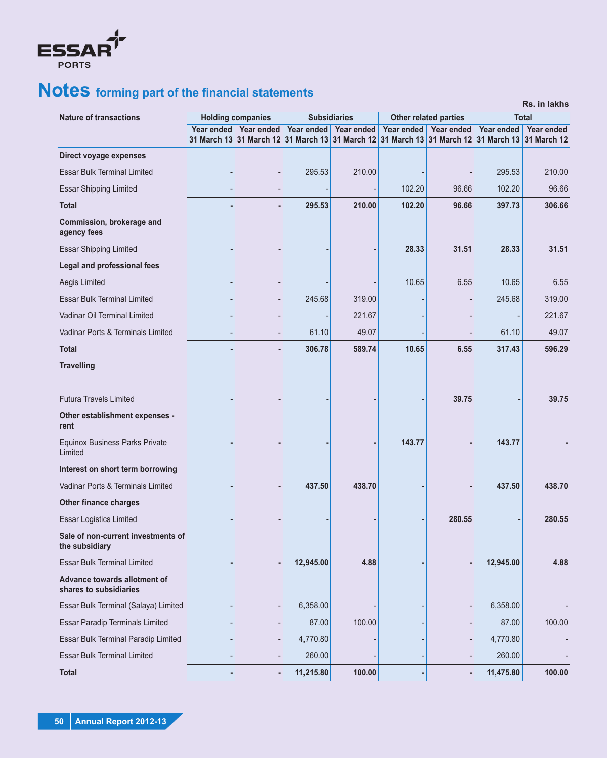# Notes forming part of the financial statements

Rs. in lakhs

| Nature of transactions | Holding companies | | Subsidiaries | | Other related parties | | Total | |
|---|---|---|---|---|---|---|---|---|
| | Year ended 31 March 13 | Year ended 31 March 12 | Year ended 31 March 13 | Year ended 31 March 12 | Year ended 31 March 13 | Year ended 31 March 12 | Year ended 31 March 13 | Year ended 31 March 12 |
| **Direct voyage expenses** | | | | | | | | |
| Essar Bulk Terminal Limited | - | - | 295.53 | 210.00 | - | - | 295.53 | 210.00 |
| Essar Shipping Limited | - | - | - | - | 102.20 | 96.66 | 102.20 | 96.66 |
| **Total** | **-** | **-** | **295.53** | **210.00** | **102.20** | **96.66** | **397.73** | **306.66** |
| **Commission, brokerage and agency fees** | | | | | | | | |
| Essar Shipping Limited | **-** | **-** | **-** | **-** | **28.33** | **31.51** | **28.33** | **31.51** |
| **Legal and professional fees** | | | | | | | | |
| Aegis Limited | - | - | - | - | 10.65 | 6.55 | 10.65 | 6.55 |
| Essar Bulk Terminal Limited | - | - | 245.68 | 319.00 | - | - | 245.68 | 319.00 |
| Vadinar Oil Terminal Limited | - | - | - | 221.67 | - | - | - | 221.67 |
| Vadinar Ports & Terminals Limited | - | - | 61.10 | 49.07 | - | - | 61.10 | 49.07 |
| **Total** | **-** | **-** | **306.78** | **589.74** | **10.65** | **6.55** | **317.43** | **596.29** |
| **Travelling** | | | | | | | | |
| Futura Travels Limited | **-** | **-** | **-** | **-** | **-** | **39.75** | **-** | **39.75** |
| **Other establishment expenses - rent** | | | | | | | | |
| Equinox Business Parks Private Limited | **-** | **-** | **-** | **-** | **143.77** | **-** | **143.77** | **-** |
| **Interest on short term borrowing** | | | | | | | | |
| Vadinar Ports & Terminals Limited | **-** | **-** | **437.50** | **438.70** | **-** | **-** | **437.50** | **438.70** |
| **Other finance charges** | | | | | | | | |
| Essar Logistics Limited | **-** | **-** | **-** | **-** | **-** | **280.55** | **-** | **280.55** |
| **Sale of non-current investments of the subsidiary** | | | | | | | | |
| Essar Bulk Terminal Limited | **-** | **-** | **12,945.00** | **4.88** | **-** | **-** | **12,945.00** | **4.88** |
| **Advance towards allotment of shares to subsidiaries** | | | | | | | | |
| Essar Bulk Terminal (Salaya) Limited | - | - | 6,358.00 | - | - | - | 6,358.00 | - |
| Essar Paradip Terminals Limited | - | - | 87.00 | 100.00 | - | - | 87.00 | 100.00 |
| Essar Bulk Terminal Paradip Limited | - | - | 4,770.80 | - | - | - | 4,770.80 | - |
| Essar Bulk Terminal Limited | - | - | 260.00 | - | - | - | 260.00 | - |
| **Total** | **-** | **-** | **11,215.80** | **100.00** | **-** | **-** | **11,475.80** | **100.00** |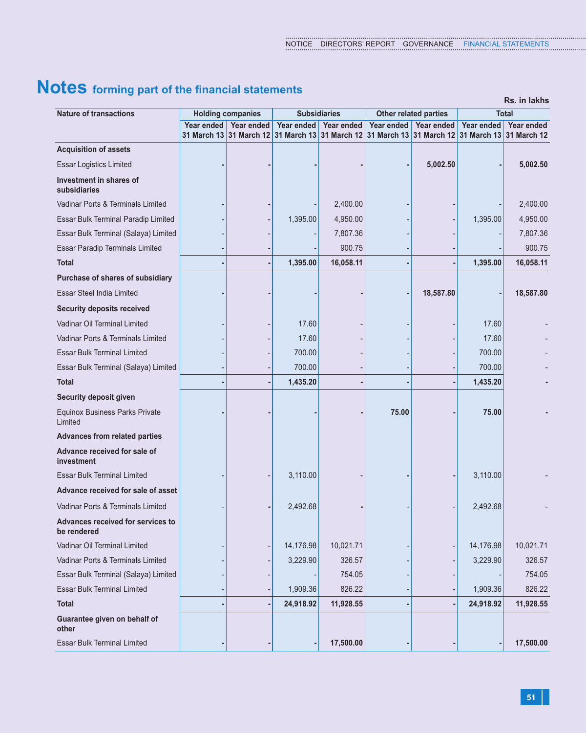# Notes forming part of the financial statements

Rs. in lakhs

| Nature of transactions | Holding companies | | Subsidiaries | | Other related parties | | Total | |
|---|---|---|---|---|---|---|---|---|
| | Year ended 31 March 13 | Year ended 31 March 12 | Year ended 31 March 13 | Year ended 31 March 12 | Year ended 31 March 13 | Year ended 31 March 12 | Year ended 31 March 13 | Year ended 31 March 12 |
| **Acquisition of assets** | | | | | | | | |
| Essar Logistics Limited | **-** | **-** | **-** | **-** | **-** | **5,002.50** | **-** | **5,002.50** |
| **Investment in shares of subsidiaries** | | | | | | | | |
| Vadinar Ports & Terminals Limited | - | - | - | 2,400.00 | - | - | - | 2,400.00 |
| Essar Bulk Terminal Paradip Limited | - | - | 1,395.00 | 4,950.00 | - | - | 1,395.00 | 4,950.00 |
| Essar Bulk Terminal (Salaya) Limited | - | - | - | 7,807.36 | - | - | - | 7,807.36 |
| Essar Paradip Terminals Limited | - | - | - | 900.75 | - | - | - | 900.75 |
| **Total** | **-** | **-** | **1,395.00** | **16,058.11** | **-** | **-** | **1,395.00** | **16,058.11** |
| **Purchase of shares of subsidiary** | | | | | | | | |
| Essar Steel India Limited | **-** | **-** | **-** | **-** | **-** | **18,587.80** | **-** | **18,587.80** |
| **Security deposits received** | | | | | | | | |
| Vadinar Oil Terminal Limited | - | - | 17.60 | - | - | - | 17.60 | - |
| Vadinar Ports & Terminals Limited | - | - | 17.60 | - | - | - | 17.60 | - |
| Essar Bulk Terminal Limited | - | - | 700.00 | - | - | - | 700.00 | - |
| Essar Bulk Terminal (Salaya) Limited | - | - | 700.00 | - | - | - | 700.00 | - |
| **Total** | **-** | **-** | **1,435.20** | **-** | **-** | **-** | **1,435.20** | **-** |
| **Security deposit given** | | | | | | | | |
| Equinox Business Parks Private Limited | **-** | **-** | **-** | **-** | **75.00** | **-** | **75.00** | **-** |
| **Advances from related parties** | | | | | | | | |
| **Advance received for sale of investment** | | | | | | | | |
| Essar Bulk Terminal Limited | - | - | 3,110.00 | - | **-** | **-** | 3,110.00 | - |
| **Advance received for sale of asset** | | | | | | | | |
| Vadinar Ports & Terminals Limited | - | **-** | 2,492.68 | **-** | - | - | 2,492.68 | - |
| **Advances received for services to be rendered** | | | | | | | | |
| Vadinar Oil Terminal Limited | - | - | 14,176.98 | 10,021.71 | - | - | 14,176.98 | 10,021.71 |
| Vadinar Ports & Terminals Limited | - | - | 3,229.90 | 326.57 | - | - | 3,229.90 | 326.57 |
| Essar Bulk Terminal (Salaya) Limited | - | - | - | 754.05 | - | - | - | 754.05 |
| Essar Bulk Terminal Limited | - | - | 1,909.36 | 826.22 | - | - | 1,909.36 | 826.22 |
| **Total** | **-** | **-** | **24,918.92** | **11,928.55** | **-** | **-** | **24,918.92** | **11,928.55** |
| **Guarantee given on behalf of other** | | | | | | | | |
| Essar Bulk Terminal Limited | **-** | **-** | **-** | **17,500.00** | **-** | **-** | **-** | **17,500.00** |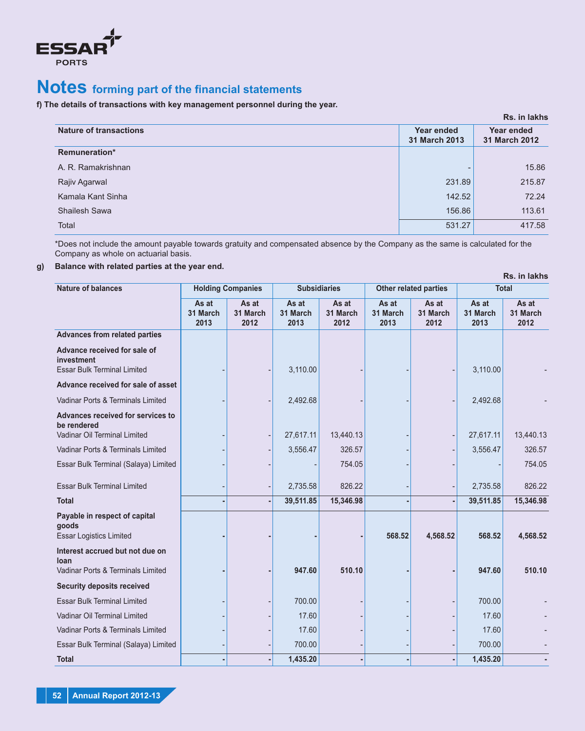# Notes forming part of the financial statements

**f) The details of transactions with key management personnel during the year.**

Rs. in lakhs

| Nature of transactions | Year ended 31 March 2013 | Year ended 31 March 2012 |
|---|---|---|
| **Remuneration*** | | |
| A. R. Ramakrishnan | - | 15.86 |
| Rajiv Agarwal | 231.89 | 215.87 |
| Kamala Kant Sinha | 142.52 | 72.24 |
| Shailesh Sawa | 156.86 | 113.61 |
| Total | 531.27 | 417.58 |

*Does not include the amount payable towards gratuity and compensated absence by the Company as the same is calculated for the Company as whole on actuarial basis.

**g) Balance with related parties at the year end.**

Rs. in lakhs

| Nature of balances | Holding Companies | | Subsidiaries | | Other related parties | | Total | |
|---|---|---|---|---|---|---|---|---|
| | As at 31 March 2013 | As at 31 March 2012 | As at 31 March 2013 | As at 31 March 2012 | As at 31 March 2013 | As at 31 March 2012 | As at 31 March 2013 | As at 31 March 2012 |
| **Advances from related parties** | | | | | | | | |
| **Advance received for sale of investment** | | | | | | | | |
| Essar Bulk Terminal Limited | - | - | 3,110.00 | - | - | - | 3,110.00 | - |
| **Advance received for sale of asset** | | | | | | | | |
| Vadinar Ports & Terminals Limited | - | - | 2,492.68 | - | - | - | 2,492.68 | - |
| **Advances received for services to be rendered** | | | | | | | | |
| Vadinar Oil Terminal Limited | - | - | 27,617.11 | 13,440.13 | - | - | 27,617.11 | 13,440.13 |
| Vadinar Ports & Terminals Limited | - | - | 3,556.47 | 326.57 | - | - | 3,556.47 | 326.57 |
| Essar Bulk Terminal (Salaya) Limited | - | - | - | 754.05 | - | - | - | 754.05 |
| Essar Bulk Terminal Limited | - | - | 2,735.58 | 826.22 | - | - | 2,735.58 | 826.22 |
| **Total** | **-** | **-** | **39,511.85** | **15,346.98** | **-** | **-** | **39,511.85** | **15,346.98** |
| **Payable in respect of capital goods** | | | | | | | | |
| Essar Logistics Limited | **-** | **-** | **-** | **-** | **568.52** | **4,568.52** | **568.52** | **4,568.52** |
| **Interest accrued but not due on loan** | | | | | | | | |
| Vadinar Ports & Terminals Limited | **-** | **-** | **947.60** | **510.10** | **-** | **-** | **947.60** | **510.10** |
| **Security deposits received** | | | | | | | | |
| Essar Bulk Terminal Limited | - | - | 700.00 | - | - | - | 700.00 | - |
| Vadinar Oil Terminal Limited | - | - | 17.60 | - | - | - | 17.60 | - |
| Vadinar Ports & Terminals Limited | - | - | 17.60 | - | - | - | 17.60 | - |
| Essar Bulk Terminal (Salaya) Limited | - | - | 700.00 | - | - | - | 700.00 | - |
| **Total** | **-** | **-** | **1,435.20** | **-** | **-** | **-** | **1,435.20** | **-** |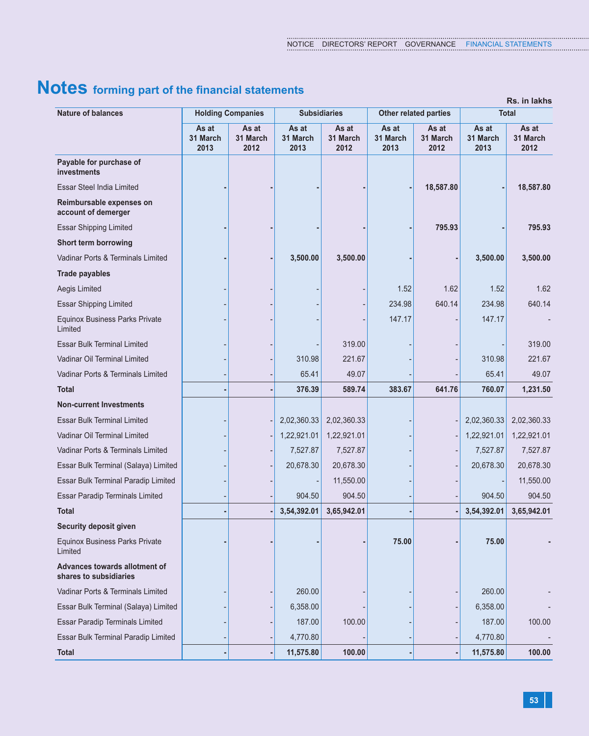# Notes forming part of the financial statements

Rs. in lakhs

| Nature of balances | Holding Companies | | Subsidiaries | | Other related parties | | Total | |
|---|---|---|---|---|---|---|---|---|
| | As at 31 March 2013 | As at 31 March 2012 | As at 31 March 2013 | As at 31 March 2012 | As at 31 March 2013 | As at 31 March 2012 | As at 31 March 2013 | As at 31 March 2012 |
| **Payable for purchase of investments** | | | | | | | | |
| Essar Steel India Limited | **-** | **-** | **-** | **-** | **-** | **18,587.80** | **-** | **18,587.80** |
| **Reimbursable expenses on account of demerger** | | | | | | | | |
| Essar Shipping Limited | **-** | **-** | **-** | **-** | **-** | **795.93** | **-** | **795.93** |
| **Short term borrowing** | | | | | | | | |
| Vadinar Ports & Terminals Limited | **-** | **-** | **3,500.00** | **3,500.00** | **-** | **-** | **3,500.00** | **3,500.00** |
| **Trade payables** | | | | | | | | |
| Aegis Limited | - | - | - | - | 1.52 | 1.62 | 1.52 | 1.62 |
| Essar Shipping Limited | - | - | - | - | 234.98 | 640.14 | 234.98 | 640.14 |
| Equinox Business Parks Private Limited | - | - | - | - | 147.17 | - | 147.17 | - |
| Essar Bulk Terminal Limited | - | - | - | 319.00 | - | - | - | 319.00 |
| Vadinar Oil Terminal Limited | - | - | 310.98 | 221.67 | - | - | 310.98 | 221.67 |
| Vadinar Ports & Terminals Limited | - | - | 65.41 | 49.07 | - | - | 65.41 | 49.07 |
| **Total** | **-** | **-** | **376.39** | **589.74** | **383.67** | **641.76** | **760.07** | **1,231.50** |
| **Non-current Investments** | | | | | | | | |
| Essar Bulk Terminal Limited | - | - | 2,02,360.33 | 2,02,360.33 | - | - | 2,02,360.33 | 2,02,360.33 |
| Vadinar Oil Terminal Limited | - | - | 1,22,921.01 | 1,22,921.01 | - | - | 1,22,921.01 | 1,22,921.01 |
| Vadinar Ports & Terminals Limited | - | - | 7,527.87 | 7,527.87 | - | - | 7,527.87 | 7,527.87 |
| Essar Bulk Terminal (Salaya) Limited | - | - | 20,678.30 | 20,678.30 | - | - | 20,678.30 | 20,678.30 |
| Essar Bulk Terminal Paradip Limited | - | - | - | 11,550.00 | - | - | - | 11,550.00 |
| Essar Paradip Terminals Limited | - | - | 904.50 | 904.50 | - | - | 904.50 | 904.50 |
| **Total** | **-** | **-** | **3,54,392.01** | **3,65,942.01** | **-** | **-** | **3,54,392.01** | **3,65,942.01** |
| **Security deposit given** | | | | | | | | |
| Equinox Business Parks Private Limited | **-** | **-** | **-** | **-** | **75.00** | **-** | **75.00** | **-** |
| **Advances towards allotment of shares to subsidiaries** | | | | | | | | |
| Vadinar Ports & Terminals Limited | - | - | 260.00 | - | - | - | 260.00 | - |
| Essar Bulk Terminal (Salaya) Limited | - | - | 6,358.00 | - | - | - | 6,358.00 | - |
| Essar Paradip Terminals Limited | - | - | 187.00 | 100.00 | - | - | 187.00 | 100.00 |
| Essar Bulk Terminal Paradip Limited | - | - | 4,770.80 | - | - | - | 4,770.80 | - |
| **Total** | **-** | **-** | **11,575.80** | **100.00** | **-** | **-** | **11,575.80** | **100.00** |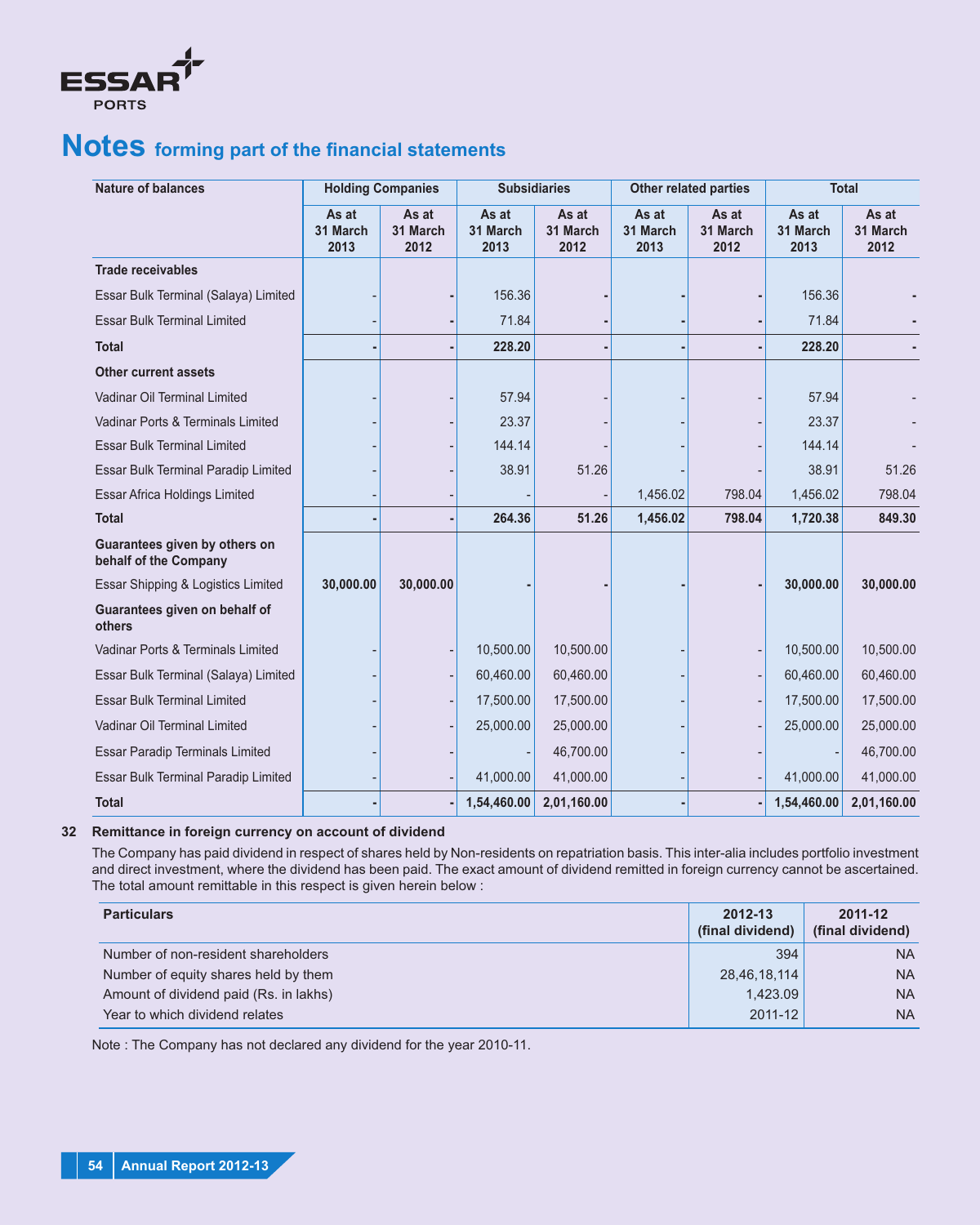# Notes forming part of the financial statements

| Nature of balances | Holding Companies | | Subsidiaries | | Other related parties | | Total | |
|---|---|---|---|---|---|---|---|---|
| | As at 31 March 2013 | As at 31 March 2012 | As at 31 March 2013 | As at 31 March 2012 | As at 31 March 2013 | As at 31 March 2012 | As at 31 March 2013 | As at 31 March 2012 |
| **Trade receivables** | | | | | | | | |
| Essar Bulk Terminal (Salaya) Limited | - | - | 156.36 | - | - | - | 156.36 | - |
| Essar Bulk Terminal Limited | - | - | 71.84 | - | - | - | 71.84 | - |
| **Total** | **-** | **-** | **228.20** | **-** | **-** | **-** | **228.20** | **-** |
| **Other current assets** | | | | | | | | |
| Vadinar Oil Terminal Limited | - | - | 57.94 | - | - | - | 57.94 | - |
| Vadinar Ports & Terminals Limited | - | - | 23.37 | - | - | - | 23.37 | - |
| Essar Bulk Terminal Limited | - | - | 144.14 | - | - | - | 144.14 | - |
| Essar Bulk Terminal Paradip Limited | - | - | 38.91 | 51.26 | - | - | 38.91 | 51.26 |
| Essar Africa Holdings Limited | - | - | - | - | 1,456.02 | 798.04 | 1,456.02 | 798.04 |
| **Total** | **-** | **-** | **264.36** | **51.26** | **1,456.02** | **798.04** | **1,720.38** | **849.30** |
| **Guarantees given by others on behalf of the Company** | | | | | | | | |
| Essar Shipping & Logistics Limited | **30,000.00** | **30,000.00** | **-** | **-** | **-** | **-** | **30,000.00** | **30,000.00** |
| **Guarantees given on behalf of others** | | | | | | | | |
| Vadinar Ports & Terminals Limited | - | - | 10,500.00 | 10,500.00 | - | - | 10,500.00 | 10,500.00 |
| Essar Bulk Terminal (Salaya) Limited | - | - | 60,460.00 | 60,460.00 | - | - | 60,460.00 | 60,460.00 |
| Essar Bulk Terminal Limited | - | - | 17,500.00 | 17,500.00 | - | - | 17,500.00 | 17,500.00 |
| Vadinar Oil Terminal Limited | - | - | 25,000.00 | 25,000.00 | - | - | 25,000.00 | 25,000.00 |
| Essar Paradip Terminals Limited | - | - | - | 46,700.00 | - | - | - | 46,700.00 |
| Essar Bulk Terminal Paradip Limited | - | - | 41,000.00 | 41,000.00 | - | - | 41,000.00 | 41,000.00 |
| **Total** | **-** | **-** | **1,54,460.00** | **2,01,160.00** | **-** | **-** | **1,54,460.00** | **2,01,160.00** |

## 32 Remittance in foreign currency on account of dividend

The Company has paid dividend in respect of shares held by Non-residents on repatriation basis. This inter-alia includes portfolio investment and direct investment, where the dividend has been paid. The exact amount of dividend remitted in foreign currency cannot be ascertained. The total amount remittable in this respect is given herein below :

| Particulars | 2012-13 (final dividend) | 2011-12 (final dividend) |
|---|---|---|
| Number of non-resident shareholders | 394 | NA |
| Number of equity shares held by them | 28,46,18,114 | NA |
| Amount of dividend paid (Rs. in lakhs) | 1,423.09 | NA |
| Year to which dividend relates | 2011-12 | NA |

Note : The Company has not declared any dividend for the year 2010-11.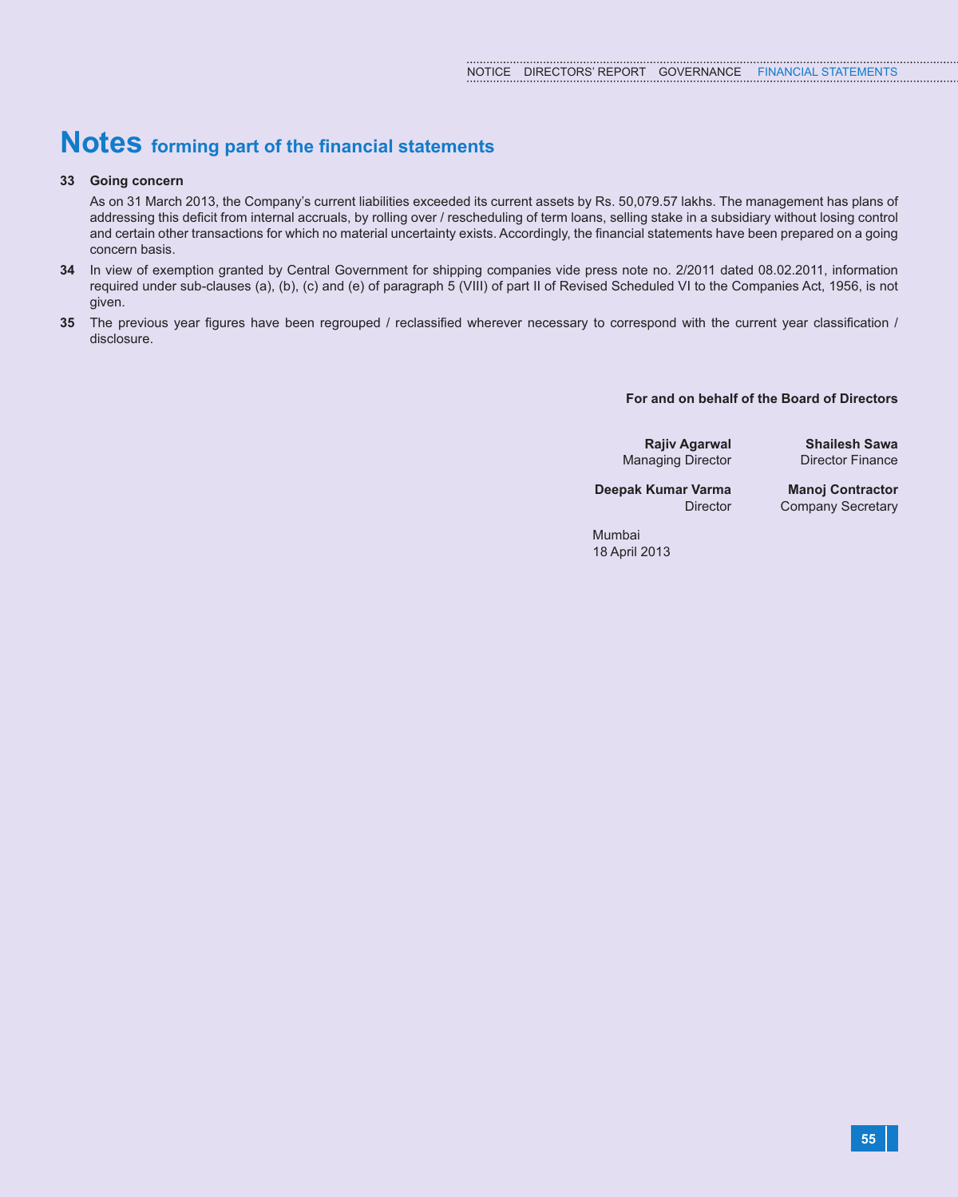# Notes forming part of the financial statements

**33 Going concern**

As on 31 March 2013, the Company's current liabilities exceeded its current assets by Rs. 50,079.57 lakhs. The management has plans of addressing this deficit from internal accruals, by rolling over / rescheduling of term loans, selling stake in a subsidiary without losing control and certain other transactions for which no material uncertainty exists. Accordingly, the financial statements have been prepared on a going concern basis.

**34** In view of exemption granted by Central Government for shipping companies vide press note no. 2/2011 dated 08.02.2011, information required under sub-clauses (a), (b), (c) and (e) of paragraph 5 (VIII) of part II of Revised Scheduled VI to the Companies Act, 1956, is not given.

**35** The previous year figures have been regrouped / reclassified wherever necessary to correspond with the current year classification / disclosure.

**For and on behalf of the Board of Directors**

**Rajiv Agarwal**
Managing Director

**Shailesh Sawa**
Director Finance

**Deepak Kumar Varma**
Director

**Manoj Contractor**
Company Secretary

Mumbai
18 April 2013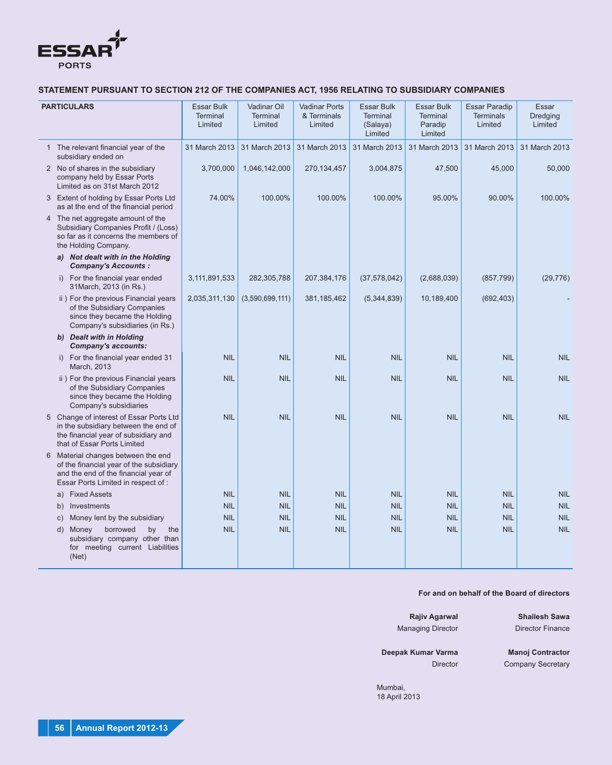## STATEMENT PURSUANT TO SECTION 212 OF THE COMPANIES ACT, 1956 RELATING TO SUBSIDIARY COMPANIES

| PARTICULARS | Essar Bulk Terminal Limited | Vadinar Oil Terminal Limited | Vadinar Ports & Terminals Limited | Essar Bulk Terminal (Salaya) Limited | Essar Bulk Terminal Paradip Limited | Essar Paradip Terminals Limited | Essar Dredging Limited |
|---|---|---|---|---|---|---|---|
| 1 The relevant financial year of the subsidiary ended on | 31 March 2013 | 31 March 2013 | 31 March 2013 | 31 March 2013 | 31 March 2013 | 31 March 2013 | 31 March 2013 |
| 2 No of shares in the subsidiary company held by Essar Ports Limited as on 31st March 2012 | 3,700,000 | 1,046,142,000 | 270,134,457 | 3,004,875 | 47,500 | 45,000 | 50,000 |
| 3 Extent of holding by Essar Ports Ltd as at the end of the financial period | 74.00% | 100.00% | 100.00% | 100.00% | 95.00% | 90.00% | 100.00% |
| 4 The net aggregate amount of the Subsidiary Companies Profit / (Loss) so far as it concerns the members of the Holding Company. | | | | | | | |
| ***a) Not dealt with in the Holding Company's Accounts :*** | | | | | | | |
| i) For the financial year ended 31March, 2013 (in Rs.) | 3,111,891,533 | 282,305,788 | 207,384,176 | (37,578,042) | (2,688,039) | (857,799) | (29,776) |
| ii ) For the previous Financial years of the Subsidiary Companies since they became the Holding Company's subsidiaries (in Rs.) | 2,035,311,130 | (3,590,699,111) | 381,185,462 | (5,344,839) | 10,189,400 | (692,403) | - |
| ***b) Dealt with in Holding Company's accounts:*** | | | | | | | |
| i) For the financial year ended 31 March, 2013 | NIL | NIL | NIL | NIL | NIL | NIL | NIL |
| ii ) For the previous Financial years of the Subsidiary Companies since they became the Holding Company's subsidiaries | NIL | NIL | NIL | NIL | NIL | NIL | NIL |
| 5 Change of interest of Essar Ports Ltd in the subsidiary between the end of the financial year of subsidiary and that of Essar Ports Limited | NIL | NIL | NIL | NIL | NIL | NIL | NIL |
| 6 Material changes between the end of the financial year of the subsidiary and the end of the financial year of Essar Ports Limited in respect of : | | | | | | | |
| a) Fixed Assets | NIL | NIL | NIL | NIL | NIL | NIL | NIL |
| b) Investments | NIL | NIL | NIL | NIL | NIL | NIL | NIL |
| c) Money lent by the subsidiary | NIL | NIL | NIL | NIL | NIL | NIL | NIL |
| d) Money borrowed by the subsidiary company other than for meeting current Liabilities (Net) | NIL | NIL | NIL | NIL | NIL | NIL | NIL |

**For and on behalf of the Board of directors**

**Rajiv Agarwal**
Managing Director

**Shailesh Sawa**
Director Finance

**Deepak Kumar Varma**
Director

**Manoj Contractor**
Company Secretary

Mumbai,
18 April 2013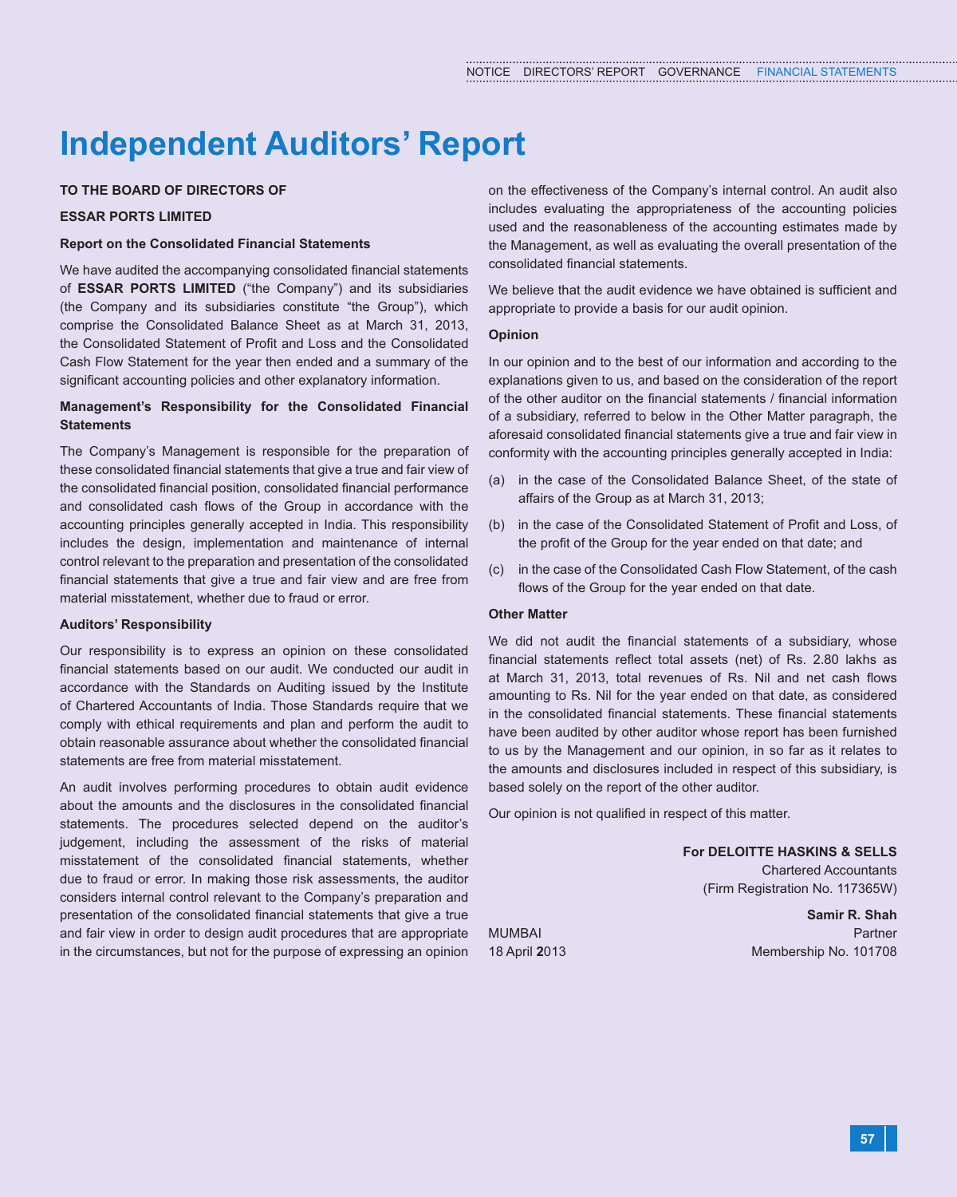# Independent Auditors' Report

**TO THE BOARD OF DIRECTORS OF**

**ESSAR PORTS LIMITED**

**Report on the Consolidated Financial Statements**

We have audited the accompanying consolidated financial statements of **ESSAR PORTS LIMITED** ("the Company") and its subsidiaries (the Company and its subsidiaries constitute "the Group"), which comprise the Consolidated Balance Sheet as at March 31, 2013, the Consolidated Statement of Profit and Loss and the Consolidated Cash Flow Statement for the year then ended and a summary of the significant accounting policies and other explanatory information.

**Management's Responsibility for the Consolidated Financial Statements**

The Company's Management is responsible for the preparation of these consolidated financial statements that give a true and fair view of the consolidated financial position, consolidated financial performance and consolidated cash flows of the Group in accordance with the accounting principles generally accepted in India. This responsibility includes the design, implementation and maintenance of internal control relevant to the preparation and presentation of the consolidated financial statements that give a true and fair view and are free from material misstatement, whether due to fraud or error.

**Auditors' Responsibility**

Our responsibility is to express an opinion on these consolidated financial statements based on our audit. We conducted our audit in accordance with the Standards on Auditing issued by the Institute of Chartered Accountants of India. Those Standards require that we comply with ethical requirements and plan and perform the audit to obtain reasonable assurance about whether the consolidated financial statements are free from material misstatement.

An audit involves performing procedures to obtain audit evidence about the amounts and the disclosures in the consolidated financial statements. The procedures selected depend on the auditor's judgement, including the assessment of the risks of material misstatement of the consolidated financial statements, whether due to fraud or error. In making those risk assessments, the auditor considers internal control relevant to the Company's preparation and presentation of the consolidated financial statements that give a true and fair view in order to design audit procedures that are appropriate in the circumstances, but not for the purpose of expressing an opinion on the effectiveness of the Company's internal control. An audit also includes evaluating the appropriateness of the accounting policies used and the reasonableness of the accounting estimates made by the Management, as well as evaluating the overall presentation of the consolidated financial statements.

We believe that the audit evidence we have obtained is sufficient and appropriate to provide a basis for our audit opinion.

**Opinion**

In our opinion and to the best of our information and according to the explanations given to us, and based on the consideration of the report of the other auditor on the financial statements / financial information of a subsidiary, referred to below in the Other Matter paragraph, the aforesaid consolidated financial statements give a true and fair view in conformity with the accounting principles generally accepted in India:

(a) in the case of the Consolidated Balance Sheet, of the state of affairs of the Group as at March 31, 2013;

(b) in the case of the Consolidated Statement of Profit and Loss, of the profit of the Group for the year ended on that date; and

(c) in the case of the Consolidated Cash Flow Statement, of the cash flows of the Group for the year ended on that date.

**Other Matter**

We did not audit the financial statements of a subsidiary, whose financial statements reflect total assets (net) of Rs. 2.80 lakhs as at March 31, 2013, total revenues of Rs. Nil and net cash flows amounting to Rs. Nil for the year ended on that date, as considered in the consolidated financial statements. These financial statements have been audited by other auditor whose report has been furnished to us by the Management and our opinion, in so far as it relates to the amounts and disclosures included in respect of this subsidiary, is based solely on the report of the other auditor.

Our opinion is not qualified in respect of this matter.

**For DELOITTE HASKINS & SELLS**
Chartered Accountants
(Firm Registration No. 117365W)

**Samir R. Shah**
Partner
Membership No. 101708

MUMBAI
18 April 2013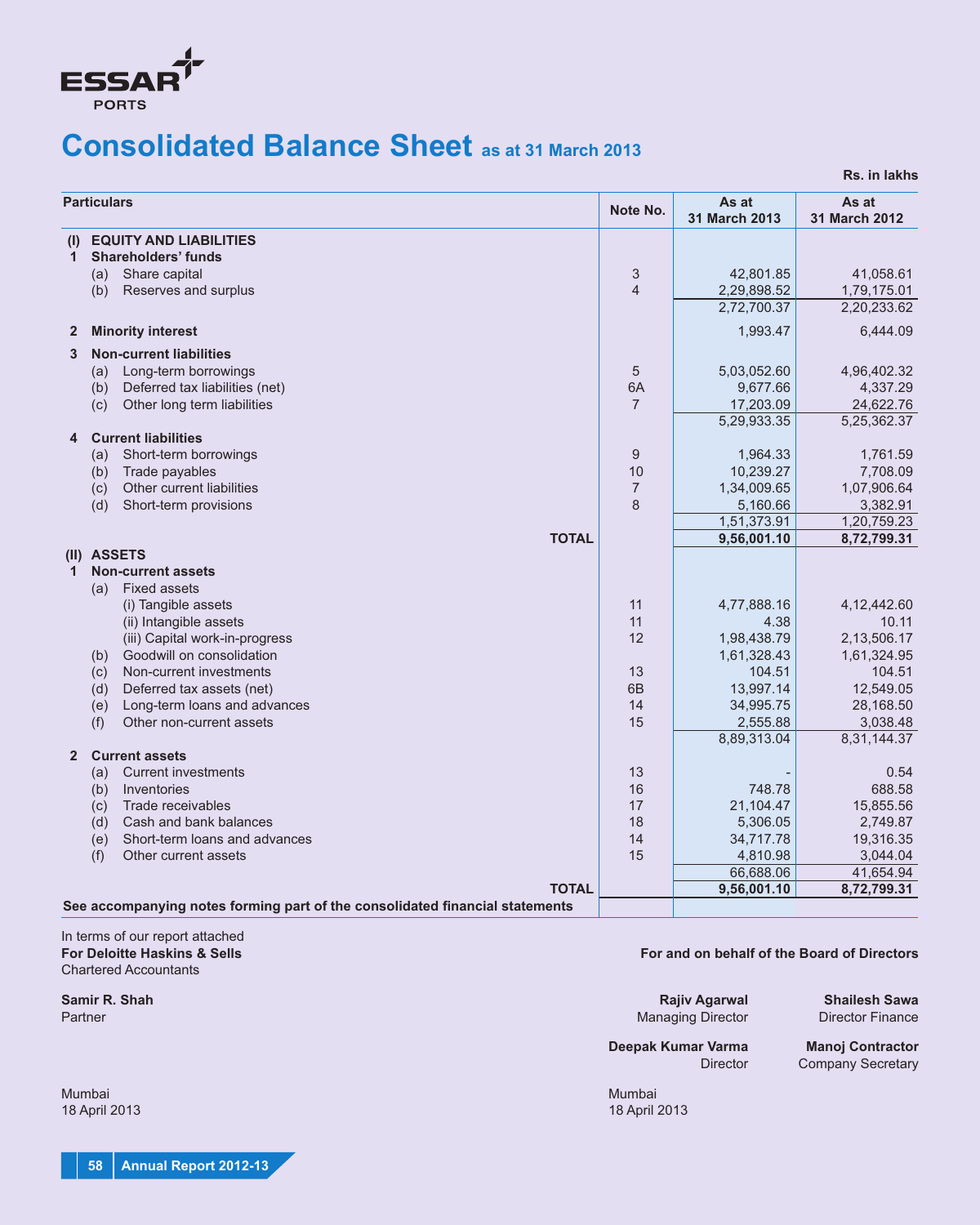ESSAR PORTS

# Consolidated Balance Sheet as at 31 March 2013

Rs. in lakhs

| Particulars | Note No. | As at 31 March 2013 | As at 31 March 2012 |
|---|---|---|---|
| **(I) EQUITY AND LIABILITIES** | | | |
| **1 Shareholders' funds** | | | |
| (a) Share capital | 3 | 42,801.85 | 41,058.61 |
| (b) Reserves and surplus | 4 | 2,29,898.52 | 1,79,175.01 |
| | | 2,72,700.37 | 2,20,233.62 |
| **2 Minority interest** | | 1,993.47 | 6,444.09 |
| **3 Non-current liabilities** | | | |
| (a) Long-term borrowings | 5 | 5,03,052.60 | 4,96,402.32 |
| (b) Deferred tax liabilities (net) | 6A | 9,677.66 | 4,337.29 |
| (c) Other long term liabilities | 7 | 17,203.09 | 24,622.76 |
| | | 5,29,933.35 | 5,25,362.37 |
| **4 Current liabilities** | | | |
| (a) Short-term borrowings | 9 | 1,964.33 | 1,761.59 |
| (b) Trade payables | 10 | 10,239.27 | 7,708.09 |
| (c) Other current liabilities | 7 | 1,34,009.65 | 1,07,906.64 |
| (d) Short-term provisions | 8 | 5,160.66 | 3,382.91 |
| | | 1,51,373.91 | 1,20,759.23 |
| **TOTAL** | | **9,56,001.10** | **8,72,799.31** |
| **(II) ASSETS** | | | |
| **1 Non-current assets** | | | |
| (a) Fixed assets | | | |
| (i) Tangible assets | 11 | 4,77,888.16 | 4,12,442.60 |
| (ii) Intangible assets | 11 | 4.38 | 10.11 |
| (iii) Capital work-in-progress | 12 | 1,98,438.79 | 2,13,506.17 |
| (b) Goodwill on consolidation | | 1,61,328.43 | 1,61,324.95 |
| (c) Non-current investments | 13 | 104.51 | 104.51 |
| (d) Deferred tax assets (net) | 6B | 13,997.14 | 12,549.05 |
| (e) Long-term loans and advances | 14 | 34,995.75 | 28,168.50 |
| (f) Other non-current assets | 15 | 2,555.88 | 3,038.48 |
| | | 8,89,313.04 | 8,31,144.37 |
| **2 Current assets** | | | |
| (a) Current investments | 13 | - | 0.54 |
| (b) Inventories | 16 | 748.78 | 688.58 |
| (c) Trade receivables | 17 | 21,104.47 | 15,855.56 |
| (d) Cash and bank balances | 18 | 5,306.05 | 2,749.87 |
| (e) Short-term loans and advances | 14 | 34,717.78 | 19,316.35 |
| (f) Other current assets | 15 | 4,810.98 | 3,044.04 |
| | | 66,688.06 | 41,654.94 |
| **TOTAL** | | **9,56,001.10** | **8,72,799.31** |

**See accompanying notes forming part of the consolidated financial statements**

In terms of our report attached
**For Deloitte Haskins & Sells**
Chartered Accountants

**Samir R. Shah**
Partner

Mumbai
18 April 2013

**For and on behalf of the Board of Directors**

**Rajiv Agarwal**
Managing Director

**Shailesh Sawa**
Director Finance

**Deepak Kumar Varma**
Director

**Manoj Contractor**
Company Secretary

Mumbai
18 April 2013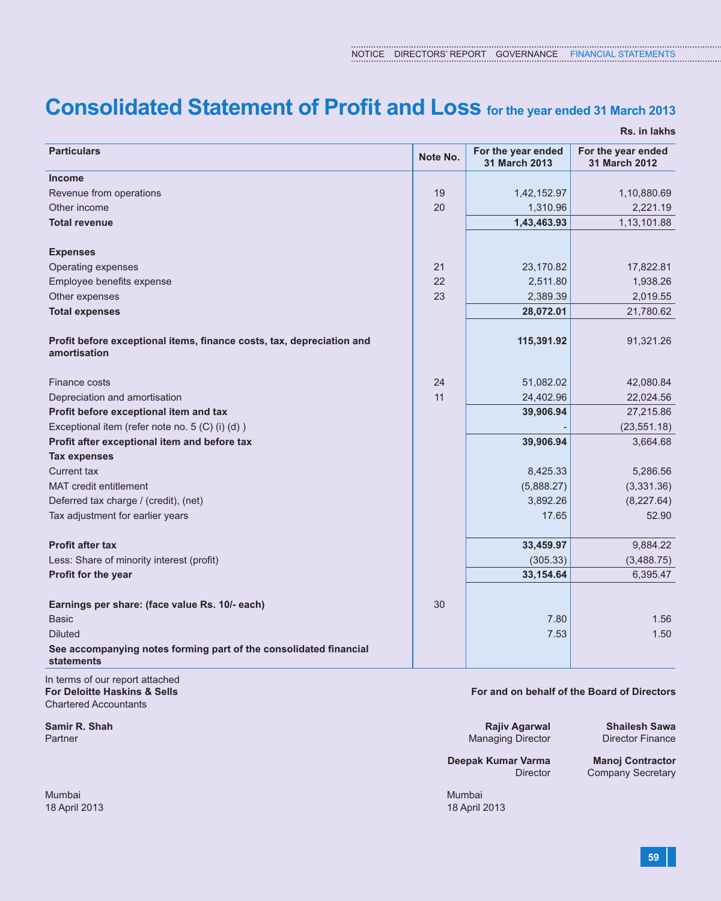# Consolidated Statement of Profit and Loss for the year ended 31 March 2013

**Rs. in lakhs**

| Particulars | Note No. | For the year ended 31 March 2013 | For the year ended 31 March 2012 |
|---|---|---|---|
| **Income** | | | |
| Revenue from operations | 19 | 1,42,152.97 | 1,10,880.69 |
| Other income | 20 | 1,310.96 | 2,221.19 |
| **Total revenue** | | **1,43,463.93** | 1,13,101.88 |
| | | | |
| **Expenses** | | | |
| Operating expenses | 21 | 23,170.82 | 17,822.81 |
| Employee benefits expense | 22 | 2,511.80 | 1,938.26 |
| Other expenses | 23 | 2,389.39 | 2,019.55 |
| **Total expenses** | | **28,072.01** | 21,780.62 |
| | | | |
| **Profit before exceptional items, finance costs, tax, depreciation and amortisation** | | **115,391.92** | 91,321.26 |
| | | | |
| Finance costs | 24 | 51,082.02 | 42,080.84 |
| Depreciation and amortisation | 11 | 24,402.96 | 22,024.56 |
| **Profit before exceptional item and tax** | | **39,906.94** | 27,215.86 |
| Exceptional item (refer note no. 5 (C) (i) (d) ) | | - | (23,551.18) |
| **Profit after exceptional item and before tax** | | **39,906.94** | 3,664.68 |
| **Tax expenses** | | | |
| Current tax | | 8,425.33 | 5,286.56 |
| MAT credit entitlement | | (5,888.27) | (3,331.36) |
| Deferred tax charge / (credit), (net) | | 3,892.26 | (8,227.64) |
| Tax adjustment for earlier years | | 17.65 | 52.90 |
| | | | |
| **Profit after tax** | | **33,459.97** | 9,884.22 |
| Less: Share of minority interest (profit) | | (305.33) | (3,488.75) |
| **Profit for the year** | | **33,154.64** | 6,395.47 |
| | | | |
| **Earnings per share: (face value Rs. 10/- each)** | 30 | | |
| Basic | | 7.80 | 1.56 |
| Diluted | | 7.53 | 1.50 |
| **See accompanying notes forming part of the consolidated financial statements** | | | |

In terms of our report attached
**For Deloitte Haskins & Sells**
Chartered Accountants

**Samir R. Shah**
Partner

Mumbai
18 April 2013

**For and on behalf of the Board of Directors**

**Rajiv Agarwal**
Managing Director

**Shailesh Sawa**
Director Finance

**Deepak Kumar Varma**
Director

**Manoj Contractor**
Company Secretary

Mumbai
18 April 2013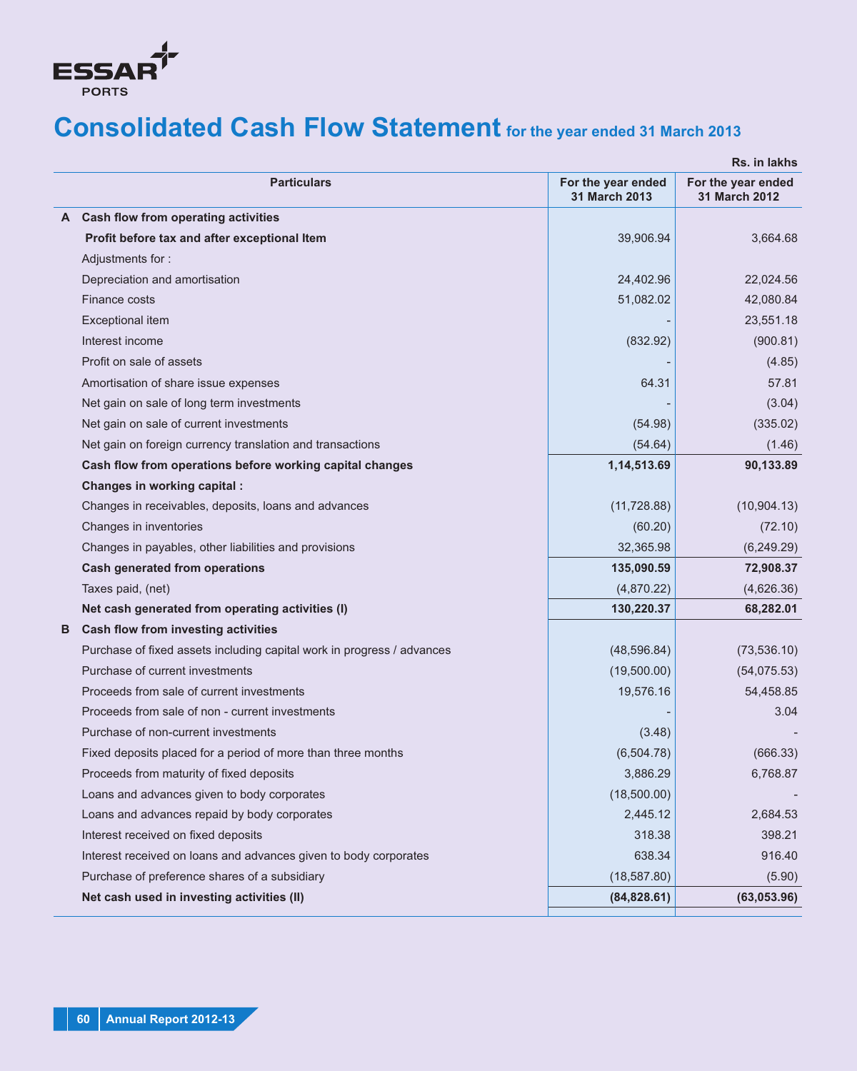# Consolidated Cash Flow Statement for the year ended 31 March 2013

Rs. in lakhs

| | Particulars | For the year ended 31 March 2013 | For the year ended 31 March 2012 |
|---|---|---|---|
| **A** | **Cash flow from operating activities** | | |
| | **Profit before tax and after exceptional Item** | 39,906.94 | 3,664.68 |
| | Adjustments for : | | |
| | Depreciation and amortisation | 24,402.96 | 22,024.56 |
| | Finance costs | 51,082.02 | 42,080.84 |
| | Exceptional item | - | 23,551.18 |
| | Interest income | (832.92) | (900.81) |
| | Profit on sale of assets | - | (4.85) |
| | Amortisation of share issue expenses | 64.31 | 57.81 |
| | Net gain on sale of long term investments | - | (3.04) |
| | Net gain on sale of current investments | (54.98) | (335.02) |
| | Net gain on foreign currency translation and transactions | (54.64) | (1.46) |
| | **Cash flow from operations before working capital changes** | **1,14,513.69** | **90,133.89** |
| | **Changes in working capital :** | | |
| | Changes in receivables, deposits, loans and advances | (11,728.88) | (10,904.13) |
| | Changes in inventories | (60.20) | (72.10) |
| | Changes in payables, other liabilities and provisions | 32,365.98 | (6,249.29) |
| | **Cash generated from operations** | **135,090.59** | **72,908.37** |
| | Taxes paid, (net) | (4,870.22) | (4,626.36) |
| | **Net cash generated from operating activities (I)** | **130,220.37** | **68,282.01** |
| **B** | **Cash flow from investing activities** | | |
| | Purchase of fixed assets including capital work in progress / advances | (48,596.84) | (73,536.10) |
| | Purchase of current investments | (19,500.00) | (54,075.53) |
| | Proceeds from sale of current investments | 19,576.16 | 54,458.85 |
| | Proceeds from sale of non - current investments | - | 3.04 |
| | Purchase of non-current investments | (3.48) | - |
| | Fixed deposits placed for a period of more than three months | (6,504.78) | (666.33) |
| | Proceeds from maturity of fixed deposits | 3,886.29 | 6,768.87 |
| | Loans and advances given to body corporates | (18,500.00) | - |
| | Loans and advances repaid by body corporates | 2,445.12 | 2,684.53 |
| | Interest received on fixed deposits | 318.38 | 398.21 |
| | Interest received on loans and advances given to body corporates | 638.34 | 916.40 |
| | Purchase of preference shares of a subsidiary | (18,587.80) | (5.90) |
| | **Net cash used in investing activities (II)** | **(84,828.61)** | **(63,053.96)** |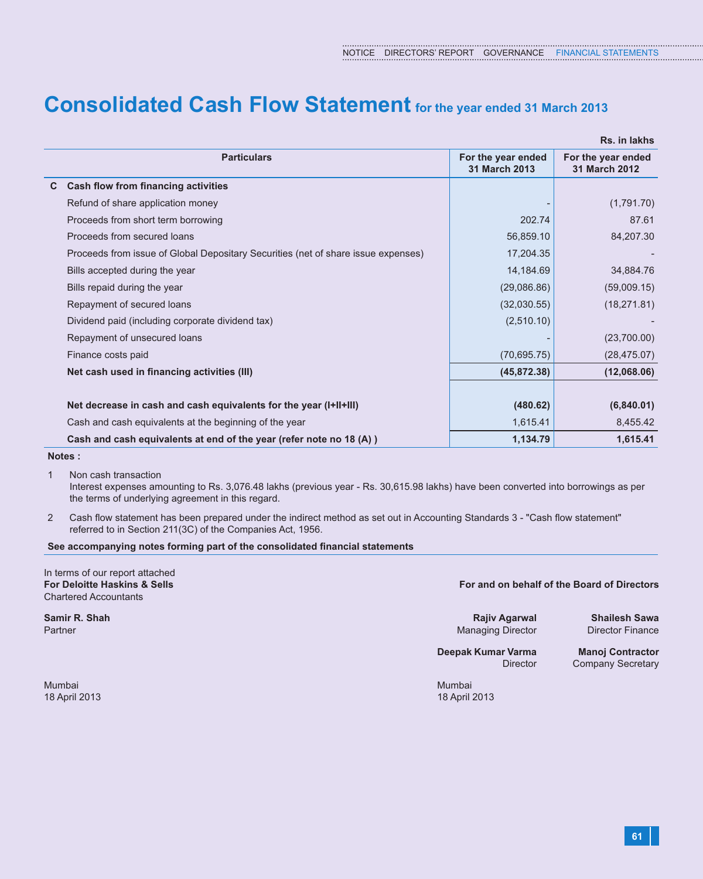# Consolidated Cash Flow Statement for the year ended 31 March 2013

Rs. in lakhs

| | Particulars | For the year ended 31 March 2013 | For the year ended 31 March 2012 |
|---|---|---|---|
| **C** | **Cash flow from financing activities** | | |
| | Refund of share application money | - | (1,791.70) |
| | Proceeds from short term borrowing | 202.74 | 87.61 |
| | Proceeds from secured loans | 56,859.10 | 84,207.30 |
| | Proceeds from issue of Global Depositary Securities (net of share issue expenses) | 17,204.35 | - |
| | Bills accepted during the year | 14,184.69 | 34,884.76 |
| | Bills repaid during the year | (29,086.86) | (59,009.15) |
| | Repayment of secured loans | (32,030.55) | (18,271.81) |
| | Dividend paid (including corporate dividend tax) | (2,510.10) | - |
| | Repayment of unsecured loans | - | (23,700.00) |
| | Finance costs paid | (70,695.75) | (28,475.07) |
| | **Net cash used in financing activities (III)** | **(45,872.38)** | **(12,068.06)** |
| | | | |
| | **Net decrease in cash and cash equivalents for the year (I+II+III)** | **(480.62)** | **(6,840.01)** |
| | Cash and cash equivalents at the beginning of the year | 1,615.41 | 8,455.42 |
| | **Cash and cash equivalents at end of the year (refer note no 18 (A) )** | **1,134.79** | **1,615.41** |

**Notes :**

1. Non cash transaction
   Interest expenses amounting to Rs. 3,076.48 lakhs (previous year - Rs. 30,615.98 lakhs) have been converted into borrowings as per the terms of underlying agreement in this regard.

2. Cash flow statement has been prepared under the indirect method as set out in Accounting Standards 3 - "Cash flow statement" referred to in Section 211(3C) of the Companies Act, 1956.

**See accompanying notes forming part of the consolidated financial statements**

In terms of our report attached
**For Deloitte Haskins & Sells**
Chartered Accountants

**Samir R. Shah**
Partner

Mumbai
18 April 2013

**For and on behalf of the Board of Directors**

**Rajiv Agarwal**
Managing Director

**Shailesh Sawa**
Director Finance

**Deepak Kumar Varma**
Director

**Manoj Contractor**
Company Secretary

Mumbai
18 April 2013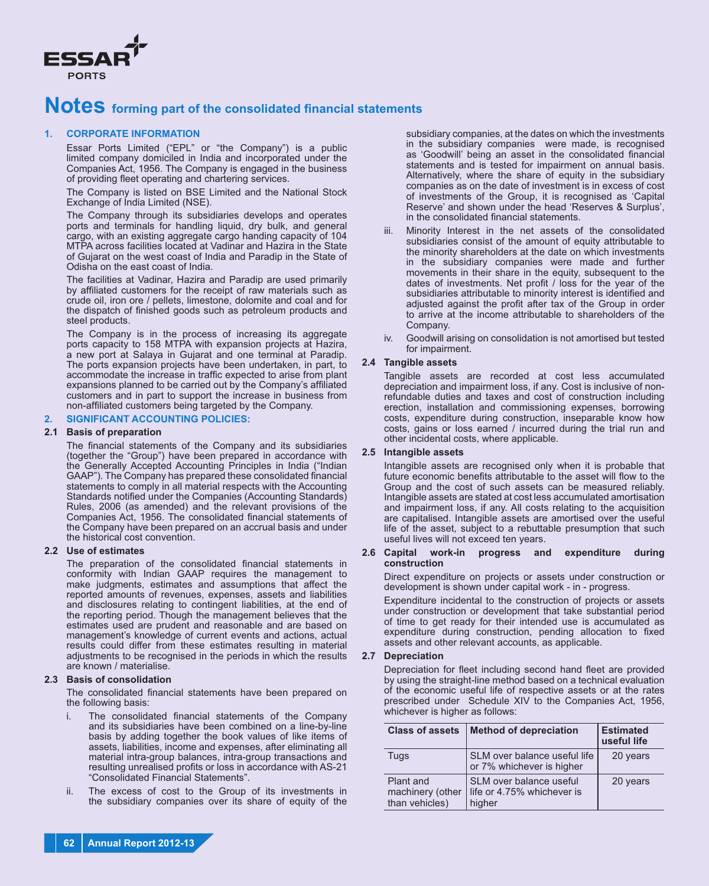# Notes forming part of the consolidated financial statements

## 1. CORPORATE INFORMATION

Essar Ports Limited ("EPL" or "the Company") is a public limited company domiciled in India and incorporated under the Companies Act, 1956. The Company is engaged in the business of providing fleet operating and chartering services.

The Company is listed on BSE Limited and the National Stock Exchange of India Limited (NSE).

The Company through its subsidiaries develops and operates ports and terminals for handling liquid, dry bulk, and general cargo, with an existing aggregate cargo handing capacity of 104 MTPA across facilities located at Vadinar and Hazira in the State of Gujarat on the west coast of India and Paradip in the State of Odisha on the east coast of India.

The facilities at Vadinar, Hazira and Paradip are used primarily by affiliated customers for the receipt of raw materials such as crude oil, iron ore / pellets, limestone, dolomite and coal and for the dispatch of finished goods such as petroleum products and steel products.

The Company is in the process of increasing its aggregate ports capacity to 158 MTPA with expansion projects at Hazira, a new port at Salaya in Gujarat and one terminal at Paradip. The ports expansion projects have been undertaken, in part, to accommodate the increase in traffic expected to arise from plant expansions planned to be carried out by the Company's affiliated customers and in part to support the increase in business from non-affiliated customers being targeted by the Company.

## 2. SIGNIFICANT ACCOUNTING POLICIES:

### 2.1 Basis of preparation

The financial statements of the Company and its subsidiaries (together the "Group") have been prepared in accordance with the Generally Accepted Accounting Principles in India ("Indian GAAP"). The Company has prepared these consolidated financial statements to comply in all material respects with the Accounting Standards notified under the Companies (Accounting Standards) Rules, 2006 (as amended) and the relevant provisions of the Companies Act, 1956. The consolidated financial statements of the Company have been prepared on an accrual basis and under the historical cost convention.

### 2.2 Use of estimates

The preparation of the consolidated financial statements in conformity with Indian GAAP requires the management to make judgments, estimates and assumptions that affect the reported amounts of revenues, expenses, assets and liabilities and disclosures relating to contingent liabilities, at the end of the reporting period. Though the management believes that the estimates used are prudent and reasonable and are based on management's knowledge of current events and actions, actual results could differ from these estimates resulting in material adjustments to be recognised in the periods in which the results are known / materialise.

### 2.3 Basis of consolidation

The consolidated financial statements have been prepared on the following basis:

i. The consolidated financial statements of the Company and its subsidiaries have been combined on a line-by-line basis by adding together the book values of like items of assets, liabilities, income and expenses, after eliminating all material intra-group balances, intra-group transactions and resulting unrealised profits or loss in accordance with AS-21 "Consolidated Financial Statements".

ii. The excess of cost to the Group of its investments in the subsidiary companies over its share of equity of the subsidiary companies, at the dates on which the investments in the subsidiary companies were made, is recognised as 'Goodwill' being an asset in the consolidated financial statements and is tested for impairment on annual basis. Alternatively, where the share of equity in the subsidiary companies as on the date of investment is in excess of cost of investments of the Group, it is recognised as 'Capital Reserve' and shown under the head 'Reserves & Surplus', in the consolidated financial statements.

iii. Minority Interest in the net assets of the consolidated subsidiaries consist of the amount of equity attributable to the minority shareholders at the date on which investments in the subsidiary companies were made and further movements in their share in the equity, subsequent to the dates of investments. Net profit / loss for the year of the subsidiaries attributable to minority interest is identified and adjusted against the profit after tax of the Group in order to arrive at the income attributable to shareholders of the Company.

iv. Goodwill arising on consolidation is not amortised but tested for impairment.

### 2.4 Tangible assets

Tangible assets are recorded at cost less accumulated depreciation and impairment loss, if any. Cost is inclusive of non-refundable duties and taxes and cost of construction including erection, installation and commissioning expenses, borrowing costs, expenditure during construction, inseparable know how costs, gains or loss earned / incurred during the trial run and other incidental costs, where applicable.

### 2.5 Intangible assets

Intangible assets are recognised only when it is probable that future economic benefits attributable to the asset will flow to the Group and the cost of such assets can be measured reliably. Intangible assets are stated at cost less accumulated amortisation and impairment loss, if any. All costs relating to the acquisition are capitalised. Intangible assets are amortised over the useful life of the asset, subject to a rebuttable presumption that such useful lives will not exceed ten years.

### 2.6 Capital work-in progress and expenditure during construction

Direct expenditure on projects or assets under construction or development is shown under capital work - in - progress.

Expenditure incidental to the construction of projects or assets under construction or development that take substantial period of time to get ready for their intended use is accumulated as expenditure during construction, pending allocation to fixed assets and other relevant accounts, as applicable.

### 2.7 Depreciation

Depreciation for fleet including second hand fleet are provided by using the straight-line method based on a technical evaluation of the economic useful life of respective assets or at the rates prescribed under Schedule XIV to the Companies Act, 1956, whichever is higher as follows:

| Class of assets | Method of depreciation | Estimated useful life |
|---|---|---|
| Tugs | SLM over balance useful life or 7% whichever is higher | 20 years |
| Plant and machinery (other than vehicles) | SLM over balance useful life or 4.75% whichever is higher | 20 years |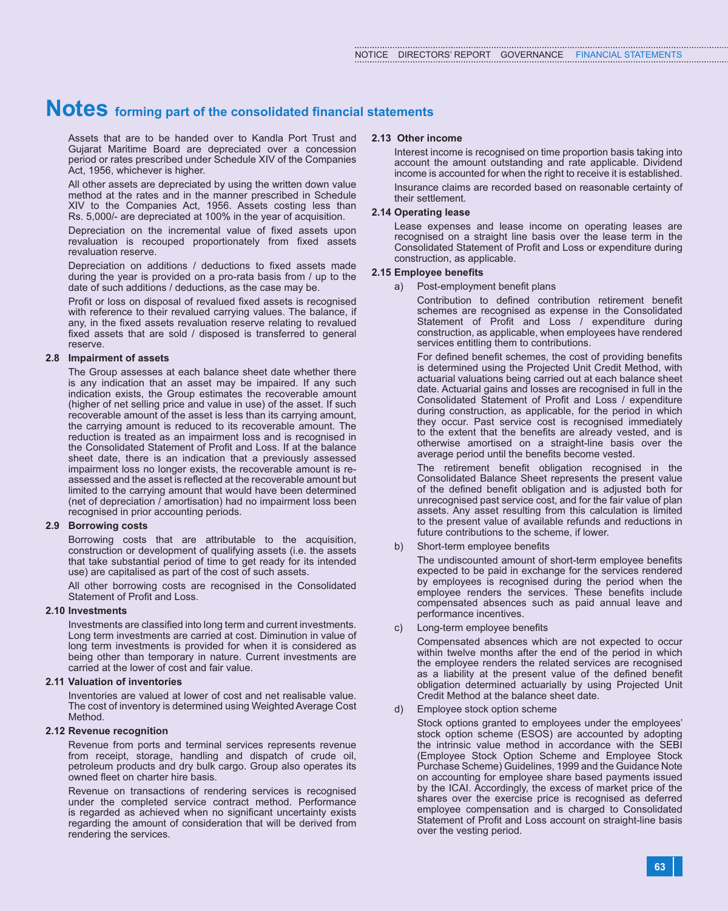# Notes forming part of the consolidated financial statements

Assets that are to be handed over to Kandla Port Trust and Gujarat Maritime Board are depreciated over a concession period or rates prescribed under Schedule XIV of the Companies Act, 1956, whichever is higher.

All other assets are depreciated by using the written down value method at the rates and in the manner prescribed in Schedule XIV to the Companies Act, 1956. Assets costing less than Rs. 5,000/- are depreciated at 100% in the year of acquisition.

Depreciation on the incremental value of fixed assets upon revaluation is recouped proportionately from fixed assets revaluation reserve.

Depreciation on additions / deductions to fixed assets made during the year is provided on a pro-rata basis from / up to the date of such additions / deductions, as the case may be.

Profit or loss on disposal of revalued fixed assets is recognised with reference to their revalued carrying values. The balance, if any, in the fixed assets revaluation reserve relating to revalued fixed assets that are sold / disposed is transferred to general reserve.

### 2.8 Impairment of assets

The Group assesses at each balance sheet date whether there is any indication that an asset may be impaired. If any such indication exists, the Group estimates the recoverable amount (higher of net selling price and value in use) of the asset. If such recoverable amount of the asset is less than its carrying amount, the carrying amount is reduced to its recoverable amount. The reduction is treated as an impairment loss and is recognised in the Consolidated Statement of Profit and Loss. If at the balance sheet date, there is an indication that a previously assessed impairment loss no longer exists, the recoverable amount is re-assessed and the asset is reflected at the recoverable amount but limited to the carrying amount that would have been determined (net of depreciation / amortisation) had no impairment loss been recognised in prior accounting periods.

### 2.9 Borrowing costs

Borrowing costs that are attributable to the acquisition, construction or development of qualifying assets (i.e. the assets that take substantial period of time to get ready for its intended use) are capitalised as part of the cost of such assets.

All other borrowing costs are recognised in the Consolidated Statement of Profit and Loss.

### 2.10 Investments

Investments are classified into long term and current investments. Long term investments are carried at cost. Diminution in value of long term investments is provided for when it is considered as being other than temporary in nature. Current investments are carried at the lower of cost and fair value.

### 2.11 Valuation of inventories

Inventories are valued at lower of cost and net realisable value. The cost of inventory is determined using Weighted Average Cost Method.

### 2.12 Revenue recognition

Revenue from ports and terminal services represents revenue from receipt, storage, handling and dispatch of crude oil, petroleum products and dry bulk cargo. Group also operates its owned fleet on charter hire basis.

Revenue on transactions of rendering services is recognised under the completed service contract method. Performance is regarded as achieved when no significant uncertainty exists regarding the amount of consideration that will be derived from rendering the services.

### 2.13 Other income

Interest income is recognised on time proportion basis taking into account the amount outstanding and rate applicable. Dividend income is accounted for when the right to receive it is established.

Insurance claims are recorded based on reasonable certainty of their settlement.

### 2.14 Operating lease

Lease expenses and lease income on operating leases are recognised on a straight line basis over the lease term in the Consolidated Statement of Profit and Loss or expenditure during construction, as applicable.

### 2.15 Employee benefits

a) Post-employment benefit plans

Contribution to defined contribution retirement benefit schemes are recognised as expense in the Consolidated Statement of Profit and Loss / expenditure during construction, as applicable, when employees have rendered services entitling them to contributions.

For defined benefit schemes, the cost of providing benefits is determined using the Projected Unit Credit Method, with actuarial valuations being carried out at each balance sheet date. Actuarial gains and losses are recognised in full in the Consolidated Statement of Profit and Loss / expenditure during construction, as applicable, for the period in which they occur. Past service cost is recognised immediately to the extent that the benefits are already vested, and is otherwise amortised on a straight-line basis over the average period until the benefits become vested.

The retirement benefit obligation recognised in the Consolidated Balance Sheet represents the present value of the defined benefit obligation and is adjusted both for unrecognised past service cost, and for the fair value of plan assets. Any asset resulting from this calculation is limited to the present value of available refunds and reductions in future contributions to the scheme, if lower.

b) Short-term employee benefits

The undiscounted amount of short-term employee benefits expected to be paid in exchange for the services rendered by employees is recognised during the period when the employee renders the services. These benefits include compensated absences such as paid annual leave and performance incentives.

c) Long-term employee benefits

Compensated absences which are not expected to occur within twelve months after the end of the period in which the employee renders the related services are recognised as a liability at the present value of the defined benefit obligation determined actuarially by using Projected Unit Credit Method at the balance sheet date.

d) Employee stock option scheme

Stock options granted to employees under the employees' stock option scheme (ESOS) are accounted by adopting the intrinsic value method in accordance with the SEBI (Employee Stock Option Scheme and Employee Stock Purchase Scheme) Guidelines, 1999 and the Guidance Note on accounting for employee share based payments issued by the ICAI. Accordingly, the excess of market price of the shares over the exercise price is recognised as deferred employee compensation and is charged to Consolidated Statement of Profit and Loss account on straight-line basis over the vesting period.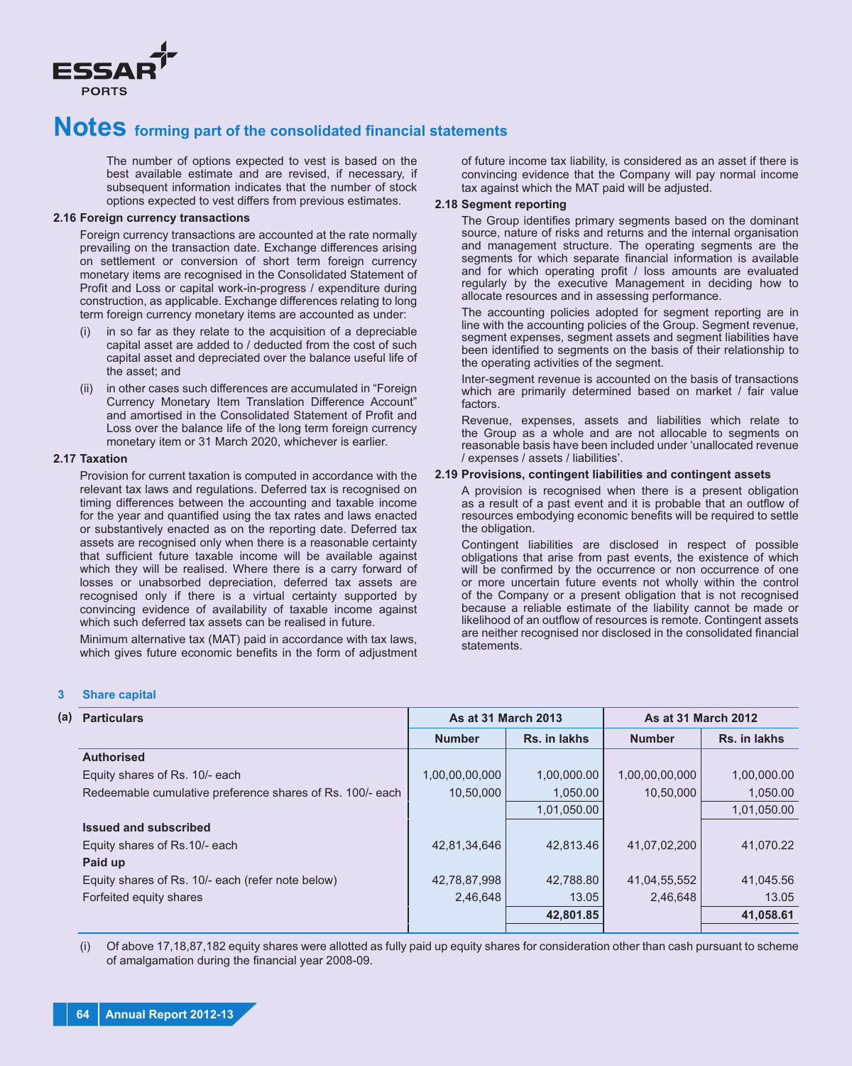# Notes forming part of the consolidated financial statements

The number of options expected to vest is based on the best available estimate and are revised, if necessary, if subsequent information indicates that the number of stock options expected to vest differs from previous estimates.

**2.16 Foreign currency transactions**

Foreign currency transactions are accounted at the rate normally prevailing on the transaction date. Exchange differences arising on settlement or conversion of short term foreign currency monetary items are recognised in the Consolidated Statement of Profit and Loss or capital work-in-progress / expenditure during construction, as applicable. Exchange differences relating to long term foreign currency monetary items are accounted as under:

(i) in so far as they relate to the acquisition of a depreciable capital asset are added to / deducted from the cost of such capital asset and depreciated over the balance useful life of the asset; and

(ii) in other cases such differences are accumulated in "Foreign Currency Monetary Item Translation Difference Account" and amortised in the Consolidated Statement of Profit and Loss over the balance life of the long term foreign currency monetary item or 31 March 2020, whichever is earlier.

**2.17 Taxation**

Provision for current taxation is computed in accordance with the relevant tax laws and regulations. Deferred tax is recognised on timing differences between the accounting and taxable income for the year and quantified using the tax rates and laws enacted or substantively enacted as on the reporting date. Deferred tax assets are recognised only when there is a reasonable certainty that sufficient future taxable income will be available against which they will be realised. Where there is a carry forward of losses or unabsorbed depreciation, deferred tax assets are recognised only if there is a virtual certainty supported by convincing evidence of availability of taxable income against which such deferred tax assets can be realised in future.

Minimum alternative tax (MAT) paid in accordance with tax laws, which gives future economic benefits in the form of adjustment of future income tax liability, is considered as an asset if there is convincing evidence that the Company will pay normal income tax against which the MAT paid will be adjusted.

**2.18 Segment reporting**

The Group identifies primary segments based on the dominant source, nature of risks and returns and the internal organisation and management structure. The operating segments are the segments for which separate financial information is available and for which operating profit / loss amounts are evaluated regularly by the executive Management in deciding how to allocate resources and in assessing performance.

The accounting policies adopted for segment reporting are in line with the accounting policies of the Group. Segment revenue, segment expenses, segment assets and segment liabilities have been identified to segments on the basis of their relationship to the operating activities of the segment.

Inter-segment revenue is accounted on the basis of transactions which are primarily determined based on market / fair value factors.

Revenue, expenses, assets and liabilities which relate to the Group as a whole and are not allocable to segments on reasonable basis have been included under 'unallocated revenue / expenses / assets / liabilities'.

**2.19 Provisions, contingent liabilities and contingent assets**

A provision is recognised when there is a present obligation as a result of a past event and it is probable that an outflow of resources embodying economic benefits will be required to settle the obligation.

Contingent liabilities are disclosed in respect of possible obligations that arise from past events, the existence of which will be confirmed by the occurrence or non occurrence of one or more uncertain future events not wholly within the control of the Company or a present obligation that is not recognised because a reliable estimate of the liability cannot be made or likelihood of an outflow of resources is remote. Contingent assets are neither recognised nor disclosed in the consolidated financial statements.

## 3 Share capital

(a)

| Particulars | As at 31 March 2013 | | As at 31 March 2012 | |
|---|---|---|---|---|
| | Number | Rs. in lakhs | Number | Rs. in lakhs |
| **Authorised** | | | | |
| Equity shares of Rs. 10/- each | 1,00,00,00,000 | 1,00,000.00 | 1,00,00,00,000 | 1,00,000.00 |
| Redeemable cumulative preference shares of Rs. 100/- each | 10,50,000 | 1,050.00 | 10,50,000 | 1,050.00 |
| | | 1,01,050.00 | | 1,01,050.00 |
| **Issued and subscribed** | | | | |
| Equity shares of Rs.10/- each | 42,81,34,646 | 42,813.46 | 41,07,02,200 | 41,070.22 |
| **Paid up** | | | | |
| Equity shares of Rs. 10/- each (refer note below) | 42,78,87,998 | 42,788.80 | 41,04,55,552 | 41,045.56 |
| Forfeited equity shares | 2,46,648 | 13.05 | 2,46,648 | 13.05 |
| | | **42,801.85** | | **41,058.61** |

(i) Of above 17,18,87,182 equity shares were allotted as fully paid up equity shares for consideration other than cash pursuant to scheme of amalgamation during the financial year 2008-09.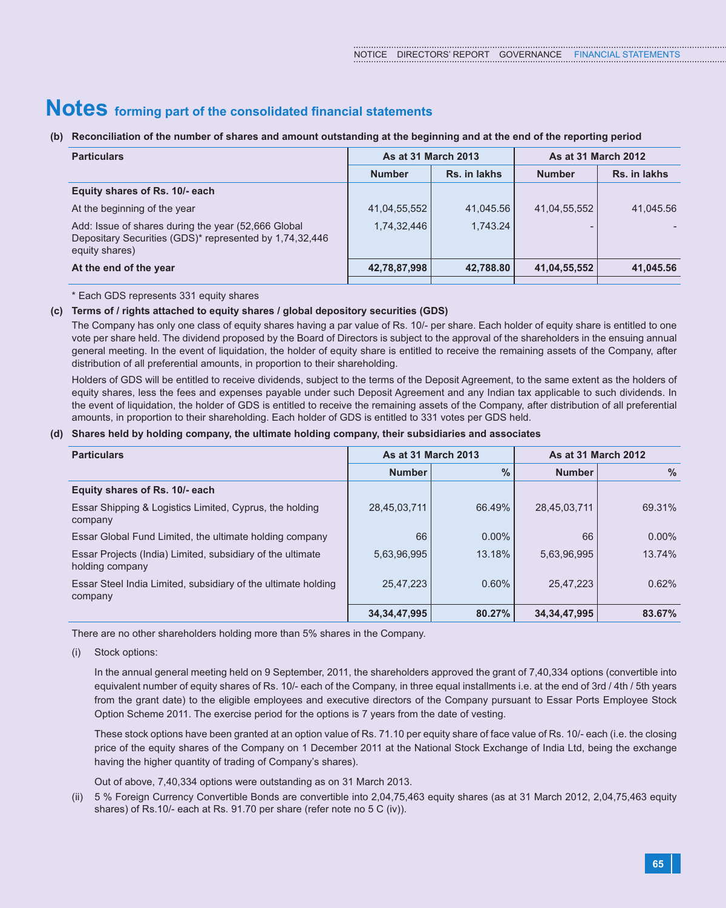# Notes forming part of the consolidated financial statements

**(b) Reconciliation of the number of shares and amount outstanding at the beginning and at the end of the reporting period**

| Particulars | As at 31 March 2013 | | As at 31 March 2012 | |
|---|---|---|---|---|
| | Number | Rs. in lakhs | Number | Rs. in lakhs |
| **Equity shares of Rs. 10/- each** | | | | |
| At the beginning of the year | 41,04,55,552 | 41,045.56 | 41,04,55,552 | 41,045.56 |
| Add: Issue of shares during the year (52,666 Global Depositary Securities (GDS)* represented by 1,74,32,446 equity shares) | 1,74,32,446 | 1,743.24 | - | - |
| **At the end of the year** | **42,78,87,998** | **42,788.80** | **41,04,55,552** | **41,045.56** |

\* Each GDS represents 331 equity shares

**(c) Terms of / rights attached to equity shares / global depository securities (GDS)**

The Company has only one class of equity shares having a par value of Rs. 10/- per share. Each holder of equity share is entitled to one vote per share held. The dividend proposed by the Board of Directors is subject to the approval of the shareholders in the ensuing annual general meeting. In the event of liquidation, the holder of equity share is entitled to receive the remaining assets of the Company, after distribution of all preferential amounts, in proportion to their shareholding.

Holders of GDS will be entitled to receive dividends, subject to the terms of the Deposit Agreement, to the same extent as the holders of equity shares, less the fees and expenses payable under such Deposit Agreement and any Indian tax applicable to such dividends. In the event of liquidation, the holder of GDS is entitled to receive the remaining assets of the Company, after distribution of all preferential amounts, in proportion to their shareholding. Each holder of GDS is entitled to 331 votes per GDS held.

**(d) Shares held by holding company, the ultimate holding company, their subsidiaries and associates**

| Particulars | As at 31 March 2013 | | As at 31 March 2012 | |
|---|---|---|---|---|
| | Number | % | Number | % |
| **Equity shares of Rs. 10/- each** | | | | |
| Essar Shipping & Logistics Limited, Cyprus, the holding company | 28,45,03,711 | 66.49% | 28,45,03,711 | 69.31% |
| Essar Global Fund Limited, the ultimate holding company | 66 | 0.00% | 66 | 0.00% |
| Essar Projects (India) Limited, subsidiary of the ultimate holding company | 5,63,96,995 | 13.18% | 5,63,96,995 | 13.74% |
| Essar Steel India Limited, subsidiary of the ultimate holding company | 25,47,223 | 0.60% | 25,47,223 | 0.62% |
| | **34,34,47,995** | **80.27%** | **34,34,47,995** | **83.67%** |

There are no other shareholders holding more than 5% shares in the Company.

(i) Stock options:

In the annual general meeting held on 9 September, 2011, the shareholders approved the grant of 7,40,334 options (convertible into equivalent number of equity shares of Rs. 10/- each of the Company, in three equal installments i.e. at the end of 3rd / 4th / 5th years from the grant date) to the eligible employees and executive directors of the Company pursuant to Essar Ports Employee Stock Option Scheme 2011. The exercise period for the options is 7 years from the date of vesting.

These stock options have been granted at an option value of Rs. 71.10 per equity share of face value of Rs. 10/- each (i.e. the closing price of the equity shares of the Company on 1 December 2011 at the National Stock Exchange of India Ltd, being the exchange having the higher quantity of trading of Company's shares).

Out of above, 7,40,334 options were outstanding as on 31 March 2013.

(ii) 5 % Foreign Currency Convertible Bonds are convertible into 2,04,75,463 equity shares (as at 31 March 2012, 2,04,75,463 equity shares) of Rs.10/- each at Rs. 91.70 per share (refer note no 5 C (iv)).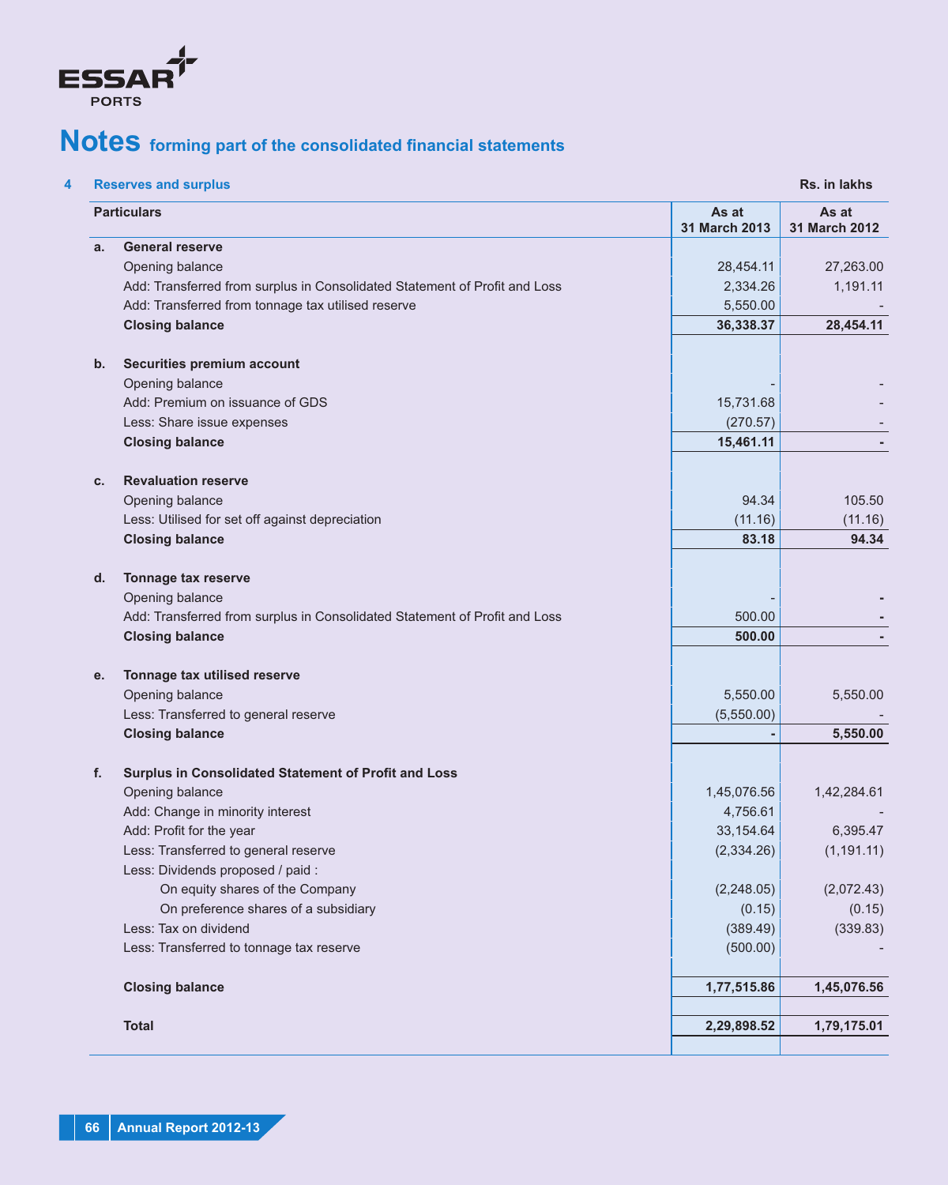# Notes forming part of the consolidated financial statements

## 4 Reserves and surplus

Rs. in lakhs

| | Particulars | As at 31 March 2013 | As at 31 March 2012 |
|---|---|---|---|
| a. | **General reserve** | | |
| | Opening balance | 28,454.11 | 27,263.00 |
| | Add: Transferred from surplus in Consolidated Statement of Profit and Loss | 2,334.26 | 1,191.11 |
| | Add: Transferred from tonnage tax utilised reserve | 5,550.00 | - |
| | **Closing balance** | **36,338.37** | **28,454.11** |
| b. | **Securities premium account** | | |
| | Opening balance | - | - |
| | Add: Premium on issuance of GDS | 15,731.68 | - |
| | Less: Share issue expenses | (270.57) | - |
| | **Closing balance** | **15,461.11** | **-** |
| c. | **Revaluation reserve** | | |
| | Opening balance | 94.34 | 105.50 |
| | Less: Utilised for set off against depreciation | (11.16) | (11.16) |
| | **Closing balance** | **83.18** | **94.34** |
| d. | **Tonnage tax reserve** | | |
| | Opening balance | - | - |
| | Add: Transferred from surplus in Consolidated Statement of Profit and Loss | 500.00 | - |
| | **Closing balance** | **500.00** | **-** |
| e. | **Tonnage tax utilised reserve** | | |
| | Opening balance | 5,550.00 | 5,550.00 |
| | Less: Transferred to general reserve | (5,550.00) | - |
| | **Closing balance** | **-** | **5,550.00** |
| f. | **Surplus in Consolidated Statement of Profit and Loss** | | |
| | Opening balance | 1,45,076.56 | 1,42,284.61 |
| | Add: Change in minority interest | 4,756.61 | - |
| | Add: Profit for the year | 33,154.64 | 6,395.47 |
| | Less: Transferred to general reserve | (2,334.26) | (1,191.11) |
| | Less: Dividends proposed / paid : | | |
| | On equity shares of the Company | (2,248.05) | (2,072.43) |
| | On preference shares of a subsidiary | (0.15) | (0.15) |
| | Less: Tax on dividend | (389.49) | (339.83) |
| | Less: Transferred to tonnage tax reserve | (500.00) | - |
| | **Closing balance** | **1,77,515.86** | **1,45,076.56** |
| | **Total** | **2,29,898.52** | **1,79,175.01** |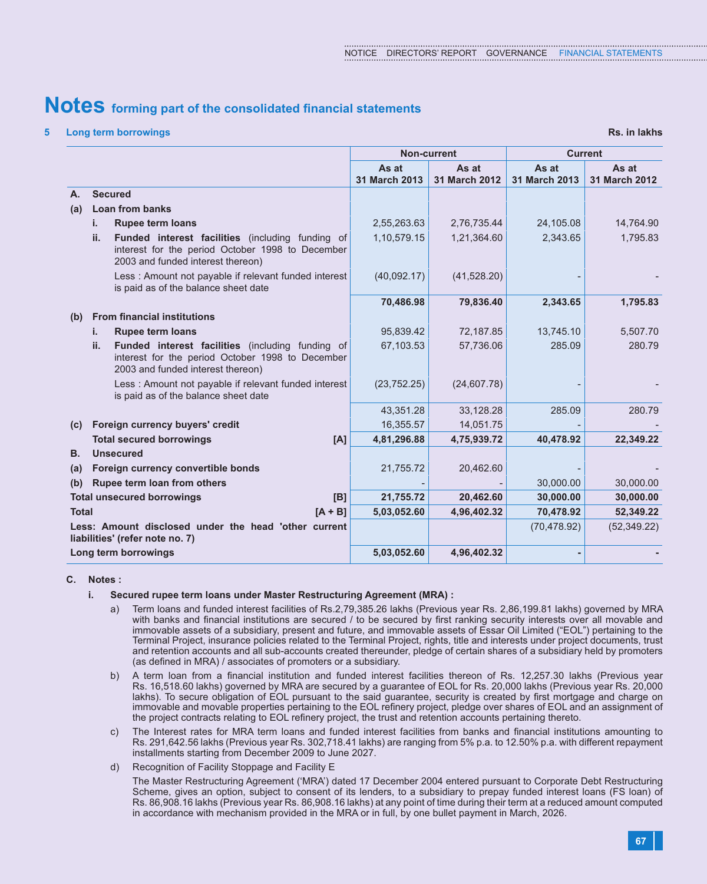# Notes forming part of the consolidated financial statements

## 5 Long term borrowings

Rs. in lakhs

| | | | Non-current | | Current | |
|---|---|---|---|---|---|---|
| | | | As at 31 March 2013 | As at 31 March 2012 | As at 31 March 2013 | As at 31 March 2012 |
| **A.** | **Secured** | | | | | |
| **(a)** | **Loan from banks** | | | | | |
| | **i.** | **Rupee term loans** | 2,55,263.63 | 2,76,735.44 | 24,105.08 | 14,764.90 |
| | **ii.** | **Funded interest facilities** (including funding of interest for the period October 1998 to December 2003 and funded interest thereon) | 1,10,579.15 | 1,21,364.60 | 2,343.65 | 1,795.83 |
| | | Less : Amount not payable if relevant funded interest is paid as of the balance sheet date | (40,092.17) | (41,528.20) | - | - |
| | | | **70,486.98** | **79,836.40** | **2,343.65** | **1,795.83** |
| **(b)** | **From financial institutions** | | | | | |
| | **i.** | **Rupee term loans** | 95,839.42 | 72,187.85 | 13,745.10 | 5,507.70 |
| | **ii.** | **Funded interest facilities** (including funding of interest for the period October 1998 to December 2003 and funded interest thereon) | 67,103.53 | 57,736.06 | 285.09 | 280.79 |
| | | Less : Amount not payable if relevant funded interest is paid as of the balance sheet date | (23,752.25) | (24,607.78) | - | - |
| | | | 43,351.28 | 33,128.28 | 285.09 | 280.79 |
| **(c)** | **Foreign currency buyers' credit** | | 16,355.57 | 14,051.75 | - | - |
| | **Total secured borrowings** | **[A]** | **4,81,296.88** | **4,75,939.72** | **40,478.92** | **22,349.22** |
| **B.** | **Unsecured** | | | | | |
| **(a)** | **Foreign currency convertible bonds** | | 21,755.72 | 20,462.60 | - | - |
| **(b)** | **Rupee term loan from others** | | - | - | 30,000.00 | 30,000.00 |
| **Total unsecured borrowings** | | **[B]** | **21,755.72** | **20,462.60** | **30,000.00** | **30,000.00** |
| **Total** | | **[A + B]** | **5,03,052.60** | **4,96,402.32** | **70,478.92** | **52,349.22** |
| **Less: Amount disclosed under the head 'other current liabilities' (refer note no. 7)** | | | | | (70,478.92) | (52,349.22) |
| **Long term borrowings** | | | **5,03,052.60** | **4,96,402.32** | **-** | **-** |

**C. Notes :**

**i. Secured rupee term loans under Master Restructuring Agreement (MRA) :**

a) Term loans and funded interest facilities of Rs.2,79,385.26 lakhs (Previous year Rs. 2,86,199.81 lakhs) governed by MRA with banks and financial institutions are secured / to be secured by first ranking security interests over all movable and immovable assets of a subsidiary, present and future, and immovable assets of Essar Oil Limited ("EOL") pertaining to the Terminal Project, insurance policies related to the Terminal Project, rights, title and interests under project documents, trust and retention accounts and all sub-accounts created thereunder, pledge of certain shares of a subsidiary held by promoters (as defined in MRA) / associates of promoters or a subsidiary.

b) A term loan from a financial institution and funded interest facilities thereon of Rs. 12,257.30 lakhs (Previous year Rs. 16,518.60 lakhs) governed by MRA are secured by a guarantee of EOL for Rs. 20,000 lakhs (Previous year Rs. 20,000 lakhs). To secure obligation of EOL pursuant to the said guarantee, security is created by first mortgage and charge on immovable and movable properties pertaining to the EOL refinery project, pledge over shares of EOL and an assignment of the project contracts relating to EOL refinery project, the trust and retention accounts pertaining thereto.

c) The Interest rates for MRA term loans and funded interest facilities from banks and financial institutions amounting to Rs. 291,642.56 lakhs (Previous year Rs. 302,718.41 lakhs) are ranging from 5% p.a. to 12.50% p.a. with different repayment installments starting from December 2009 to June 2027.

d) Recognition of Facility Stoppage and Facility E

The Master Restructuring Agreement ('MRA') dated 17 December 2004 entered pursuant to Corporate Debt Restructuring Scheme, gives an option, subject to consent of its lenders, to a subsidiary to prepay funded interest loans (FS loan) of Rs. 86,908.16 lakhs (Previous year Rs. 86,908.16 lakhs) at any point of time during their term at a reduced amount computed in accordance with mechanism provided in the MRA or in full, by one bullet payment in March, 2026.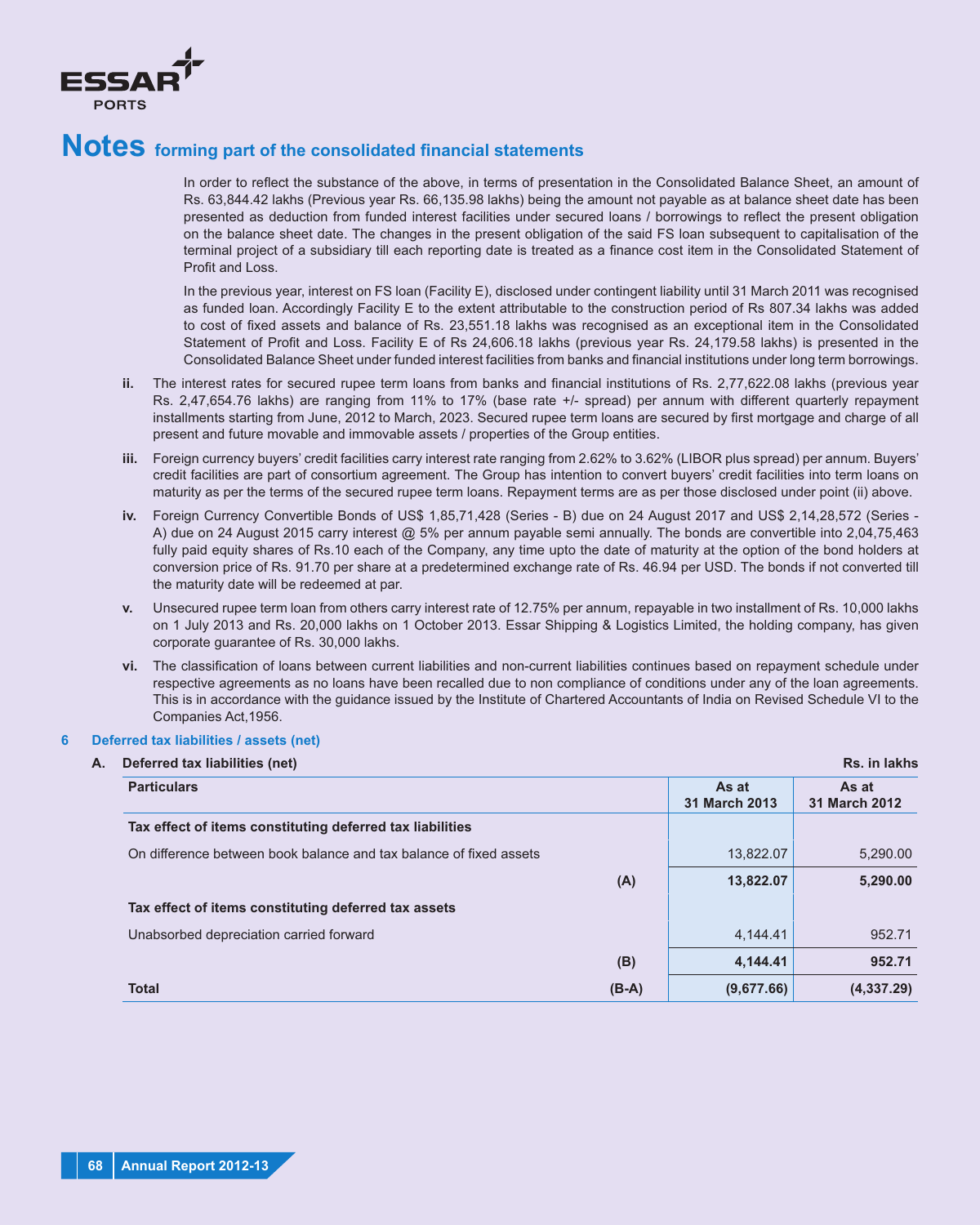# Notes forming part of the consolidated financial statements

In order to reflect the substance of the above, in terms of presentation in the Consolidated Balance Sheet, an amount of Rs. 63,844.42 lakhs (Previous year Rs. 66,135.98 lakhs) being the amount not payable as at balance sheet date has been presented as deduction from funded interest facilities under secured loans / borrowings to reflect the present obligation on the balance sheet date. The changes in the present obligation of the said FS loan subsequent to capitalisation of the terminal project of a subsidiary till each reporting date is treated as a finance cost item in the Consolidated Statement of Profit and Loss.

In the previous year, interest on FS loan (Facility E), disclosed under contingent liability until 31 March 2011 was recognised as funded loan. Accordingly Facility E to the extent attributable to the construction period of Rs 807.34 lakhs was added to cost of fixed assets and balance of Rs. 23,551.18 lakhs was recognised as an exceptional item in the Consolidated Statement of Profit and Loss. Facility E of Rs 24,606.18 lakhs (previous year Rs. 24,179.58 lakhs) is presented in the Consolidated Balance Sheet under funded interest facilities from banks and financial institutions under long term borrowings.

**ii.** The interest rates for secured rupee term loans from banks and financial institutions of Rs. 2,77,622.08 lakhs (previous year Rs. 2,47,654.76 lakhs) are ranging from 11% to 17% (base rate +/- spread) per annum with different quarterly repayment installments starting from June, 2012 to March, 2023. Secured rupee term loans are secured by first mortgage and charge of all present and future movable and immovable assets / properties of the Group entities.

**iii.** Foreign currency buyers' credit facilities carry interest rate ranging from 2.62% to 3.62% (LIBOR plus spread) per annum. Buyers' credit facilities are part of consortium agreement. The Group has intention to convert buyers' credit facilities into term loans on maturity as per the terms of the secured rupee term loans. Repayment terms are as per those disclosed under point (ii) above.

**iv.** Foreign Currency Convertible Bonds of US$ 1,85,71,428 (Series - B) due on 24 August 2017 and US$ 2,14,28,572 (Series - A) due on 24 August 2015 carry interest @ 5% per annum payable semi annually. The bonds are convertible into 2,04,75,463 fully paid equity shares of Rs.10 each of the Company, any time upto the date of maturity at the option of the bond holders at conversion price of Rs. 91.70 per share at a predetermined exchange rate of Rs. 46.94 per USD. The bonds if not converted till the maturity date will be redeemed at par.

**v.** Unsecured rupee term loan from others carry interest rate of 12.75% per annum, repayable in two installment of Rs. 10,000 lakhs on 1 July 2013 and Rs. 20,000 lakhs on 1 October 2013. Essar Shipping & Logistics Limited, the holding company, has given corporate guarantee of Rs. 30,000 lakhs.

**vi.** The classification of loans between current liabilities and non-current liabilities continues based on repayment schedule under respective agreements as no loans have been recalled due to non compliance of conditions under any of the loan agreements. This is in accordance with the guidance issued by the Institute of Chartered Accountants of India on Revised Schedule VI to the Companies Act,1956.

## 6 Deferred tax liabilities / assets (net)

**A. Deferred tax liabilities (net)**

Rs. in lakhs

| Particulars | | As at 31 March 2013 | As at 31 March 2012 |
|---|---|---|---|
| **Tax effect of items constituting deferred tax liabilities** | | | |
| On difference between book balance and tax balance of fixed assets | | 13,822.07 | 5,290.00 |
| | **(A)** | **13,822.07** | **5,290.00** |
| **Tax effect of items constituting deferred tax assets** | | | |
| Unabsorbed depreciation carried forward | | 4,144.41 | 952.71 |
| | **(B)** | **4,144.41** | **952.71** |
| **Total** | **(B-A)** | **(9,677.66)** | **(4,337.29)** |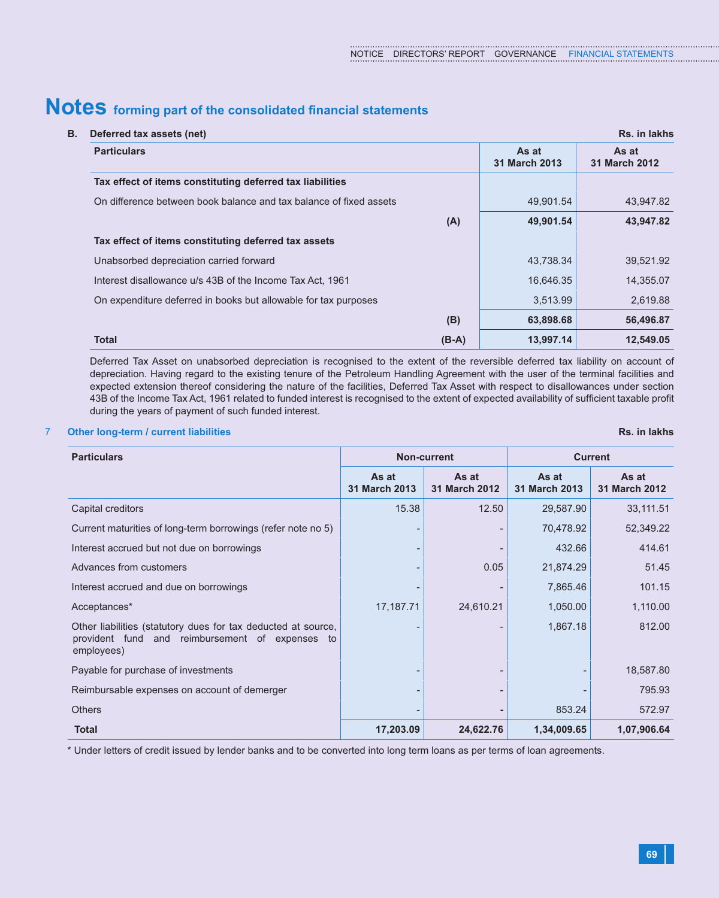# Notes forming part of the consolidated financial statements

**B. Deferred tax assets (net)**

Rs. in lakhs

| Particulars | | As at 31 March 2013 | As at 31 March 2012 |
|---|---|---|---|
| **Tax effect of items constituting deferred tax liabilities** | | | |
| On difference between book balance and tax balance of fixed assets | | 49,901.54 | 43,947.82 |
| | **(A)** | **49,901.54** | **43,947.82** |
| **Tax effect of items constituting deferred tax assets** | | | |
| Unabsorbed depreciation carried forward | | 43,738.34 | 39,521.92 |
| Interest disallowance u/s 43B of the Income Tax Act, 1961 | | 16,646.35 | 14,355.07 |
| On expenditure deferred in books but allowable for tax purposes | | 3,513.99 | 2,619.88 |
| | **(B)** | **63,898.68** | **56,496.87** |
| **Total** | **(B-A)** | **13,997.14** | **12,549.05** |

Deferred Tax Asset on unabsorbed depreciation is recognised to the extent of the reversible deferred tax liability on account of depreciation. Having regard to the existing tenure of the Petroleum Handling Agreement with the user of the terminal facilities and expected extension thereof considering the nature of the facilities, Deferred Tax Asset with respect to disallowances under section 43B of the Income Tax Act, 1961 related to funded interest is recognised to the extent of expected availability of sufficient taxable profit during the years of payment of such funded interest.

## 7 Other long-term / current liabilities

Rs. in lakhs

| Particulars | Non-current | | Current | |
|---|---|---|---|---|
| | As at 31 March 2013 | As at 31 March 2012 | As at 31 March 2013 | As at 31 March 2012 |
| Capital creditors | 15.38 | 12.50 | 29,587.90 | 33,111.51 |
| Current maturities of long-term borrowings (refer note no 5) | - | - | 70,478.92 | 52,349.22 |
| Interest accrued but not due on borrowings | - | - | 432.66 | 414.61 |
| Advances from customers | - | 0.05 | 21,874.29 | 51.45 |
| Interest accrued and due on borrowings | - | - | 7,865.46 | 101.15 |
| Acceptances* | 17,187.71 | 24,610.21 | 1,050.00 | 1,110.00 |
| Other liabilities (statutory dues for tax deducted at source, provident fund and reimbursement of expenses to employees) | - | - | 1,867.18 | 812.00 |
| Payable for purchase of investments | - | - | - | 18,587.80 |
| Reimbursable expenses on account of demerger | - | - | - | 795.93 |
| Others | - | - | 853.24 | 572.97 |
| **Total** | **17,203.09** | **24,622.76** | **1,34,009.65** | **1,07,906.64** |

* Under letters of credit issued by lender banks and to be converted into long term loans as per terms of loan agreements.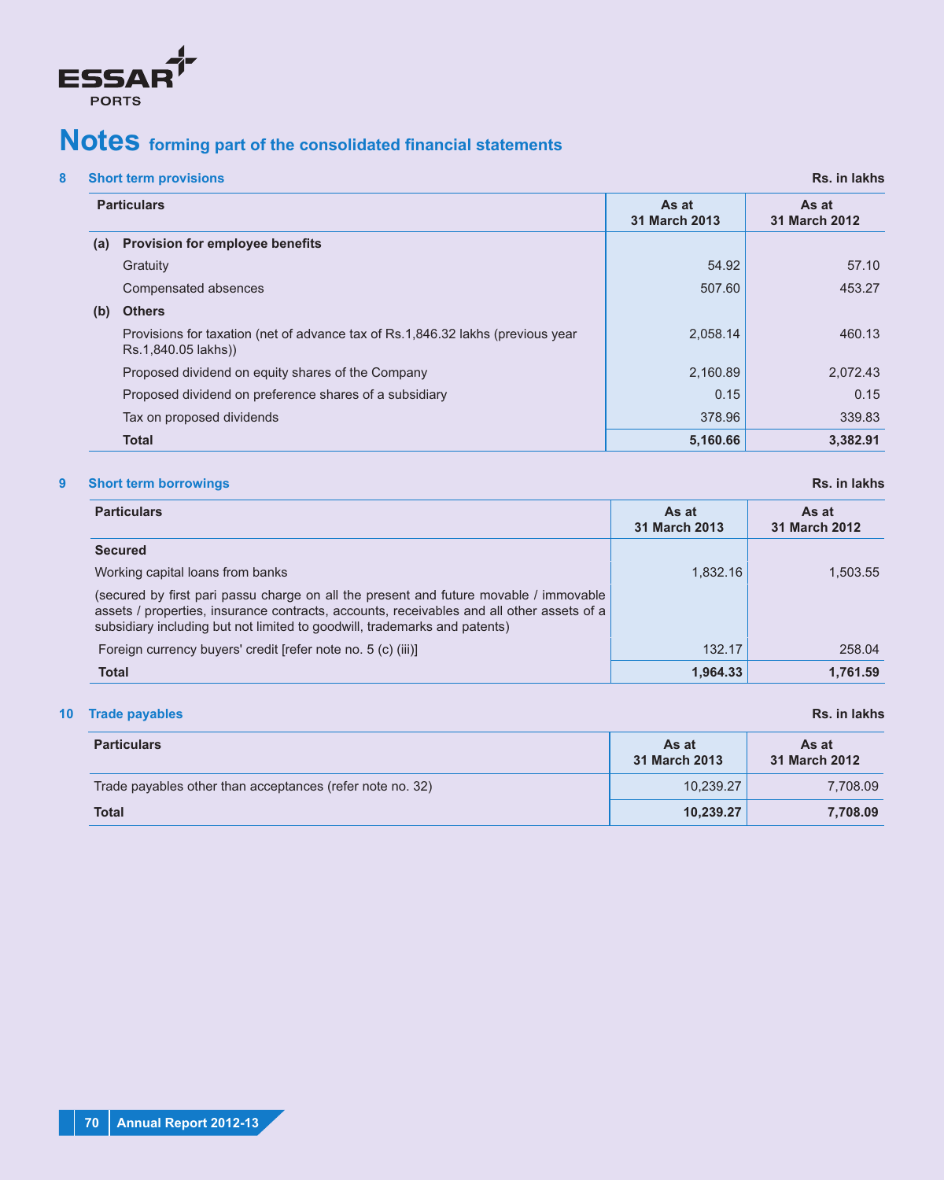# Notes forming part of the consolidated financial statements

## 8 Short term provisions

Rs. in lakhs

| Particulars | As at 31 March 2013 | As at 31 March 2012 |
|---|---|---|
| **(a) Provision for employee benefits** | | |
| Gratuity | 54.92 | 57.10 |
| Compensated absences | 507.60 | 453.27 |
| **(b) Others** | | |
| Provisions for taxation (net of advance tax of Rs.1,846.32 lakhs (previous year Rs.1,840.05 lakhs)) | 2,058.14 | 460.13 |
| Proposed dividend on equity shares of the Company | 2,160.89 | 2,072.43 |
| Proposed dividend on preference shares of a subsidiary | 0.15 | 0.15 |
| Tax on proposed dividends | 378.96 | 339.83 |
| **Total** | **5,160.66** | **3,382.91** |

## 9 Short term borrowings

Rs. in lakhs

| Particulars | As at 31 March 2013 | As at 31 March 2012 |
|---|---|---|
| **Secured** | | |
| Working capital loans from banks | 1,832.16 | 1,503.55 |
| (secured by first pari passu charge on all the present and future movable / immovable assets / properties, insurance contracts, accounts, receivables and all other assets of a subsidiary including but not limited to goodwill, trademarks and patents) | | |
| Foreign currency buyers' credit [refer note no. 5 (c) (iii)] | 132.17 | 258.04 |
| **Total** | **1,964.33** | **1,761.59** |

## 10 Trade payables

Rs. in lakhs

| Particulars | As at 31 March 2013 | As at 31 March 2012 |
|---|---|---|
| Trade payables other than acceptances (refer note no. 32) | 10,239.27 | 7,708.09 |
| **Total** | **10,239.27** | **7,708.09** |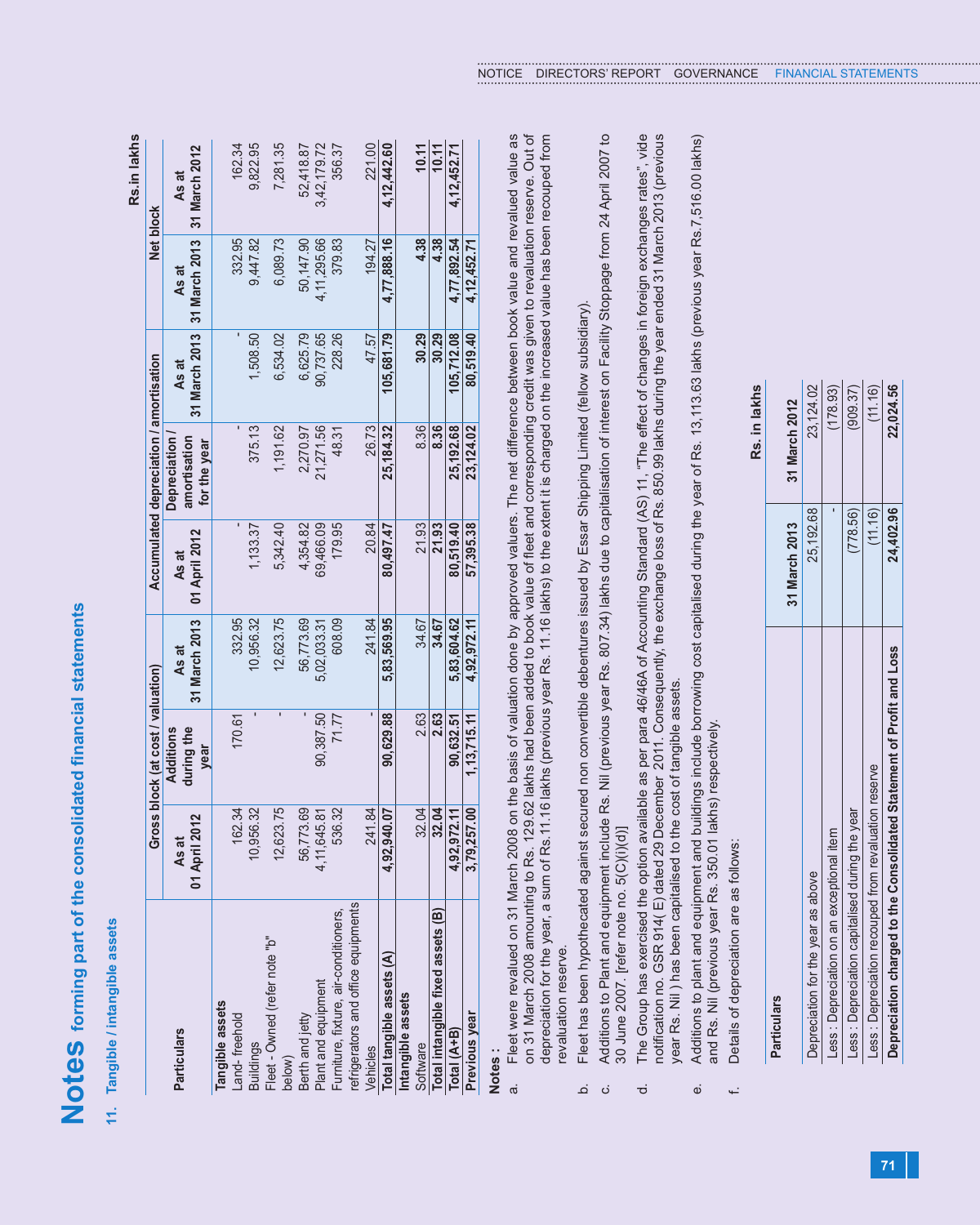# Notes forming part of the consolidated financial statements

## 11. Tangible / intangible assets

Rs.in lakhs

| Particulars | Gross block (at cost / valuation) | | | Accumulated depreciation / amortisation | | | Net block | |
|---|---|---|---|---|---|---|---|---|
| | As at 01 April 2012 | Additions during the year | As at 31 March 2013 | As at 01 April 2012 | Depreciation / amortisation for the year | As at 31 March 2013 | As at 31 March 2013 | As at 31 March 2012 |
| **Tangible assets** | | | | | | | | |
| Land- freehold | 162.34 | 170.61 | 332.95 | - | - | - | 332.95 | 162.34 |
| Buildings | 10,956.32 | - | 10,956.32 | 1,133.37 | 375.13 | 1,508.50 | 9,447.82 | 9,822.95 |
| Fleet - Owned (refer note "b" below) | 12,623.75 | - | 12,623.75 | 5,342.40 | 1,191.62 | 6,534.02 | 6,089.73 | 7,281.35 |
| Berth and jetty | 56,773.69 | - | 56,773.69 | 4,354.82 | 2,270.97 | 6,625.79 | 50,147.90 | 52,418.87 |
| Plant and equipment | 4,11,645.81 | 90,387.50 | 5,02,033.31 | 69,466.09 | 21,271.56 | 90,737.65 | 4,11,295.66 | 3,42,179.72 |
| Furniture, fixture, air-conditioners, refrigerators and office equipments | 536.32 | 71.77 | 608.09 | 179.95 | 48.31 | 228.26 | 379.83 | 356.37 |
| Vehicles | 241.84 | - | 241.84 | 20.84 | 26.73 | 47.57 | 194.27 | 221.00 |
| **Total tangible assets (A)** | **4,92,940.07** | **90,629.88** | **5,83,569.95** | **80,497.47** | **25,184.32** | **105,681.79** | **4,77,888.16** | **4,12,442.60** |
| **Intangible assets** | | | | | | | | |
| Software | 32.04 | 2.63 | 34.67 | 21.93 | 8.36 | 30.29 | 4.38 | 10.11 |
| **Total intangible fixed assets (B)** | **32.04** | **2.63** | **34.67** | **21.93** | **8.36** | **30.29** | **4.38** | **10.11** |
| **Total (A+B)** | **4,92,972.11** | **90,632.51** | **5,83,604.62** | **80,519.40** | **25,192.68** | **105,712.08** | **4,77,892.54** | **4,12,452.71** |
| **Previous year** | **3,79,257.00** | **1,13,715.11** | **4,92,972.11** | **57,395.38** | **23,124.02** | **80,519.40** | **4,12,452.71** | |

**Notes :**

a. Fleet were revalued on 31 March 2008 on the basis of valuation done by approved valuers. The net difference between book value and revalued value as on 31 March 2008 amounting to Rs. 129.62 lakhs had been added to book value of fleet and corresponding credit was given to revaluation reserve. Out of depreciation for the year, a sum of Rs.11.16 lakhs (previous year Rs. 11.16 lakhs) to the extent it is charged on the increased value has been recouped from revaluation reserve.

b. Fleet has been hypothecated against secured non convertible debentures issued by Essar Shipping Limited (fellow subsidiary).

c. Additions to Plant and equipment include Rs. Nil (previous year Rs. 807.34) lakhs due to capitalisation of interest on Facility Stoppage from 24 April 2007 to 30 June 2007. [refer note no. 5(C)(i)(d)]

d. The Group has exercised the option available as per para 46/46A of Accounting Standard (AS) 11, "The effect of changes in foreign exchanges rates", vide notification no. GSR 914( E) dated 29 December 2011. Consequently, the exchange loss of Rs. 850.99 lakhs during the year ended 31 March 2013 (previous year Rs. Nil ) has been capitalised to the cost of tangible assets.

e. Additions to plant and equipment and buildings include borrowing cost capitalised during the year of Rs. 13,113.63 lakhs (previous year Rs.7,516.00 lakhs) and Rs. Nil (previous year Rs. 350.01 lakhs) respectively.

f. Details of depreciation are as follows:

Rs. in lakhs

| Particulars | 31 March 2013 | 31 March 2012 |
|---|---|---|
| Depreciation for the year as above | 25,192.68 | 23,124.02 |
| Less : Depreciation on an exceptional item | - | (178.93) |
| Less : Depreciation capitalised during the year | (778.56) | (909.37) |
| Less : Depreciation recouped from revaluation reserve | (11.16) | (11.16) |
| **Depreciation charged to the Consolidated Statement of Profit and Loss** | **24,402.96** | **22,024.56** |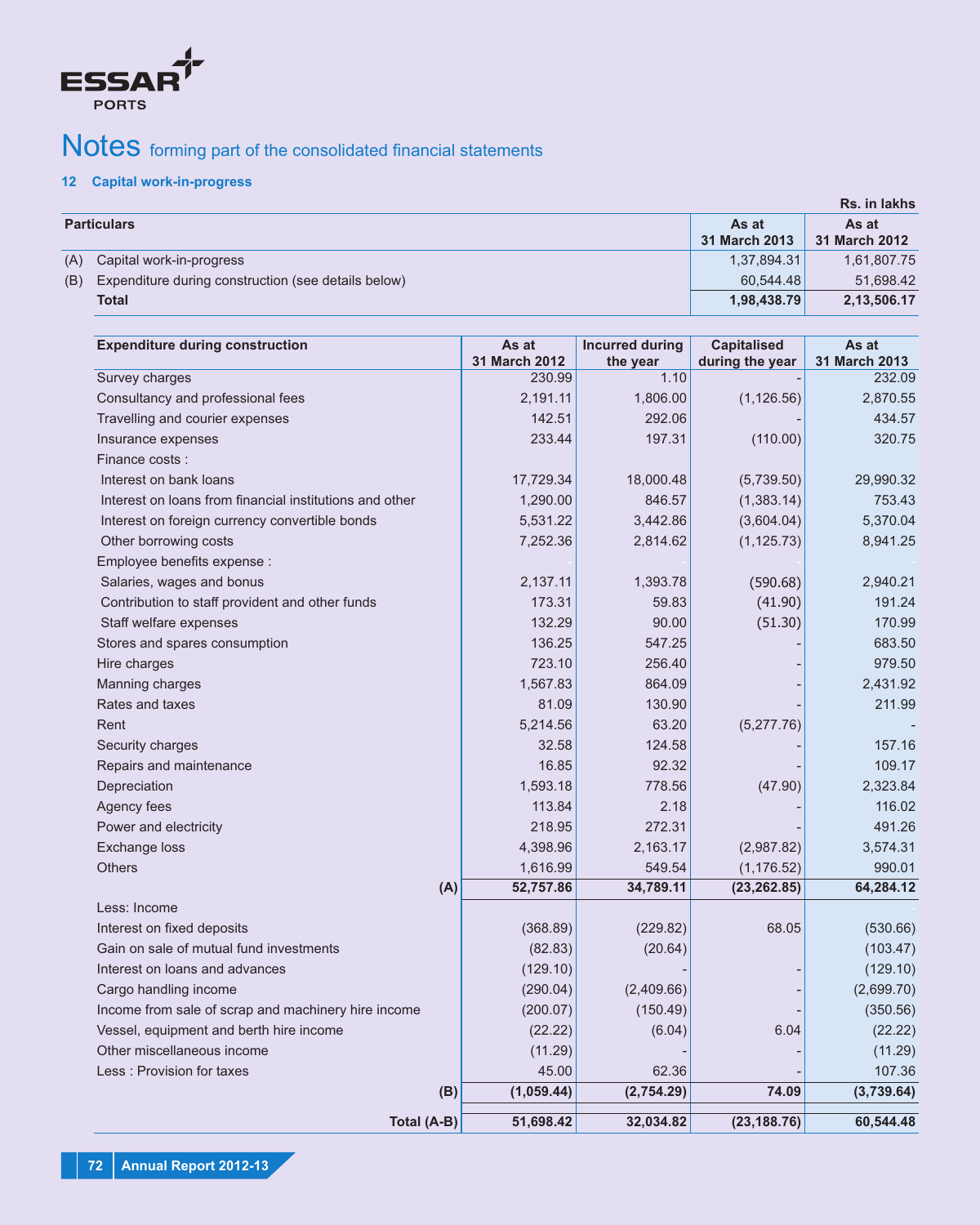# Notes forming part of the consolidated financial statements

## 12 Capital work-in-progress

Rs. in lakhs

| | Particulars | As at 31 March 2013 | As at 31 March 2012 |
|---|---|---|---|
| (A) | Capital work-in-progress | 1,37,894.31 | 1,61,807.75 |
| (B) | Expenditure during construction (see details below) | 60,544.48 | 51,698.42 |
| | **Total** | **1,98,438.79** | **2,13,506.17** |

| Expenditure during construction | As at 31 March 2012 | Incurred during the year | Capitalised during the year | As at 31 March 2013 |
|---|---|---|---|---|
| Survey charges | 230.99 | 1.10 | - | 232.09 |
| Consultancy and professional fees | 2,191.11 | 1,806.00 | (1,126.56) | 2,870.55 |
| Travelling and courier expenses | 142.51 | 292.06 | - | 434.57 |
| Insurance expenses | 233.44 | 197.31 | (110.00) | 320.75 |
| Finance costs : | | | | |
| Interest on bank loans | 17,729.34 | 18,000.48 | (5,739.50) | 29,990.32 |
| Interest on loans from financial institutions and other | 1,290.00 | 846.57 | (1,383.14) | 753.43 |
| Interest on foreign currency convertible bonds | 5,531.22 | 3,442.86 | (3,604.04) | 5,370.04 |
| Other borrowing costs | 7,252.36 | 2,814.62 | (1,125.73) | 8,941.25 |
| Employee benefits expense : | - | - | - | - |
| Salaries, wages and bonus | 2,137.11 | 1,393.78 | (590.68) | 2,940.21 |
| Contribution to staff provident and other funds | 173.31 | 59.83 | (41.90) | 191.24 |
| Staff welfare expenses | 132.29 | 90.00 | (51.30) | 170.99 |
| Stores and spares consumption | 136.25 | 547.25 | - | 683.50 |
| Hire charges | 723.10 | 256.40 | - | 979.50 |
| Manning charges | 1,567.83 | 864.09 | - | 2,431.92 |
| Rates and taxes | 81.09 | 130.90 | - | 211.99 |
| Rent | 5,214.56 | 63.20 | (5,277.76) | - |
| Security charges | 32.58 | 124.58 | - | 157.16 |
| Repairs and maintenance | 16.85 | 92.32 | - | 109.17 |
| Depreciation | 1,593.18 | 778.56 | (47.90) | 2,323.84 |
| Agency fees | 113.84 | 2.18 | - | 116.02 |
| Power and electricity | 218.95 | 272.31 | - | 491.26 |
| Exchange loss | 4,398.96 | 2,163.17 | (2,987.82) | 3,574.31 |
| Others | 1,616.99 | 549.54 | (1,176.52) | 990.01 |
| **(A)** | **52,757.86** | **34,789.11** | **(23,262.85)** | **64,284.12** |
| Less: Income | | | | - |
| Interest on fixed deposits | (368.89) | (229.82) | 68.05 | (530.66) |
| Gain on sale of mutual fund investments | (82.83) | (20.64) | | (103.47) |
| Interest on loans and advances | (129.10) | - | - | (129.10) |
| Cargo handling income | (290.04) | (2,409.66) | - | (2,699.70) |
| Income from sale of scrap and machinery hire income | (200.07) | (150.49) | - | (350.56) |
| Vessel, equipment and berth hire income | (22.22) | (6.04) | 6.04 | (22.22) |
| Other miscellaneous income | (11.29) | - | - | (11.29) |
| Less : Provision for taxes | 45.00 | 62.36 | - | 107.36 |
| **(B)** | **(1,059.44)** | **(2,754.29)** | **74.09** | **(3,739.64)** |
| **Total (A-B)** | **51,698.42** | **32,034.82** | **(23,188.76)** | **60,544.48** |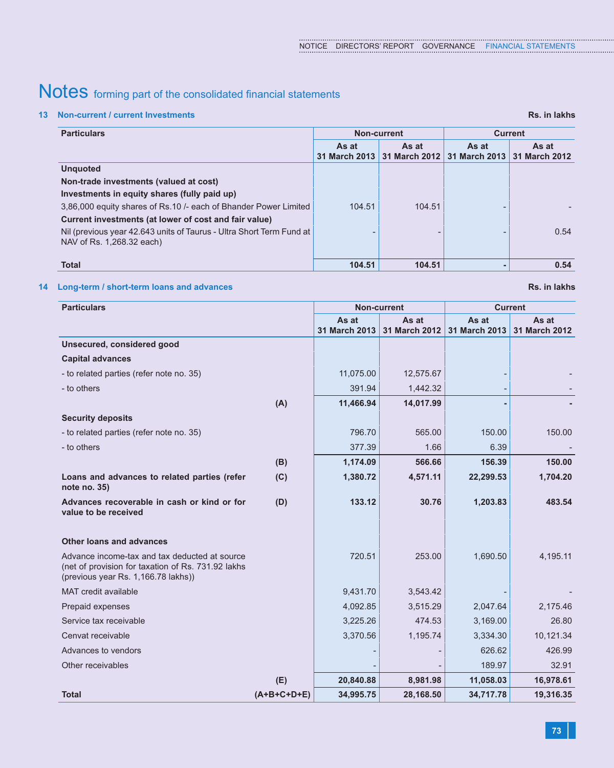# Notes forming part of the consolidated financial statements

## 13 Non-current / current Investments

Rs. in lakhs

| Particulars | Non-current | | Current | |
|---|---|---|---|---|
| | As at 31 March 2013 | As at 31 March 2012 | As at 31 March 2013 | As at 31 March 2012 |
| **Unquoted** | | | | |
| **Non-trade investments (valued at cost)** | | | | |
| **Investments in equity shares (fully paid up)** | | | | |
| 3,86,000 equity shares of Rs.10 /- each of Bhander Power Limited | 104.51 | 104.51 | - | - |
| **Current investments (at lower of cost and fair value)** | | | | |
| Nil (previous year 42.643 units of Taurus - Ultra Short Term Fund at NAV of Rs. 1,268.32 each) | - | - | - | 0.54 |
| **Total** | **104.51** | **104.51** | **-** | **0.54** |

## 14 Long-term / short-term loans and advances

Rs. in lakhs

| Particulars | | Non-current | | Current | |
|---|---|---|---|---|---|
| | | As at 31 March 2013 | As at 31 March 2012 | As at 31 March 2013 | As at 31 March 2012 |
| **Unsecured, considered good** | | | | | |
| **Capital advances** | | | | | |
| - to related parties (refer note no. 35) | | 11,075.00 | 12,575.67 | - | - |
| - to others | | 391.94 | 1,442.32 | - | - |
| | **(A)** | **11,466.94** | **14,017.99** | **-** | **-** |
| **Security deposits** | | | | | |
| - to related parties (refer note no. 35) | | 796.70 | 565.00 | 150.00 | 150.00 |
| - to others | | 377.39 | 1.66 | 6.39 | - |
| | **(B)** | **1,174.09** | **566.66** | **156.39** | **150.00** |
| **Loans and advances to related parties (refer note no. 35)** | **(C)** | **1,380.72** | **4,571.11** | **22,299.53** | **1,704.20** |
| **Advances recoverable in cash or kind or for value to be received** | **(D)** | **133.12** | **30.76** | **1,203.83** | **483.54** |
| **Other loans and advances** | | | | | |
| Advance income-tax and tax deducted at source (net of provision for taxation of Rs. 731.92 lakhs (previous year Rs. 1,166.78 lakhs)) | | 720.51 | 253.00 | 1,690.50 | 4,195.11 |
| MAT credit available | | 9,431.70 | 3,543.42 | - | - |
| Prepaid expenses | | 4,092.85 | 3,515.29 | 2,047.64 | 2,175.46 |
| Service tax receivable | | 3,225.26 | 474.53 | 3,169.00 | 26.80 |
| Cenvat receivable | | 3,370.56 | 1,195.74 | 3,334.30 | 10,121.34 |
| Advances to vendors | | - | - | 626.62 | 426.99 |
| Other receivables | | - | - | 189.97 | 32.91 |
| | **(E)** | **20,840.88** | **8,981.98** | **11,058.03** | **16,978.61** |
| **Total** | **(A+B+C+D+E)** | **34,995.75** | **28,168.50** | **34,717.78** | **19,316.35** |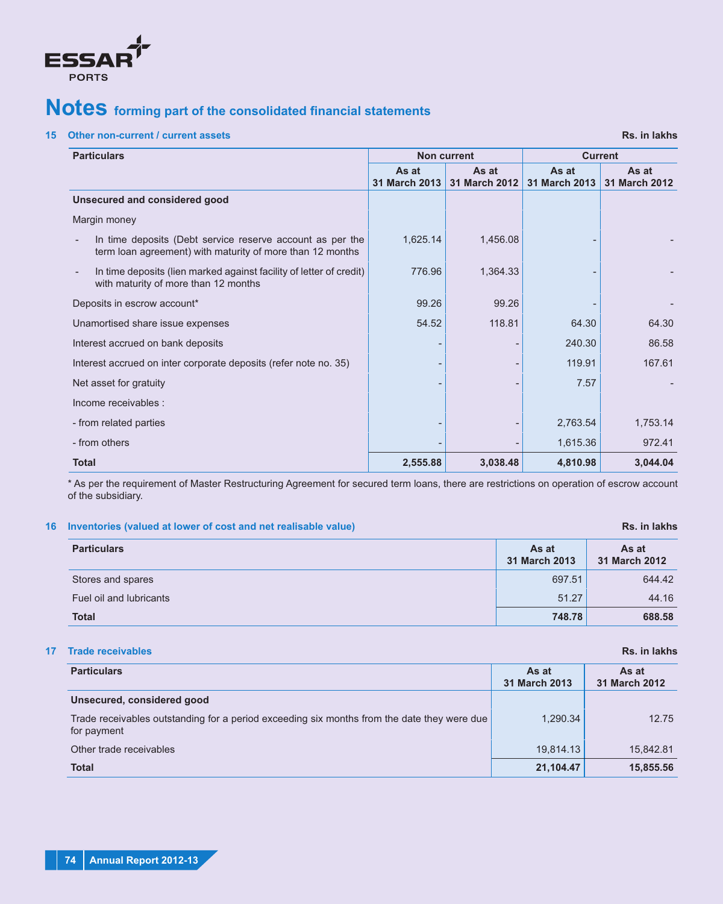# Notes forming part of the consolidated financial statements

## 15 Other non-current / current assets

Rs. in lakhs

| Particulars | Non current | | Current | |
|---|---|---|---|---|
| | As at 31 March 2013 | As at 31 March 2012 | As at 31 March 2013 | As at 31 March 2012 |
| **Unsecured and considered good** | | | | |
| Margin money | | | | |
| - In time deposits (Debt service reserve account as per the term loan agreement) with maturity of more than 12 months | 1,625.14 | 1,456.08 | - | - |
| - In time deposits (lien marked against facility of letter of credit) with maturity of more than 12 months | 776.96 | 1,364.33 | - | - |
| Deposits in escrow account* | 99.26 | 99.26 | - | - |
| Unamortised share issue expenses | 54.52 | 118.81 | 64.30 | 64.30 |
| Interest accrued on bank deposits | - | - | 240.30 | 86.58 |
| Interest accrued on inter corporate deposits (refer note no. 35) | - | - | 119.91 | 167.61 |
| Net asset for gratuity | - | - | 7.57 | - |
| Income receivables : | | | | |
| - from related parties | - | - | 2,763.54 | 1,753.14 |
| - from others | - | - | 1,615.36 | 972.41 |
| **Total** | **2,555.88** | **3,038.48** | **4,810.98** | **3,044.04** |

* As per the requirement of Master Restructuring Agreement for secured term loans, there are restrictions on operation of escrow account of the subsidiary.

## 16 Inventories (valued at lower of cost and net realisable value)

Rs. in lakhs

| Particulars | As at 31 March 2013 | As at 31 March 2012 |
|---|---|---|
| Stores and spares | 697.51 | 644.42 |
| Fuel oil and lubricants | 51.27 | 44.16 |
| **Total** | **748.78** | **688.58** |

## 17 Trade receivables

Rs. in lakhs

| Particulars | As at 31 March 2013 | As at 31 March 2012 |
|---|---|---|
| **Unsecured, considered good** | | |
| Trade receivables outstanding for a period exceeding six months from the date they were due for payment | 1,290.34 | 12.75 |
| Other trade receivables | 19,814.13 | 15,842.81 |
| **Total** | **21,104.47** | **15,855.56** |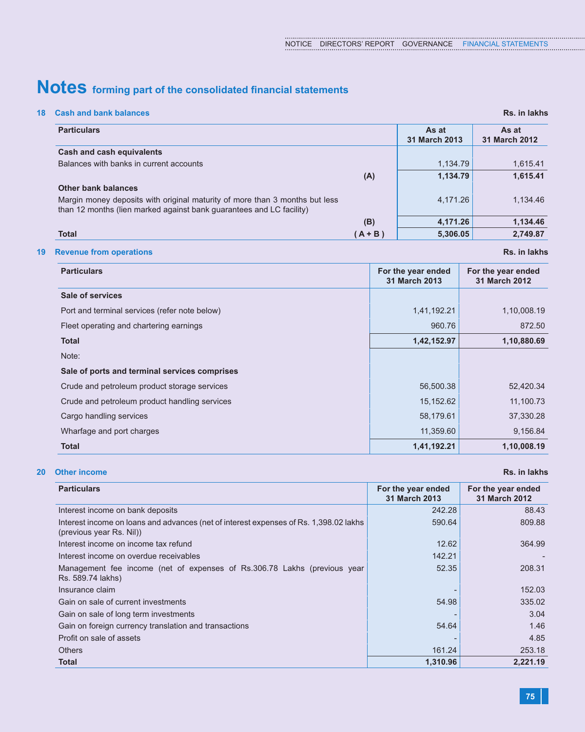# Notes forming part of the consolidated financial statements

## 18 Cash and bank balances

Rs. in lakhs

| Particulars | | As at 31 March 2013 | As at 31 March 2012 |
|---|---|---|---|
| **Cash and cash equivalents** | | | |
| Balances with banks in current accounts | | 1,134.79 | 1,615.41 |
| | **(A)** | **1,134.79** | **1,615.41** |
| **Other bank balances** | | | |
| Margin money deposits with original maturity of more than 3 months but less than 12 months (lien marked against bank guarantees and LC facility) | | 4,171.26 | 1,134.46 |
| | **(B)** | **4,171.26** | **1,134.46** |
| **Total** | **( A + B )** | **5,306.05** | **2,749.87** |

## 19 Revenue from operations

Rs. in lakhs

| Particulars | For the year ended 31 March 2013 | For the year ended 31 March 2012 |
|---|---|---|
| **Sale of services** | | |
| Port and terminal services (refer note below) | 1,41,192.21 | 1,10,008.19 |
| Fleet operating and chartering earnings | 960.76 | 872.50 |
| **Total** | **1,42,152.97** | **1,10,880.69** |
| Note: | | |
| **Sale of ports and terminal services comprises** | | |
| Crude and petroleum product storage services | 56,500.38 | 52,420.34 |
| Crude and petroleum product handling services | 15,152.62 | 11,100.73 |
| Cargo handling services | 58,179.61 | 37,330.28 |
| Wharfage and port charges | 11,359.60 | 9,156.84 |
| **Total** | **1,41,192.21** | **1,10,008.19** |

## 20 Other income

Rs. in lakhs

| Particulars | For the year ended 31 March 2013 | For the year ended 31 March 2012 |
|---|---|---|
| Interest income on bank deposits | 242.28 | 88.43 |
| Interest income on loans and advances (net of interest expenses of Rs. 1,398.02 lakhs (previous year Rs. Nil)) | 590.64 | 809.88 |
| Interest income on income tax refund | 12.62 | 364.99 |
| Interest income on overdue receivables | 142.21 | - |
| Management fee income (net of expenses of Rs.306.78 Lakhs (previous year Rs. 589.74 lakhs) | 52.35 | 208.31 |
| Insurance claim | - | 152.03 |
| Gain on sale of current investments | 54.98 | 335.02 |
| Gain on sale of long term investments | - | 3.04 |
| Gain on foreign currency translation and transactions | 54.64 | 1.46 |
| Profit on sale of assets | - | 4.85 |
| Others | 161.24 | 253.18 |
| **Total** | **1,310.96** | **2,221.19** |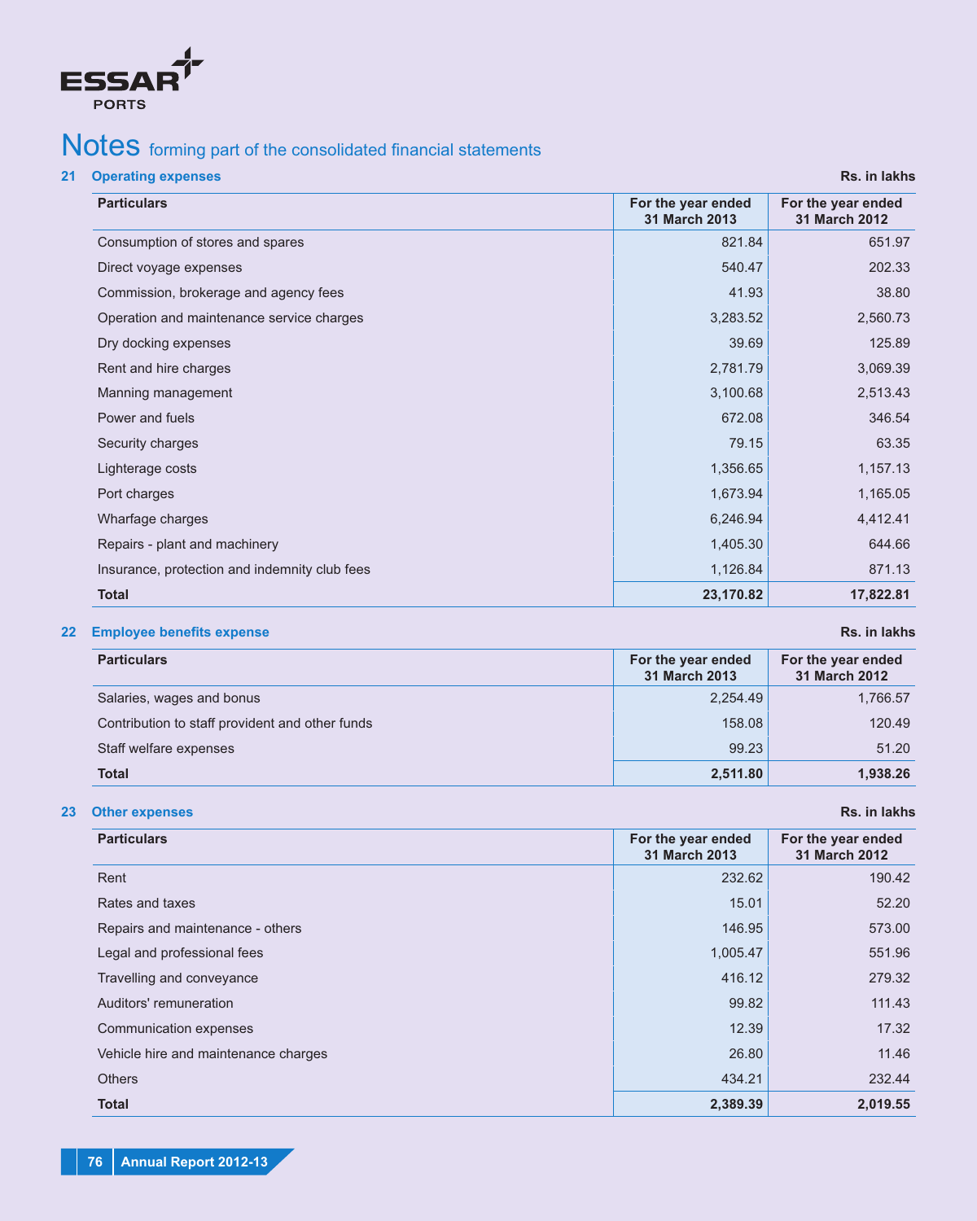# Notes forming part of the consolidated financial statements

## 21 Operating expenses

Rs. in lakhs

| Particulars | For the year ended 31 March 2013 | For the year ended 31 March 2012 |
|---|---|---|
| Consumption of stores and spares | 821.84 | 651.97 |
| Direct voyage expenses | 540.47 | 202.33 |
| Commission, brokerage and agency fees | 41.93 | 38.80 |
| Operation and maintenance service charges | 3,283.52 | 2,560.73 |
| Dry docking expenses | 39.69 | 125.89 |
| Rent and hire charges | 2,781.79 | 3,069.39 |
| Manning management | 3,100.68 | 2,513.43 |
| Power and fuels | 672.08 | 346.54 |
| Security charges | 79.15 | 63.35 |
| Lighterage costs | 1,356.65 | 1,157.13 |
| Port charges | 1,673.94 | 1,165.05 |
| Wharfage charges | 6,246.94 | 4,412.41 |
| Repairs - plant and machinery | 1,405.30 | 644.66 |
| Insurance, protection and indemnity club fees | 1,126.84 | 871.13 |
| **Total** | **23,170.82** | **17,822.81** |

## 22 Employee benefits expense

Rs. in lakhs

| Particulars | For the year ended 31 March 2013 | For the year ended 31 March 2012 |
|---|---|---|
| Salaries, wages and bonus | 2,254.49 | 1,766.57 |
| Contribution to staff provident and other funds | 158.08 | 120.49 |
| Staff welfare expenses | 99.23 | 51.20 |
| **Total** | **2,511.80** | **1,938.26** |

## 23 Other expenses

Rs. in lakhs

| Particulars | For the year ended 31 March 2013 | For the year ended 31 March 2012 |
|---|---|---|
| Rent | 232.62 | 190.42 |
| Rates and taxes | 15.01 | 52.20 |
| Repairs and maintenance - others | 146.95 | 573.00 |
| Legal and professional fees | 1,005.47 | 551.96 |
| Travelling and conveyance | 416.12 | 279.32 |
| Auditors' remuneration | 99.82 | 111.43 |
| Communication expenses | 12.39 | 17.32 |
| Vehicle hire and maintenance charges | 26.80 | 11.46 |
| Others | 434.21 | 232.44 |
| **Total** | **2,389.39** | **2,019.55** |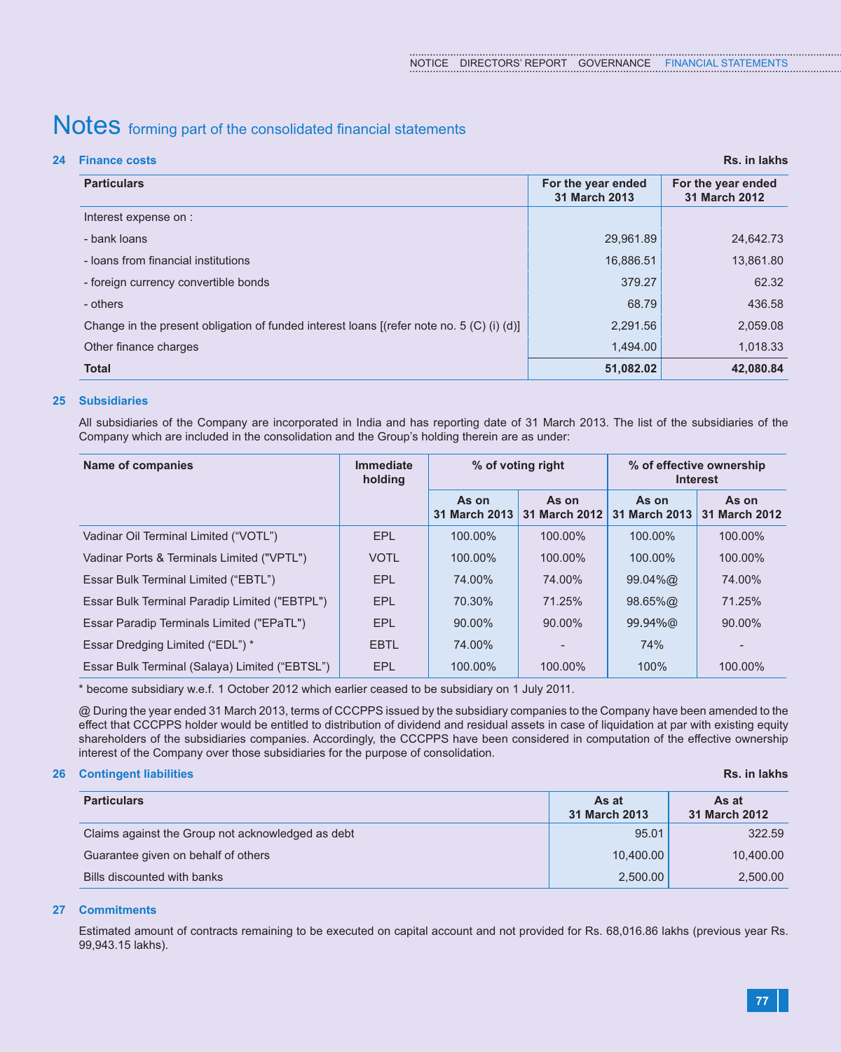# Notes forming part of the consolidated financial statements

## 24 Finance costs

Rs. in lakhs

| Particulars | For the year ended 31 March 2013 | For the year ended 31 March 2012 |
|---|---|---|
| Interest expense on : | | |
| - bank loans | 29,961.89 | 24,642.73 |
| - loans from financial institutions | 16,886.51 | 13,861.80 |
| - foreign currency convertible bonds | 379.27 | 62.32 |
| - others | 68.79 | 436.58 |
| Change in the present obligation of funded interest loans [(refer note no. 5 (C) (i) (d)] | 2,291.56 | 2,059.08 |
| Other finance charges | 1,494.00 | 1,018.33 |
| **Total** | **51,082.02** | **42,080.84** |

## 25 Subsidiaries

All subsidiaries of the Company are incorporated in India and has reporting date of 31 March 2013. The list of the subsidiaries of the Company which are included in the consolidation and the Group's holding therein are as under:

| Name of companies | Immediate holding | % of voting right | | % of effective ownership Interest | |
|---|---|---|---|---|---|
| | | As on 31 March 2013 | As on 31 March 2012 | As on 31 March 2013 | As on 31 March 2012 |
| Vadinar Oil Terminal Limited ("VOTL") | EPL | 100.00% | 100.00% | 100.00% | 100.00% |
| Vadinar Ports & Terminals Limited ("VPTL") | VOTL | 100.00% | 100.00% | 100.00% | 100.00% |
| Essar Bulk Terminal Limited ("EBTL") | EPL | 74.00% | 74.00% | 99.04%@ | 74.00% |
| Essar Bulk Terminal Paradip Limited ("EBTPL") | EPL | 70.30% | 71.25% | 98.65%@ | 71.25% |
| Essar Paradip Terminals Limited ("EPaTL") | EPL | 90.00% | 90.00% | 99.94%@ | 90.00% |
| Essar Dredging Limited ("EDL") * | EBTL | 74.00% | - | 74% | - |
| Essar Bulk Terminal (Salaya) Limited ("EBTSL") | EPL | 100.00% | 100.00% | 100% | 100.00% |

* become subsidiary w.e.f. 1 October 2012 which earlier ceased to be subsidiary on 1 July 2011.

@ During the year ended 31 March 2013, terms of CCCPPS issued by the subsidiary companies to the Company have been amended to the effect that CCCPPS holder would be entitled to distribution of dividend and residual assets in case of liquidation at par with existing equity shareholders of the subsidiaries companies. Accordingly, the CCCPPS have been considered in computation of the effective ownership interest of the Company over those subsidiaries for the purpose of consolidation.

## 26 Contingent liabilities

Rs. in lakhs

| Particulars | As at 31 March 2013 | As at 31 March 2012 |
|---|---|---|
| Claims against the Group not acknowledged as debt | 95.01 | 322.59 |
| Guarantee given on behalf of others | 10,400.00 | 10,400.00 |
| Bills discounted with banks | 2,500.00 | 2,500.00 |

## 27 Commitments

Estimated amount of contracts remaining to be executed on capital account and not provided for Rs. 68,016.86 lakhs (previous year Rs. 99,943.15 lakhs).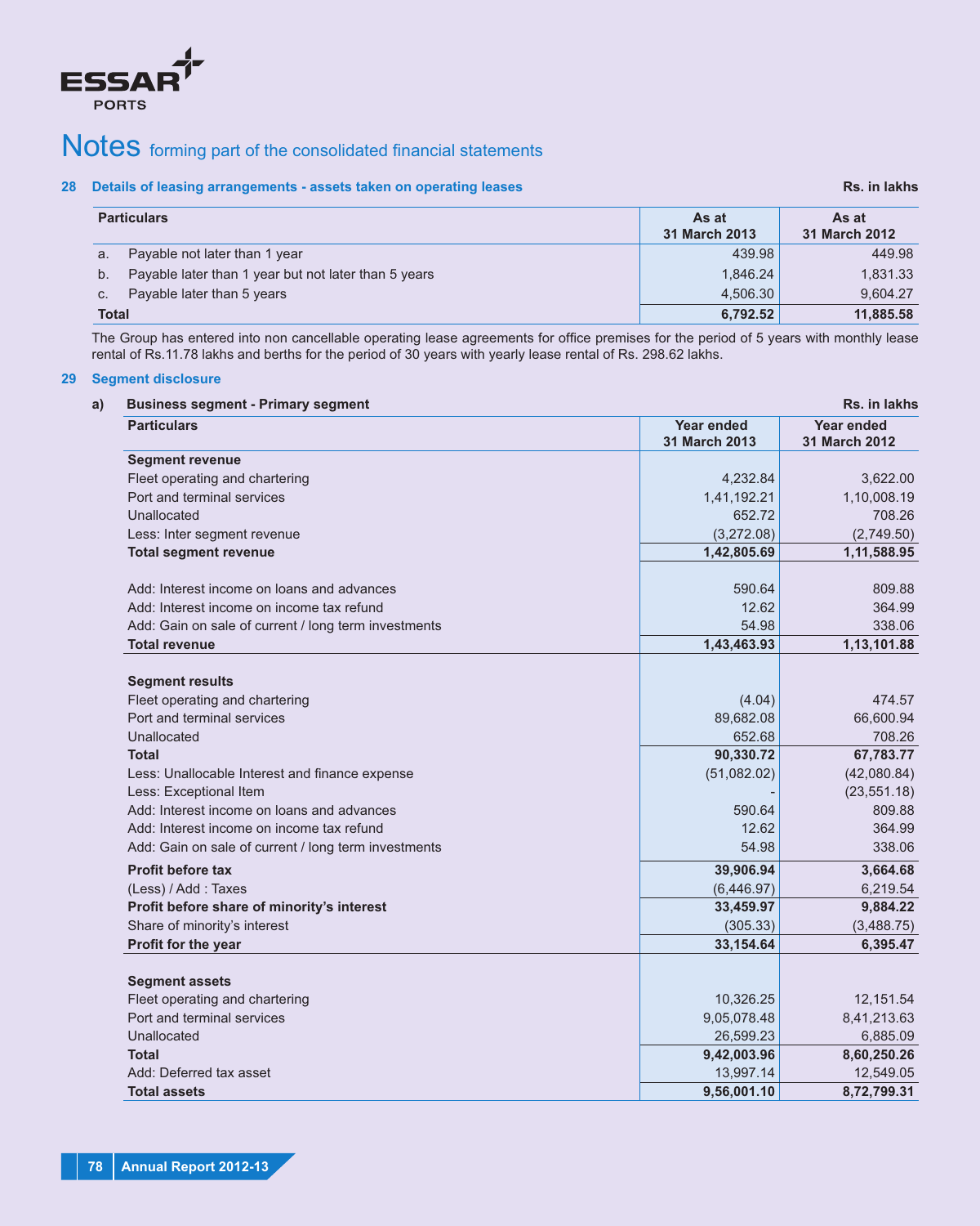# Notes forming part of the consolidated financial statements

## 28 Details of leasing arrangements - assets taken on operating leases

Rs. in lakhs

| Particulars | As at 31 March 2013 | As at 31 March 2012 |
|---|---|---|
| a. Payable not later than 1 year | 439.98 | 449.98 |
| b. Payable later than 1 year but not later than 5 years | 1,846.24 | 1,831.33 |
| c. Payable later than 5 years | 4,506.30 | 9,604.27 |
| **Total** | **6,792.52** | **11,885.58** |

The Group has entered into non cancellable operating lease agreements for office premises for the period of 5 years with monthly lease rental of Rs.11.78 lakhs and berths for the period of 30 years with yearly lease rental of Rs. 298.62 lakhs.

## 29 Segment disclosure

### a) Business segment - Primary segment

Rs. in lakhs

| Particulars | Year ended 31 March 2013 | Year ended 31 March 2012 |
|---|---|---|
| **Segment revenue** | | |
| Fleet operating and chartering | 4,232.84 | 3,622.00 |
| Port and terminal services | 1,41,192.21 | 1,10,008.19 |
| Unallocated | 652.72 | 708.26 |
| Less: Inter segment revenue | (3,272.08) | (2,749.50) |
| **Total segment revenue** | **1,42,805.69** | **1,11,588.95** |
| Add: Interest income on loans and advances | 590.64 | 809.88 |
| Add: Interest income on income tax refund | 12.62 | 364.99 |
| Add: Gain on sale of current / long term investments | 54.98 | 338.06 |
| **Total revenue** | **1,43,463.93** | **1,13,101.88** |
| **Segment results** | | |
| Fleet operating and chartering | (4.04) | 474.57 |
| Port and terminal services | 89,682.08 | 66,600.94 |
| Unallocated | 652.68 | 708.26 |
| **Total** | **90,330.72** | **67,783.77** |
| Less: Unallocable Interest and finance expense | (51,082.02) | (42,080.84) |
| Less: Exceptional Item | - | (23,551.18) |
| Add: Interest income on loans and advances | 590.64 | 809.88 |
| Add: Interest income on income tax refund | 12.62 | 364.99 |
| Add: Gain on sale of current / long term investments | 54.98 | 338.06 |
| **Profit before tax** | **39,906.94** | **3,664.68** |
| (Less) / Add : Taxes | (6,446.97) | 6,219.54 |
| **Profit before share of minority's interest** | **33,459.97** | **9,884.22** |
| Share of minority's interest | (305.33) | (3,488.75) |
| **Profit for the year** | **33,154.64** | **6,395.47** |
| **Segment assets** | | |
| Fleet operating and chartering | 10,326.25 | 12,151.54 |
| Port and terminal services | 9,05,078.48 | 8,41,213.63 |
| Unallocated | 26,599.23 | 6,885.09 |
| **Total** | **9,42,003.96** | **8,60,250.26** |
| Add: Deferred tax asset | 13,997.14 | 12,549.05 |
| **Total assets** | **9,56,001.10** | **8,72,799.31** |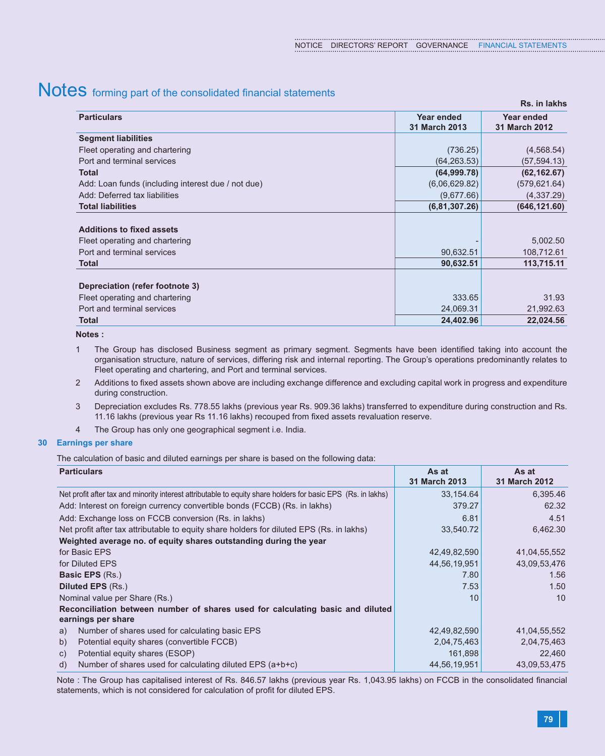# Notes forming part of the consolidated financial statements

Rs. in lakhs

| Particulars | Year ended 31 March 2013 | Year ended 31 March 2012 |
|---|---|---|
| **Segment liabilities** | | |
| Fleet operating and chartering | (736.25) | (4,568.54) |
| Port and terminal services | (64,263.53) | (57,594.13) |
| **Total** | **(64,999.78)** | **(62,162.67)** |
| Add: Loan funds (including interest due / not due) | (6,06,629.82) | (579,621.64) |
| Add: Deferred tax liabilities | (9,677.66) | (4,337.29) |
| **Total liabilities** | **(6,81,307.26)** | **(646,121.60)** |
| | | |
| **Additions to fixed assets** | | |
| Fleet operating and chartering | - | 5,002.50 |
| Port and terminal services | 90,632.51 | 108,712.61 |
| **Total** | **90,632.51** | **113,715.11** |
| | | |
| **Depreciation (refer footnote 3)** | | |
| Fleet operating and chartering | 333.65 | 31.93 |
| Port and terminal services | 24,069.31 | 21,992.63 |
| **Total** | **24,402.96** | **22,024.56** |

**Notes :**

1. The Group has disclosed Business segment as primary segment. Segments have been identified taking into account the organisation structure, nature of services, differing risk and internal reporting. The Group's operations predominantly relates to Fleet operating and chartering, and Port and terminal services.
2. Additions to fixed assets shown above are including exchange difference and excluding capital work in progress and expenditure during construction.
3. Depreciation excludes Rs. 778.55 lakhs (previous year Rs. 909.36 lakhs) transferred to expenditure during construction and Rs. 11.16 lakhs (previous year Rs 11.16 lakhs) recouped from fixed assets revaluation reserve.
4. The Group has only one geographical segment i.e. India.

## 30 Earnings per share

The calculation of basic and diluted earnings per share is based on the following data:

| Particulars | As at 31 March 2013 | As at 31 March 2012 |
|---|---|---|
| Net profit after tax and minority interest attributable to equity share holders for basic EPS (Rs. in lakhs) | 33,154.64 | 6,395.46 |
| Add: Interest on foreign currency convertible bonds (FCCB) (Rs. in lakhs) | 379.27 | 62.32 |
| Add: Exchange loss on FCCB conversion (Rs. in lakhs) | 6.81 | 4.51 |
| Net profit after tax attributable to equity share holders for diluted EPS (Rs. in lakhs) | 33,540.72 | 6,462.30 |
| **Weighted average no. of equity shares outstanding during the year** | | |
| for Basic EPS | 42,49,82,590 | 41,04,55,552 |
| for Diluted EPS | 44,56,19,951 | 43,09,53,476 |
| **Basic EPS** (Rs.) | 7.80 | 1.56 |
| **Diluted EPS** (Rs.) | 7.53 | 1.50 |
| Nominal value per Share (Rs.) | 10 | 10 |
| **Reconciliation between number of shares used for calculating basic and diluted earnings per share** | | |
| a) Number of shares used for calculating basic EPS | 42,49,82,590 | 41,04,55,552 |
| b) Potential equity shares (convertible FCCB) | 2,04,75,463 | 2,04,75,463 |
| c) Potential equity shares (ESOP) | 161,898 | 22,460 |
| d) Number of shares used for calculating diluted EPS (a+b+c) | 44,56,19,951 | 43,09,53,475 |

Note : The Group has capitalised interest of Rs. 846.57 lakhs (previous year Rs. 1,043.95 lakhs) on FCCB in the consolidated financial statements, which is not considered for calculation of profit for diluted EPS.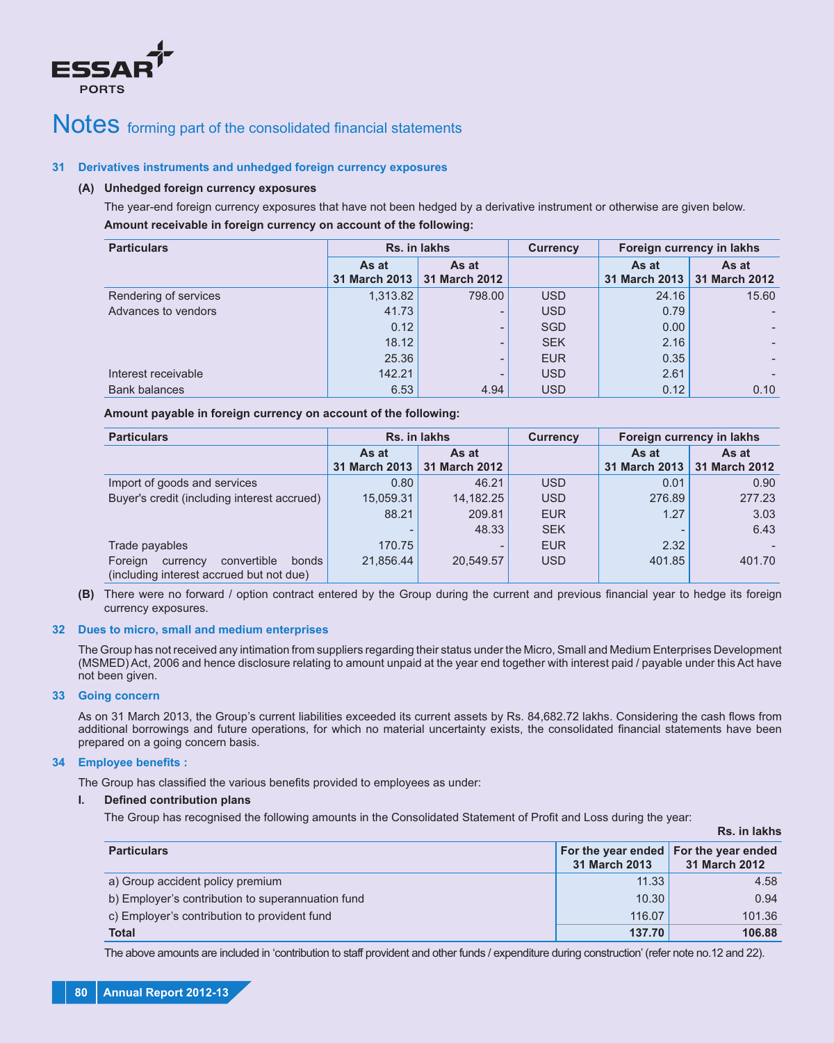# Notes forming part of the consolidated financial statements

## 31 Derivatives instruments and unhedged foreign currency exposures

### (A) Unhedged foreign currency exposures

The year-end foreign currency exposures that have not been hedged by a derivative instrument or otherwise are given below.

**Amount receivable in foreign currency on account of the following:**

| Particulars | Rs. in lakhs | | Currency | Foreign currency in lakhs | |
|---|---|---|---|---|---|
| | As at 31 March 2013 | As at 31 March 2012 | | As at 31 March 2013 | As at 31 March 2012 |
| Rendering of services | 1,313.82 | 798.00 | USD | 24.16 | 15.60 |
| Advances to vendors | 41.73 | - | USD | 0.79 | - |
| | 0.12 | - | SGD | 0.00 | - |
| | 18.12 | - | SEK | 2.16 | - |
| | 25.36 | - | EUR | 0.35 | - |
| Interest receivable | 142.21 | - | USD | 2.61 | - |
| Bank balances | 6.53 | 4.94 | USD | 0.12 | 0.10 |

**Amount payable in foreign currency on account of the following:**

| Particulars | Rs. in lakhs | | Currency | Foreign currency in lakhs | |
|---|---|---|---|---|---|
| | As at 31 March 2013 | As at 31 March 2012 | | As at 31 March 2013 | As at 31 March 2012 |
| Import of goods and services | 0.80 | 46.21 | USD | 0.01 | 0.90 |
| Buyer's credit (including interest accrued) | 15,059.31 | 14,182.25 | USD | 276.89 | 277.23 |
| | 88.21 | 209.81 | EUR | 1.27 | 3.03 |
| | - | 48.33 | SEK | - | 6.43 |
| Trade payables | 170.75 | - | EUR | 2.32 | - |
| Foreign currency convertible bonds (including interest accrued but not due) | 21,856.44 | 20,549.57 | USD | 401.85 | 401.70 |

**(B)** There were no forward / option contract entered by the Group during the current and previous financial year to hedge its foreign currency exposures.

## 32 Dues to micro, small and medium enterprises

The Group has not received any intimation from suppliers regarding their status under the Micro, Small and Medium Enterprises Development (MSMED) Act, 2006 and hence disclosure relating to amount unpaid at the year end together with interest paid / payable under this Act have not been given.

## 33 Going concern

As on 31 March 2013, the Group's current liabilities exceeded its current assets by Rs. 84,682.72 lakhs. Considering the cash flows from additional borrowings and future operations, for which no material uncertainty exists, the consolidated financial statements have been prepared on a going concern basis.

## 34 Employee benefits :

The Group has classified the various benefits provided to employees as under:

### I. Defined contribution plans

The Group has recognised the following amounts in the Consolidated Statement of Profit and Loss during the year:

**Rs. in lakhs**

| Particulars | For the year ended 31 March 2013 | For the year ended 31 March 2012 |
|---|---|---|
| a) Group accident policy premium | 11.33 | 4.58 |
| b) Employer's contribution to superannuation fund | 10.30 | 0.94 |
| c) Employer's contribution to provident fund | 116.07 | 101.36 |
| **Total** | **137.70** | **106.88** |

The above amounts are included in 'contribution to staff provident and other funds / expenditure during construction' (refer note no.12 and 22).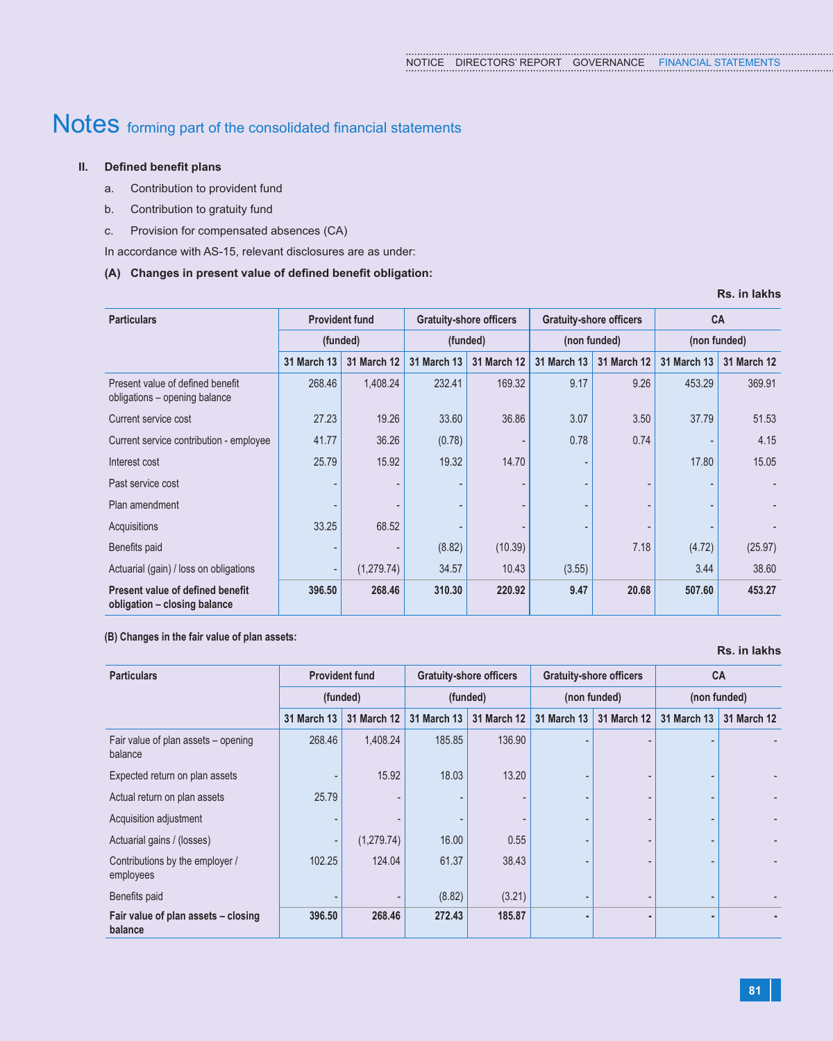# Notes forming part of the consolidated financial statements

**II. Defined benefit plans**

a. Contribution to provident fund

b. Contribution to gratuity fund

c. Provision for compensated absences (CA)

In accordance with AS-15, relevant disclosures are as under:

**(A) Changes in present value of defined benefit obligation:**

**Rs. in lakhs**

| Particulars | Provident fund (funded) | | Gratuity-shore officers (funded) | | Gratuity-shore officers (non funded) | | CA (non funded) | |
|---|---|---|---|---|---|---|---|---|
| | 31 March 13 | 31 March 12 | 31 March 13 | 31 March 12 | 31 March 13 | 31 March 12 | 31 March 13 | 31 March 12 |
| Present value of defined benefit obligations – opening balance | 268.46 | 1,408.24 | 232.41 | 169.32 | 9.17 | 9.26 | 453.29 | 369.91 |
| Current service cost | 27.23 | 19.26 | 33.60 | 36.86 | 3.07 | 3.50 | 37.79 | 51.53 |
| Current service contribution - employee | 41.77 | 36.26 | (0.78) | - | 0.78 | 0.74 | - | 4.15 |
| Interest cost | 25.79 | 15.92 | 19.32 | 14.70 | - | | 17.80 | 15.05 |
| Past service cost | - | - | - | - | - | - | - | - |
| Plan amendment | - | - | - | - | - | - | - | - |
| Acquisitions | 33.25 | 68.52 | - | - | - | - | - | - |
| Benefits paid | - | - | (8.82) | (10.39) | | 7.18 | (4.72) | (25.97) |
| Actuarial (gain) / loss on obligations | - | (1,279.74) | 34.57 | 10.43 | (3.55) | | 3.44 | 38.60 |
| **Present value of defined benefit obligation – closing balance** | **396.50** | **268.46** | **310.30** | **220.92** | **9.47** | **20.68** | **507.60** | **453.27** |

**(B) Changes in the fair value of plan assets:**

**Rs. in lakhs**

| Particulars | Provident fund (funded) | | Gratuity-shore officers (funded) | | Gratuity-shore officers (non funded) | | CA (non funded) | |
|---|---|---|---|---|---|---|---|---|
| | 31 March 13 | 31 March 12 | 31 March 13 | 31 March 12 | 31 March 13 | 31 March 12 | 31 March 13 | 31 March 12 |
| Fair value of plan assets – opening balance | 268.46 | 1,408.24 | 185.85 | 136.90 | - | - | - | - |
| Expected return on plan assets | - | 15.92 | 18.03 | 13.20 | - | - | - | - |
| Actual return on plan assets | 25.79 | - | - | - | - | - | - | - |
| Acquisition adjustment | - | - | - | - | - | - | - | - |
| Actuarial gains / (losses) | - | (1,279.74) | 16.00 | 0.55 | - | - | - | - |
| Contributions by the employer / employees | 102.25 | 124.04 | 61.37 | 38.43 | - | - | - | - |
| Benefits paid | - | - | (8.82) | (3.21) | - | - | - | - |
| **Fair value of plan assets – closing balance** | **396.50** | **268.46** | **272.43** | **185.87** | **-** | **-** | **-** | **-** |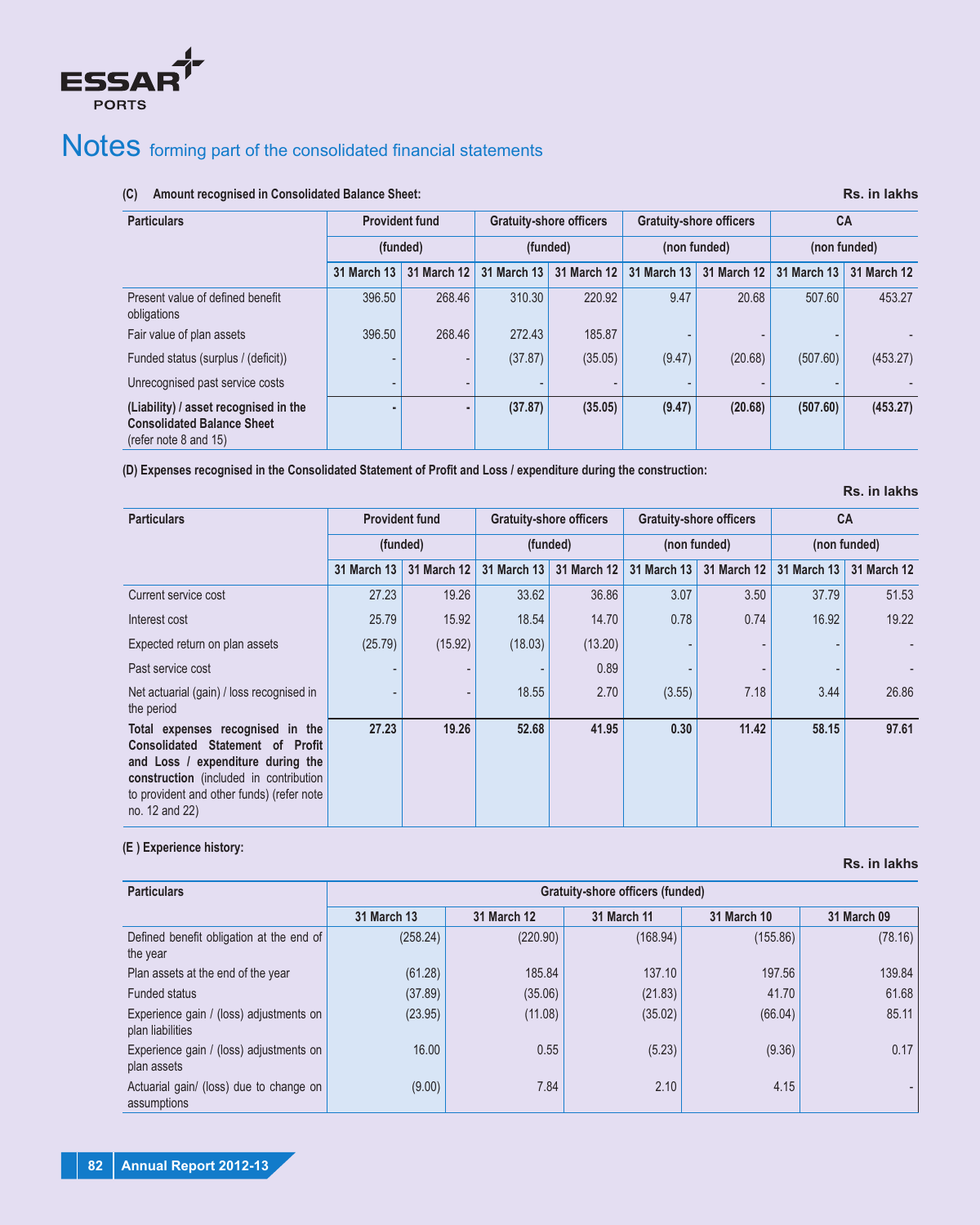# Notes forming part of the consolidated financial statements

**(C) Amount recognised in Consolidated Balance Sheet:**

**Rs. in lakhs**

| Particulars | Provident fund (funded) | | Gratuity-shore officers (funded) | | Gratuity-shore officers (non funded) | | CA (non funded) | |
|---|---|---|---|---|---|---|---|---|
| | 31 March 13 | 31 March 12 | 31 March 13 | 31 March 12 | 31 March 13 | 31 March 12 | 31 March 13 | 31 March 12 |
| Present value of defined benefit obligations | 396.50 | 268.46 | 310.30 | 220.92 | 9.47 | 20.68 | 507.60 | 453.27 |
| Fair value of plan assets | 396.50 | 268.46 | 272.43 | 185.87 | - | - | - | - |
| Funded status (surplus / (deficit)) | - | - | (37.87) | (35.05) | (9.47) | (20.68) | (507.60) | (453.27) |
| Unrecognised past service costs | - | - | - | - | - | - | - | - |
| **(Liability) / asset recognised in the Consolidated Balance Sheet** (refer note 8 and 15) | **-** | **-** | **(37.87)** | **(35.05)** | **(9.47)** | **(20.68)** | **(507.60)** | **(453.27)** |

**(D) Expenses recognised in the Consolidated Statement of Profit and Loss / expenditure during the construction:**

**Rs. in lakhs**

| Particulars | Provident fund (funded) | | Gratuity-shore officers (funded) | | Gratuity-shore officers (non funded) | | CA (non funded) | |
|---|---|---|---|---|---|---|---|---|
| | 31 March 13 | 31 March 12 | 31 March 13 | 31 March 12 | 31 March 13 | 31 March 12 | 31 March 13 | 31 March 12 |
| Current service cost | 27.23 | 19.26 | 33.62 | 36.86 | 3.07 | 3.50 | 37.79 | 51.53 |
| Interest cost | 25.79 | 15.92 | 18.54 | 14.70 | 0.78 | 0.74 | 16.92 | 19.22 |
| Expected return on plan assets | (25.79) | (15.92) | (18.03) | (13.20) | - | - | - | - |
| Past service cost | - | - | - | 0.89 | - | - | - | - |
| Net actuarial (gain) / loss recognised in the period | - | - | 18.55 | 2.70 | (3.55) | 7.18 | 3.44 | 26.86 |
| **Total expenses recognised in the Consolidated Statement of Profit and Loss / expenditure during the construction** (included in contribution to provident and other funds) (refer note no. 12 and 22) | **27.23** | **19.26** | **52.68** | **41.95** | **0.30** | **11.42** | **58.15** | **97.61** |

**(E ) Experience history:**

**Rs. in lakhs**

| Particulars | Gratuity-shore officers (funded) | | | | |
|---|---|---|---|---|---|
| | 31 March 13 | 31 March 12 | 31 March 11 | 31 March 10 | 31 March 09 |
| Defined benefit obligation at the end of the year | (258.24) | (220.90) | (168.94) | (155.86) | (78.16) |
| Plan assets at the end of the year | (61.28) | 185.84 | 137.10 | 197.56 | 139.84 |
| Funded status | (37.89) | (35.06) | (21.83) | 41.70 | 61.68 |
| Experience gain / (loss) adjustments on plan liabilities | (23.95) | (11.08) | (35.02) | (66.04) | 85.11 |
| Experience gain / (loss) adjustments on plan assets | 16.00 | 0.55 | (5.23) | (9.36) | 0.17 |
| Actuarial gain/ (loss) due to change on assumptions | (9.00) | 7.84 | 2.10 | 4.15 | - |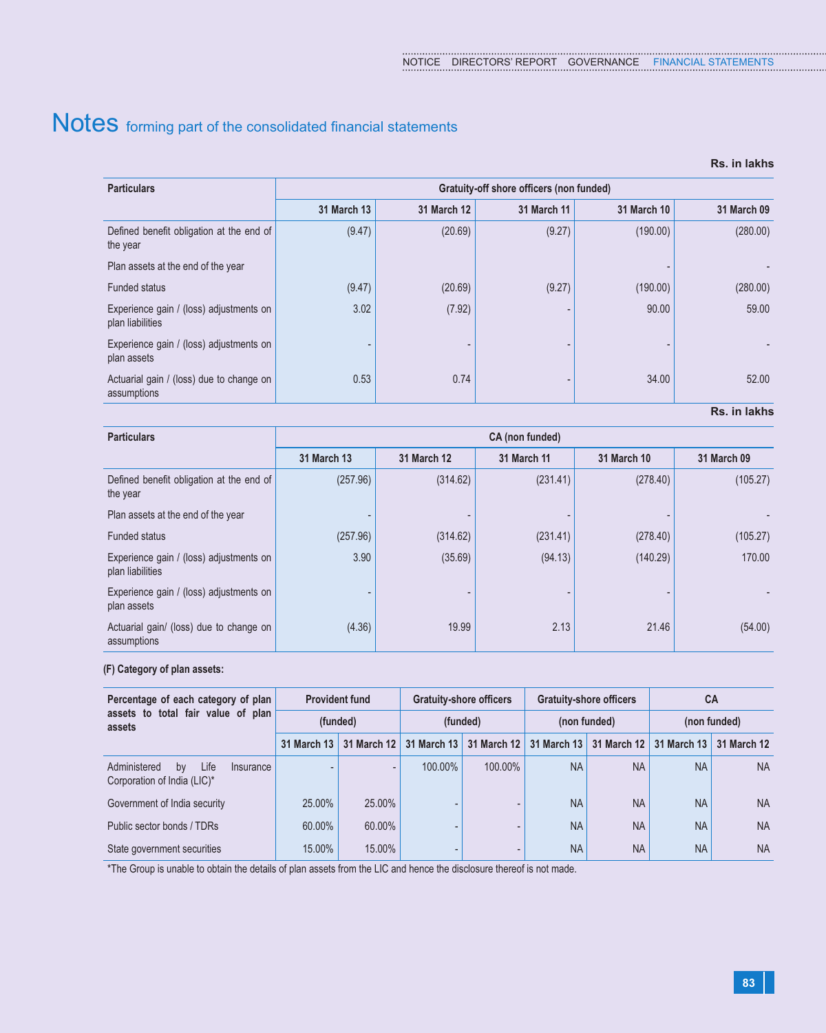# Notes forming part of the consolidated financial statements

Rs. in lakhs

| Particulars | Gratuity-off shore officers (non funded) | | | | |
|---|---|---|---|---|---|
| | 31 March 13 | 31 March 12 | 31 March 11 | 31 March 10 | 31 March 09 |
| Defined benefit obligation at the end of the year | (9.47) | (20.69) | (9.27) | (190.00) | (280.00) |
| Plan assets at the end of the year | | | | - | - |
| Funded status | (9.47) | (20.69) | (9.27) | (190.00) | (280.00) |
| Experience gain / (loss) adjustments on plan liabilities | 3.02 | (7.92) | - | 90.00 | 59.00 |
| Experience gain / (loss) adjustments on plan assets | - | - | - | - | - |
| Actuarial gain / (loss) due to change on assumptions | 0.53 | 0.74 | - | 34.00 | 52.00 |

Rs. in lakhs

| Particulars | CA (non funded) | | | | |
|---|---|---|---|---|---|
| | 31 March 13 | 31 March 12 | 31 March 11 | 31 March 10 | 31 March 09 |
| Defined benefit obligation at the end of the year | (257.96) | (314.62) | (231.41) | (278.40) | (105.27) |
| Plan assets at the end of the year | - | - | - | - | - |
| Funded status | (257.96) | (314.62) | (231.41) | (278.40) | (105.27) |
| Experience gain / (loss) adjustments on plan liabilities | 3.90 | (35.69) | (94.13) | (140.29) | 170.00 |
| Experience gain / (loss) adjustments on plan assets | - | - | - | - | - |
| Actuarial gain/ (loss) due to change on assumptions | (4.36) | 19.99 | 2.13 | 21.46 | (54.00) |

**(F) Category of plan assets:**

| Percentage of each category of plan assets to total fair value of plan assets | Provident fund (funded) | | Gratuity-shore officers (funded) | | Gratuity-shore officers (non funded) | | CA (non funded) | |
|---|---|---|---|---|---|---|---|---|
| | 31 March 13 | 31 March 12 | 31 March 13 | 31 March 12 | 31 March 13 | 31 March 12 | 31 March 13 | 31 March 12 |
| Administered by Life Insurance Corporation of India (LIC)* | - | - | 100.00% | 100.00% | NA | NA | NA | NA |
| Government of India security | 25.00% | 25.00% | - | - | NA | NA | NA | NA |
| Public sector bonds / TDRs | 60.00% | 60.00% | - | - | NA | NA | NA | NA |
| State government securities | 15.00% | 15.00% | - | - | NA | NA | NA | NA |

*The Group is unable to obtain the details of plan assets from the LIC and hence the disclosure thereof is not made.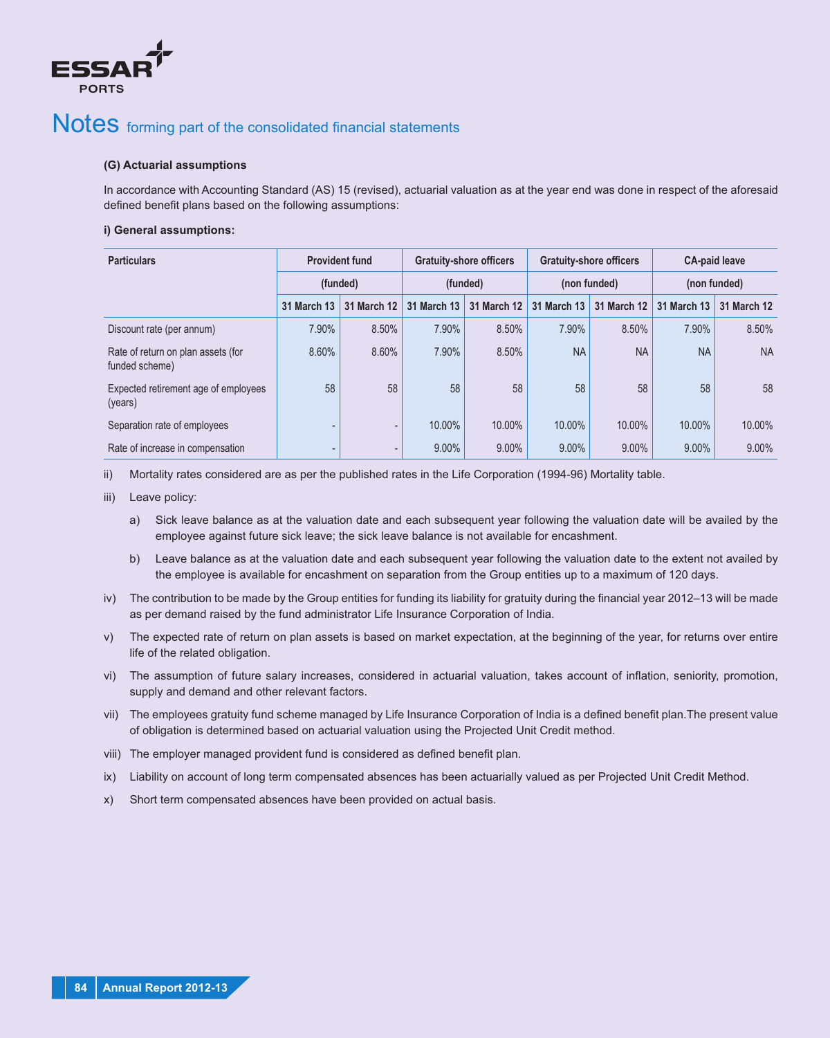# Notes forming part of the consolidated financial statements

**(G) Actuarial assumptions**

In accordance with Accounting Standard (AS) 15 (revised), actuarial valuation as at the year end was done in respect of the aforesaid defined benefit plans based on the following assumptions:

**i) General assumptions:**

| Particulars | Provident fund (funded) | | Gratuity-shore officers (funded) | | Gratuity-shore officers (non funded) | | CA-paid leave (non funded) | |
|---|---|---|---|---|---|---|---|---|
| | 31 March 13 | 31 March 12 | 31 March 13 | 31 March 12 | 31 March 13 | 31 March 12 | 31 March 13 | 31 March 12 |
| Discount rate (per annum) | 7.90% | 8.50% | 7.90% | 8.50% | 7.90% | 8.50% | 7.90% | 8.50% |
| Rate of return on plan assets (for funded scheme) | 8.60% | 8.60% | 7.90% | 8.50% | NA | NA | NA | NA |
| Expected retirement age of employees (years) | 58 | 58 | 58 | 58 | 58 | 58 | 58 | 58 |
| Separation rate of employees | - | - | 10.00% | 10.00% | 10.00% | 10.00% | 10.00% | 10.00% |
| Rate of increase in compensation | - | - | 9.00% | 9.00% | 9.00% | 9.00% | 9.00% | 9.00% |

ii) Mortality rates considered are as per the published rates in the Life Corporation (1994-96) Mortality table.

iii) Leave policy:

a) Sick leave balance as at the valuation date and each subsequent year following the valuation date will be availed by the employee against future sick leave; the sick leave balance is not available for encashment.

b) Leave balance as at the valuation date and each subsequent year following the valuation date to the extent not availed by the employee is available for encashment on separation from the Group entities up to a maximum of 120 days.

iv) The contribution to be made by the Group entities for funding its liability for gratuity during the financial year 2012–13 will be made as per demand raised by the fund administrator Life Insurance Corporation of India.

v) The expected rate of return on plan assets is based on market expectation, at the beginning of the year, for returns over entire life of the related obligation.

vi) The assumption of future salary increases, considered in actuarial valuation, takes account of inflation, seniority, promotion, supply and demand and other relevant factors.

vii) The employees gratuity fund scheme managed by Life Insurance Corporation of India is a defined benefit plan.The present value of obligation is determined based on actuarial valuation using the Projected Unit Credit method.

viii) The employer managed provident fund is considered as defined benefit plan.

ix) Liability on account of long term compensated absences has been actuarially valued as per Projected Unit Credit Method.

x) Short term compensated absences have been provided on actual basis.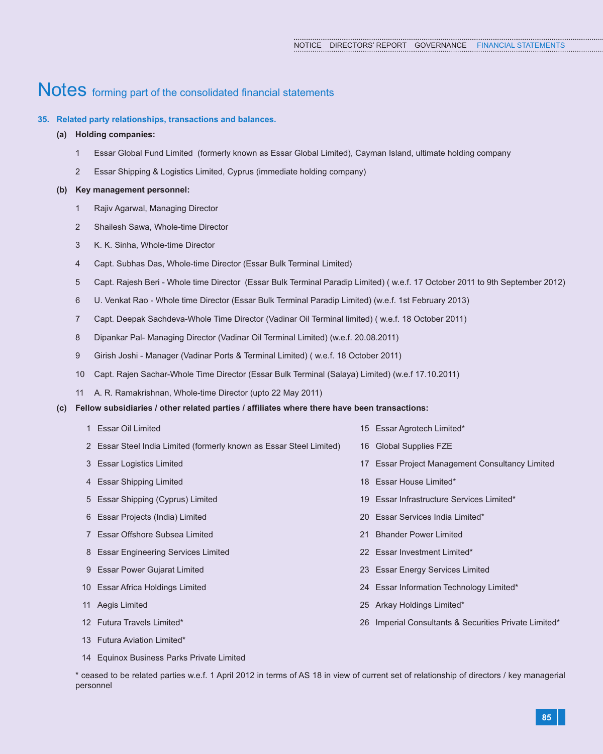# Notes forming part of the consolidated financial statements

**35. Related party relationships, transactions and balances.**

**(a) Holding companies:**

1. Essar Global Fund Limited (formerly known as Essar Global Limited), Cayman Island, ultimate holding company
2. Essar Shipping & Logistics Limited, Cyprus (immediate holding company)

**(b) Key management personnel:**

1. Rajiv Agarwal, Managing Director
2. Shailesh Sawa, Whole-time Director
3. K. K. Sinha, Whole-time Director
4. Capt. Subhas Das, Whole-time Director (Essar Bulk Terminal Limited)
5. Capt. Rajesh Beri - Whole time Director (Essar Bulk Terminal Paradip Limited) ( w.e.f. 17 October 2011 to 9th September 2012)
6. U. Venkat Rao - Whole time Director (Essar Bulk Terminal Paradip Limited) (w.e.f. 1st February 2013)
7. Capt. Deepak Sachdeva-Whole Time Director (Vadinar Oil Terminal limited) ( w.e.f. 18 October 2011)
8. Dipankar Pal- Managing Director (Vadinar Oil Terminal Limited) (w.e.f. 20.08.2011)
9. Girish Joshi - Manager (Vadinar Ports & Terminal Limited) ( w.e.f. 18 October 2011)
10. Capt. Rajen Sachar-Whole Time Director (Essar Bulk Terminal (Salaya) Limited) (w.e.f 17.10.2011)
11. A. R. Ramakrishnan, Whole-time Director (upto 22 May 2011)

**(c) Fellow subsidiaries / other related parties / affiliates where there have been transactions:**

1. Essar Oil Limited
2. Essar Steel India Limited (formerly known as Essar Steel Limited)
3. Essar Logistics Limited
4. Essar Shipping Limited
5. Essar Shipping (Cyprus) Limited
6. Essar Projects (India) Limited
7. Essar Offshore Subsea Limited
8. Essar Engineering Services Limited
9. Essar Power Gujarat Limited
10. Essar Africa Holdings Limited
11. Aegis Limited
12. Futura Travels Limited*
13. Futura Aviation Limited*
14. Equinox Business Parks Private Limited
15. Essar Agrotech Limited*
16. Global Supplies FZE
17. Essar Project Management Consultancy Limited
18. Essar House Limited*
19. Essar Infrastructure Services Limited*
20. Essar Services India Limited*
21. Bhander Power Limited
22. Essar Investment Limited*
23. Essar Energy Services Limited
24. Essar Information Technology Limited*
25. Arkay Holdings Limited*
26. Imperial Consultants & Securities Private Limited*

* ceased to be related parties w.e.f. 1 April 2012 in terms of AS 18 in view of current set of relationship of directors / key managerial personnel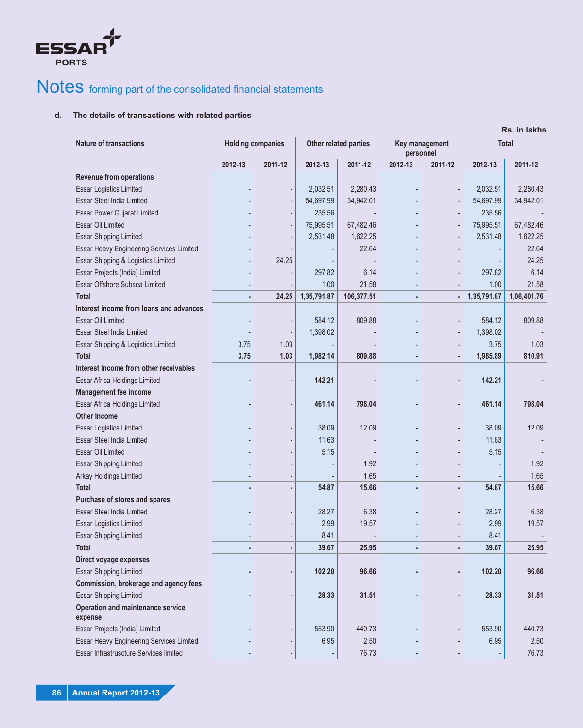# Notes forming part of the consolidated financial statements

**d. The details of transactions with related parties**

Rs. in lakhs

| Nature of transactions | Holding companies | | Other related parties | | Key management personnel | | Total | |
|---|---|---|---|---|---|---|---|---|
| | 2012-13 | 2011-12 | 2012-13 | 2011-12 | 2012-13 | 2011-12 | 2012-13 | 2011-12 |
| **Revenue from operations** | | | | | | | | |
| Essar Logistics Limited | - | - | 2,032.51 | 2,280.43 | - | - | 2,032.51 | 2,280.43 |
| Essar Steel India Limited | - | - | 54,697.99 | 34,942.01 | - | - | 54,697.99 | 34,942.01 |
| Essar Power Gujarat Limited | - | - | 235.56 | - | - | - | 235.56 | - |
| Essar Oil Limited | - | - | 75,995.51 | 67,482.46 | - | - | 75,995.51 | 67,482.46 |
| Essar Shipping Limited | - | - | 2,531.48 | 1,622.25 | - | - | 2,531.48 | 1,622.25 |
| Essar Heavy Engineering Services Limited | - | - | - | 22.64 | - | - | - | 22.64 |
| Essar Shipping & Logistics Limited | - | 24.25 | - | - | - | - | - | 24.25 |
| Essar Projects (India) Limited | - | - | 297.82 | 6.14 | - | - | 297.82 | 6.14 |
| Essar Offshore Subsea Limited | - | - | 1.00 | 21.58 | - | - | 1.00 | 21.58 |
| **Total** | **-** | **24.25** | **1,35,791.87** | **106,377.51** | **-** | **-** | **1,35,791.87** | **1,06,401.76** |
| **Interest income from loans and advances** | | | | | | | | |
| Essar Oil Limited | - | - | 584.12 | 809.88 | - | - | 584.12 | 809.88 |
| Essar Steel India Limited | - | - | 1,398.02 | - | - | - | 1,398.02 | - |
| Essar Shipping & Logistics Limited | 3.75 | 1.03 | - | - | - | - | 3.75 | 1.03 |
| **Total** | **3.75** | **1.03** | **1,982.14** | **809.88** | **-** | **-** | **1,985.89** | **810.91** |
| **Interest income from other receivables** | | | | | | | | |
| Essar Africa Holdings Limited | **-** | **-** | **142.21** | **-** | **-** | **-** | **142.21** | **-** |
| **Management fee income** | | | | | | | | |
| Essar Africa Holdings Limited | **-** | **-** | **461.14** | **798.04** | **-** | **-** | **461.14** | **798.04** |
| **Other Income** | | | | | | | | |
| Essar Logistics Limited | - | - | 38.09 | 12.09 | - | - | 38.09 | 12.09 |
| Essar Steel India Limited | - | - | 11.63 | - | - | - | 11.63 | - |
| Essar Oil Limited | - | - | 5.15 | - | - | - | 5.15 | - |
| Essar Shipping Limited | - | - | - | 1.92 | - | - | - | 1.92 |
| Arkay Holdings Limited | - | - | - | 1.65 | - | - | - | 1.65 |
| **Total** | **-** | **-** | **54.87** | **15.66** | **-** | **-** | **54.87** | **15.66** |
| **Purchase of stores and spares** | | | | | | | | |
| Essar Steel India Limited | - | - | 28.27 | 6.38 | - | - | 28.27 | 6.38 |
| Essar Logistics Limited | - | - | 2.99 | 19.57 | - | - | 2.99 | 19.57 |
| Essar Shipping Limited | - | - | 8.41 | - | - | - | 8.41 | - |
| **Total** | **-** | **-** | **39.67** | **25.95** | **-** | **-** | **39.67** | **25.95** |
| **Direct voyage expenses** | | | | | | | | |
| Essar Shipping Limited | **-** | **-** | **102.20** | **96.66** | **-** | **-** | **102.20** | **96.66** |
| **Commission, brokerage and agency fees** | | | | | | | | |
| Essar Shipping Limited | **-** | **-** | **28.33** | **31.51** | **-** | **-** | **28.33** | **31.51** |
| **Operation and maintenance service expense** | | | | | | | | |
| Essar Projects (India) Limited | - | - | 553.90 | 440.73 | - | - | 553.90 | 440.73 |
| Essar Heavy Engineering Services Limited | - | - | 6.95 | 2.50 | - | - | 6.95 | 2.50 |
| Essar Infrastructure Services limited | - | - | - | 76.73 | - | - | - | 76.73 |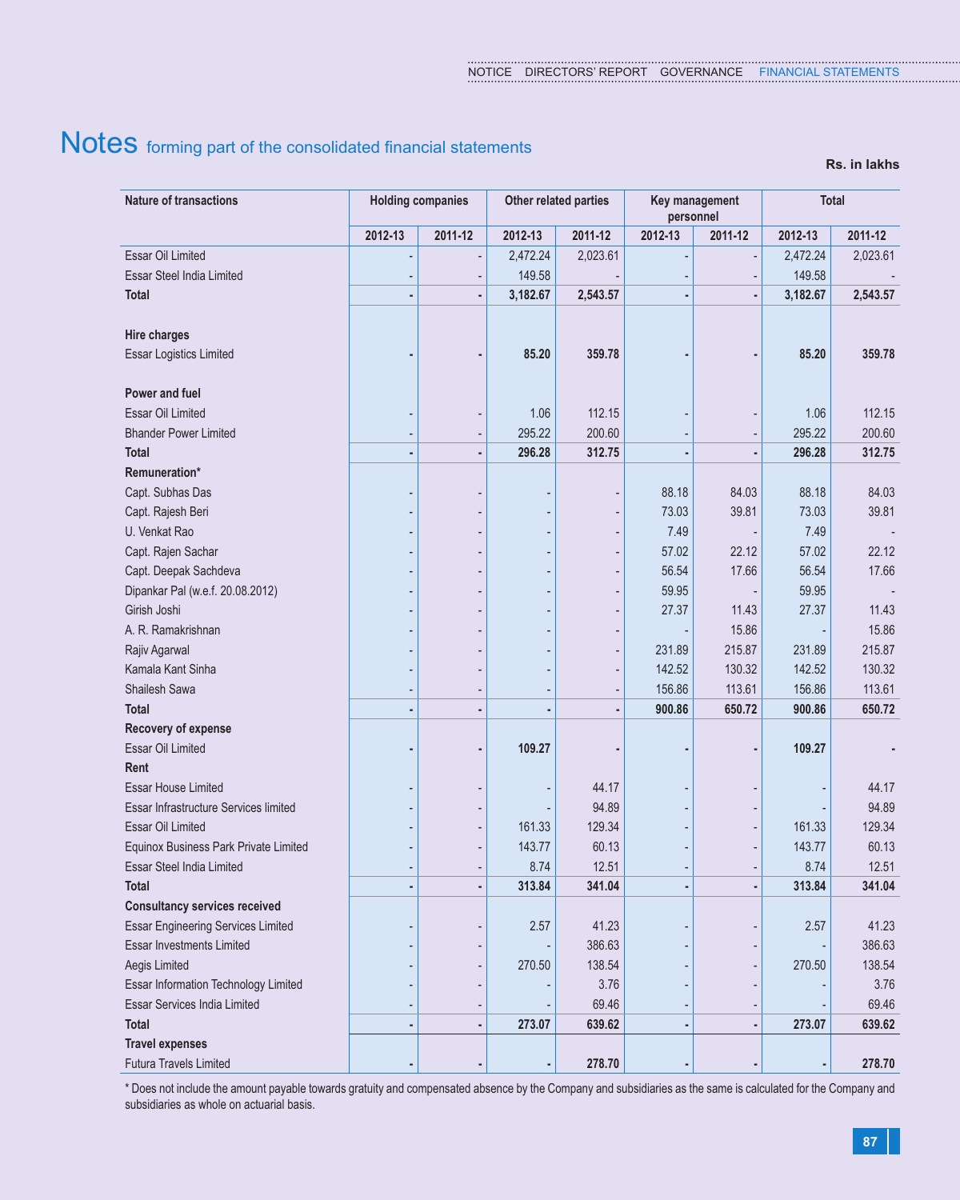# Notes forming part of the consolidated financial statements

Rs. in lakhs

| Nature of transactions | Holding companies | | Other related parties | | Key management personnel | | Total | |
|---|---|---|---|---|---|---|---|---|
| | 2012-13 | 2011-12 | 2012-13 | 2011-12 | 2012-13 | 2011-12 | 2012-13 | 2011-12 |
| Essar Oil Limited | - | - | 2,472.24 | 2,023.61 | - | - | 2,472.24 | 2,023.61 |
| Essar Steel India Limited | - | - | 149.58 | - | - | - | 149.58 | - |
| **Total** | **-** | **-** | **3,182.67** | **2,543.57** | **-** | **-** | **3,182.67** | **2,543.57** |
| **Hire charges** | | | | | | | | |
| Essar Logistics Limited | **-** | **-** | **85.20** | **359.78** | **-** | **-** | **85.20** | **359.78** |
| **Power and fuel** | | | | | | | | |
| Essar Oil Limited | - | - | 1.06 | 112.15 | - | - | 1.06 | 112.15 |
| Bhander Power Limited | - | - | 295.22 | 200.60 | - | - | 295.22 | 200.60 |
| **Total** | **-** | **-** | **296.28** | **312.75** | **-** | **-** | **296.28** | **312.75** |
| **Remuneration*** | | | | | | | | |
| Capt. Subhas Das | - | - | - | - | 88.18 | 84.03 | 88.18 | 84.03 |
| Capt. Rajesh Beri | - | - | - | - | 73.03 | 39.81 | 73.03 | 39.81 |
| U. Venkat Rao | - | - | - | - | 7.49 | - | 7.49 | - |
| Capt. Rajen Sachar | - | - | - | - | 57.02 | 22.12 | 57.02 | 22.12 |
| Capt. Deepak Sachdeva | - | - | - | - | 56.54 | 17.66 | 56.54 | 17.66 |
| Dipankar Pal (w.e.f. 20.08.2012) | - | - | - | - | 59.95 | - | 59.95 | - |
| Girish Joshi | - | - | - | - | 27.37 | 11.43 | 27.37 | 11.43 |
| A. R. Ramakrishnan | - | - | - | - | - | 15.86 | - | 15.86 |
| Rajiv Agarwal | - | - | - | - | 231.89 | 215.87 | 231.89 | 215.87 |
| Kamala Kant Sinha | - | - | - | - | 142.52 | 130.32 | 142.52 | 130.32 |
| Shailesh Sawa | - | - | - | - | 156.86 | 113.61 | 156.86 | 113.61 |
| **Total** | **-** | **-** | **-** | **-** | **900.86** | **650.72** | **900.86** | **650.72** |
| **Recovery of expense** | | | | | | | | |
| Essar Oil Limited | **-** | **-** | **109.27** | **-** | **-** | **-** | **109.27** | **-** |
| **Rent** | | | | | | | | |
| Essar House Limited | - | - | - | 44.17 | - | - | - | 44.17 |
| Essar Infrastructure Services limited | - | - | - | 94.89 | - | - | - | 94.89 |
| Essar Oil Limited | - | - | 161.33 | 129.34 | - | - | 161.33 | 129.34 |
| Equinox Business Park Private Limited | - | - | 143.77 | 60.13 | - | - | 143.77 | 60.13 |
| Essar Steel India Limited | - | - | 8.74 | 12.51 | - | - | 8.74 | 12.51 |
| **Total** | **-** | **-** | **313.84** | **341.04** | **-** | **-** | **313.84** | **341.04** |
| **Consultancy services received** | | | | | | | | |
| Essar Engineering Services Limited | - | - | 2.57 | 41.23 | - | - | 2.57 | 41.23 |
| Essar Investments Limited | - | - | - | 386.63 | - | - | - | 386.63 |
| Aegis Limited | - | - | 270.50 | 138.54 | - | - | 270.50 | 138.54 |
| Essar Information Technology Limited | - | - | - | 3.76 | - | - | - | 3.76 |
| Essar Services India Limited | - | - | - | 69.46 | - | - | - | 69.46 |
| **Total** | **-** | **-** | **273.07** | **639.62** | **-** | **-** | **273.07** | **639.62** |
| **Travel expenses** | | | | | | | | |
| Futura Travels Limited | **-** | **-** | **-** | **278.70** | **-** | **-** | **-** | **278.70** |

* Does not include the amount payable towards gratuity and compensated absence by the Company and subsidiaries as the same is calculated for the Company and subsidiaries as whole on actuarial basis.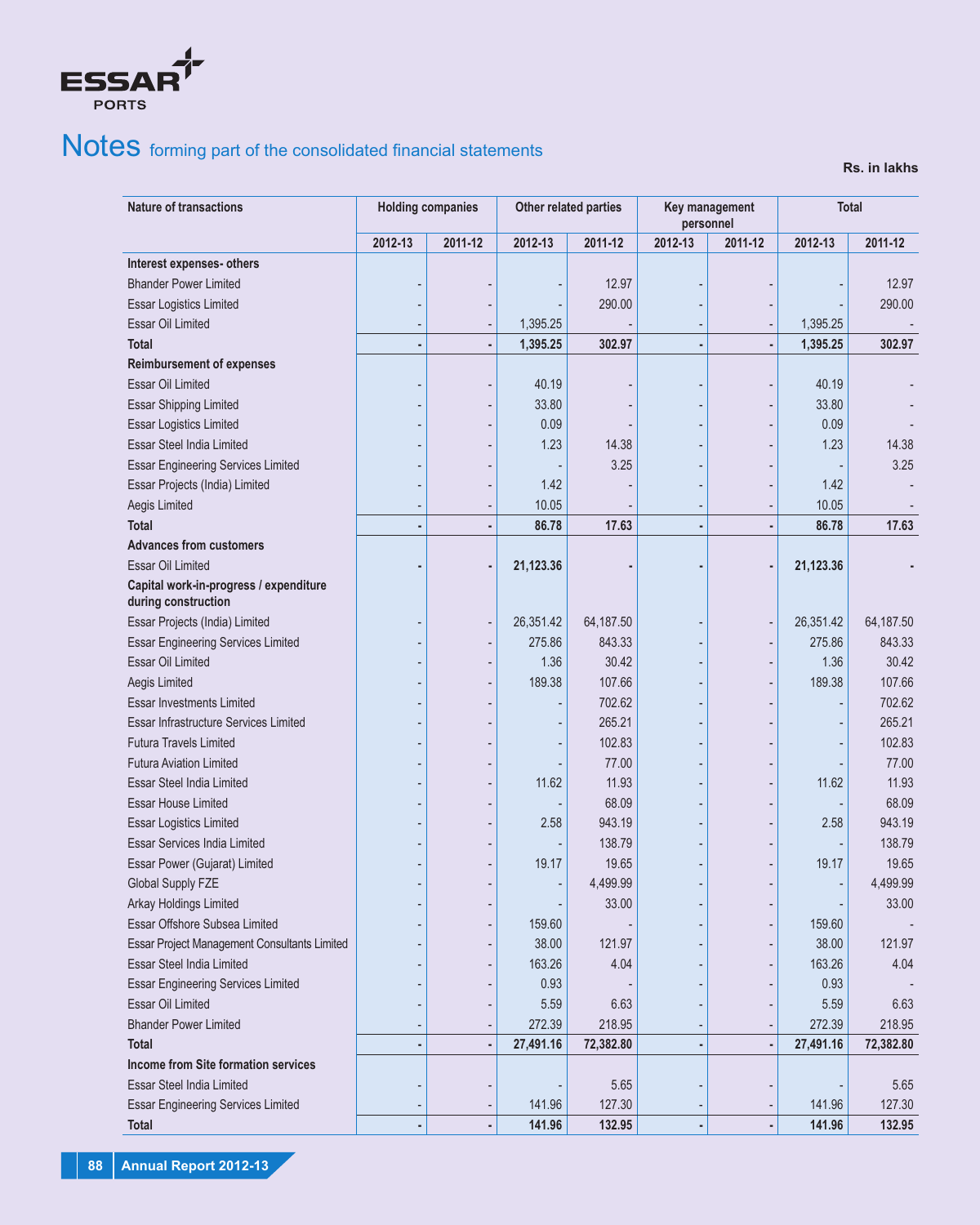# Notes forming part of the consolidated financial statements

**Rs. in lakhs**

| Nature of transactions | Holding companies | | Other related parties | | Key management personnel | | Total | |
|---|---|---|---|---|---|---|---|---|
| | 2012-13 | 2011-12 | 2012-13 | 2011-12 | 2012-13 | 2011-12 | 2012-13 | 2011-12 |
| **Interest expenses- others** | | | | | | | | |
| Bhander Power Limited | - | - | - | 12.97 | - | - | - | 12.97 |
| Essar Logistics Limited | - | - | - | 290.00 | - | - | - | 290.00 |
| Essar Oil Limited | - | - | 1,395.25 | - | - | - | 1,395.25 | - |
| **Total** | **-** | **-** | **1,395.25** | **302.97** | **-** | **-** | **1,395.25** | **302.97** |
| **Reimbursement of expenses** | | | | | | | | |
| Essar Oil Limited | - | - | 40.19 | - | - | - | 40.19 | - |
| Essar Shipping Limited | - | - | 33.80 | - | - | - | 33.80 | - |
| Essar Logistics Limited | - | - | 0.09 | - | - | - | 0.09 | - |
| Essar Steel India Limited | - | - | 1.23 | 14.38 | - | - | 1.23 | 14.38 |
| Essar Engineering Services Limited | - | - | - | 3.25 | - | - | - | 3.25 |
| Essar Projects (India) Limited | - | - | 1.42 | - | - | - | 1.42 | - |
| Aegis Limited | - | - | 10.05 | - | - | - | 10.05 | - |
| **Total** | **-** | **-** | **86.78** | **17.63** | **-** | **-** | **86.78** | **17.63** |
| **Advances from customers** | | | | | | | | |
| **Essar Oil Limited** | **-** | **-** | **21,123.36** | **-** | **-** | **-** | **21,123.36** | **-** |
| **Capital work-in-progress / expenditure during construction** | | | | | | | | |
| Essar Projects (India) Limited | - | - | 26,351.42 | 64,187.50 | - | - | 26,351.42 | 64,187.50 |
| Essar Engineering Services Limited | - | - | 275.86 | 843.33 | - | - | 275.86 | 843.33 |
| Essar Oil Limited | - | - | 1.36 | 30.42 | - | - | 1.36 | 30.42 |
| Aegis Limited | - | - | 189.38 | 107.66 | - | - | 189.38 | 107.66 |
| Essar Investments Limited | - | - | - | 702.62 | - | - | - | 702.62 |
| Essar Infrastructure Services Limited | - | - | - | 265.21 | - | - | - | 265.21 |
| Futura Travels Limited | - | - | - | 102.83 | - | - | - | 102.83 |
| Futura Aviation Limited | - | - | - | 77.00 | - | - | - | 77.00 |
| Essar Steel India Limited | - | - | 11.62 | 11.93 | - | - | 11.62 | 11.93 |
| Essar House Limited | - | - | - | 68.09 | - | - | - | 68.09 |
| Essar Logistics Limited | - | - | 2.58 | 943.19 | - | - | 2.58 | 943.19 |
| Essar Services India Limited | - | - | - | 138.79 | - | - | - | 138.79 |
| Essar Power (Gujarat) Limited | - | - | 19.17 | 19.65 | - | - | 19.17 | 19.65 |
| Global Supply FZE | - | - | - | 4,499.99 | - | - | - | 4,499.99 |
| Arkay Holdings Limited | - | - | - | 33.00 | - | - | - | 33.00 |
| Essar Offshore Subsea Limited | - | - | 159.60 | - | - | - | 159.60 | - |
| Essar Project Management Consultants Limited | - | - | 38.00 | 121.97 | - | - | 38.00 | 121.97 |
| Essar Steel India Limited | - | - | 163.26 | 4.04 | - | - | 163.26 | 4.04 |
| Essar Engineering Services Limited | - | - | 0.93 | - | - | - | 0.93 | - |
| Essar Oil Limited | - | - | 5.59 | 6.63 | - | - | 5.59 | 6.63 |
| Bhander Power Limited | - | - | 272.39 | 218.95 | - | - | 272.39 | 218.95 |
| **Total** | **-** | **-** | **27,491.16** | **72,382.80** | **-** | **-** | **27,491.16** | **72,382.80** |
| **Income from Site formation services** | | | | | | | | |
| Essar Steel India Limited | - | - | - | 5.65 | - | - | - | 5.65 |
| Essar Engineering Services Limited | - | - | 141.96 | 127.30 | - | - | 141.96 | 127.30 |
| **Total** | **-** | **-** | **141.96** | **132.95** | **-** | **-** | **141.96** | **132.95** |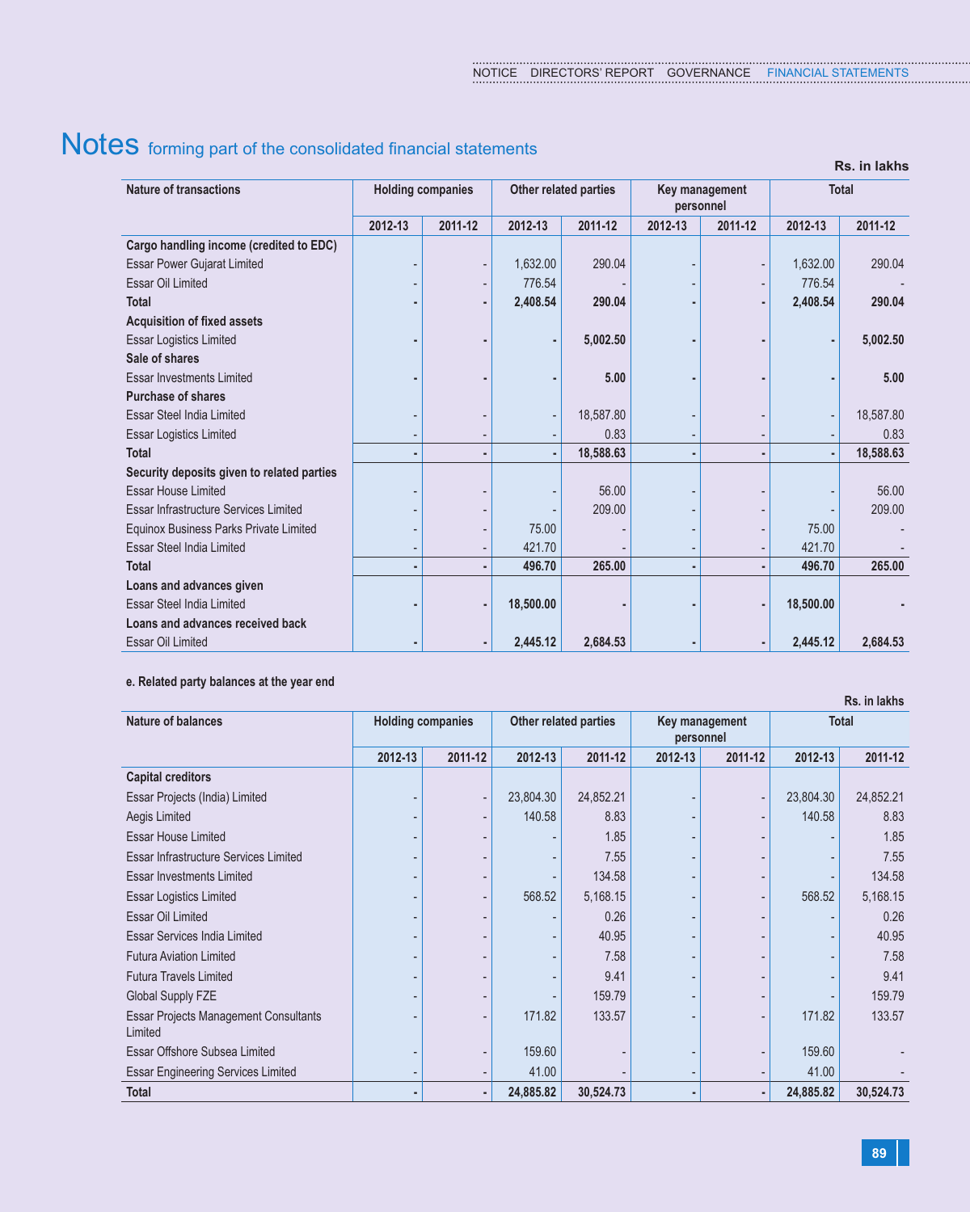# Notes forming part of the consolidated financial statements

Rs. in lakhs

| Nature of transactions | Holding companies | | Other related parties | | Key management personnel | | Total | |
|---|---|---|---|---|---|---|---|---|
| | 2012-13 | 2011-12 | 2012-13 | 2011-12 | 2012-13 | 2011-12 | 2012-13 | 2011-12 |
| **Cargo handling income (credited to EDC)** | | | | | | | | |
| Essar Power Gujarat Limited | - | - | 1,632.00 | 290.04 | - | - | 1,632.00 | 290.04 |
| Essar Oil Limited | - | - | 776.54 | - | - | - | 776.54 | - |
| **Total** | **-** | **-** | **2,408.54** | **290.04** | **-** | **-** | **2,408.54** | **290.04** |
| **Acquisition of fixed assets** | | | | | | | | |
| Essar Logistics Limited | **-** | **-** | **-** | **5,002.50** | **-** | **-** | **-** | **5,002.50** |
| **Sale of shares** | | | | | | | | |
| Essar Investments Limited | **-** | **-** | **-** | **5.00** | **-** | **-** | **-** | **5.00** |
| **Purchase of shares** | | | | | | | | |
| Essar Steel India Limited | - | - | - | 18,587.80 | - | - | - | 18,587.80 |
| Essar Logistics Limited | - | - | - | 0.83 | - | - | - | 0.83 |
| **Total** | **-** | **-** | **-** | **18,588.63** | **-** | **-** | **-** | **18,588.63** |
| **Security deposits given to related parties** | | | | | | | | |
| Essar House Limited | - | - | - | 56.00 | - | - | - | 56.00 |
| Essar Infrastructure Services Limited | - | - | - | 209.00 | - | - | - | 209.00 |
| Equinox Business Parks Private Limited | - | - | 75.00 | - | - | - | 75.00 | - |
| Essar Steel India Limited | - | - | 421.70 | - | - | - | 421.70 | - |
| **Total** | **-** | **-** | **496.70** | **265.00** | **-** | **-** | **496.70** | **265.00** |
| **Loans and advances given** | | | | | | | | |
| Essar Steel India Limited | **-** | **-** | **18,500.00** | **-** | **-** | **-** | **18,500.00** | **-** |
| **Loans and advances received back** | | | | | | | | |
| Essar Oil Limited | **-** | **-** | **2,445.12** | **2,684.53** | **-** | **-** | **2,445.12** | **2,684.53** |

**e. Related party balances at the year end**

Rs. in lakhs

| Nature of balances | Holding companies | | Other related parties | | Key management personnel | | Total | |
|---|---|---|---|---|---|---|---|---|
| | 2012-13 | 2011-12 | 2012-13 | 2011-12 | 2012-13 | 2011-12 | 2012-13 | 2011-12 |
| **Capital creditors** | | | | | | | | |
| Essar Projects (India) Limited | - | - | 23,804.30 | 24,852.21 | - | - | 23,804.30 | 24,852.21 |
| Aegis Limited | - | - | 140.58 | 8.83 | - | - | 140.58 | 8.83 |
| Essar House Limited | - | - | - | 1.85 | - | - | - | 1.85 |
| Essar Infrastructure Services Limited | - | - | - | 7.55 | - | - | - | 7.55 |
| Essar Investments Limited | - | - | - | 134.58 | - | - | - | 134.58 |
| Essar Logistics Limited | - | - | 568.52 | 5,168.15 | - | - | 568.52 | 5,168.15 |
| Essar Oil Limited | - | - | - | 0.26 | - | - | - | 0.26 |
| Essar Services India Limited | - | - | - | 40.95 | - | - | - | 40.95 |
| Futura Aviation Limited | - | - | - | 7.58 | - | - | - | 7.58 |
| Futura Travels Limited | - | - | - | 9.41 | - | - | - | 9.41 |
| Global Supply FZE | - | - | - | 159.79 | - | - | - | 159.79 |
| Essar Projects Management Consultants Limited | - | - | 171.82 | 133.57 | - | - | 171.82 | 133.57 |
| Essar Offshore Subsea Limited | - | - | 159.60 | - | - | - | 159.60 | - |
| Essar Engineering Services Limited | - | - | 41.00 | - | - | - | 41.00 | - |
| **Total** | **-** | **-** | **24,885.82** | **30,524.73** | **-** | **-** | **24,885.82** | **30,524.73** |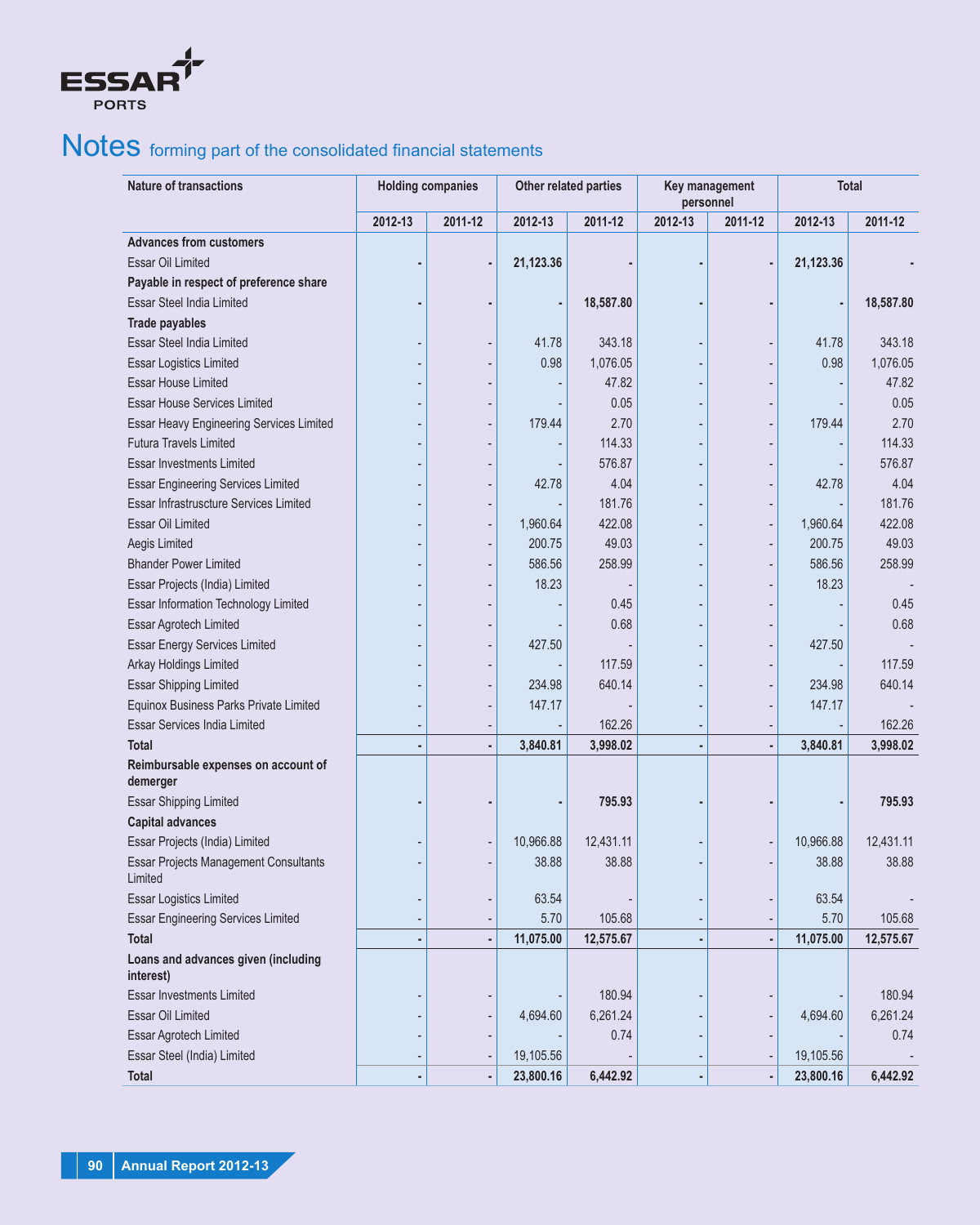# Notes forming part of the consolidated financial statements

| Nature of transactions | Holding companies | | Other related parties | | Key management personnel | | Total | |
|---|---|---|---|---|---|---|---|---|
| | 2012-13 | 2011-12 | 2012-13 | 2011-12 | 2012-13 | 2011-12 | 2012-13 | 2011-12 |
| **Advances from customers** | | | | | | | | |
| Essar Oil Limited | **-** | **-** | **21,123.36** | **-** | **-** | **-** | **21,123.36** | **-** |
| **Payable in respect of preference share** | | | | | | | | |
| Essar Steel India Limited | **-** | **-** | **-** | **18,587.80** | **-** | **-** | **-** | **18,587.80** |
| **Trade payables** | | | | | | | | |
| Essar Steel India Limited | - | - | 41.78 | 343.18 | - | - | 41.78 | 343.18 |
| Essar Logistics Limited | - | - | 0.98 | 1,076.05 | - | - | 0.98 | 1,076.05 |
| Essar House Limited | - | - | - | 47.82 | - | - | - | 47.82 |
| Essar House Services Limited | - | - | - | 0.05 | - | - | - | 0.05 |
| Essar Heavy Engineering Services Limited | - | - | 179.44 | 2.70 | - | - | 179.44 | 2.70 |
| Futura Travels Limited | - | - | - | 114.33 | - | - | - | 114.33 |
| Essar Investments Limited | - | - | - | 576.87 | - | - | - | 576.87 |
| Essar Engineering Services Limited | - | - | 42.78 | 4.04 | - | - | 42.78 | 4.04 |
| Essar Infrastrucsture Services Limited | - | - | - | 181.76 | - | - | - | 181.76 |
| Essar Oil Limited | - | - | 1,960.64 | 422.08 | - | - | 1,960.64 | 422.08 |
| Aegis Limited | - | - | 200.75 | 49.03 | - | - | 200.75 | 49.03 |
| Bhander Power Limited | - | - | 586.56 | 258.99 | - | - | 586.56 | 258.99 |
| Essar Projects (India) Limited | - | - | 18.23 | - | - | - | 18.23 | - |
| Essar Information Technology Limited | - | - | - | 0.45 | - | - | - | 0.45 |
| Essar Agrotech Limited | - | - | - | 0.68 | - | - | - | 0.68 |
| Essar Energy Services Limited | - | - | 427.50 | - | - | - | 427.50 | - |
| Arkay Holdings Limited | - | - | - | 117.59 | - | - | - | 117.59 |
| Essar Shipping Limited | - | - | 234.98 | 640.14 | - | - | 234.98 | 640.14 |
| Equinox Business Parks Private Limited | - | - | 147.17 | - | - | - | 147.17 | - |
| Essar Services India Limited | - | - | - | 162.26 | - | - | - | 162.26 |
| **Total** | **-** | **-** | **3,840.81** | **3,998.02** | **-** | **-** | **3,840.81** | **3,998.02** |
| **Reimbursable expenses on account of demerger** | | | | | | | | |
| Essar Shipping Limited | **-** | **-** | **-** | **795.93** | **-** | **-** | **-** | **795.93** |
| **Capital advances** | | | | | | | | |
| Essar Projects (India) Limited | - | - | 10,966.88 | 12,431.11 | - | - | 10,966.88 | 12,431.11 |
| Essar Projects Management Consultants Limited | - | - | 38.88 | 38.88 | - | - | 38.88 | 38.88 |
| Essar Logistics Limited | - | - | 63.54 | - | - | - | 63.54 | - |
| Essar Engineering Services Limited | - | - | 5.70 | 105.68 | - | - | 5.70 | 105.68 |
| **Total** | **-** | **-** | **11,075.00** | **12,575.67** | **-** | **-** | **11,075.00** | **12,575.67** |
| **Loans and advances given (including interest)** | | | | | | | | |
| Essar Investments Limited | - | - | - | 180.94 | - | - | - | 180.94 |
| Essar Oil Limited | - | - | 4,694.60 | 6,261.24 | - | - | 4,694.60 | 6,261.24 |
| Essar Agrotech Limited | - | - | - | 0.74 | - | - | - | 0.74 |
| Essar Steel (India) Limited | - | - | 19,105.56 | - | - | - | 19,105.56 | - |
| **Total** | **-** | **-** | **23,800.16** | **6,442.92** | **-** | **-** | **23,800.16** | **6,442.92** |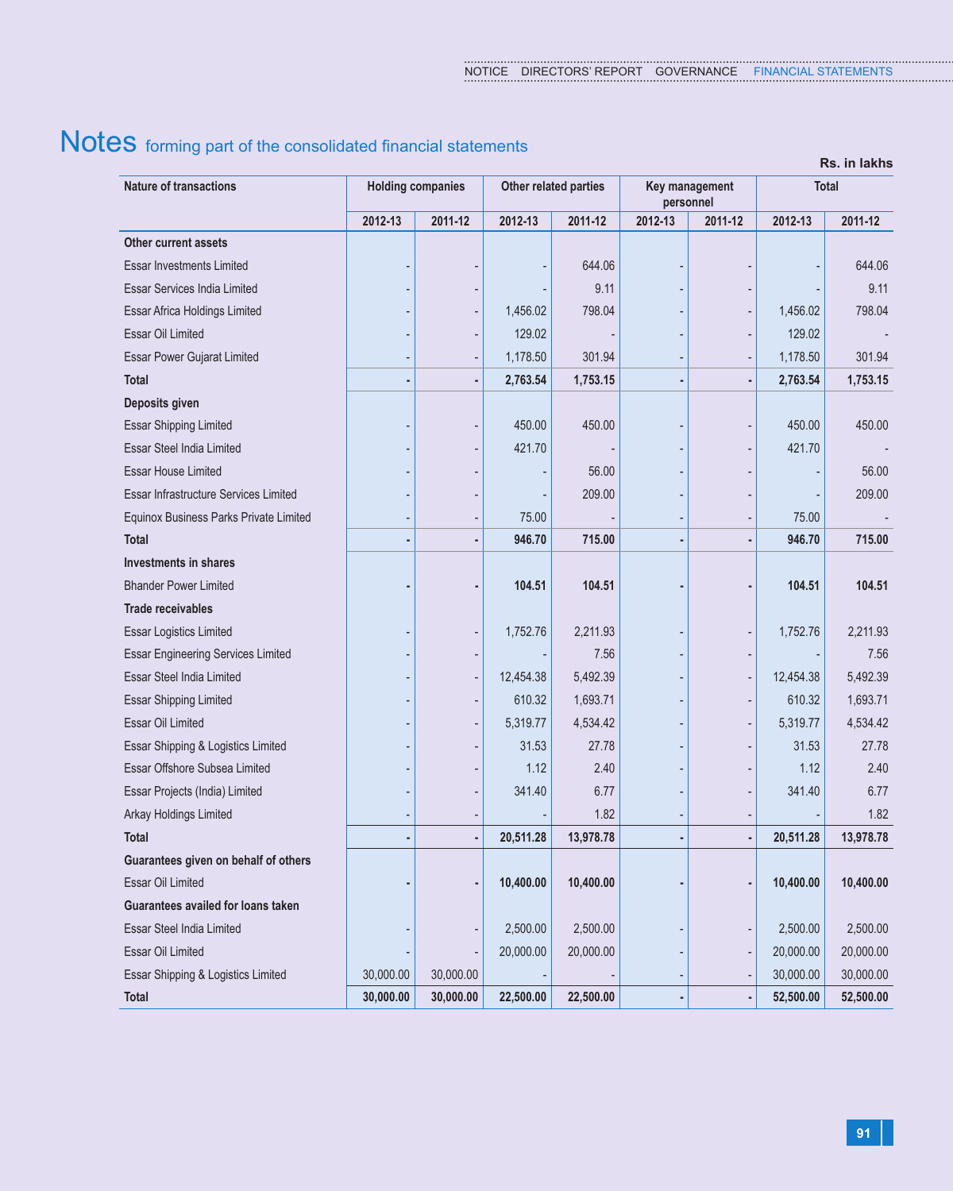# Notes forming part of the consolidated financial statements

Rs. in lakhs

| Nature of transactions | Holding companies | | Other related parties | | Key management personnel | | Total | |
|---|---|---|---|---|---|---|---|---|
| | 2012-13 | 2011-12 | 2012-13 | 2011-12 | 2012-13 | 2011-12 | 2012-13 | 2011-12 |
| **Other current assets** | | | | | | | | |
| Essar Investments Limited | - | - | - | 644.06 | - | - | - | 644.06 |
| Essar Services India Limited | - | - | - | 9.11 | - | - | - | 9.11 |
| Essar Africa Holdings Limited | - | - | 1,456.02 | 798.04 | - | - | 1,456.02 | 798.04 |
| Essar Oil Limited | - | - | 129.02 | - | - | - | 129.02 | - |
| Essar Power Gujarat Limited | - | - | 1,178.50 | 301.94 | - | - | 1,178.50 | 301.94 |
| **Total** | **-** | **-** | **2,763.54** | **1,753.15** | **-** | **-** | **2,763.54** | **1,753.15** |
| **Deposits given** | | | | | | | | |
| Essar Shipping Limited | - | - | 450.00 | 450.00 | - | - | 450.00 | 450.00 |
| Essar Steel India Limited | - | - | 421.70 | - | - | - | 421.70 | - |
| Essar House Limited | - | - | - | 56.00 | - | - | - | 56.00 |
| Essar Infrastructure Services Limited | - | - | - | 209.00 | - | - | - | 209.00 |
| Equinox Business Parks Private Limited | - | - | 75.00 | - | - | - | 75.00 | - |
| **Total** | **-** | **-** | **946.70** | **715.00** | **-** | **-** | **946.70** | **715.00** |
| **Investments in shares** | | | | | | | | |
| Bhander Power Limited | **-** | **-** | **104.51** | **104.51** | **-** | **-** | **104.51** | **104.51** |
| **Trade receivables** | | | | | | | | |
| Essar Logistics Limited | - | - | 1,752.76 | 2,211.93 | - | - | 1,752.76 | 2,211.93 |
| Essar Engineering Services Limited | - | - | - | 7.56 | - | - | - | 7.56 |
| Essar Steel India Limited | - | - | 12,454.38 | 5,492.39 | - | - | 12,454.38 | 5,492.39 |
| Essar Shipping Limited | - | - | 610.32 | 1,693.71 | - | - | 610.32 | 1,693.71 |
| Essar Oil Limited | - | - | 5,319.77 | 4,534.42 | - | - | 5,319.77 | 4,534.42 |
| Essar Shipping & Logistics Limited | - | - | 31.53 | 27.78 | - | - | 31.53 | 27.78 |
| Essar Offshore Subsea Limited | - | - | 1.12 | 2.40 | - | - | 1.12 | 2.40 |
| Essar Projects (India) Limited | - | - | 341.40 | 6.77 | - | - | 341.40 | 6.77 |
| Arkay Holdings Limited | - | - | - | 1.82 | - | - | - | 1.82 |
| **Total** | **-** | **-** | **20,511.28** | **13,978.78** | **-** | **-** | **20,511.28** | **13,978.78** |
| **Guarantees given on behalf of others** | | | | | | | | |
| Essar Oil Limited | **-** | **-** | **10,400.00** | **10,400.00** | **-** | **-** | **10,400.00** | **10,400.00** |
| **Guarantees availed for loans taken** | | | | | | | | |
| Essar Steel India Limited | - | - | 2,500.00 | 2,500.00 | - | - | 2,500.00 | 2,500.00 |
| Essar Oil Limited | - | - | 20,000.00 | 20,000.00 | - | - | 20,000.00 | 20,000.00 |
| Essar Shipping & Logistics Limited | 30,000.00 | 30,000.00 | - | - | - | - | 30,000.00 | 30,000.00 |
| **Total** | **30,000.00** | **30,000.00** | **22,500.00** | **22,500.00** | **-** | **-** | **52,500.00** | **52,500.00** |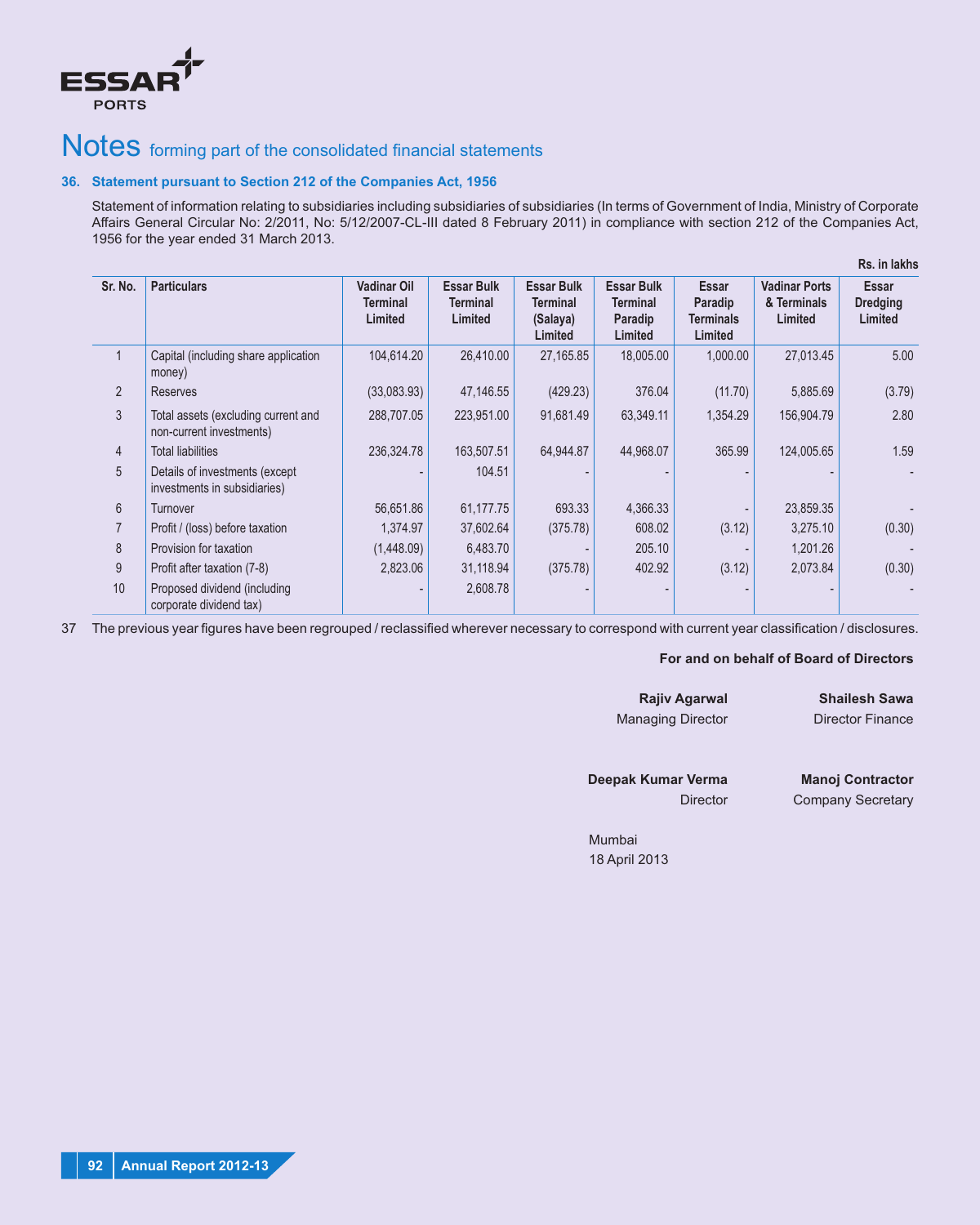# Notes forming part of the consolidated financial statements

## 36. Statement pursuant to Section 212 of the Companies Act, 1956

Statement of information relating to subsidiaries including subsidiaries of subsidiaries (In terms of Government of India, Ministry of Corporate Affairs General Circular No: 2/2011, No: 5/12/2007-CL-III dated 8 February 2011) in compliance with section 212 of the Companies Act, 1956 for the year ended 31 March 2013.

Rs. in lakhs

| Sr. No. | Particulars | Vadinar Oil Terminal Limited | Essar Bulk Terminal Limited | Essar Bulk Terminal (Salaya) Limited | Essar Bulk Terminal Paradip Limited | Essar Paradip Terminals Limited | Vadinar Ports & Terminals Limited | Essar Dredging Limited |
|---|---|---|---|---|---|---|---|---|
| 1 | Capital (including share application money) | 104,614.20 | 26,410.00 | 27,165.85 | 18,005.00 | 1,000.00 | 27,013.45 | 5.00 |
| 2 | Reserves | (33,083.93) | 47,146.55 | (429.23) | 376.04 | (11.70) | 5,885.69 | (3.79) |
| 3 | Total assets (excluding current and non-current investments) | 288,707.05 | 223,951.00 | 91,681.49 | 63,349.11 | 1,354.29 | 156,904.79 | 2.80 |
| 4 | Total liabilities | 236,324.78 | 163,507.51 | 64,944.87 | 44,968.07 | 365.99 | 124,005.65 | 1.59 |
| 5 | Details of investments (except investments in subsidiaries) | - | 104.51 | - | - | - | - | - |
| 6 | Turnover | 56,651.86 | 61,177.75 | 693.33 | 4,366.33 | - | 23,859.35 | - |
| 7 | Profit / (loss) before taxation | 1,374.97 | 37,602.64 | (375.78) | 608.02 | (3.12) | 3,275.10 | (0.30) |
| 8 | Provision for taxation | (1,448.09) | 6,483.70 | - | 205.10 | - | 1,201.26 | - |
| 9 | Profit after taxation (7-8) | 2,823.06 | 31,118.94 | (375.78) | 402.92 | (3.12) | 2,073.84 | (0.30) |
| 10 | Proposed dividend (including corporate dividend tax) | - | 2,608.78 | - | - | - | - | - |

37 The previous year figures have been regrouped / reclassified wherever necessary to correspond with current year classification / disclosures.

**For and on behalf of Board of Directors**

**Rajiv Agarwal**
Managing Director

**Shailesh Sawa**
Director Finance

**Deepak Kumar Verma**
Director

**Manoj Contractor**
Company Secretary

Mumbai
18 April 2013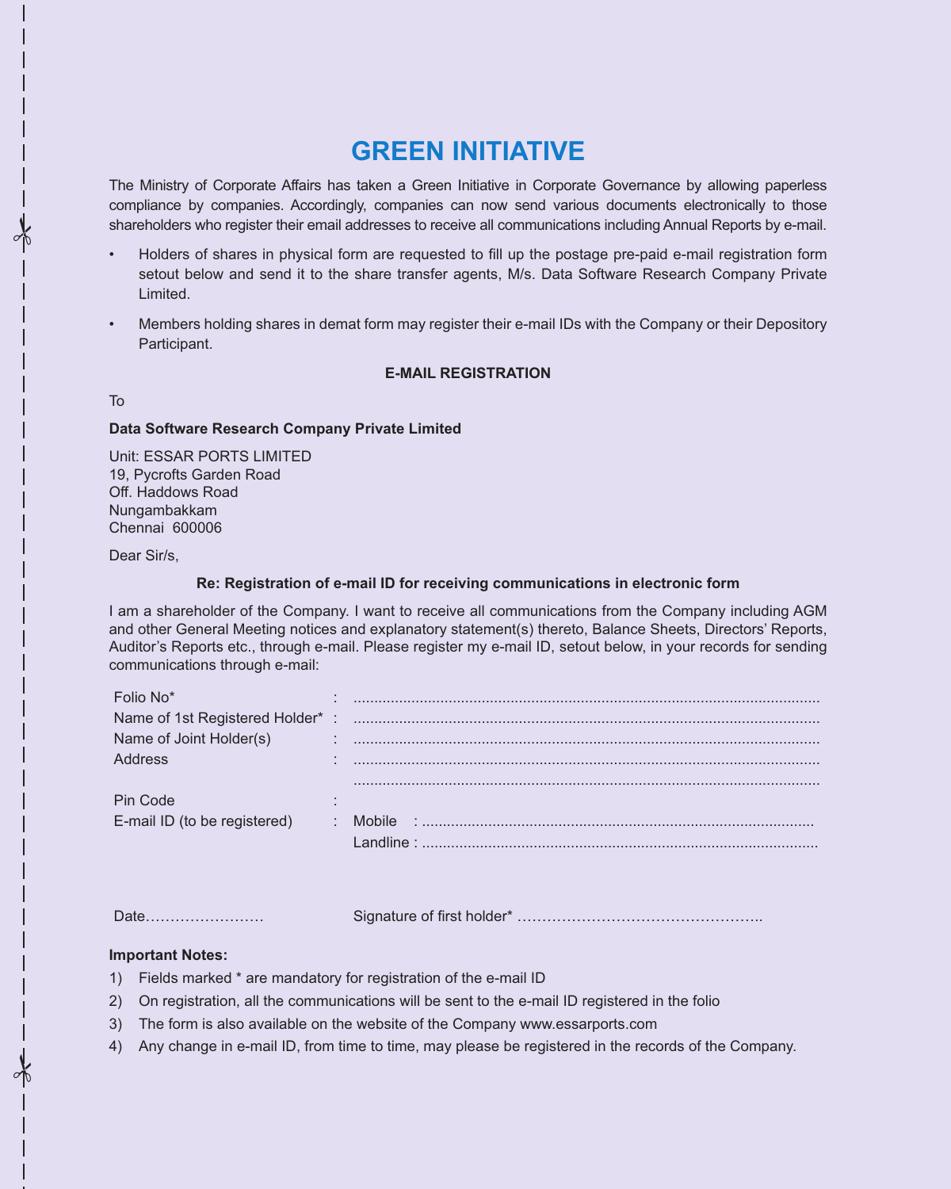# GREEN INITIATIVE

The Ministry of Corporate Affairs has taken a Green Initiative in Corporate Governance by allowing paperless compliance by companies. Accordingly, companies can now send various documents electronically to those shareholders who register their email addresses to receive all communications including Annual Reports by e-mail.

- Holders of shares in physical form are requested to fill up the postage pre-paid e-mail registration form setout below and send it to the share transfer agents, M/s. Data Software Research Company Private Limited.
- Members holding shares in demat form may register their e-mail IDs with the Company or their Depository Participant.

**E-MAIL REGISTRATION**

To

**Data Software Research Company Private Limited**

Unit: ESSAR PORTS LIMITED
19, Pycrofts Garden Road
Off. Haddows Road
Nungambakkam
Chennai 600006

Dear Sir/s,

**Re: Registration of e-mail ID for receiving communications in electronic form**

I am a shareholder of the Company. I want to receive all communications from the Company including AGM and other General Meeting notices and explanatory statement(s) thereto, Balance Sheets, Directors' Reports, Auditor's Reports etc., through e-mail. Please register my e-mail ID, setout below, in your records for sending communications through e-mail:

Folio No* : ..........................................................................................................

Name of 1st Registered Holder* : ..........................................................................................................

Name of Joint Holder(s) : ..........................................................................................................

Address : ..........................................................................................................
..........................................................................................................

Pin Code :

E-mail ID (to be registered) : Mobile : ..........................................................................................
Landline : ..........................................................................................

Date…………………… Signature of first holder* …………………………………………..

**Important Notes:**

1) Fields marked * are mandatory for registration of the e-mail ID
2) On registration, all the communications will be sent to the e-mail ID registered in the folio
3) The form is also available on the website of the Company www.essarports.com
4) Any change in e-mail ID, from time to time, may please be registered in the records of the Company.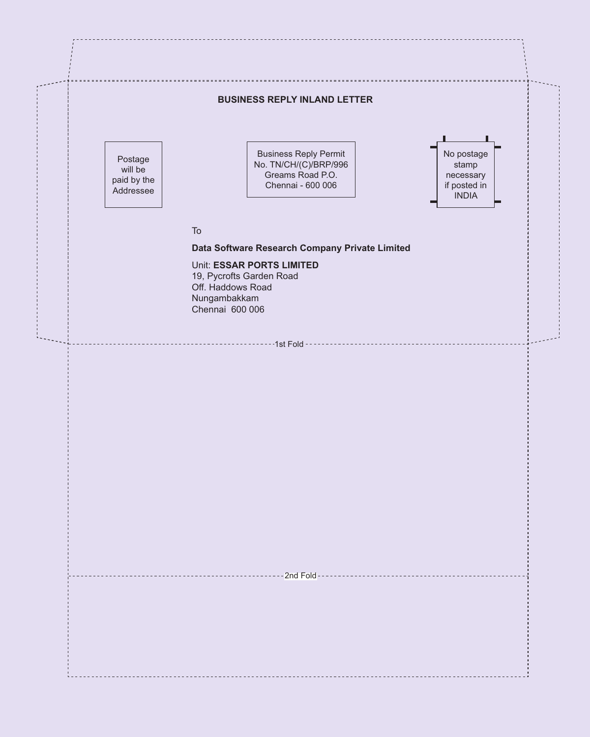**BUSINESS REPLY INLAND LETTER**

Postage will be paid by the Addressee

Business Report Permit No. TN/CH/(C)/BRP/996 Greams Road P.O. Chennai - 600 006

No postage stamp necessary if posted in INDIA

To

**Data Software Research Company Private Limited**

Unit: **ESSAR PORTS LIMITED**
19, Pycrofts Garden Road
Off. Haddows Road
Nungambakkam
Chennai 600 006

1st Fold

2nd Fold

**BUSINESS REPLY INLAND LETTER**

Postage will be paid by the Addressee

Business Reply Permit No. TN/CH/(C)/BRP/996 Greams Road P.O. Chennai - 600 006

No postage stamp necessary if posted in INDIA

To

**Data Software Research Company Private Limited**

Unit: **ESSAR PORTS LIMITED**
19, Pycrofts Garden Road
Off. Haddows Road
Nungambakkam
Chennai 600 006

1st Fold

2nd Fold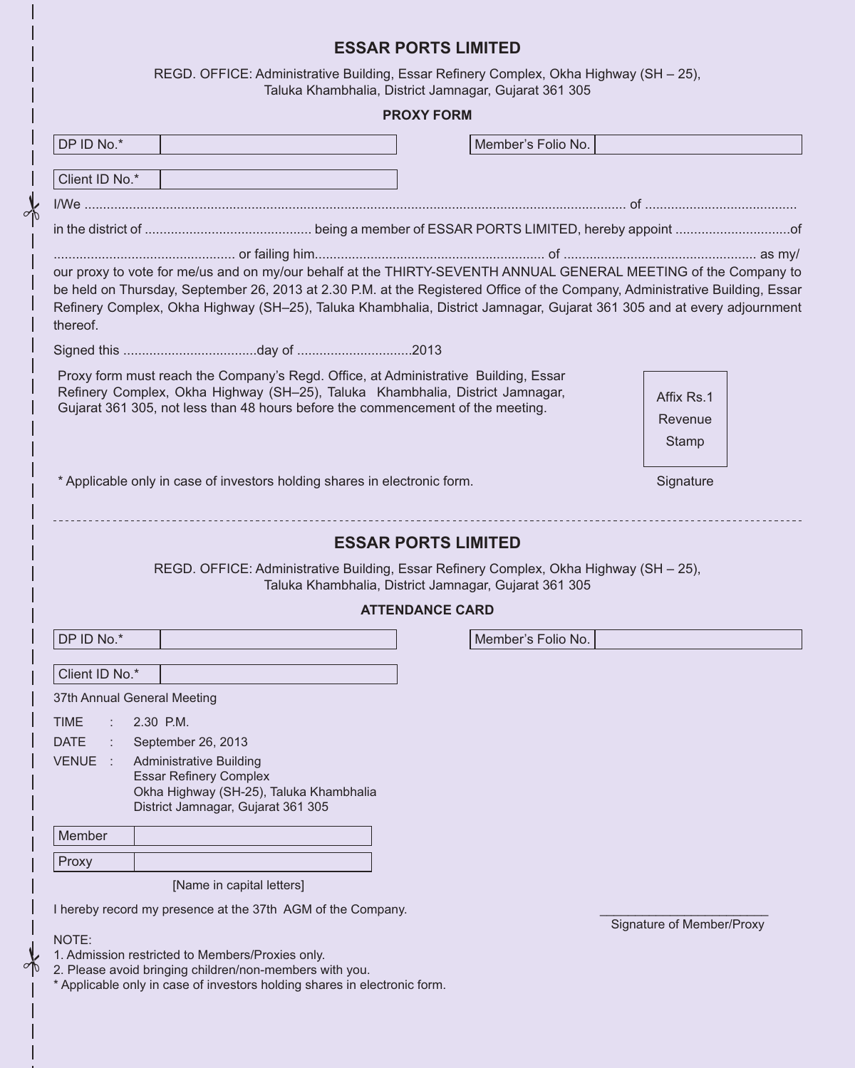# ESSAR PORTS LIMITED

REGD. OFFICE: Administrative Building, Essar Refinery Complex, Okha Highway (SH – 25), Taluka Khambhalia, District Jamnagar, Gujarat 361 305

## PROXY FORM

| DP ID No.* | |
|---|---|

| Member's Folio No. | |
|---|---|

| Client ID No.* | |
|---|---|

I/We ................................................................................................................................................ of .........................................

in the district of ............................................ being a member of ESSAR PORTS LIMITED, hereby appoint ..............................of

................................................ or failing him............................................................. of ................................................... as my/our proxy to vote for me/us and on my/our behalf at the THIRTY-SEVENTH ANNUAL GENERAL MEETING of the Company to be held on Thursday, September 26, 2013 at 2.30 P.M. at the Registered Office of the Company, Administrative Building, Essar Refinery Complex, Okha Highway (SH–25), Taluka Khambhalia, District Jamnagar, Gujarat 361 305 and at every adjournment thereof.

Signed this ...................................day of ..............................2013

Proxy form must reach the Company's Regd. Office, at Administrative Building, Essar Refinery Complex, Okha Highway (SH–25), Taluka Khambhalia, District Jamnagar, Gujarat 361 305, not less than 48 hours before the commencement of the meeting.

Affix Rs.1 Revenue Stamp

Signature

* Applicable only in case of investors holding shares in electronic form.

---

# ESSAR PORTS LIMITED

REGD. OFFICE: Administrative Building, Essar Refinery Complex, Okha Highway (SH – 25), Taluka Khambhalia, District Jamnagar, Gujarat 361 305

## ATTENDANCE CARD

| DP ID No.* | |
|---|---|

| Member's Folio No. | |
|---|---|

| Client ID No.* | |
|---|---|

37th Annual General Meeting

TIME : 2.30 P.M.

DATE : September 26, 2013

VENUE : Administrative Building
Essar Refinery Complex
Okha Highway (SH-25), Taluka Khambhalia
District Jamnagar, Gujarat 361 305

| Member | |
|---|---|
| Proxy | |

[Name in capital letters]

I hereby record my presence at the 37th AGM of the Company.

________________________
Signature of Member/Proxy

NOTE:
1. Admission restricted to Members/Proxies only.
2. Please avoid bringing children/non-members with you.

* Applicable only in case of investors holding shares in electronic form.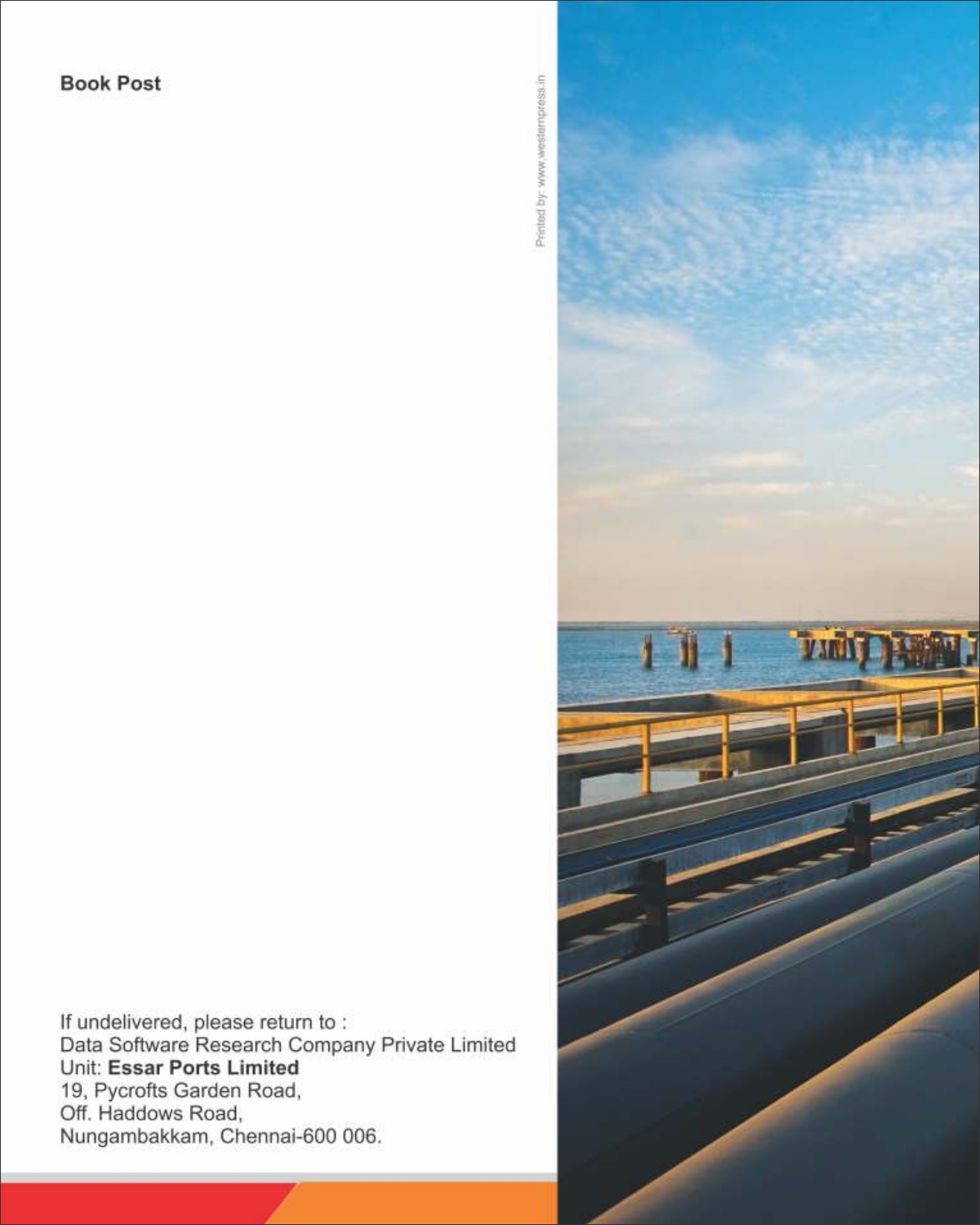**Book Post**

Printed by: www.westernpress.in

If undelivered, please return to :
Data Software Research Company Private Limited
Unit: **Essar Ports Limited**
19, Pycrofts Garden Road,
Off. Haddows Road,
Nungambakkam, Chennai-600 006.